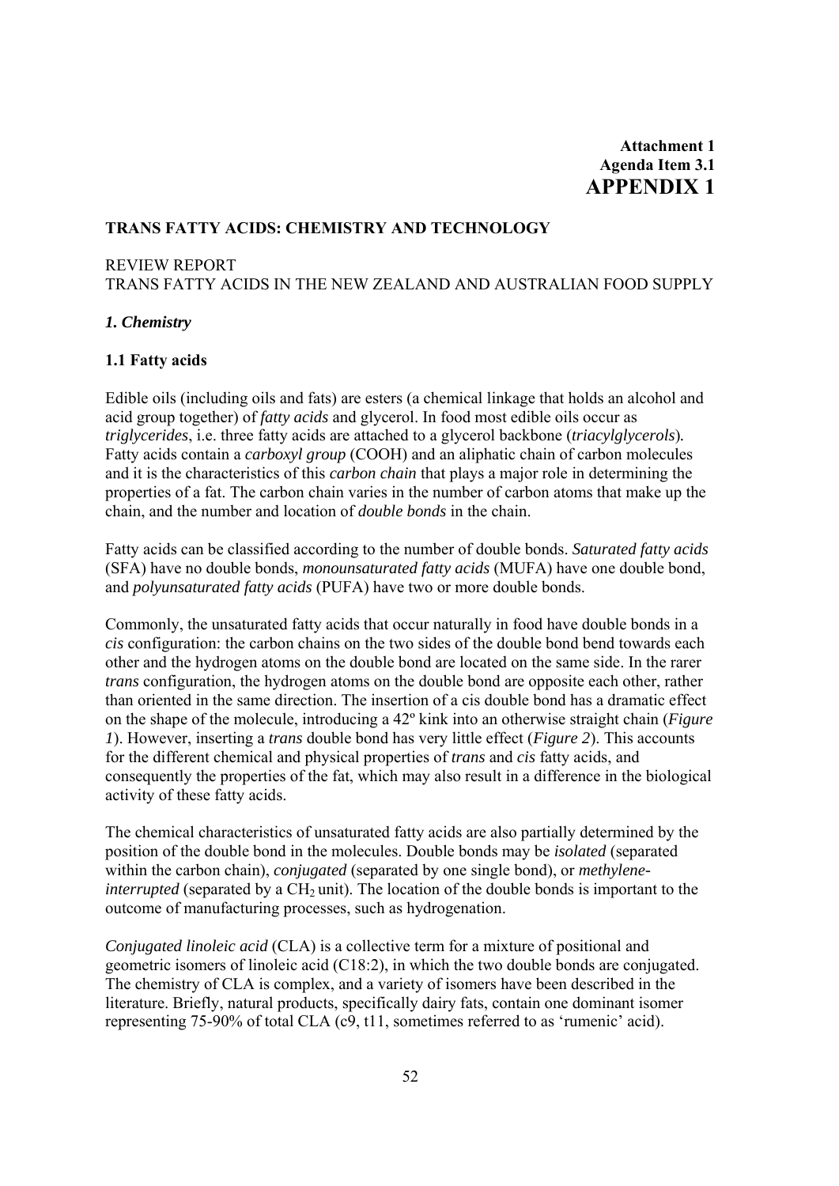**Attachment 1**
**Agenda Item 3.1**

# APPENDIX 1

**TRANS FATTY ACIDS: CHEMISTRY AND TECHNOLOGY**

REVIEW REPORT
TRANS FATTY ACIDS IN THE NEW ZEALAND AND AUSTRALIAN FOOD SUPPLY

## *1. Chemistry*

### 1.1 Fatty acids

Edible oils (including oils and fats) are esters (a chemical linkage that holds an alcohol and acid group together) of *fatty acids* and glycerol. In food most edible oils occur as *triglycerides*, i.e. three fatty acids are attached to a glycerol backbone (*triacylglycerols*). Fatty acids contain a *carboxyl group* (COOH) and an aliphatic chain of carbon molecules and it is the characteristics of this *carbon chain* that plays a major role in determining the properties of a fat. The carbon chain varies in the number of carbon atoms that make up the chain, and the number and location of *double bonds* in the chain.

Fatty acids can be classified according to the number of double bonds. *Saturated fatty acids* (SFA) have no double bonds, *monounsaturated fatty acids* (MUFA) have one double bond, and *polyunsaturated fatty acids* (PUFA) have two or more double bonds.

Commonly, the unsaturated fatty acids that occur naturally in food have double bonds in a *cis* configuration: the carbon chains on the two sides of the double bond bend towards each other and the hydrogen atoms on the double bond are located on the same side. In the rarer *trans* configuration, the hydrogen atoms on the double bond are opposite each other, rather than oriented in the same direction. The insertion of a cis double bond has a dramatic effect on the shape of the molecule, introducing a 42º kink into an otherwise straight chain (*Figure 1*). However, inserting a *trans* double bond has very little effect (*Figure 2*). This accounts for the different chemical and physical properties of *trans* and *cis* fatty acids, and consequently the properties of the fat, which may also result in a difference in the biological activity of these fatty acids.

The chemical characteristics of unsaturated fatty acids are also partially determined by the position of the double bond in the molecules. Double bonds may be *isolated* (separated within the carbon chain), *conjugated* (separated by one single bond), or *methylene-interrupted* (separated by a $CH_2$ unit). The location of the double bonds is important to the outcome of manufacturing processes, such as hydrogenation.

*Conjugated linoleic acid* (CLA) is a collective term for a mixture of positional and geometric isomers of linoleic acid (C18:2), in which the two double bonds are conjugated. The chemistry of CLA is complex, and a variety of isomers have been described in the literature. Briefly, natural products, specifically dairy fats, contain one dominant isomer representing 75-90% of total CLA (c9, t11, sometimes referred to as 'rumenic' acid).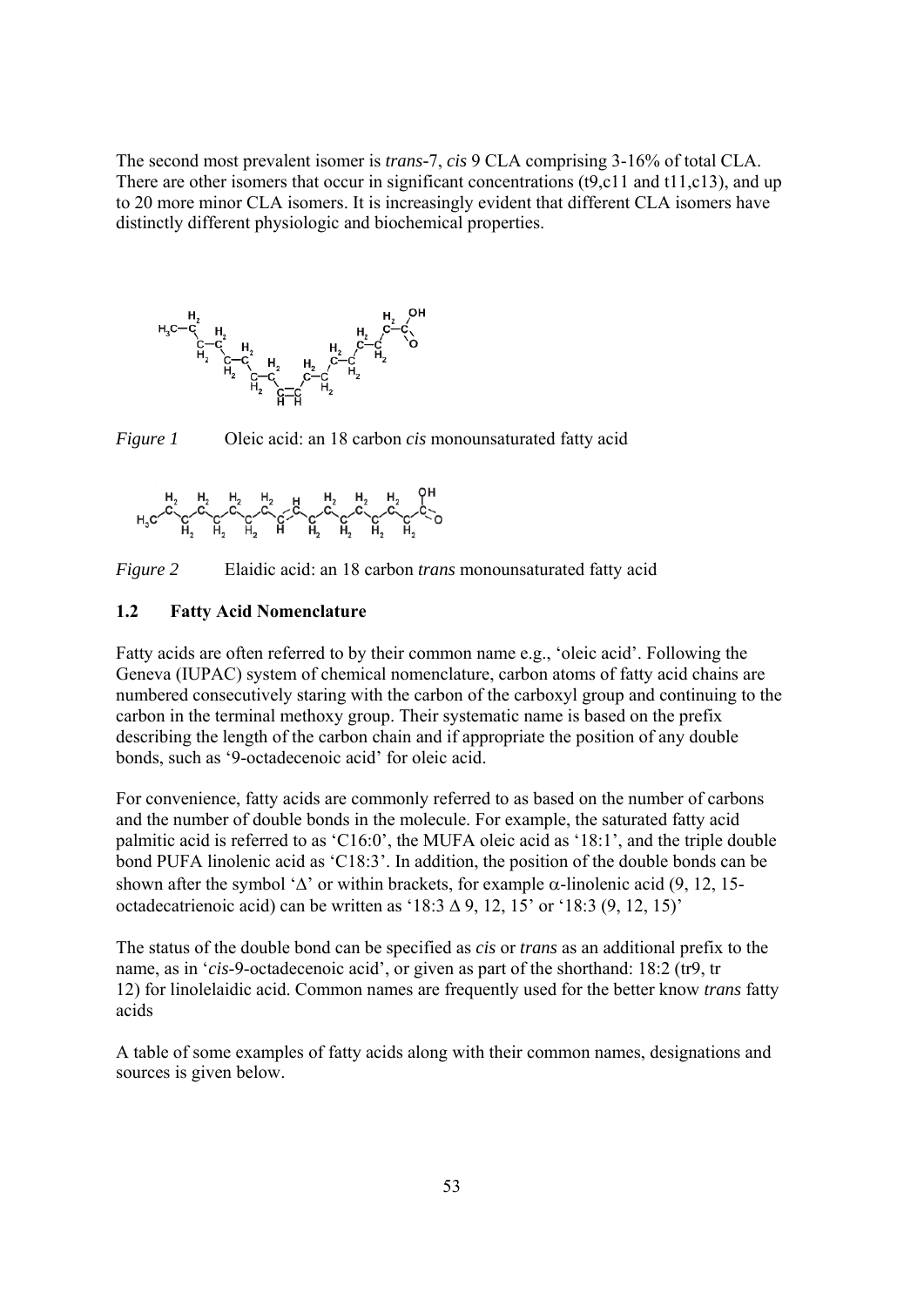The second most prevalent isomer is *trans*-7, *cis* 9 CLA comprising 3-16% of total CLA. There are other isomers that occur in significant concentrations (t9,c11 and t11,c13), and up to 20 more minor CLA isomers. It is increasingly evident that different CLA isomers have distinctly different physiologic and biochemical properties.

*Figure 1* Oleic acid: an 18 carbon *cis* monounsaturated fatty acid

*Figure 2* Elaidic acid: an 18 carbon *trans* monounsaturated fatty acid

### 1.2 Fatty Acid Nomenclature

Fatty acids are often referred to by their common name e.g., 'oleic acid'. Following the Geneva (IUPAC) system of chemical nomenclature, carbon atoms of fatty acid chains are numbered consecutively staring with the carbon of the carboxyl group and continuing to the carbon in the terminal methoxy group. Their systematic name is based on the prefix describing the length of the carbon chain and if appropriate the position of any double bonds, such as '9-octadecenoic acid' for oleic acid.

For convenience, fatty acids are commonly referred to as based on the number of carbons and the number of double bonds in the molecule. For example, the saturated fatty acid palmitic acid is referred to as 'C16:0', the MUFA oleic acid as '18:1', and the triple double bond PUFA linolenic acid as 'C18:3'. In addition, the position of the double bonds can be shown after the symbol 'Δ' or within brackets, for example α-linolenic acid (9, 12, 15-octadecatrienoic acid) can be written as '18:3 Δ 9, 12, 15' or '18:3 (9, 12, 15)'

The status of the double bond can be specified as *cis* or *trans* as an additional prefix to the name, as in '*cis*-9-octadecenoic acid', or given as part of the shorthand: 18:2 (tr9, tr 12) for linolelaidic acid. Common names are frequently used for the better know *trans* fatty acids

A table of some examples of fatty acids along with their common names, designations and sources is given below.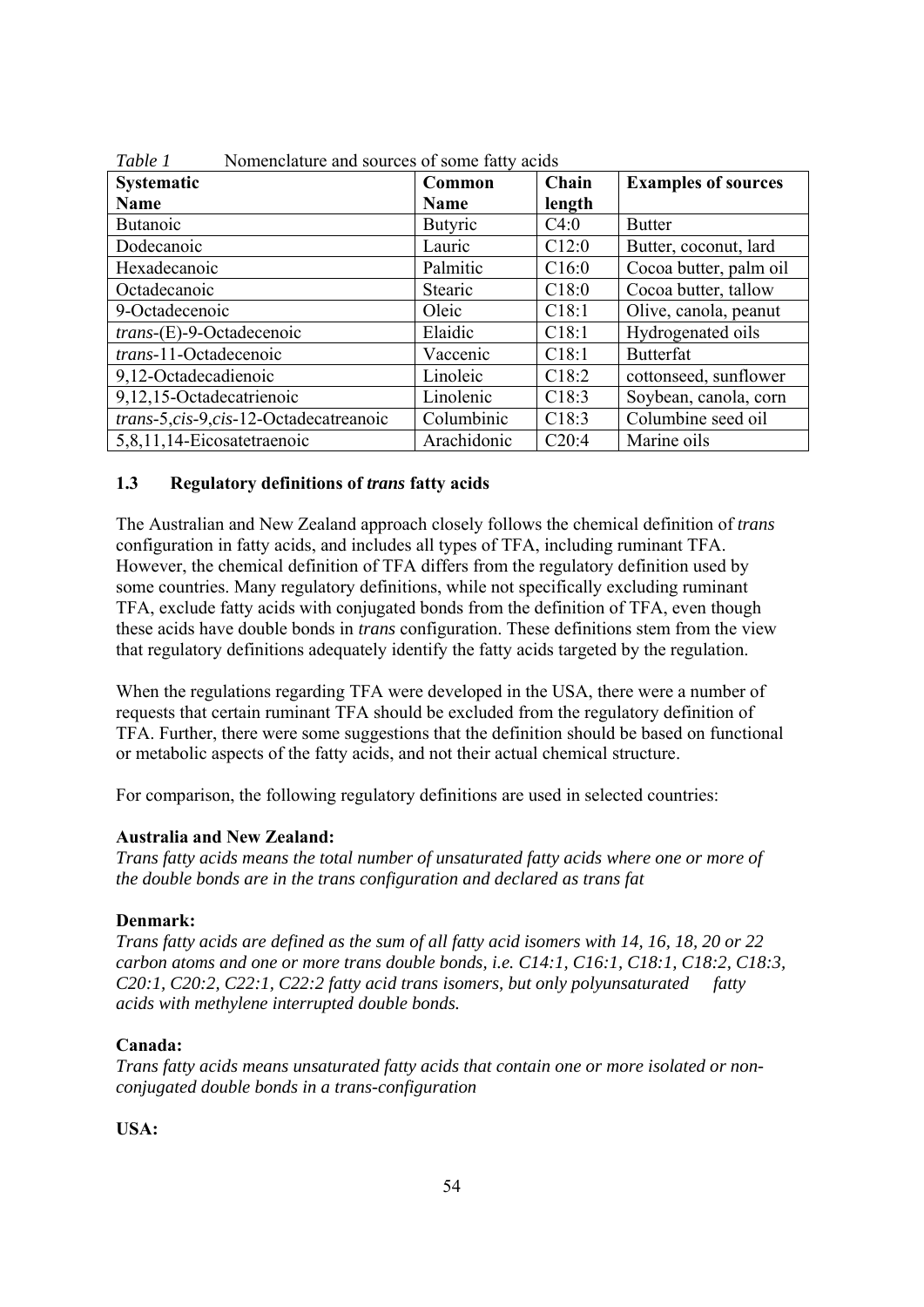*Table 1* Nomenclature and sources of some fatty acids

| Systematic Name | Common Name | Chain length | Examples of sources |
|---|---|---|---|
| Butanoic | Butyric | C4:0 | Butter |
| Dodecanoic | Lauric | C12:0 | Butter, coconut, lard |
| Hexadecanoic | Palmitic | C16:0 | Cocoa butter, palm oil |
| Octadecanoic | Stearic | C18:0 | Cocoa butter, tallow |
| 9-Octadecenoic | Oleic | C18:1 | Olive, canola, peanut |
| *trans*-(E)-9-Octadecenoic | Elaidic | C18:1 | Hydrogenated oils |
| *trans*-11-Octadecenoic | Vaccenic | C18:1 | Butterfat |
| 9,12-Octadecadienoic | Linoleic | C18:2 | cottonseed, sunflower |
| 9,12,15-Octadecatrienoic | Linolenic | C18:3 | Soybean, canola, corn |
| *trans*-5,*cis*-9,*cis*-12-Octadecatreanoic | Columbinic | C18:3 | Columbine seed oil |
| 5,8,11,14-Eicosatetraenoic | Arachidonic | C20:4 | Marine oils |

### 1.3 Regulatory definitions of *trans* fatty acids

The Australian and New Zealand approach closely follows the chemical definition of *trans* configuration in fatty acids, and includes all types of TFA, including ruminant TFA. However, the chemical definition of TFA differs from the regulatory definition used by some countries. Many regulatory definitions, while not specifically excluding ruminant TFA, exclude fatty acids with conjugated bonds from the definition of TFA, even though these acids have double bonds in *trans* configuration. These definitions stem from the view that regulatory definitions adequately identify the fatty acids targeted by the regulation.

When the regulations regarding TFA were developed in the USA, there were a number of requests that certain ruminant TFA should be excluded from the regulatory definition of TFA. Further, there were some suggestions that the definition should be based on functional or metabolic aspects of the fatty acids, and not their actual chemical structure.

For comparison, the following regulatory definitions are used in selected countries:

**Australia and New Zealand:**
*Trans fatty acids means the total number of unsaturated fatty acids where one or more of the double bonds are in the trans configuration and declared as trans fat*

**Denmark:**
*Trans fatty acids are defined as the sum of all fatty acid isomers with 14, 16, 18, 20 or 22 carbon atoms and one or more trans double bonds, i.e. C14:1, C16:1, C18:1, C18:2, C18:3, C20:1, C20:2, C22:1, C22:2 fatty acid trans isomers, but only polyunsaturated fatty acids with methylene interrupted double bonds.*

**Canada:**
*Trans fatty acids means unsaturated fatty acids that contain one or more isolated or non-conjugated double bonds in a trans-configuration*

**USA:**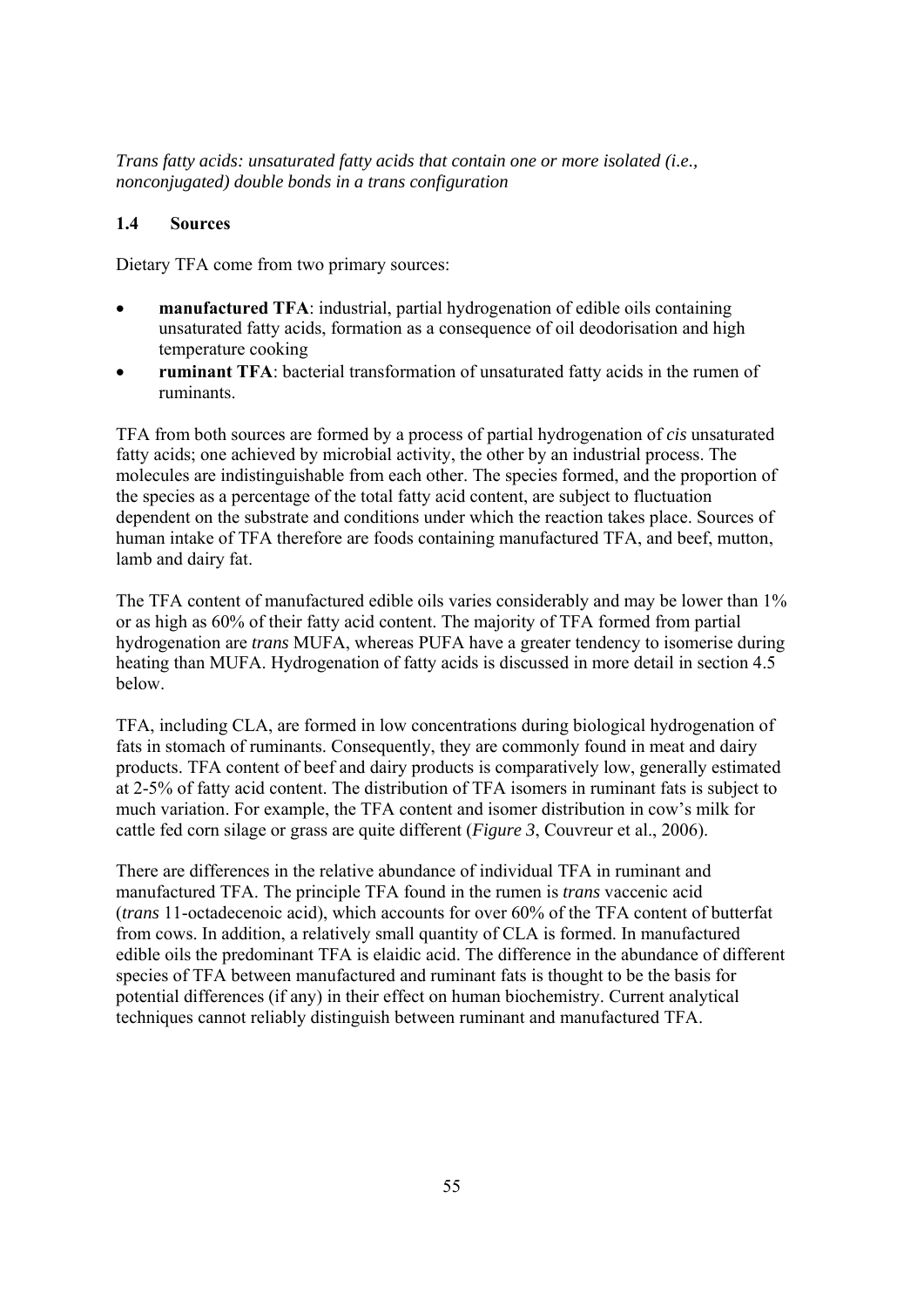*Trans fatty acids: unsaturated fatty acids that contain one or more isolated (i.e., nonconjugated) double bonds in a trans configuration*

### 1.4 Sources

Dietary TFA come from two primary sources:

- **manufactured TFA**: industrial, partial hydrogenation of edible oils containing unsaturated fatty acids, formation as a consequence of oil deodorisation and high temperature cooking
- **ruminant TFA**: bacterial transformation of unsaturated fatty acids in the rumen of ruminants.

TFA from both sources are formed by a process of partial hydrogenation of *cis* unsaturated fatty acids; one achieved by microbial activity, the other by an industrial process. The molecules are indistinguishable from each other. The species formed, and the proportion of the species as a percentage of the total fatty acid content, are subject to fluctuation dependent on the substrate and conditions under which the reaction takes place. Sources of human intake of TFA therefore are foods containing manufactured TFA, and beef, mutton, lamb and dairy fat.

The TFA content of manufactured edible oils varies considerably and may be lower than 1% or as high as 60% of their fatty acid content. The majority of TFA formed from partial hydrogenation are *trans* MUFA, whereas PUFA have a greater tendency to isomerise during heating than MUFA. Hydrogenation of fatty acids is discussed in more detail in section 4.5 below.

TFA, including CLA, are formed in low concentrations during biological hydrogenation of fats in stomach of ruminants. Consequently, they are commonly found in meat and dairy products. TFA content of beef and dairy products is comparatively low, generally estimated at 2-5% of fatty acid content. The distribution of TFA isomers in ruminant fats is subject to much variation. For example, the TFA content and isomer distribution in cow's milk for cattle fed corn silage or grass are quite different (*Figure 3*, Couvreur et al., 2006).

There are differences in the relative abundance of individual TFA in ruminant and manufactured TFA. The principle TFA found in the rumen is *trans* vaccenic acid (*trans* 11-octadecenoic acid), which accounts for over 60% of the TFA content of butterfat from cows. In addition, a relatively small quantity of CLA is formed. In manufactured edible oils the predominant TFA is elaidic acid. The difference in the abundance of different species of TFA between manufactured and ruminant fats is thought to be the basis for potential differences (if any) in their effect on human biochemistry. Current analytical techniques cannot reliably distinguish between ruminant and manufactured TFA.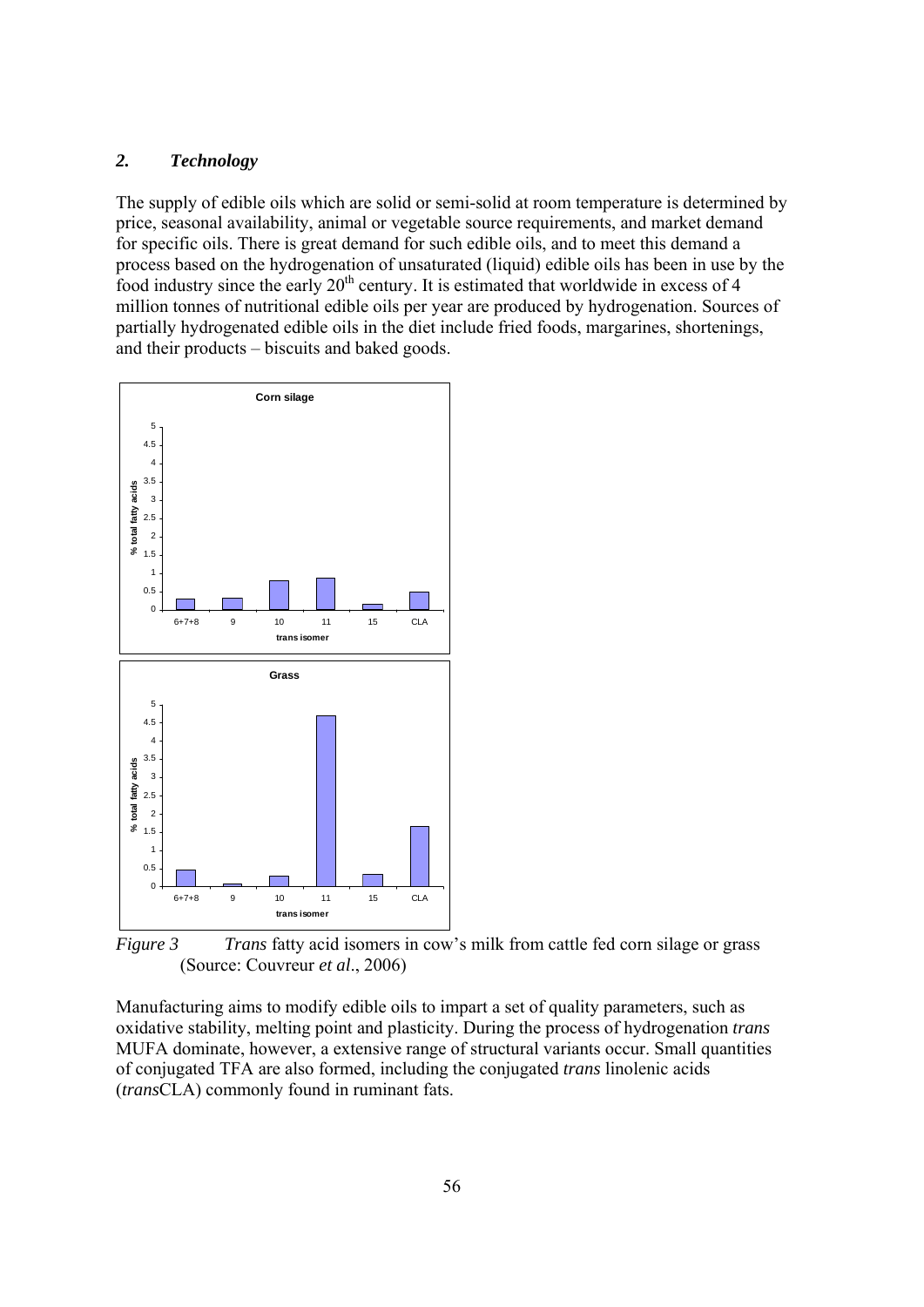## *2. Technology*

The supply of edible oils which are solid or semi-solid at room temperature is determined by price, seasonal availability, animal or vegetable source requirements, and market demand for specific oils. There is great demand for such edible oils, and to meet this demand a process based on the hydrogenation of unsaturated (liquid) edible oils has been in use by the food industry since the early 20[th] century. It is estimated that worldwide in excess of 4 million tonnes of nutritional edible oils per year are produced by hydrogenation. Sources of partially hydrogenated edible oils in the diet include fried foods, margarines, shortenings, and their products – biscuits and baked goods.

*Figure 3* *Trans* fatty acid isomers in cow's milk from cattle fed corn silage or grass (Source: Couvreur *et al*., 2006)

Manufacturing aims to modify edible oils to impart a set of quality parameters, such as oxidative stability, melting point and plasticity. During the process of hydrogenation *trans* MUFA dominate, however, a extensive range of structural variants occur. Small quantities of conjugated TFA are also formed, including the conjugated *trans* linolenic acids (*trans*CLA) commonly found in ruminant fats.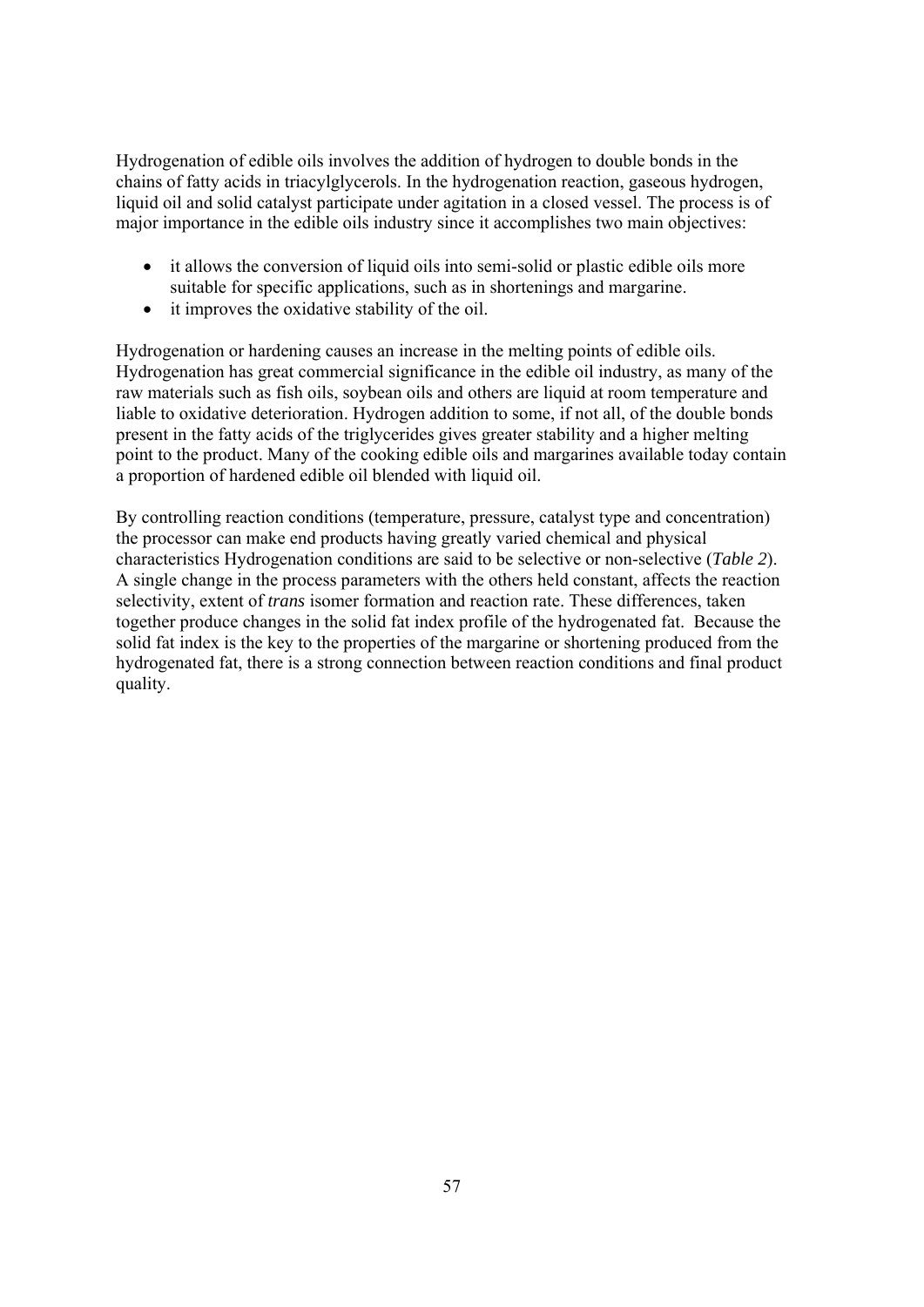Hydrogenation of edible oils involves the addition of hydrogen to double bonds in the chains of fatty acids in triacylglycerols. In the hydrogenation reaction, gaseous hydrogen, liquid oil and solid catalyst participate under agitation in a closed vessel. The process is of major importance in the edible oils industry since it accomplishes two main objectives:

- it allows the conversion of liquid oils into semi-solid or plastic edible oils more suitable for specific applications, such as in shortenings and margarine.
- it improves the oxidative stability of the oil.

Hydrogenation or hardening causes an increase in the melting points of edible oils. Hydrogenation has great commercial significance in the edible oil industry, as many of the raw materials such as fish oils, soybean oils and others are liquid at room temperature and liable to oxidative deterioration. Hydrogen addition to some, if not all, of the double bonds present in the fatty acids of the triglycerides gives greater stability and a higher melting point to the product. Many of the cooking edible oils and margarines available today contain a proportion of hardened edible oil blended with liquid oil.

By controlling reaction conditions (temperature, pressure, catalyst type and concentration) the processor can make end products having greatly varied chemical and physical characteristics Hydrogenation conditions are said to be selective or non-selective (*Table 2*). A single change in the process parameters with the others held constant, affects the reaction selectivity, extent of ***trans*** isomer formation and reaction rate. These differences, taken together produce changes in the solid fat index profile of the hydrogenated fat. Because the solid fat index is the key to the properties of the margarine or shortening produced from the hydrogenated fat, there is a strong connection between reaction conditions and final product quality.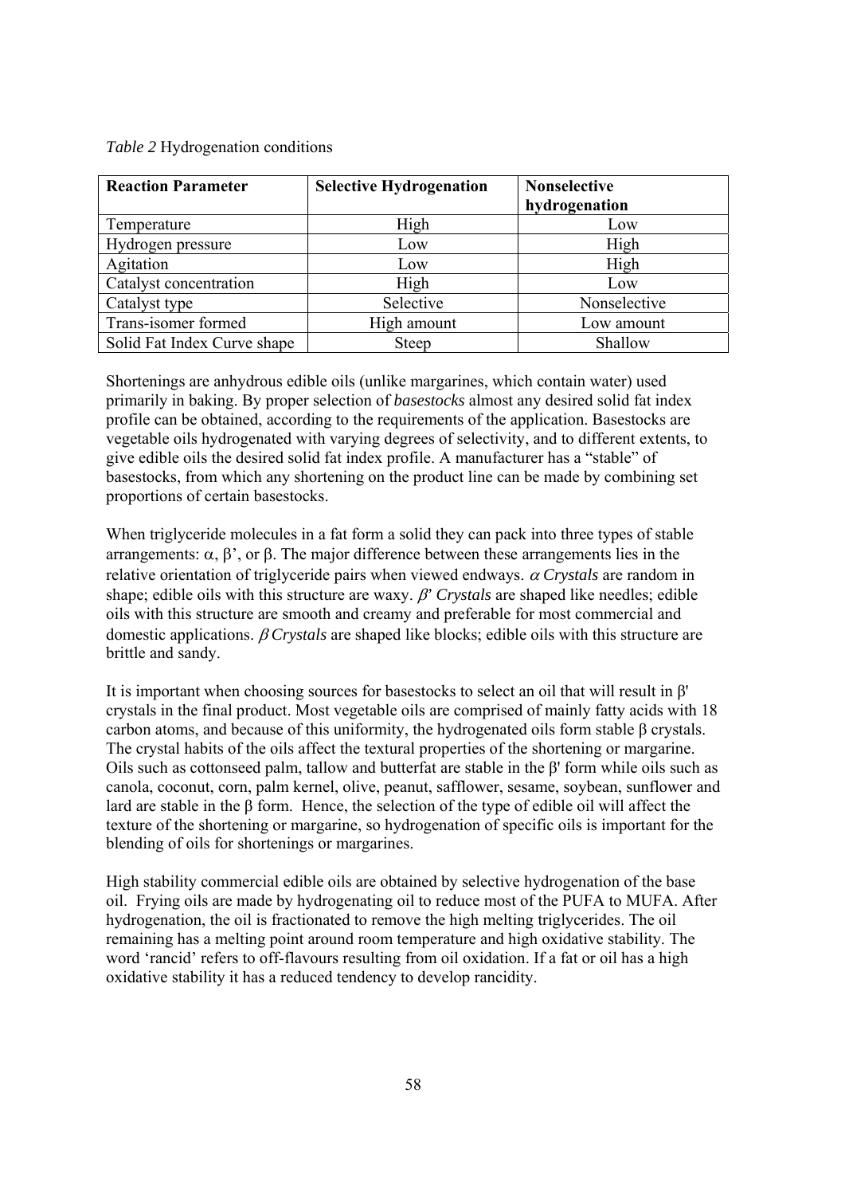*Table 2* Hydrogenation conditions

| Reaction Parameter | Selective Hydrogenation | Nonselective hydrogenation |
|---|---|---|
| Temperature | High | Low |
| Hydrogen pressure | Low | High |
| Agitation | Low | High |
| Catalyst concentration | High | Low |
| Catalyst type | Selective | Nonselective |
| Trans-isomer formed | High amount | Low amount |
| Solid Fat Index Curve shape | Steep | Shallow |

Shortenings are anhydrous edible oils (unlike margarines, which contain water) used primarily in baking. By proper selection of *basestocks* almost any desired solid fat index profile can be obtained, according to the requirements of the application. Basestocks are vegetable oils hydrogenated with varying degrees of selectivity, and to different extents, to give edible oils the desired solid fat index profile. A manufacturer has a "stable" of basestocks, from which any shortening on the product line can be made by combining set proportions of certain basestocks.

When triglyceride molecules in a fat form a solid they can pack into three types of stable arrangements: α, β', or β. The major difference between these arrangements lies in the relative orientation of triglyceride pairs when viewed endways. *α Crystals* are random in shape; edible oils with this structure are waxy. *β' Crystals* are shaped like needles; edible oils with this structure are smooth and creamy and preferable for most commercial and domestic applications. *β Crystals* are shaped like blocks; edible oils with this structure are brittle and sandy.

It is important when choosing sources for basestocks to select an oil that will result in β' crystals in the final product. Most vegetable oils are comprised of mainly fatty acids with 18 carbon atoms, and because of this uniformity, the hydrogenated oils form stable β crystals. The crystal habits of the oils affect the textural properties of the shortening or margarine. Oils such as cottonseed palm, tallow and butterfat are stable in the β' form while oils such as canola, coconut, corn, palm kernel, olive, peanut, safflower, sesame, soybean, sunflower and lard are stable in the β form. Hence, the selection of the type of edible oil will affect the texture of the shortening or margarine, so hydrogenation of specific oils is important for the blending of oils for shortenings or margarines.

High stability commercial edible oils are obtained by selective hydrogenation of the base oil. Frying oils are made by hydrogenating oil to reduce most of the PUFA to MUFA. After hydrogenation, the oil is fractionated to remove the high melting triglycerides. The oil remaining has a melting point around room temperature and high oxidative stability. The word 'rancid' refers to off-flavours resulting from oil oxidation. If a fat or oil has a high oxidative stability it has a reduced tendency to develop rancidity.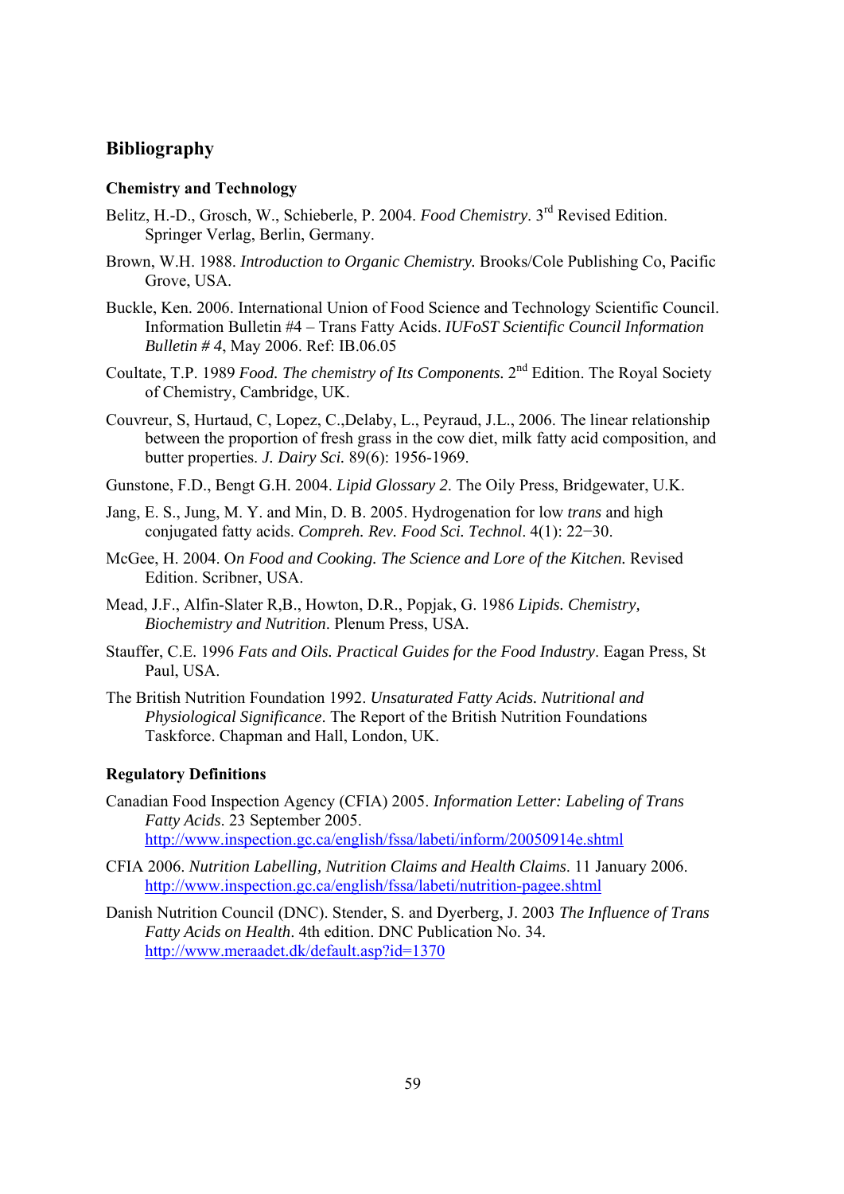## Bibliography

### Chemistry and Technology

Belitz, H.-D., Grosch, W., Schieberle, P. 2004. *Food Chemistry*. 3rd Revised Edition. Springer Verlag, Berlin, Germany.

Brown, W.H. 1988. *Introduction to Organic Chemistry.* Brooks/Cole Publishing Co, Pacific Grove, USA.

Buckle, Ken. 2006. International Union of Food Science and Technology Scientific Council. Information Bulletin #4 – Trans Fatty Acids. *IUFoST Scientific Council Information Bulletin # 4*, May 2006. Ref: IB.06.05

Coultate, T.P. 1989 *Food. The chemistry of Its Components.* 2nd Edition. The Royal Society of Chemistry, Cambridge, UK.

Couvreur, S, Hurtaud, C, Lopez, C.,Delaby, L., Peyraud, J.L., 2006. The linear relationship between the proportion of fresh grass in the cow diet, milk fatty acid composition, and butter properties. *J. Dairy Sci.* 89(6): 1956-1969.

Gunstone, F.D., Bengt G.H. 2004. *Lipid Glossary 2*. The Oily Press, Bridgewater, U.K.

Jang, E. S., Jung, M. Y. and Min, D. B. 2005. Hydrogenation for low *trans* and high conjugated fatty acids. *Compreh. Rev. Food Sci. Technol*. 4(1): 22−30.

McGee, H. 2004. O*n Food and Cooking. The Science and Lore of the Kitchen.* Revised Edition. Scribner, USA.

Mead, J.F., Alfin-Slater R,B., Howton, D.R., Popjak, G. 1986 *Lipids. Chemistry, Biochemistry and Nutrition*. Plenum Press, USA.

Stauffer, C.E. 1996 *Fats and Oils. Practical Guides for the Food Industry*. Eagan Press, St Paul, USA.

The British Nutrition Foundation 1992. *Unsaturated Fatty Acids. Nutritional and Physiological Significance*. The Report of the British Nutrition Foundations Taskforce. Chapman and Hall, London, UK.

### Regulatory Definitions

Canadian Food Inspection Agency (CFIA) 2005. *Information Letter: Labeling of Trans Fatty Acids*. 23 September 2005. http://www.inspection.gc.ca/english/fssa/labeti/inform/20050914e.shtml

CFIA 2006. *Nutrition Labelling, Nutrition Claims and Health Claims*. 11 January 2006. http://www.inspection.gc.ca/english/fssa/labeti/nutrition-pagee.shtml

Danish Nutrition Council (DNC). Stender, S. and Dyerberg, J. 2003 *The Influence of Trans Fatty Acids on Health*. 4th edition. DNC Publication No. 34. http://www.meraadet.dk/default.asp?id=1370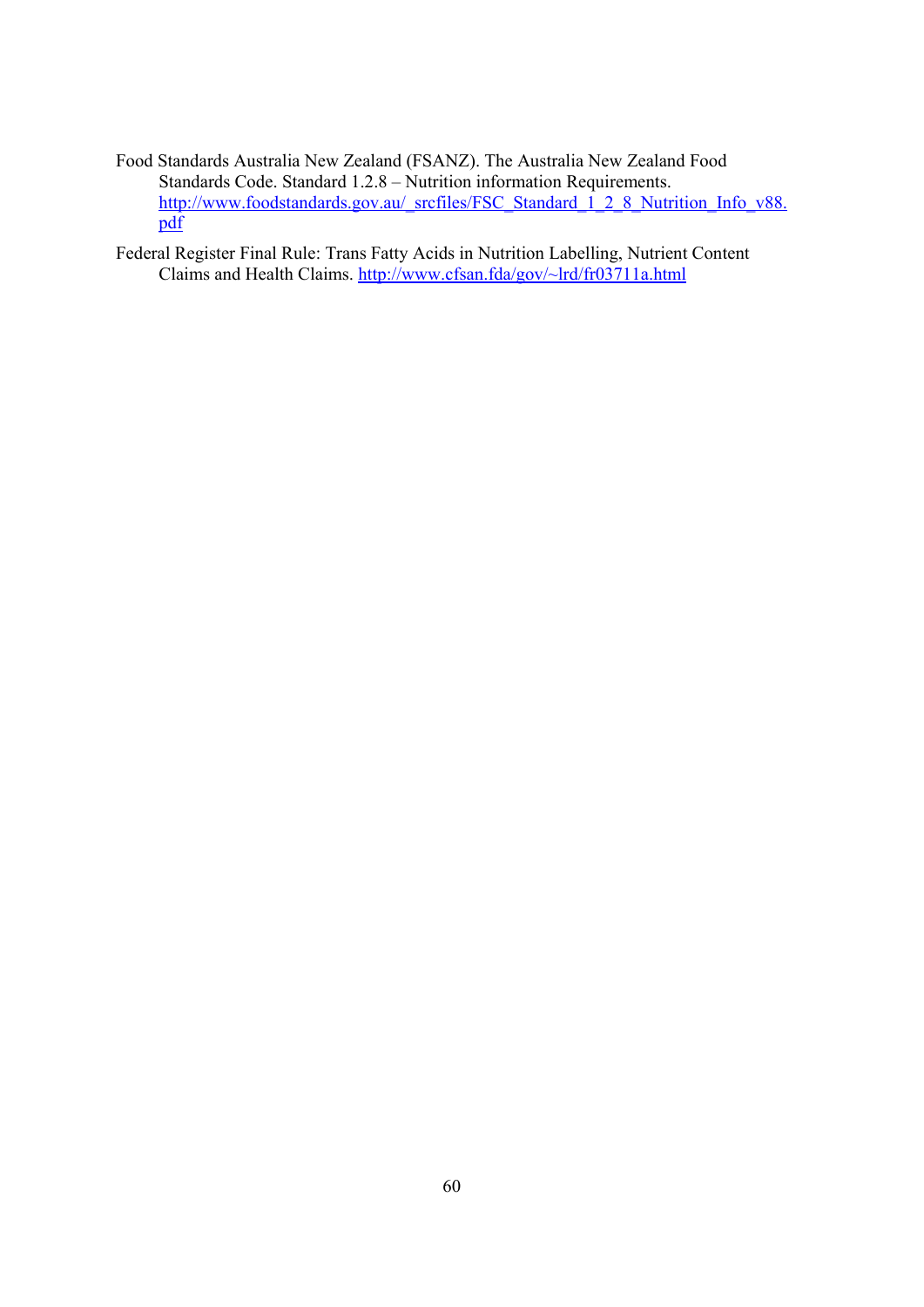Food Standards Australia New Zealand (FSANZ). The Australia New Zealand Food Standards Code. Standard 1.2.8 – Nutrition information Requirements. http://www.foodstandards.gov.au/_srcfiles/FSC_Standard_1_2_8_Nutrition_Info_v88.pdf

Federal Register Final Rule: Trans Fatty Acids in Nutrition Labelling, Nutrient Content Claims and Health Claims. http://www.cfsan.fda/gov/~lrd/fr03711a.html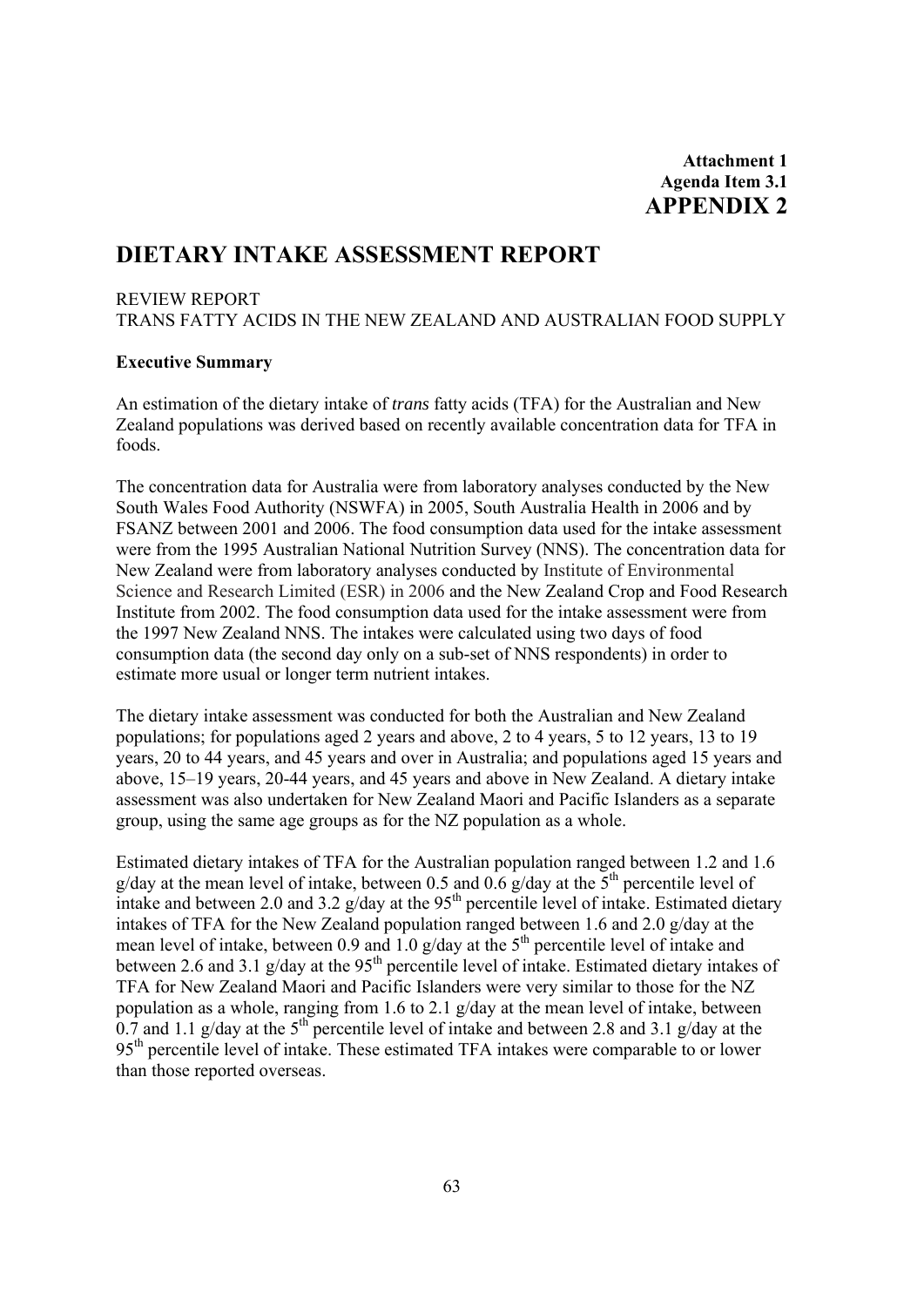**Attachment 1**
**Agenda Item 3.1**
**APPENDIX 2**

# DIETARY INTAKE ASSESSMENT REPORT

REVIEW REPORT
TRANS FATTY ACIDS IN THE NEW ZEALAND AND AUSTRALIAN FOOD SUPPLY

**Executive Summary**

An estimation of the dietary intake of *trans* fatty acids (TFA) for the Australian and New Zealand populations was derived based on recently available concentration data for TFA in foods.

The concentration data for Australia were from laboratory analyses conducted by the New South Wales Food Authority (NSWFA) in 2005, South Australia Health in 2006 and by FSANZ between 2001 and 2006. The food consumption data used for the intake assessment were from the 1995 Australian National Nutrition Survey (NNS). The concentration data for New Zealand were from laboratory analyses conducted by Institute of Environmental Science and Research Limited (ESR) in 2006 and the New Zealand Crop and Food Research Institute from 2002. The food consumption data used for the intake assessment were from the 1997 New Zealand NNS. The intakes were calculated using two days of food consumption data (the second day only on a sub-set of NNS respondents) in order to estimate more usual or longer term nutrient intakes.

The dietary intake assessment was conducted for both the Australian and New Zealand populations; for populations aged 2 years and above, 2 to 4 years, 5 to 12 years, 13 to 19 years, 20 to 44 years, and 45 years and over in Australia; and populations aged 15 years and above, 15–19 years, 20-44 years, and 45 years and above in New Zealand. A dietary intake assessment was also undertaken for New Zealand Maori and Pacific Islanders as a separate group, using the same age groups as for the NZ population as a whole.

Estimated dietary intakes of TFA for the Australian population ranged between 1.2 and 1.6 g/day at the mean level of intake, between 0.5 and 0.6 g/day at the 5th percentile level of intake and between 2.0 and 3.2 g/day at the 95th percentile level of intake. Estimated dietary intakes of TFA for the New Zealand population ranged between 1.6 and 2.0 g/day at the mean level of intake, between 0.9 and 1.0 g/day at the 5th percentile level of intake and between 2.6 and 3.1 g/day at the 95th percentile level of intake. Estimated dietary intakes of TFA for New Zealand Maori and Pacific Islanders were very similar to those for the NZ population as a whole, ranging from 1.6 to 2.1 g/day at the mean level of intake, between 0.7 and 1.1 g/day at the 5th percentile level of intake and between 2.8 and 3.1 g/day at the 95th percentile level of intake. These estimated TFA intakes were comparable to or lower than those reported overseas.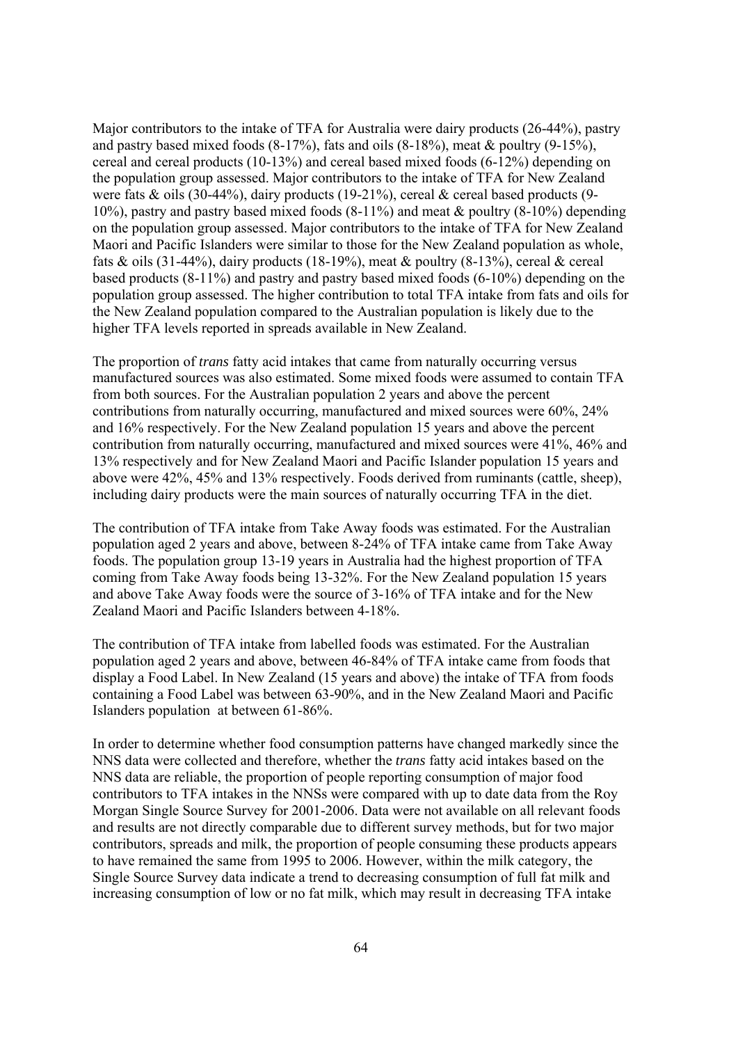Major contributors to the intake of TFA for Australia were dairy products (26-44%), pastry and pastry based mixed foods (8-17%), fats and oils (8-18%), meat & poultry (9-15%), cereal and cereal products (10-13%) and cereal based mixed foods (6-12%) depending on the population group assessed. Major contributors to the intake of TFA for New Zealand were fats & oils (30-44%), dairy products (19-21%), cereal & cereal based products (9-10%), pastry and pastry based mixed foods (8-11%) and meat & poultry (8-10%) depending on the population group assessed. Major contributors to the intake of TFA for New Zealand Maori and Pacific Islanders were similar to those for the New Zealand population as whole, fats & oils (31-44%), dairy products (18-19%), meat & poultry (8-13%), cereal & cereal based products (8-11%) and pastry and pastry based mixed foods (6-10%) depending on the population group assessed. The higher contribution to total TFA intake from fats and oils for the New Zealand population compared to the Australian population is likely due to the higher TFA levels reported in spreads available in New Zealand.

The proportion of *trans* fatty acid intakes that came from naturally occurring versus manufactured sources was also estimated. Some mixed foods were assumed to contain TFA from both sources. For the Australian population 2 years and above the percent contributions from naturally occurring, manufactured and mixed sources were 60%, 24% and 16% respectively. For the New Zealand population 15 years and above the percent contribution from naturally occurring, manufactured and mixed sources were 41%, 46% and 13% respectively and for New Zealand Maori and Pacific Islander population 15 years and above were 42%, 45% and 13% respectively. Foods derived from ruminants (cattle, sheep), including dairy products were the main sources of naturally occurring TFA in the diet.

The contribution of TFA intake from Take Away foods was estimated. For the Australian population aged 2 years and above, between 8-24% of TFA intake came from Take Away foods. The population group 13-19 years in Australia had the highest proportion of TFA coming from Take Away foods being 13-32%. For the New Zealand population 15 years and above Take Away foods were the source of 3-16% of TFA intake and for the New Zealand Maori and Pacific Islanders between 4-18%.

The contribution of TFA intake from labelled foods was estimated. For the Australian population aged 2 years and above, between 46-84% of TFA intake came from foods that display a Food Label. In New Zealand (15 years and above) the intake of TFA from foods containing a Food Label was between 63-90%, and in the New Zealand Maori and Pacific Islanders population at between 61-86%.

In order to determine whether food consumption patterns have changed markedly since the NNS data were collected and therefore, whether the *trans* fatty acid intakes based on the NNS data are reliable, the proportion of people reporting consumption of major food contributors to TFA intakes in the NNSs were compared with up to date data from the Roy Morgan Single Source Survey for 2001-2006. Data were not available on all relevant foods and results are not directly comparable due to different survey methods, but for two major contributors, spreads and milk, the proportion of people consuming these products appears to have remained the same from 1995 to 2006. However, within the milk category, the Single Source Survey data indicate a trend to decreasing consumption of full fat milk and increasing consumption of low or no fat milk, which may result in decreasing TFA intake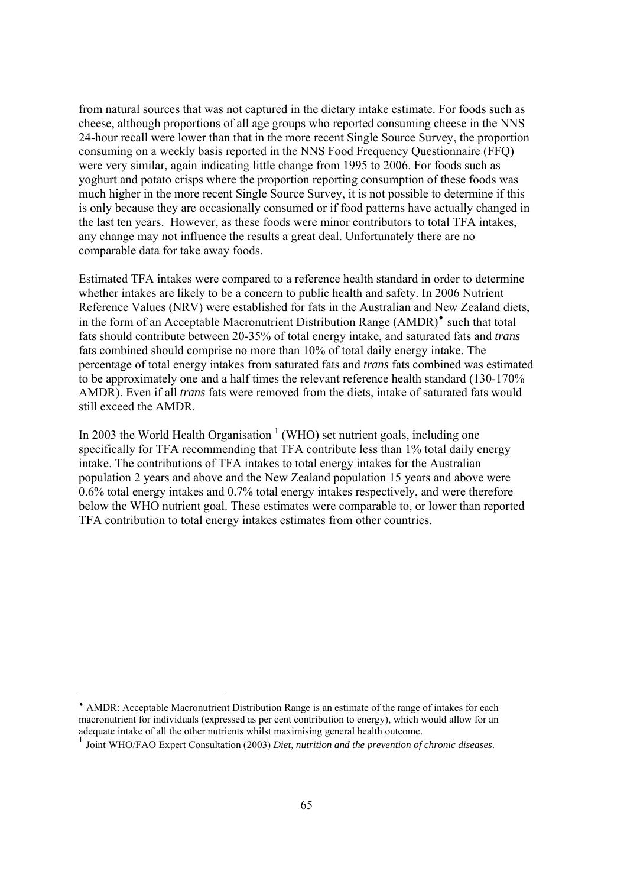from natural sources that was not captured in the dietary intake estimate. For foods such as cheese, although proportions of all age groups who reported consuming cheese in the NNS 24-hour recall were lower than that in the more recent Single Source Survey, the proportion consuming on a weekly basis reported in the NNS Food Frequency Questionnaire (FFQ) were very similar, again indicating little change from 1995 to 2006. For foods such as yoghurt and potato crisps where the proportion reporting consumption of these foods was much higher in the more recent Single Source Survey, it is not possible to determine if this is only because they are occasionally consumed or if food patterns have actually changed in the last ten years. However, as these foods were minor contributors to total TFA intakes, any change may not influence the results a great deal. Unfortunately there are no comparable data for take away foods.

Estimated TFA intakes were compared to a reference health standard in order to determine whether intakes are likely to be a concern to public health and safety. In 2006 Nutrient Reference Values (NRV) were established for fats in the Australian and New Zealand diets, in the form of an Acceptable Macronutrient Distribution Range (AMDR)[♦] such that total fats should contribute between 20-35% of total energy intake, and saturated fats and *trans* fats combined should comprise no more than 10% of total daily energy intake. The percentage of total energy intakes from saturated fats and *trans* fats combined was estimated to be approximately one and a half times the relevant reference health standard (130-170% AMDR). Even if all *trans* fats were removed from the diets, intake of saturated fats would still exceed the AMDR.

In 2003 the World Health Organisation [1] (WHO) set nutrient goals, including one specifically for TFA recommending that TFA contribute less than 1% total daily energy intake. The contributions of TFA intakes to total energy intakes for the Australian population 2 years and above and the New Zealand population 15 years and above were 0.6% total energy intakes and 0.7% total energy intakes respectively, and were therefore below the WHO nutrient goal. These estimates were comparable to, or lower than reported TFA contribution to total energy intakes estimates from other countries.

---

♦ AMDR: Acceptable Macronutrient Distribution Range is an estimate of the range of intakes for each macronutrient for individuals (expressed as per cent contribution to energy), which would allow for an adequate intake of all the other nutrients whilst maximising general health outcome.

[1] Joint WHO/FAO Expert Consultation (2003) *Diet, nutrition and the prevention of chronic diseases*.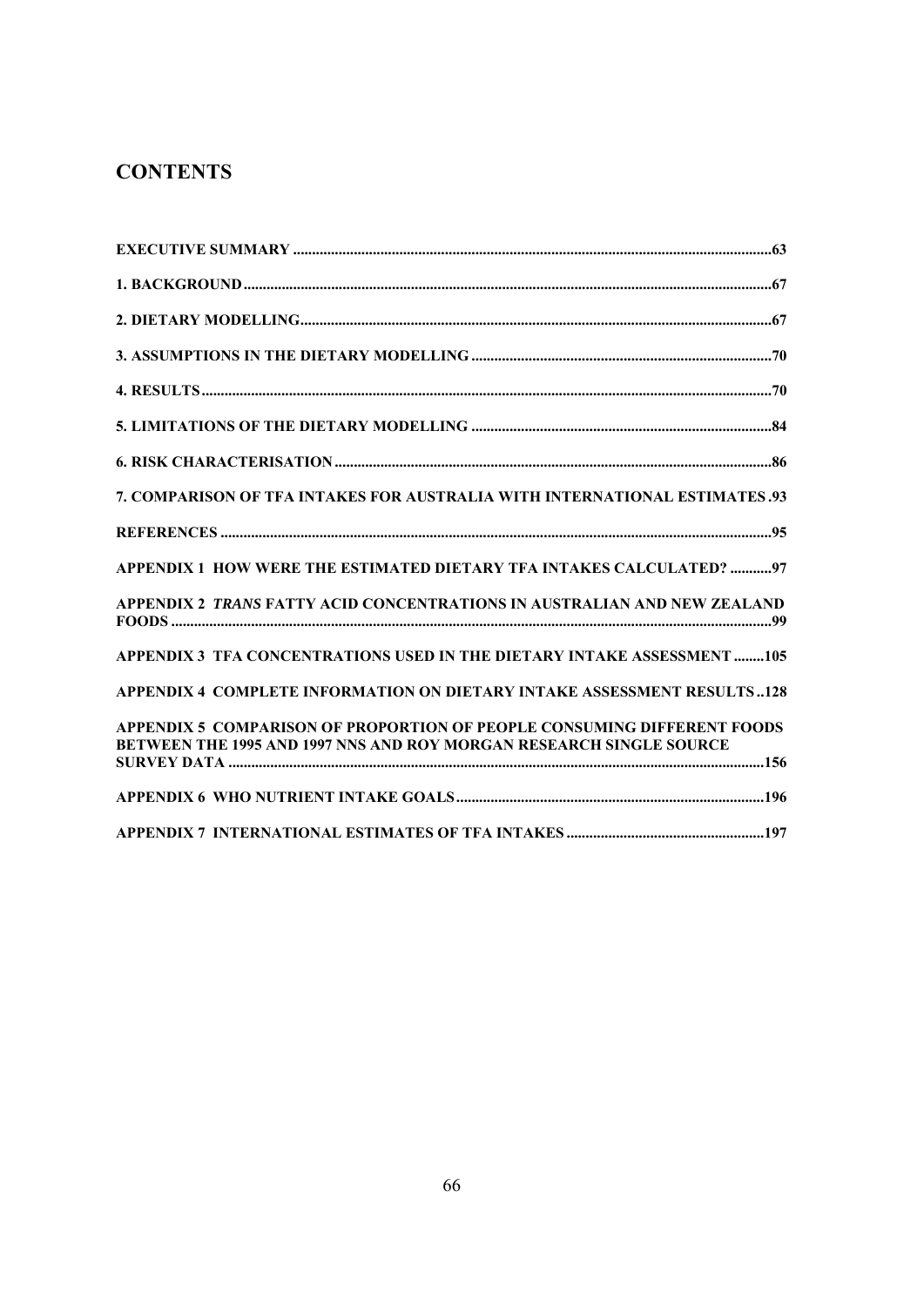# CONTENTS

**EXECUTIVE SUMMARY** .....63

**1. BACKGROUND** .....67

**2. DIETARY MODELLING** .....67

**3. ASSUMPTIONS IN THE DIETARY MODELLING** .....70

**4. RESULTS** .....70

**5. LIMITATIONS OF THE DIETARY MODELLING** .....84

**6. RISK CHARACTERISATION** .....86

**7. COMPARISON OF TFA INTAKES FOR AUSTRALIA WITH INTERNATIONAL ESTIMATES** .93

**REFERENCES** .....95

**APPENDIX 1 HOW WERE THE ESTIMATED DIETARY TFA INTAKES CALCULATED?** .....97

**APPENDIX 2 *TRANS* FATTY ACID CONCENTRATIONS IN AUSTRALIAN AND NEW ZEALAND FOODS** .....99

**APPENDIX 3 TFA CONCENTRATIONS USED IN THE DIETARY INTAKE ASSESSMENT** .....105

**APPENDIX 4 COMPLETE INFORMATION ON DIETARY INTAKE ASSESSMENT RESULTS** ..128

**APPENDIX 5 COMPARISON OF PROPORTION OF PEOPLE CONSUMING DIFFERENT FOODS BETWEEN THE 1995 AND 1997 NNS AND ROY MORGAN RESEARCH SINGLE SOURCE SURVEY DATA** .....156

**APPENDIX 6 WHO NUTRIENT INTAKE GOALS** .....196

**APPENDIX 7 INTERNATIONAL ESTIMATES OF TFA INTAKES** .....197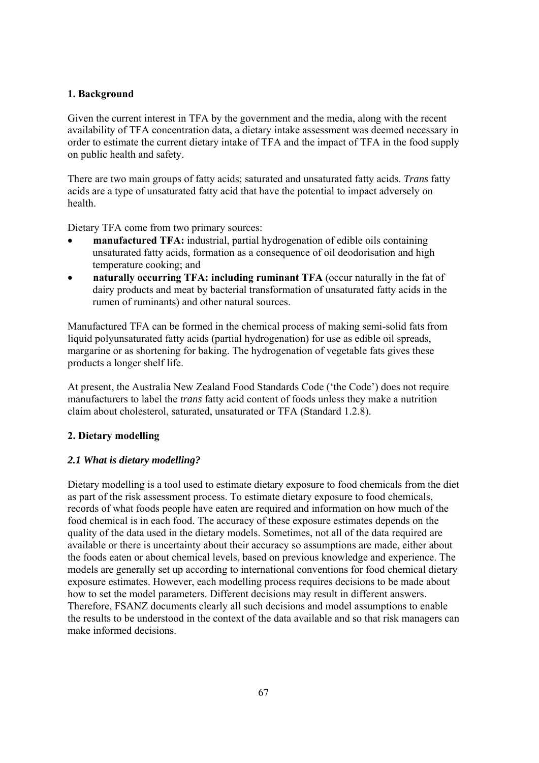## 1. Background

Given the current interest in TFA by the government and the media, along with the recent availability of TFA concentration data, a dietary intake assessment was deemed necessary in order to estimate the current dietary intake of TFA and the impact of TFA in the food supply on public health and safety.

There are two main groups of fatty acids; saturated and unsaturated fatty acids. *Trans* fatty acids are a type of unsaturated fatty acid that have the potential to impact adversely on health.

Dietary TFA come from two primary sources:

- **manufactured TFA:** industrial, partial hydrogenation of edible oils containing unsaturated fatty acids, formation as a consequence of oil deodorisation and high temperature cooking; and
- **naturally occurring TFA: including ruminant TFA** (occur naturally in the fat of dairy products and meat by bacterial transformation of unsaturated fatty acids in the rumen of ruminants) and other natural sources.

Manufactured TFA can be formed in the chemical process of making semi-solid fats from liquid polyunsaturated fatty acids (partial hydrogenation) for use as edible oil spreads, margarine or as shortening for baking. The hydrogenation of vegetable fats gives these products a longer shelf life.

At present, the Australia New Zealand Food Standards Code ('the Code') does not require manufacturers to label the *trans* fatty acid content of foods unless they make a nutrition claim about cholesterol, saturated, unsaturated or TFA (Standard 1.2.8).

## 2. Dietary modelling

### *2.1 What is dietary modelling?*

Dietary modelling is a tool used to estimate dietary exposure to food chemicals from the diet as part of the risk assessment process. To estimate dietary exposure to food chemicals, records of what foods people have eaten are required and information on how much of the food chemical is in each food. The accuracy of these exposure estimates depends on the quality of the data used in the dietary models. Sometimes, not all of the data required are available or there is uncertainty about their accuracy so assumptions are made, either about the foods eaten or about chemical levels, based on previous knowledge and experience. The models are generally set up according to international conventions for food chemical dietary exposure estimates. However, each modelling process requires decisions to be made about how to set the model parameters. Different decisions may result in different answers. Therefore, FSANZ documents clearly all such decisions and model assumptions to enable the results to be understood in the context of the data available and so that risk managers can make informed decisions.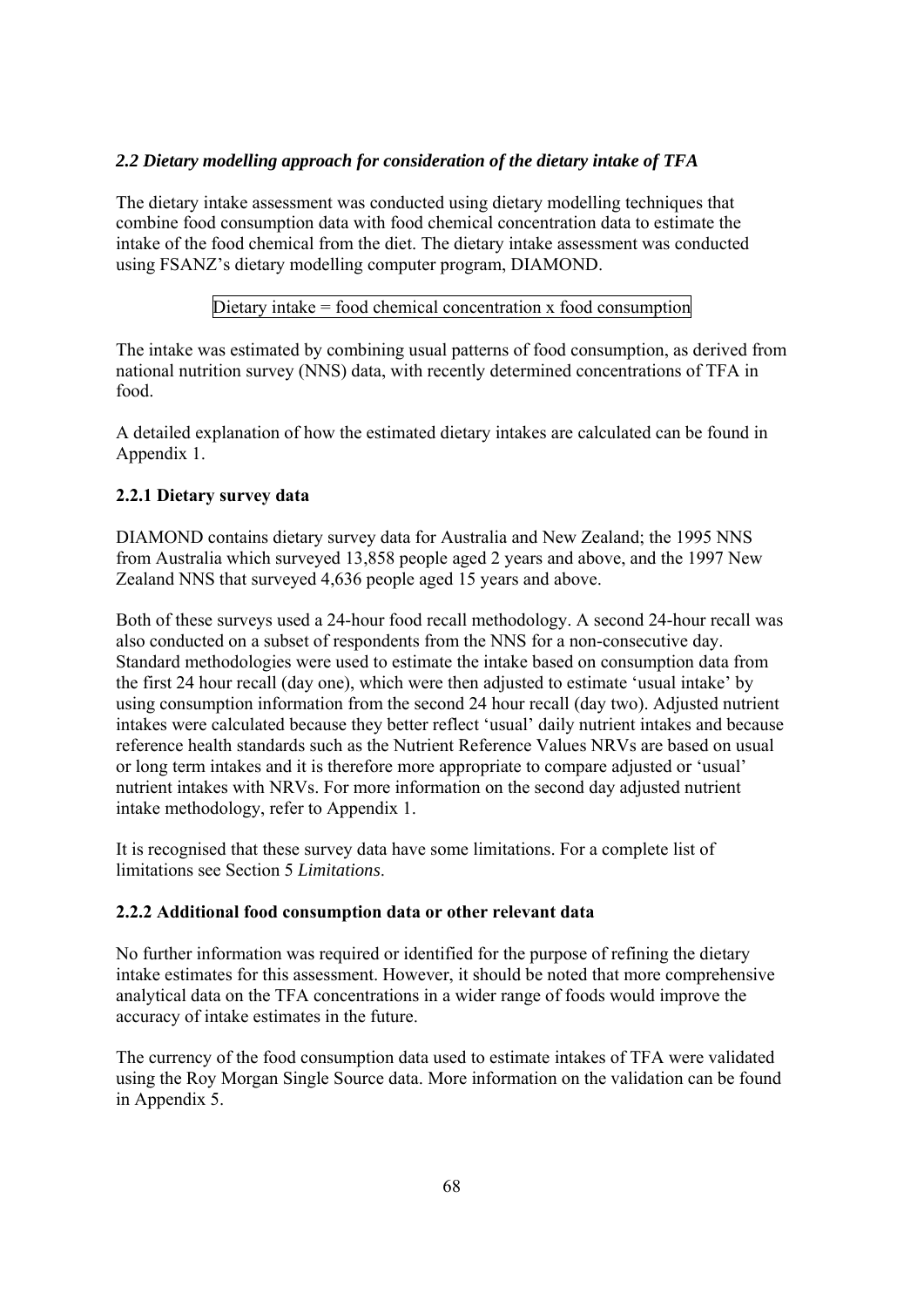### *2.2 Dietary modelling approach for consideration of the dietary intake of TFA*

The dietary intake assessment was conducted using dietary modelling techniques that combine food consumption data with food chemical concentration data to estimate the intake of the food chemical from the diet. The dietary intake assessment was conducted using FSANZ's dietary modelling computer program, DIAMOND.

Dietary intake = food chemical concentration x food consumption

The intake was estimated by combining usual patterns of food consumption, as derived from national nutrition survey (NNS) data, with recently determined concentrations of TFA in food.

A detailed explanation of how the estimated dietary intakes are calculated can be found in Appendix 1.

#### 2.2.1 Dietary survey data

DIAMOND contains dietary survey data for Australia and New Zealand; the 1995 NNS from Australia which surveyed 13,858 people aged 2 years and above, and the 1997 New Zealand NNS that surveyed 4,636 people aged 15 years and above.

Both of these surveys used a 24-hour food recall methodology. A second 24-hour recall was also conducted on a subset of respondents from the NNS for a non-consecutive day. Standard methodologies were used to estimate the intake based on consumption data from the first 24 hour recall (day one), which were then adjusted to estimate 'usual intake' by using consumption information from the second 24 hour recall (day two). Adjusted nutrient intakes were calculated because they better reflect 'usual' daily nutrient intakes and because reference health standards such as the Nutrient Reference Values NRVs are based on usual or long term intakes and it is therefore more appropriate to compare adjusted or 'usual' nutrient intakes with NRVs. For more information on the second day adjusted nutrient intake methodology, refer to Appendix 1.

It is recognised that these survey data have some limitations. For a complete list of limitations see Section 5 *Limitations*.

#### 2.2.2 Additional food consumption data or other relevant data

No further information was required or identified for the purpose of refining the dietary intake estimates for this assessment. However, it should be noted that more comprehensive analytical data on the TFA concentrations in a wider range of foods would improve the accuracy of intake estimates in the future.

The currency of the food consumption data used to estimate intakes of TFA were validated using the Roy Morgan Single Source data. More information on the validation can be found in Appendix 5.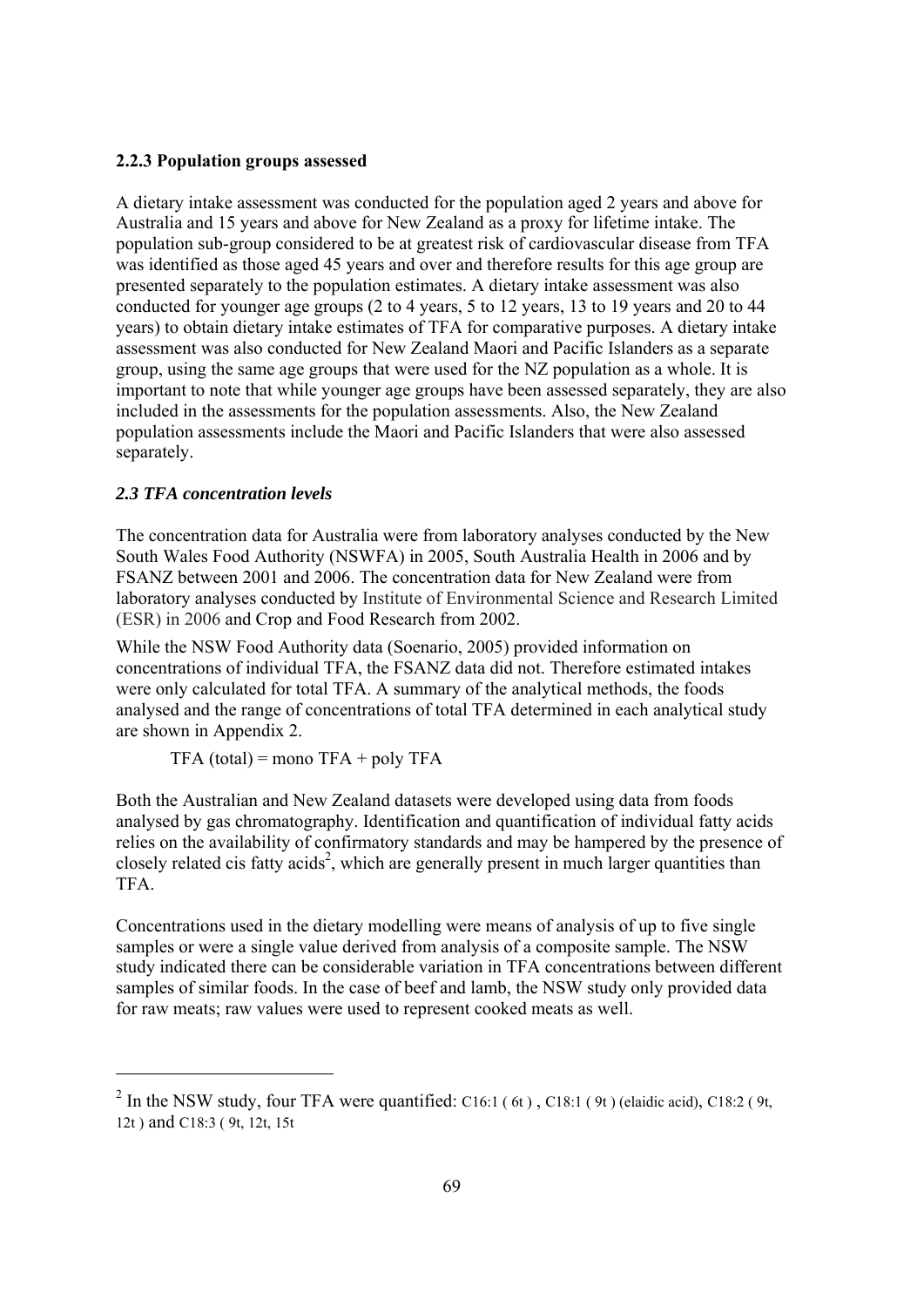### 2.2.3 Population groups assessed

A dietary intake assessment was conducted for the population aged 2 years and above for Australia and 15 years and above for New Zealand as a proxy for lifetime intake. The population sub-group considered to be at greatest risk of cardiovascular disease from TFA was identified as those aged 45 years and over and therefore results for this age group are presented separately to the population estimates. A dietary intake assessment was also conducted for younger age groups (2 to 4 years, 5 to 12 years, 13 to 19 years and 20 to 44 years) to obtain dietary intake estimates of TFA for comparative purposes. A dietary intake assessment was also conducted for New Zealand Maori and Pacific Islanders as a separate group, using the same age groups that were used for the NZ population as a whole. It is important to note that while younger age groups have been assessed separately, they are also included in the assessments for the population assessments. Also, the New Zealand population assessments include the Maori and Pacific Islanders that were also assessed separately.

### *2.3 TFA concentration levels*

The concentration data for Australia were from laboratory analyses conducted by the New South Wales Food Authority (NSWFA) in 2005, South Australia Health in 2006 and by FSANZ between 2001 and 2006. The concentration data for New Zealand were from laboratory analyses conducted by Institute of Environmental Science and Research Limited (ESR) in 2006 and Crop and Food Research from 2002.

While the NSW Food Authority data (Soenario, 2005) provided information on concentrations of individual TFA, the FSANZ data did not. Therefore estimated intakes were only calculated for total TFA. A summary of the analytical methods, the foods analysed and the range of concentrations of total TFA determined in each analytical study are shown in Appendix 2.

TFA (total) = mono TFA + poly TFA

Both the Australian and New Zealand datasets were developed using data from foods analysed by gas chromatography. Identification and quantification of individual fatty acids relies on the availability of confirmatory standards and may be hampered by the presence of closely related cis fatty acids[2], which are generally present in much larger quantities than TFA.

Concentrations used in the dietary modelling were means of analysis of up to five single samples or were a single value derived from analysis of a composite sample. The NSW study indicated there can be considerable variation in TFA concentrations between different samples of similar foods. In the case of beef and lamb, the NSW study only provided data for raw meats; raw values were used to represent cooked meats as well.

---

[2] In the NSW study, four TFA were quantified: C16:1 ( 6t ) , C18:1 ( 9t ) (elaidic acid), C18:2 ( 9t, 12t ) and C18:3 ( 9t, 12t, 15t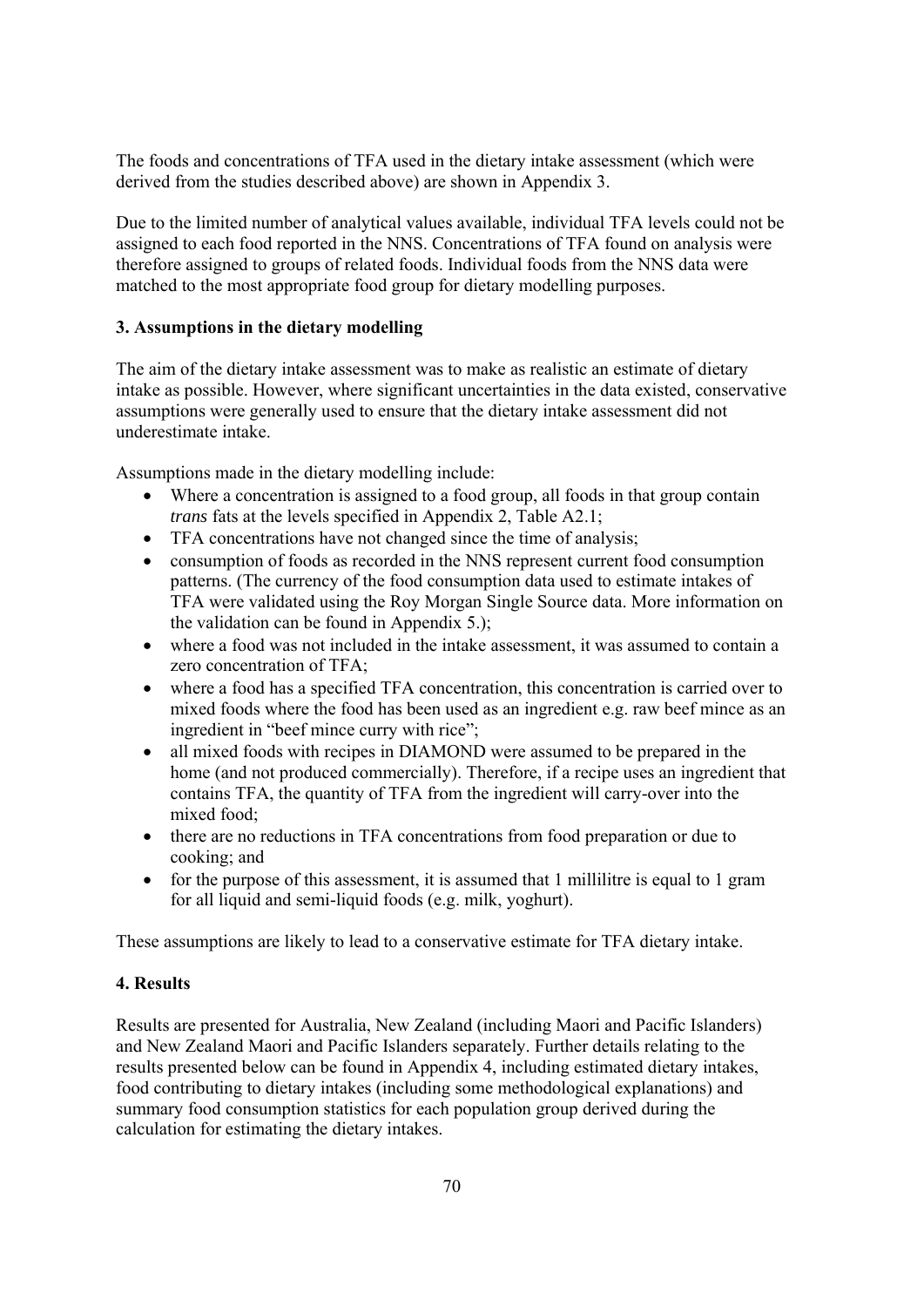The foods and concentrations of TFA used in the dietary intake assessment (which were derived from the studies described above) are shown in Appendix 3.

Due to the limited number of analytical values available, individual TFA levels could not be assigned to each food reported in the NNS. Concentrations of TFA found on analysis were therefore assigned to groups of related foods. Individual foods from the NNS data were matched to the most appropriate food group for dietary modelling purposes.

### 3. Assumptions in the dietary modelling

The aim of the dietary intake assessment was to make as realistic an estimate of dietary intake as possible. However, where significant uncertainties in the data existed, conservative assumptions were generally used to ensure that the dietary intake assessment did not underestimate intake.

Assumptions made in the dietary modelling include:

- Where a concentration is assigned to a food group, all foods in that group contain *trans* fats at the levels specified in Appendix 2, Table A2.1;
- TFA concentrations have not changed since the time of analysis;
- consumption of foods as recorded in the NNS represent current food consumption patterns. (The currency of the food consumption data used to estimate intakes of TFA were validated using the Roy Morgan Single Source data. More information on the validation can be found in Appendix 5.);
- where a food was not included in the intake assessment, it was assumed to contain a zero concentration of TFA;
- where a food has a specified TFA concentration, this concentration is carried over to mixed foods where the food has been used as an ingredient e.g. raw beef mince as an ingredient in "beef mince curry with rice";
- all mixed foods with recipes in DIAMOND were assumed to be prepared in the home (and not produced commercially). Therefore, if a recipe uses an ingredient that contains TFA, the quantity of TFA from the ingredient will carry-over into the mixed food;
- there are no reductions in TFA concentrations from food preparation or due to cooking; and
- for the purpose of this assessment, it is assumed that 1 millilitre is equal to 1 gram for all liquid and semi-liquid foods (e.g. milk, yoghurt).

These assumptions are likely to lead to a conservative estimate for TFA dietary intake.

### 4. Results

Results are presented for Australia, New Zealand (including Maori and Pacific Islanders) and New Zealand Maori and Pacific Islanders separately. Further details relating to the results presented below can be found in Appendix 4, including estimated dietary intakes, food contributing to dietary intakes (including some methodological explanations) and summary food consumption statistics for each population group derived during the calculation for estimating the dietary intakes.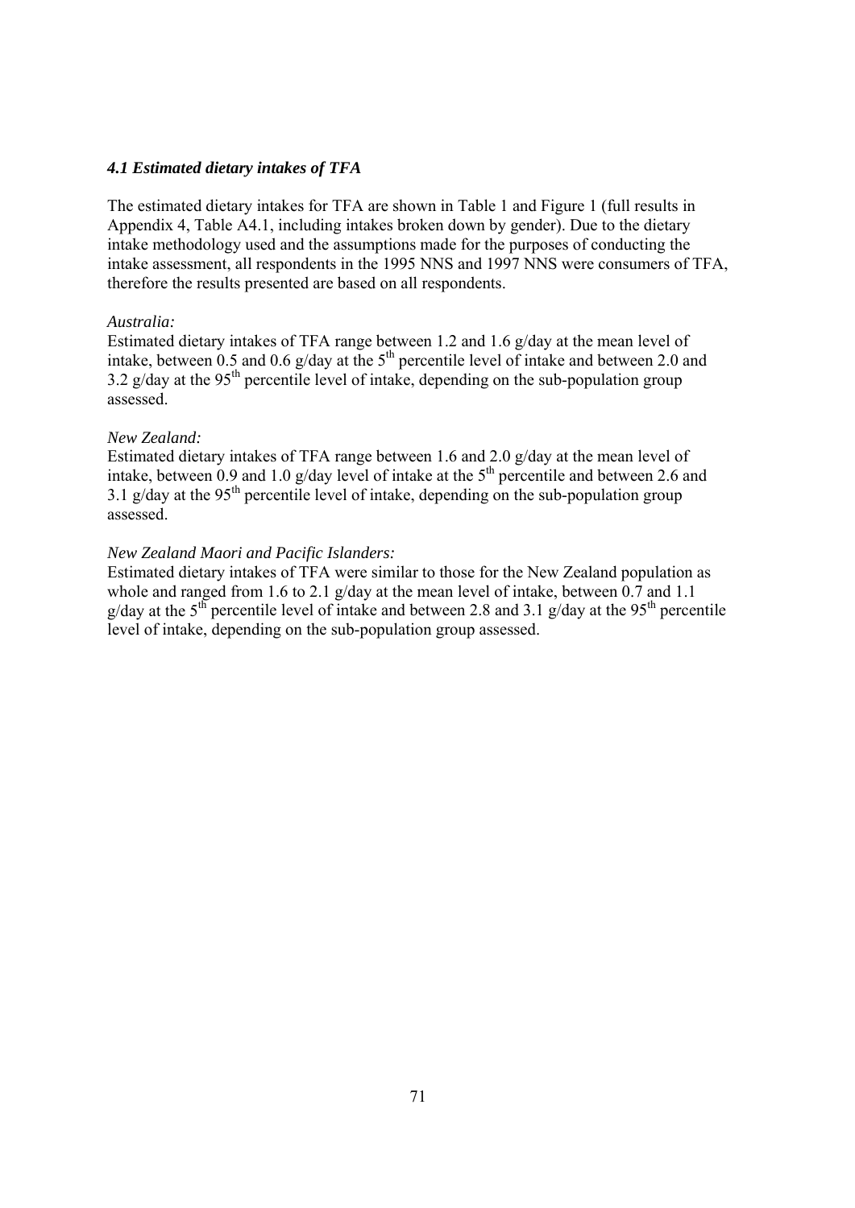### *4.1 Estimated dietary intakes of TFA*

The estimated dietary intakes for TFA are shown in Table 1 and Figure 1 (full results in Appendix 4, Table A4.1, including intakes broken down by gender). Due to the dietary intake methodology used and the assumptions made for the purposes of conducting the intake assessment, all respondents in the 1995 NNS and 1997 NNS were consumers of TFA, therefore the results presented are based on all respondents.

*Australia:*
Estimated dietary intakes of TFA range between 1.2 and 1.6 g/day at the mean level of intake, between 0.5 and 0.6 g/day at the $5^{th}$ percentile level of intake and between 2.0 and 3.2 g/day at the $95^{th}$ percentile level of intake, depending on the sub-population group assessed.

*New Zealand:*
Estimated dietary intakes of TFA range between 1.6 and 2.0 g/day at the mean level of intake, between 0.9 and 1.0 g/day level of intake at the $5^{th}$ percentile and between 2.6 and 3.1 g/day at the $95^{th}$ percentile level of intake, depending on the sub-population group assessed.

*New Zealand Maori and Pacific Islanders:*
Estimated dietary intakes of TFA were similar to those for the New Zealand population as whole and ranged from 1.6 to 2.1 g/day at the mean level of intake, between 0.7 and 1.1 g/day at the $5^{th}$ percentile level of intake and between 2.8 and 3.1 g/day at the $95^{th}$ percentile level of intake, depending on the sub-population group assessed.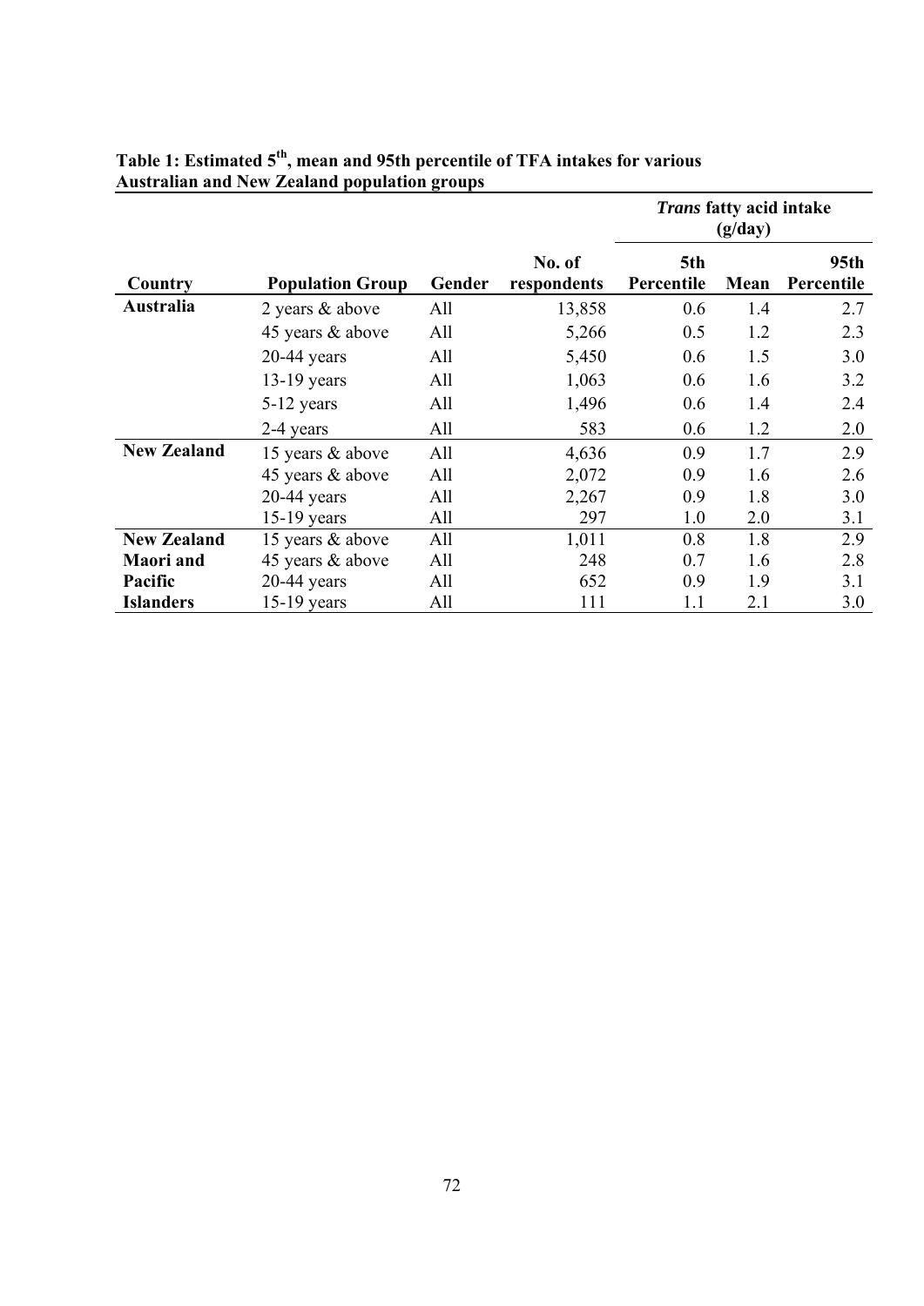**Table 1: Estimated 5th, mean and 95th percentile of TFA intakes for various Australian and New Zealand population groups**

| | | | | *Trans* fatty acid intake (g/day) | | |
|---|---|---|---|---|---|---|
| **Country** | **Population Group** | **Gender** | **No. of respondents** | **5th Percentile** | **Mean** | **95th Percentile** |
| **Australia** | 2 years & above | All | 13,858 | 0.6 | 1.4 | 2.7 |
| | 45 years & above | All | 5,266 | 0.5 | 1.2 | 2.3 |
| | 20-44 years | All | 5,450 | 0.6 | 1.5 | 3.0 |
| | 13-19 years | All | 1,063 | 0.6 | 1.6 | 3.2 |
| | 5-12 years | All | 1,496 | 0.6 | 1.4 | 2.4 |
| | 2-4 years | All | 583 | 0.6 | 1.2 | 2.0 |
| **New Zealand** | 15 years & above | All | 4,636 | 0.9 | 1.7 | 2.9 |
| | 45 years & above | All | 2,072 | 0.9 | 1.6 | 2.6 |
| | 20-44 years | All | 2,267 | 0.9 | 1.8 | 3.0 |
| | 15-19 years | All | 297 | 1.0 | 2.0 | 3.1 |
| **New Zealand Maori and Pacific Islanders** | 15 years & above | All | 1,011 | 0.8 | 1.8 | 2.9 |
| | 45 years & above | All | 248 | 0.7 | 1.6 | 2.8 |
| | 20-44 years | All | 652 | 0.9 | 1.9 | 3.1 |
| | 15-19 years | All | 111 | 1.1 | 2.1 | 3.0 |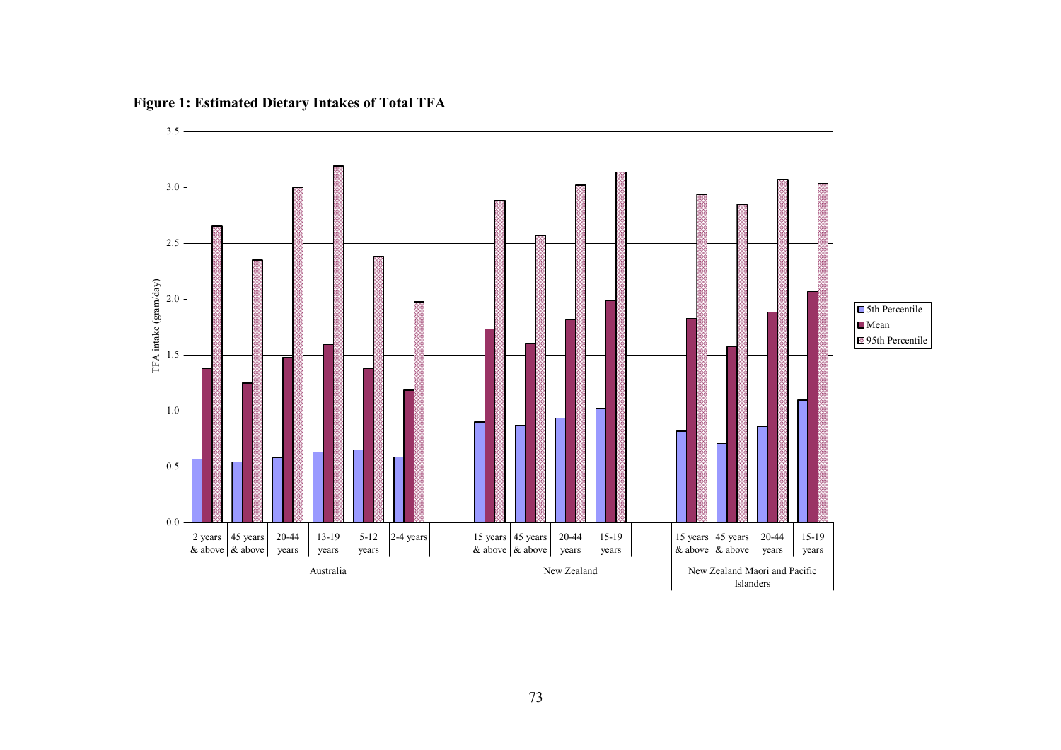**Figure 1: Estimated Dietary Intakes of Total TFA**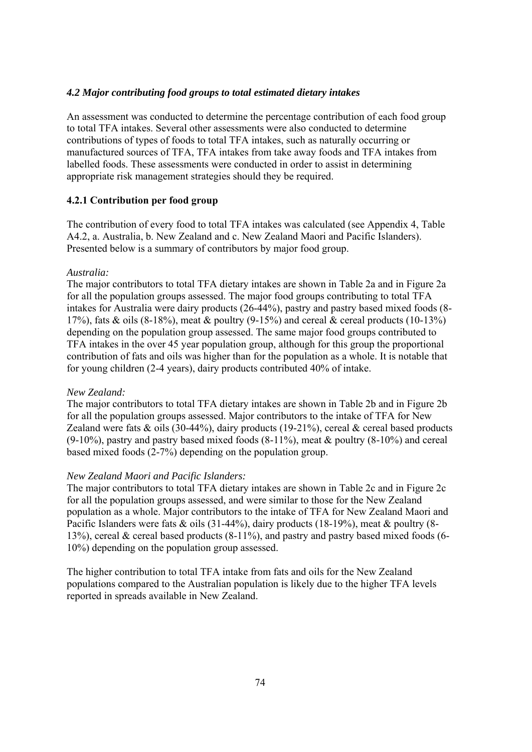### *4.2 Major contributing food groups to total estimated dietary intakes*

An assessment was conducted to determine the percentage contribution of each food group to total TFA intakes. Several other assessments were also conducted to determine contributions of types of foods to total TFA intakes, such as naturally occurring or manufactured sources of TFA, TFA intakes from take away foods and TFA intakes from labelled foods. These assessments were conducted in order to assist in determining appropriate risk management strategies should they be required.

#### 4.2.1 Contribution per food group

The contribution of every food to total TFA intakes was calculated (see Appendix 4, Table A4.2, a. Australia, b. New Zealand and c. New Zealand Maori and Pacific Islanders). Presented below is a summary of contributors by major food group.

*Australia:*
The major contributors to total TFA dietary intakes are shown in Table 2a and in Figure 2a for all the population groups assessed. The major food groups contributing to total TFA intakes for Australia were dairy products (26-44%), pastry and pastry based mixed foods (8-17%), fats & oils (8-18%), meat & poultry (9-15%) and cereal & cereal products (10-13%) depending on the population group assessed. The same major food groups contributed to TFA intakes in the over 45 year population group, although for this group the proportional contribution of fats and oils was higher than for the population as a whole. It is notable that for young children (2-4 years), dairy products contributed 40% of intake.

*New Zealand:*
The major contributors to total TFA dietary intakes are shown in Table 2b and in Figure 2b for all the population groups assessed. Major contributors to the intake of TFA for New Zealand were fats & oils (30-44%), dairy products (19-21%), cereal & cereal based products (9-10%), pastry and pastry based mixed foods (8-11%), meat & poultry (8-10%) and cereal based mixed foods (2-7%) depending on the population group.

*New Zealand Maori and Pacific Islanders:*
The major contributors to total TFA dietary intakes are shown in Table 2c and in Figure 2c for all the population groups assessed, and were similar to those for the New Zealand population as a whole. Major contributors to the intake of TFA for New Zealand Maori and Pacific Islanders were fats & oils (31-44%), dairy products (18-19%), meat & poultry (8-13%), cereal & cereal based products (8-11%), and pastry and pastry based mixed foods (6-10%) depending on the population group assessed.

The higher contribution to total TFA intake from fats and oils for the New Zealand populations compared to the Australian population is likely due to the higher TFA levels reported in spreads available in New Zealand.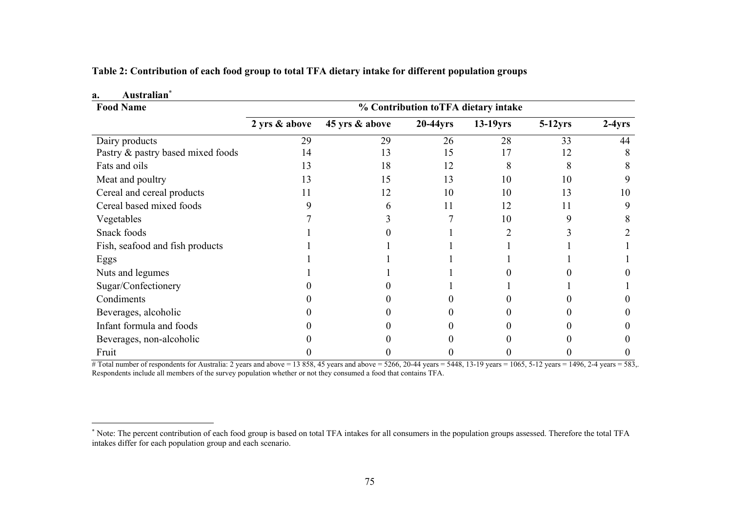**Table 2: Contribution of each food group to total TFA dietary intake for different population groups**

**a. Australian**[*]

| Food Name | % Contribution toTFA dietary intake | | | | | |
|---|---|---|---|---|---|---|
| | 2 yrs & above | 45 yrs & above | 20-44yrs | 13-19yrs | 5-12yrs | 2-4yrs |
| Dairy products | 29 | 29 | 26 | 28 | 33 | 44 |
| Pastry & pastry based mixed foods | 14 | 13 | 15 | 17 | 12 | 8 |
| Fats and oils | 13 | 18 | 12 | 8 | 8 | 8 |
| Meat and poultry | 13 | 15 | 13 | 10 | 10 | 9 |
| Cereal and cereal products | 11 | 12 | 10 | 10 | 13 | 10 |
| Cereal based mixed foods | 9 | 6 | 11 | 12 | 11 | 9 |
| Vegetables | 7 | 3 | 7 | 10 | 9 | 8 |
| Snack foods | 1 | 0 | 1 | 2 | 3 | 2 |
| Fish, seafood and fish products | 1 | 1 | 1 | 1 | 1 | 1 |
| Eggs | 1 | 1 | 1 | 1 | 1 | 1 |
| Nuts and legumes | 1 | 1 | 1 | 0 | 0 | 0 |
| Sugar/Confectionery | 0 | 0 | 1 | 1 | 1 | 1 |
| Condiments | 0 | 0 | 0 | 0 | 0 | 0 |
| Beverages, alcoholic | 0 | 0 | 0 | 0 | 0 | 0 |
| Infant formula and foods | 0 | 0 | 0 | 0 | 0 | 0 |
| Beverages, non-alcoholic | 0 | 0 | 0 | 0 | 0 | 0 |
| Fruit | 0 | 0 | 0 | 0 | 0 | 0 |

# Total number of respondents for Australia: 2 years and above = 13 858, 45 years and above = 5266, 20-44 years = 5448, 13-19 years = 1065, 5-12 years = 1496, 2-4 years = 583,. Respondents include all members of the survey population whether or not they consumed a food that contains TFA.

[*] Note: The percent contribution of each food group is based on total TFA intakes for all consumers in the population groups assessed. Therefore the total TFA intakes differ for each population group and each scenario.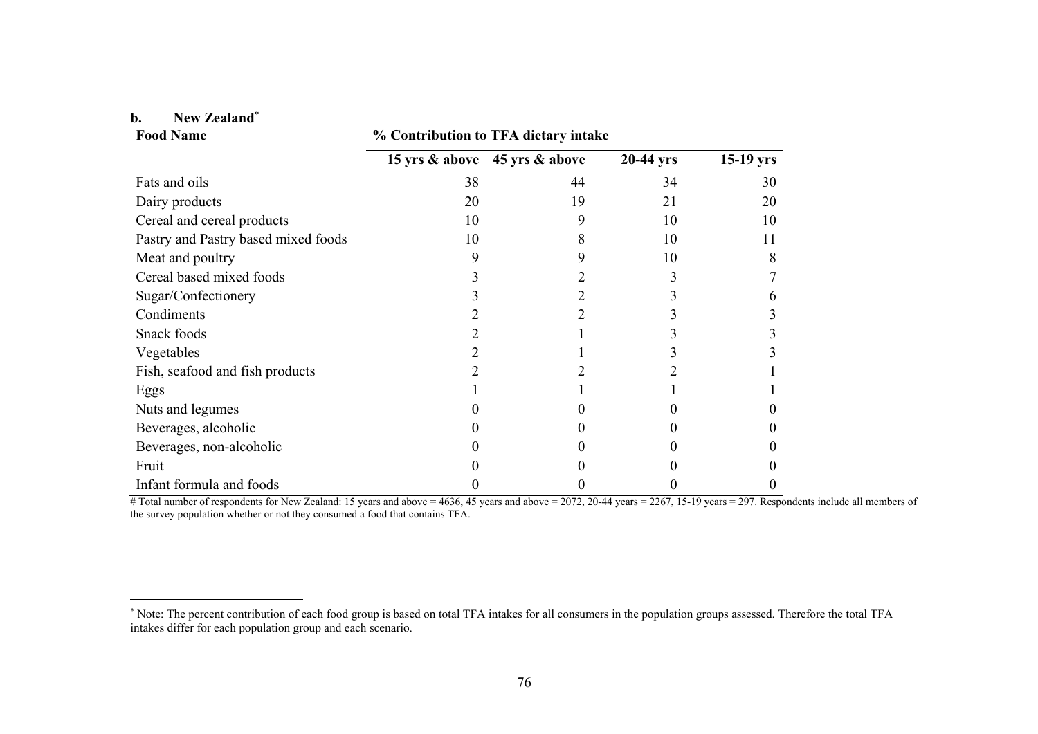**b. New Zealand**[*]

| Food Name | % Contribution to TFA dietary intake | | | |
|---|---|---|---|---|
| | 15 yrs & above | 45 yrs & above | 20-44 yrs | 15-19 yrs |
| Fats and oils | 38 | 44 | 34 | 30 |
| Dairy products | 20 | 19 | 21 | 20 |
| Cereal and cereal products | 10 | 9 | 10 | 10 |
| Pastry and Pastry based mixed foods | 10 | 8 | 10 | 11 |
| Meat and poultry | 9 | 9 | 10 | 8 |
| Cereal based mixed foods | 3 | 2 | 3 | 7 |
| Sugar/Confectionery | 3 | 2 | 3 | 6 |
| Condiments | 2 | 2 | 3 | 3 |
| Snack foods | 2 | 1 | 3 | 3 |
| Vegetables | 2 | 1 | 3 | 3 |
| Fish, seafood and fish products | 2 | 2 | 2 | 1 |
| Eggs | 1 | 1 | 1 | 1 |
| Nuts and legumes | 0 | 0 | 0 | 0 |
| Beverages, alcoholic | 0 | 0 | 0 | 0 |
| Beverages, non-alcoholic | 0 | 0 | 0 | 0 |
| Fruit | 0 | 0 | 0 | 0 |
| Infant formula and foods | 0 | 0 | 0 | 0 |

# Total number of respondents for New Zealand: 15 years and above = 4636, 45 years and above = 2072, 20-44 years = 2267, 15-19 years = 297. Respondents include all members of the survey population whether or not they consumed a food that contains TFA.

[*] Note: The percent contribution of each food group is based on total TFA intakes for all consumers in the population groups assessed. Therefore the total TFA intakes differ for each population group and each scenario.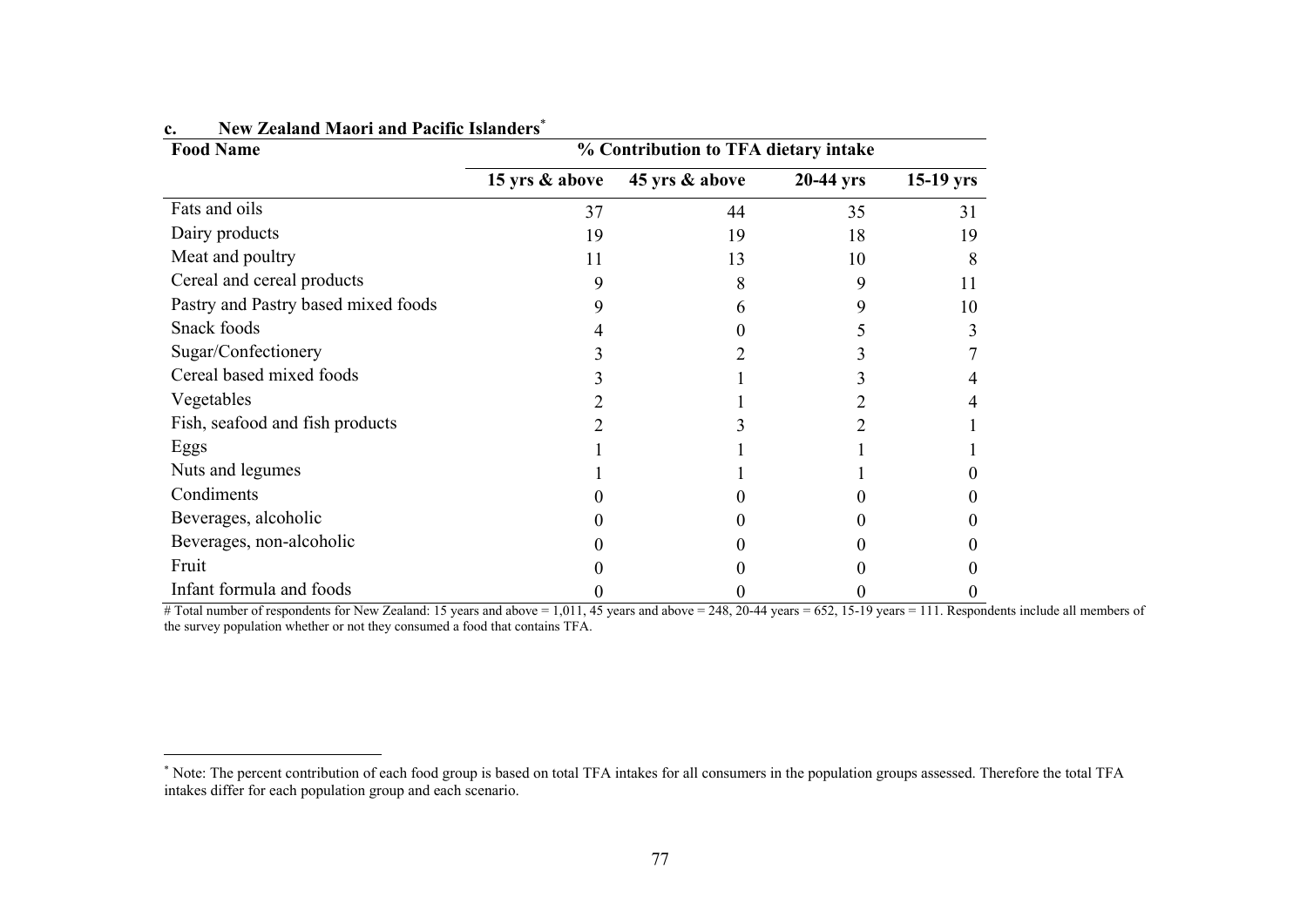**c. New Zealand Maori and Pacific Islanders[*]**

| Food Name | % Contribution to TFA dietary intake | | | |
|---|---|---|---|---|
| | 15 yrs & above | 45 yrs & above | 20-44 yrs | 15-19 yrs |
| Fats and oils | 37 | 44 | 35 | 31 |
| Dairy products | 19 | 19 | 18 | 19 |
| Meat and poultry | 11 | 13 | 10 | 8 |
| Cereal and cereal products | 9 | 8 | 9 | 11 |
| Pastry and Pastry based mixed foods | 9 | 6 | 9 | 10 |
| Snack foods | 4 | 0 | 5 | 3 |
| Sugar/Confectionery | 3 | 2 | 3 | 7 |
| Cereal based mixed foods | 3 | 1 | 3 | 4 |
| Vegetables | 2 | 1 | 2 | 4 |
| Fish, seafood and fish products | 2 | 3 | 2 | 1 |
| Eggs | 1 | 1 | 1 | 1 |
| Nuts and legumes | 1 | 1 | 1 | 0 |
| Condiments | 0 | 0 | 0 | 0 |
| Beverages, alcoholic | 0 | 0 | 0 | 0 |
| Beverages, non-alcoholic | 0 | 0 | 0 | 0 |
| Fruit | 0 | 0 | 0 | 0 |
| Infant formula and foods | 0 | 0 | 0 | 0 |

# Total number of respondents for New Zealand: 15 years and above = 1,011, 45 years and above = 248, 20-44 years = 652, 15-19 years = 111. Respondents include all members of the survey population whether or not they consumed a food that contains TFA.

[*] Note: The percent contribution of each food group is based on total TFA intakes for all consumers in the population groups assessed. Therefore the total TFA intakes differ for each population group and each scenario.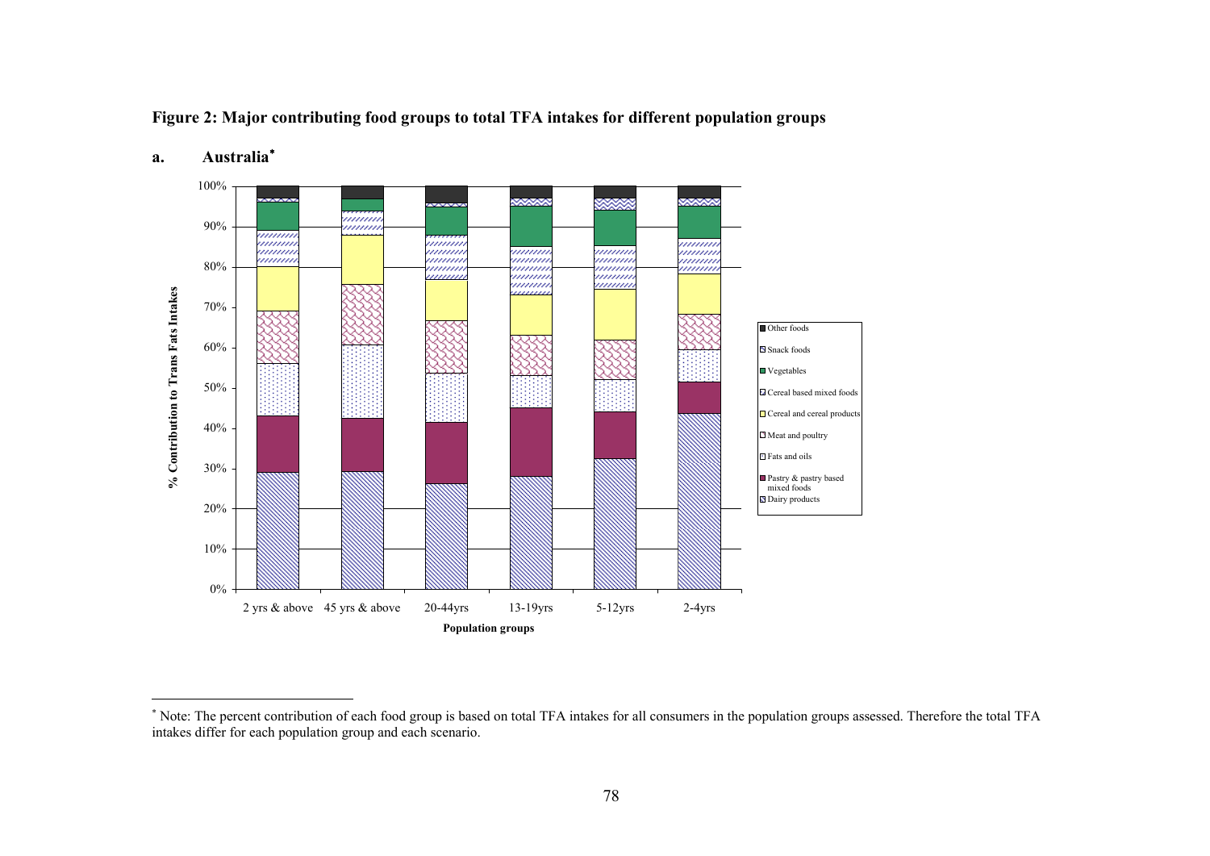**Figure 2: Major contributing food groups to total TFA intakes for different population groups**

**a. Australia***

% Contribution to Trans Fats Intakes

100%
90%
80%
70%
60%
50%
40%
30%
20%
10%
0%

2 yrs & above | 45 yrs & above | 20-44yrs | 13-19yrs | 5-12yrs | 2-4yrs

**Population groups**

- Other foods
- Snack foods
- Vegetables
- Cereal based mixed foods
- Cereal and cereal products
- Meat and poultry
- Fats and oils
- Pastry & pastry based mixed foods
- Dairy products

---

\* Note: The percent contribution of each food group is based on total TFA intakes for all consumers in the population groups assessed. Therefore the total TFA intakes differ for each population group and each scenario.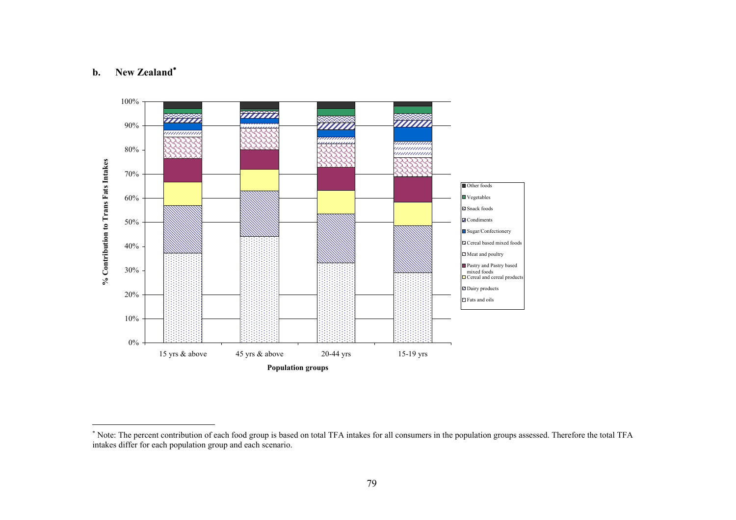**b. New Zealand***

% Contribution to Trans Fats Intakes

Population groups: 15 yrs & above; 45 yrs & above; 20-44 yrs; 15-19 yrs

Legend: Other foods; Vegetables; Snack foods; Condiments; Sugar/Confectionery; Cereal based mixed foods; Meat and poultry; Pastry and Pastry based mixed foods; Cereal and cereal products; Dairy products; Fats and oils

---

* Note: The percent contribution of each food group is based on total TFA intakes for all consumers in the population groups assessed. Therefore the total TFA intakes differ for each population group and each scenario.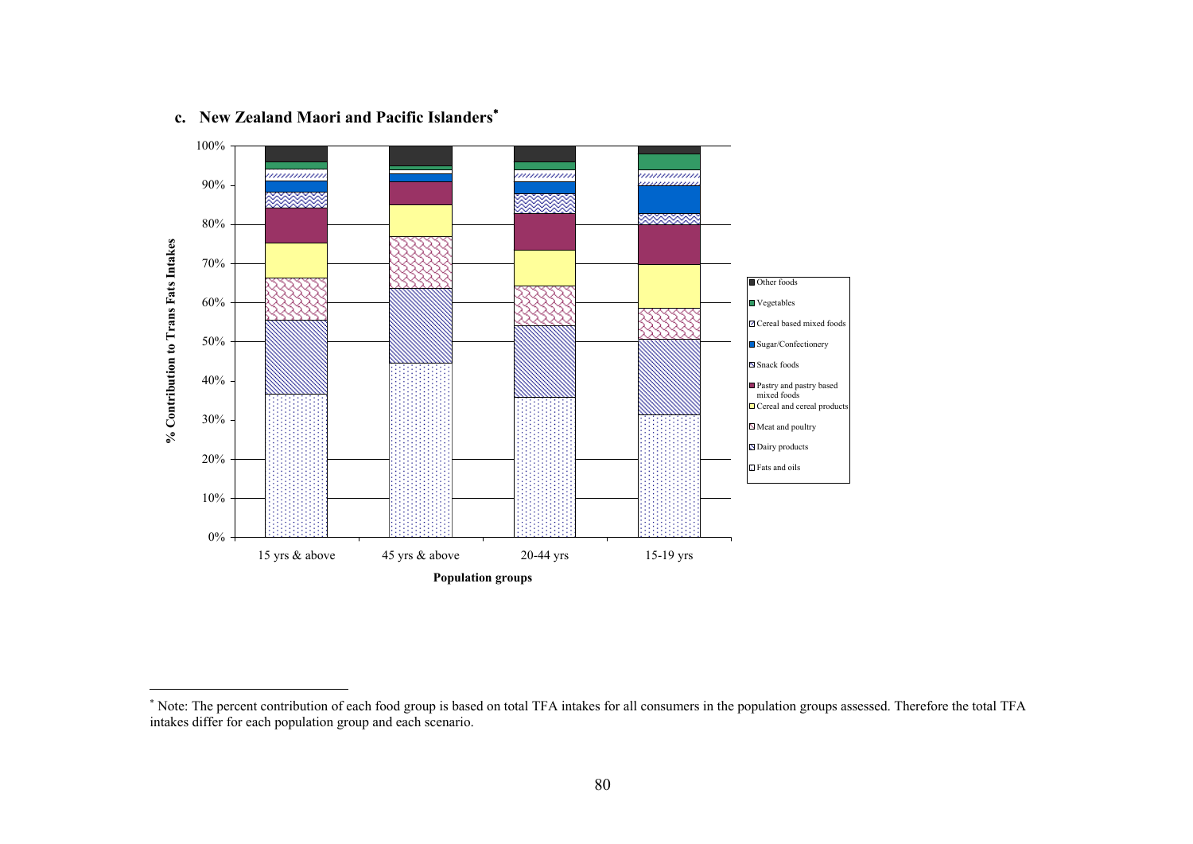### c. New Zealand Maori and Pacific Islanders*

% Contribution to Trans Fats Intakes

Population groups: 15 yrs & above; 45 yrs & above; 20-44 yrs; 15-19 yrs

Legend: Other foods; Vegetables; Cereal based mixed foods; Sugar/Confectionery; Snack foods; Pastry and pastry based mixed foods; Cereal and cereal products; Meat and poultry; Dairy products; Fats and oils

---

* Note: The percent contribution of each food group is based on total TFA intakes for all consumers in the population groups assessed. Therefore the total TFA intakes differ for each population group and each scenario.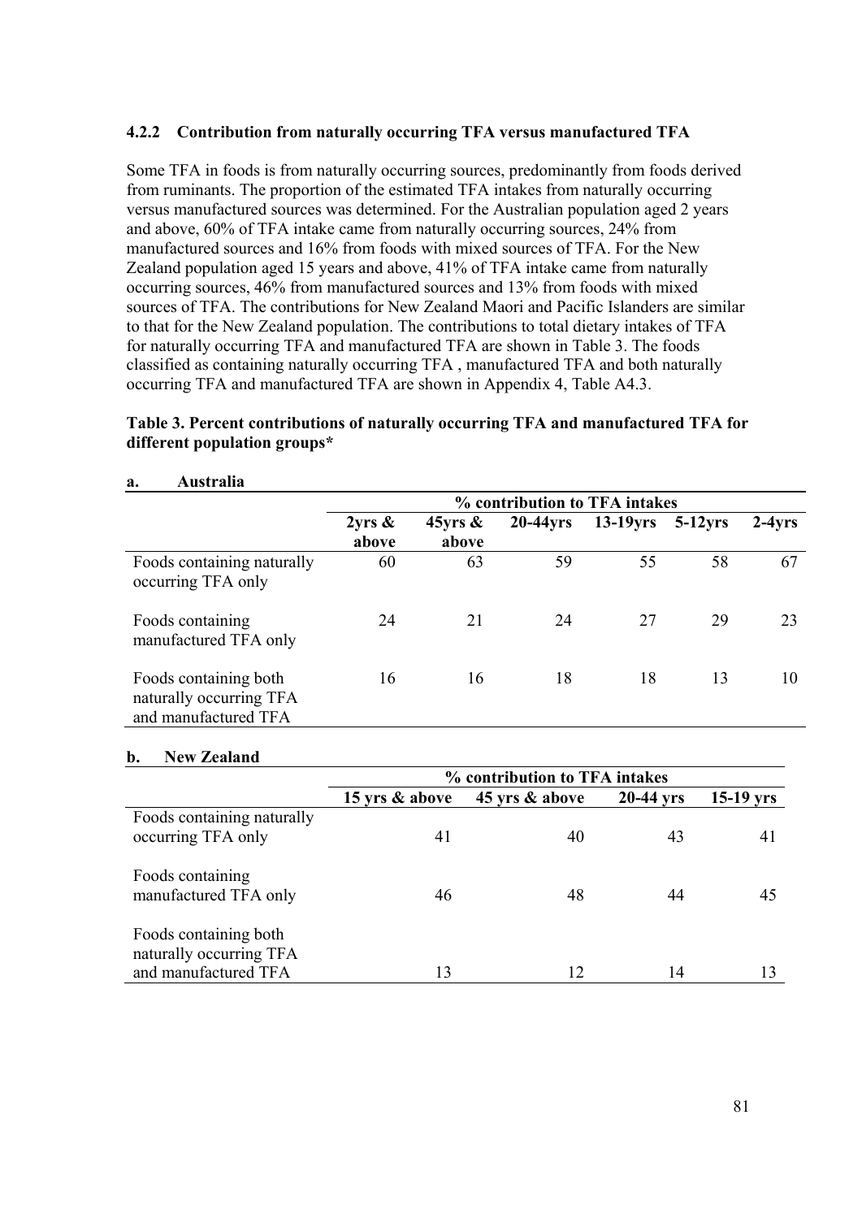### 4.2.2 Contribution from naturally occurring TFA versus manufactured TFA

Some TFA in foods is from naturally occurring sources, predominantly from foods derived from ruminants. The proportion of the estimated TFA intakes from naturally occurring versus manufactured sources was determined. For the Australian population aged 2 years and above, 60% of TFA intake came from naturally occurring sources, 24% from manufactured sources and 16% from foods with mixed sources of TFA. For the New Zealand population aged 15 years and above, 41% of TFA intake came from naturally occurring sources, 46% from manufactured sources and 13% from foods with mixed sources of TFA. The contributions for New Zealand Maori and Pacific Islanders are similar to that for the New Zealand population. The contributions to total dietary intakes of TFA for naturally occurring TFA and manufactured TFA are shown in Table 3. The foods classified as containing naturally occurring TFA , manufactured TFA and both naturally occurring TFA and manufactured TFA are shown in Appendix 4, Table A4.3.

**Table 3. Percent contributions of naturally occurring TFA and manufactured TFA for different population groups\***

**a. Australia**

| | % contribution to TFA intakes | | | | | |
|---|---|---|---|---|---|---|
| | **2yrs & above** | **45yrs & above** | **20-44yrs** | **13-19yrs** | **5-12yrs** | **2-4yrs** |
| Foods containing naturally occurring TFA only | 60 | 63 | 59 | 55 | 58 | 67 |
| Foods containing manufactured TFA only | 24 | 21 | 24 | 27 | 29 | 23 |
| Foods containing both naturally occurring TFA and manufactured TFA | 16 | 16 | 18 | 18 | 13 | 10 |

**b. New Zealand**

| | % contribution to TFA intakes | | | |
|---|---|---|---|---|
| | **15 yrs & above** | **45 yrs & above** | **20-44 yrs** | **15-19 yrs** |
| Foods containing naturally occurring TFA only | 41 | 40 | 43 | 41 |
| Foods containing manufactured TFA only | 46 | 48 | 44 | 45 |
| Foods containing both naturally occurring TFA and manufactured TFA | 13 | 12 | 14 | 13 |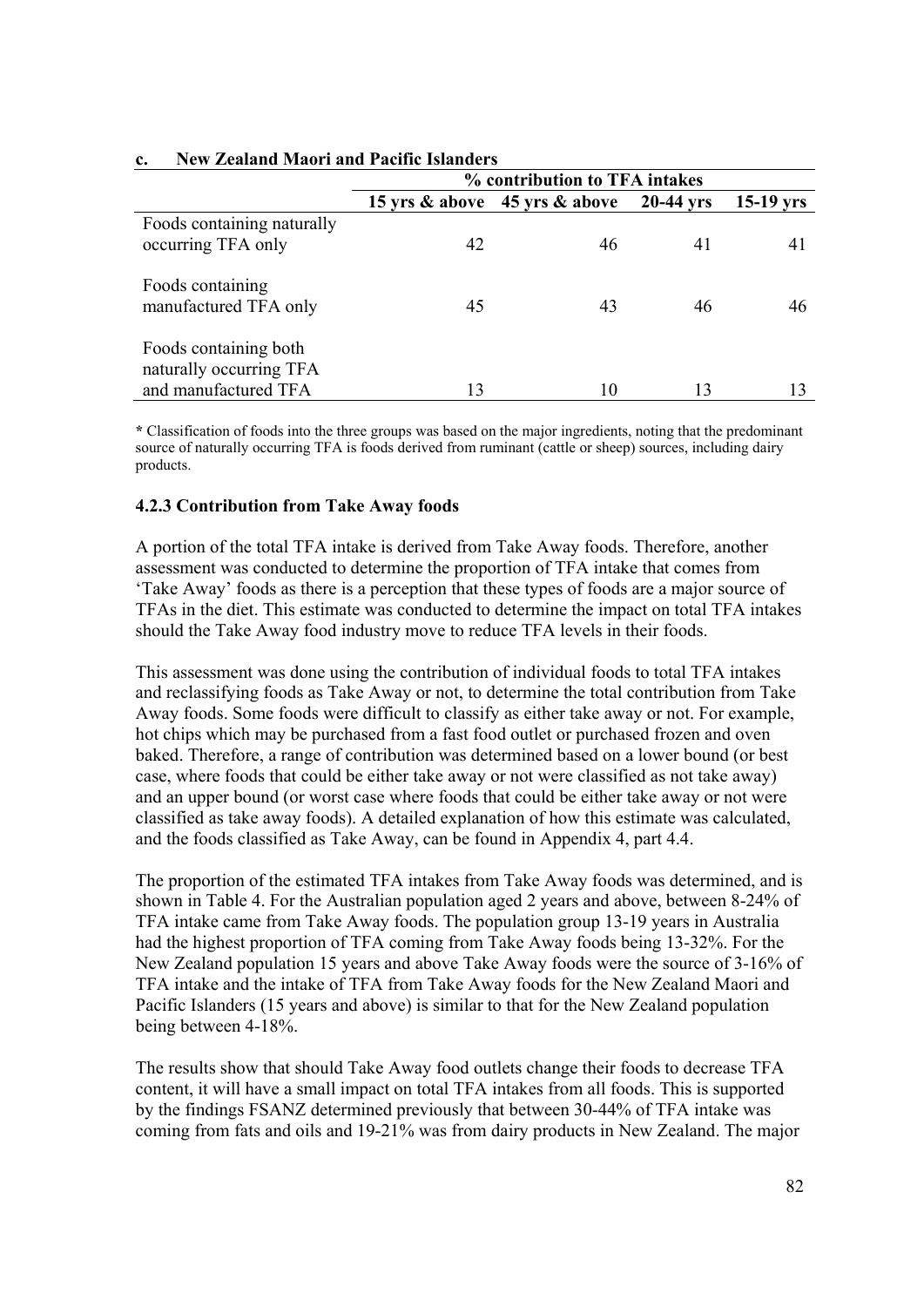**c. New Zealand Maori and Pacific Islanders**

| | % contribution to TFA intakes | | | |
|---|---|---|---|---|
| | 15 yrs & above | 45 yrs & above | 20-44 yrs | 15-19 yrs |
| Foods containing naturally occurring TFA only | 42 | 46 | 41 | 41 |
| Foods containing manufactured TFA only | 45 | 43 | 46 | 46 |
| Foods containing both naturally occurring TFA and manufactured TFA | 13 | 10 | 13 | 13 |

**\*** Classification of foods into the three groups was based on the major ingredients, noting that the predominant source of naturally occurring TFA is foods derived from ruminant (cattle or sheep) sources, including dairy products.

### 4.2.3 Contribution from Take Away foods

A portion of the total TFA intake is derived from Take Away foods. Therefore, another assessment was conducted to determine the proportion of TFA intake that comes from 'Take Away' foods as there is a perception that these types of foods are a major source of TFAs in the diet. This estimate was conducted to determine the impact on total TFA intakes should the Take Away food industry move to reduce TFA levels in their foods.

This assessment was done using the contribution of individual foods to total TFA intakes and reclassifying foods as Take Away or not, to determine the total contribution from Take Away foods. Some foods were difficult to classify as either take away or not. For example, hot chips which may be purchased from a fast food outlet or purchased frozen and oven baked. Therefore, a range of contribution was determined based on a lower bound (or best case, where foods that could be either take away or not were classified as not take away) and an upper bound (or worst case where foods that could be either take away or not were classified as take away foods). A detailed explanation of how this estimate was calculated, and the foods classified as Take Away, can be found in Appendix 4, part 4.4.

The proportion of the estimated TFA intakes from Take Away foods was determined, and is shown in Table 4. For the Australian population aged 2 years and above, between 8-24% of TFA intake came from Take Away foods. The population group 13-19 years in Australia had the highest proportion of TFA coming from Take Away foods being 13-32%. For the New Zealand population 15 years and above Take Away foods were the source of 3-16% of TFA intake and the intake of TFA from Take Away foods for the New Zealand Maori and Pacific Islanders (15 years and above) is similar to that for the New Zealand population being between 4-18%.

The results show that should Take Away food outlets change their foods to decrease TFA content, it will have a small impact on total TFA intakes from all foods. This is supported by the findings FSANZ determined previously that between 30-44% of TFA intake was coming from fats and oils and 19-21% was from dairy products in New Zealand. The major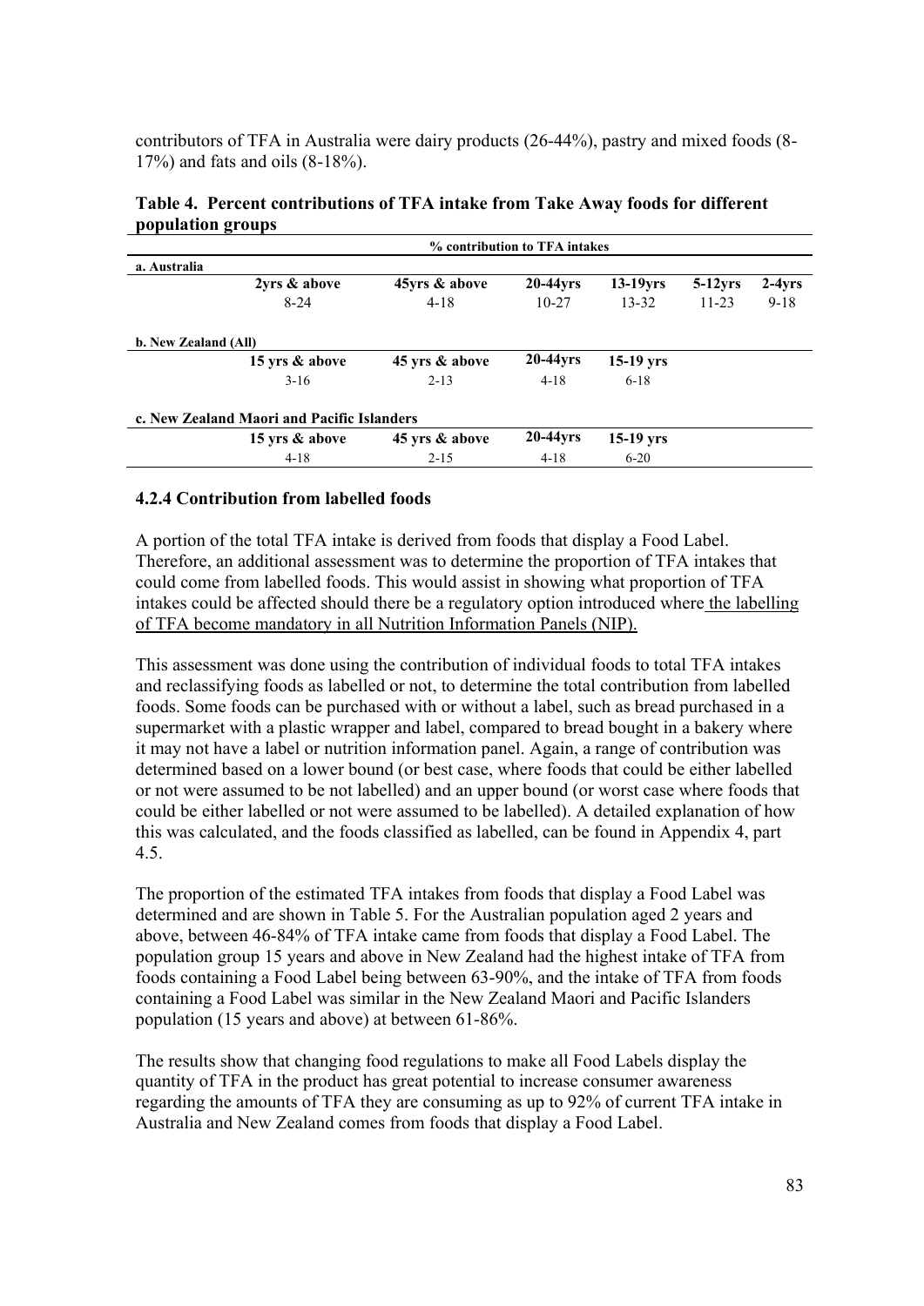contributors of TFA in Australia were dairy products (26-44%), pastry and mixed foods (8-17%) and fats and oils (8-18%).

**Table 4. Percent contributions of TFA intake from Take Away foods for different population groups**

| | % contribution to TFA intakes | | | | | |
|---|---|---|---|---|---|---|
| **a. Australia** | | | | | | |
| | **2yrs & above** | **45yrs & above** | **20-44yrs** | **13-19yrs** | **5-12yrs** | **2-4yrs** |
| | 8-24 | 4-18 | 10-27 | 13-32 | 11-23 | 9-18 |
| **b. New Zealand (All)** | | | | | | |
| | **15 yrs & above** | **45 yrs & above** | **20-44yrs** | **15-19 yrs** | | |
| | 3-16 | 2-13 | 4-18 | 6-18 | | |
| **c. New Zealand Maori and Pacific Islanders** | | | | | | |
| | **15 yrs & above** | **45 yrs & above** | **20-44yrs** | **15-19 yrs** | | |
| | 4-18 | 2-15 | 4-18 | 6-20 | | |

### 4.2.4 Contribution from labelled foods

A portion of the total TFA intake is derived from foods that display a Food Label. Therefore, an additional assessment was to determine the proportion of TFA intakes that could come from labelled foods. This would assist in showing what proportion of TFA intakes could be affected should there be a regulatory option introduced where the labelling of TFA become mandatory in all Nutrition Information Panels (NIP).

This assessment was done using the contribution of individual foods to total TFA intakes and reclassifying foods as labelled or not, to determine the total contribution from labelled foods. Some foods can be purchased with or without a label, such as bread purchased in a supermarket with a plastic wrapper and label, compared to bread bought in a bakery where it may not have a label or nutrition information panel. Again, a range of contribution was determined based on a lower bound (or best case, where foods that could be either labelled or not were assumed to be not labelled) and an upper bound (or worst case where foods that could be either labelled or not were assumed to be labelled). A detailed explanation of how this was calculated, and the foods classified as labelled, can be found in Appendix 4, part 4.5.

The proportion of the estimated TFA intakes from foods that display a Food Label was determined and are shown in Table 5. For the Australian population aged 2 years and above, between 46-84% of TFA intake came from foods that display a Food Label. The population group 15 years and above in New Zealand had the highest intake of TFA from foods containing a Food Label being between 63-90%, and the intake of TFA from foods containing a Food Label was similar in the New Zealand Maori and Pacific Islanders population (15 years and above) at between 61-86%.

The results show that changing food regulations to make all Food Labels display the quantity of TFA in the product has great potential to increase consumer awareness regarding the amounts of TFA they are consuming as up to 92% of current TFA intake in Australia and New Zealand comes from foods that display a Food Label.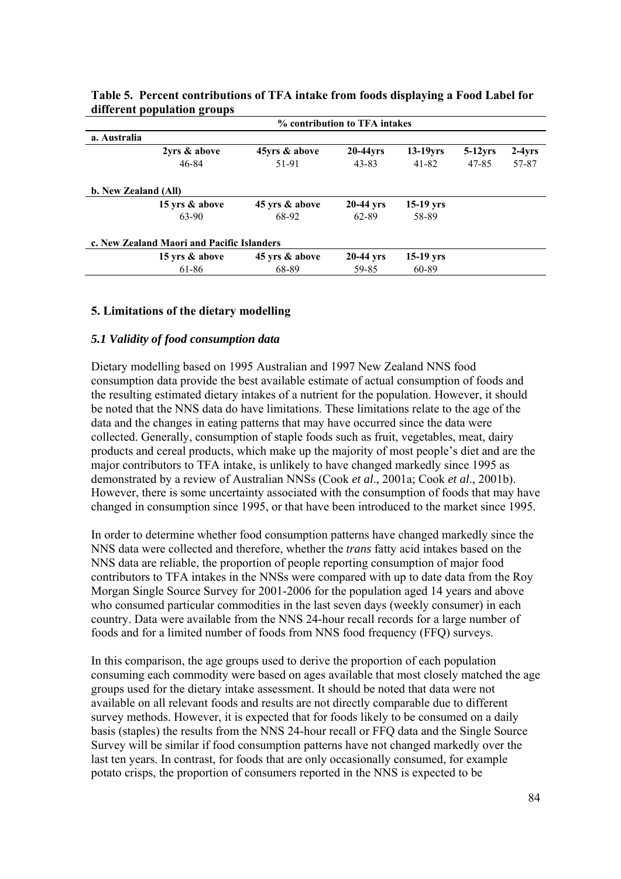**Table 5. Percent contributions of TFA intake from foods displaying a Food Label for different population groups**

| % contribution to TFA intakes | | | | | |
|---|---|---|---|---|---|
| **a. Australia** | | | | | |
| **2yrs & above** | **45yrs & above** | **20-44yrs** | **13-19yrs** | **5-12yrs** | **2-4yrs** |
| 46-84 | 51-91 | 43-83 | 41-82 | 47-85 | 57-87 |
| **b. New Zealand (All)** | | | | | |
| **15 yrs & above** | **45 yrs & above** | **20-44 yrs** | **15-19 yrs** | | |
| 63-90 | 68-92 | 62-89 | 58-89 | | |
| **c. New Zealand Maori and Pacific Islanders** | | | | | |
| **15 yrs & above** | **45 yrs & above** | **20-44 yrs** | **15-19 yrs** | | |
| 61-86 | 68-89 | 59-85 | 60-89 | | |

## 5. Limitations of the dietary modelling

### *5.1 Validity of food consumption data*

Dietary modelling based on 1995 Australian and 1997 New Zealand NNS food consumption data provide the best available estimate of actual consumption of foods and the resulting estimated dietary intakes of a nutrient for the population. However, it should be noted that the NNS data do have limitations. These limitations relate to the age of the data and the changes in eating patterns that may have occurred since the data were collected. Generally, consumption of staple foods such as fruit, vegetables, meat, dairy products and cereal products, which make up the majority of most people's diet and are the major contributors to TFA intake, is unlikely to have changed markedly since 1995 as demonstrated by a review of Australian NNSs (Cook *et al*., 2001a; Cook *et al*., 2001b). However, there is some uncertainty associated with the consumption of foods that may have changed in consumption since 1995, or that have been introduced to the market since 1995.

In order to determine whether food consumption patterns have changed markedly since the NNS data were collected and therefore, whether the *trans* fatty acid intakes based on the NNS data are reliable, the proportion of people reporting consumption of major food contributors to TFA intakes in the NNSs were compared with up to date data from the Roy Morgan Single Source Survey for 2001-2006 for the population aged 14 years and above who consumed particular commodities in the last seven days (weekly consumer) in each country. Data were available from the NNS 24-hour recall records for a large number of foods and for a limited number of foods from NNS food frequency (FFQ) surveys.

In this comparison, the age groups used to derive the proportion of each population consuming each commodity were based on ages available that most closely matched the age groups used for the dietary intake assessment. It should be noted that data were not available on all relevant foods and results are not directly comparable due to different survey methods. However, it is expected that for foods likely to be consumed on a daily basis (staples) the results from the NNS 24-hour recall or FFQ data and the Single Source Survey will be similar if food consumption patterns have not changed markedly over the last ten years. In contrast, for foods that are only occasionally consumed, for example potato crisps, the proportion of consumers reported in the NNS is expected to be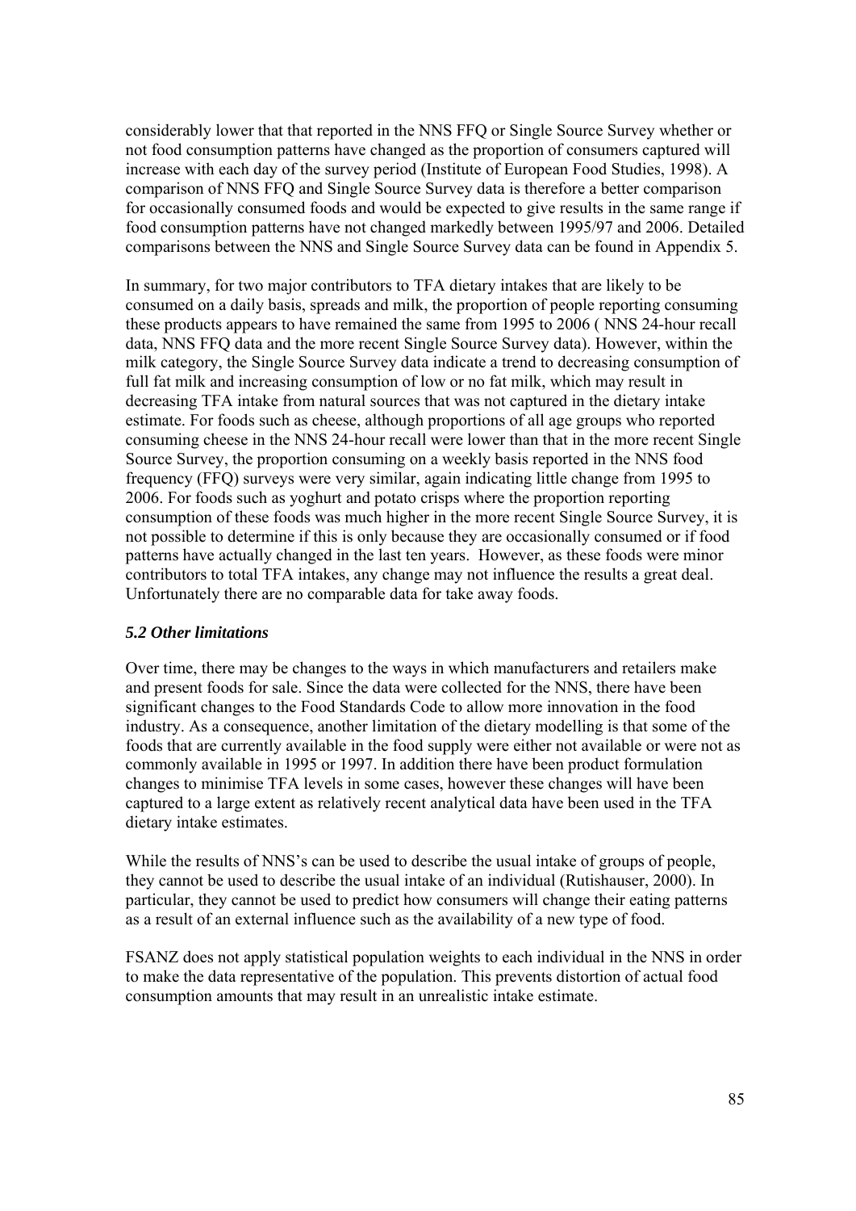considerably lower that that reported in the NNS FFQ or Single Source Survey whether or not food consumption patterns have changed as the proportion of consumers captured will increase with each day of the survey period (Institute of European Food Studies, 1998). A comparison of NNS FFQ and Single Source Survey data is therefore a better comparison for occasionally consumed foods and would be expected to give results in the same range if food consumption patterns have not changed markedly between 1995/97 and 2006. Detailed comparisons between the NNS and Single Source Survey data can be found in Appendix 5.

In summary, for two major contributors to TFA dietary intakes that are likely to be consumed on a daily basis, spreads and milk, the proportion of people reporting consuming these products appears to have remained the same from 1995 to 2006 ( NNS 24-hour recall data, NNS FFQ data and the more recent Single Source Survey data). However, within the milk category, the Single Source Survey data indicate a trend to decreasing consumption of full fat milk and increasing consumption of low or no fat milk, which may result in decreasing TFA intake from natural sources that was not captured in the dietary intake estimate. For foods such as cheese, although proportions of all age groups who reported consuming cheese in the NNS 24-hour recall were lower than that in the more recent Single Source Survey, the proportion consuming on a weekly basis reported in the NNS food frequency (FFQ) surveys were very similar, again indicating little change from 1995 to 2006. For foods such as yoghurt and potato crisps where the proportion reporting consumption of these foods was much higher in the more recent Single Source Survey, it is not possible to determine if this is only because they are occasionally consumed or if food patterns have actually changed in the last ten years. However, as these foods were minor contributors to total TFA intakes, any change may not influence the results a great deal. Unfortunately there are no comparable data for take away foods.

### *5.2 Other limitations*

Over time, there may be changes to the ways in which manufacturers and retailers make and present foods for sale. Since the data were collected for the NNS, there have been significant changes to the Food Standards Code to allow more innovation in the food industry. As a consequence, another limitation of the dietary modelling is that some of the foods that are currently available in the food supply were either not available or were not as commonly available in 1995 or 1997. In addition there have been product formulation changes to minimise TFA levels in some cases, however these changes will have been captured to a large extent as relatively recent analytical data have been used in the TFA dietary intake estimates.

While the results of NNS's can be used to describe the usual intake of groups of people, they cannot be used to describe the usual intake of an individual (Rutishauser, 2000). In particular, they cannot be used to predict how consumers will change their eating patterns as a result of an external influence such as the availability of a new type of food.

FSANZ does not apply statistical population weights to each individual in the NNS in order to make the data representative of the population. This prevents distortion of actual food consumption amounts that may result in an unrealistic intake estimate.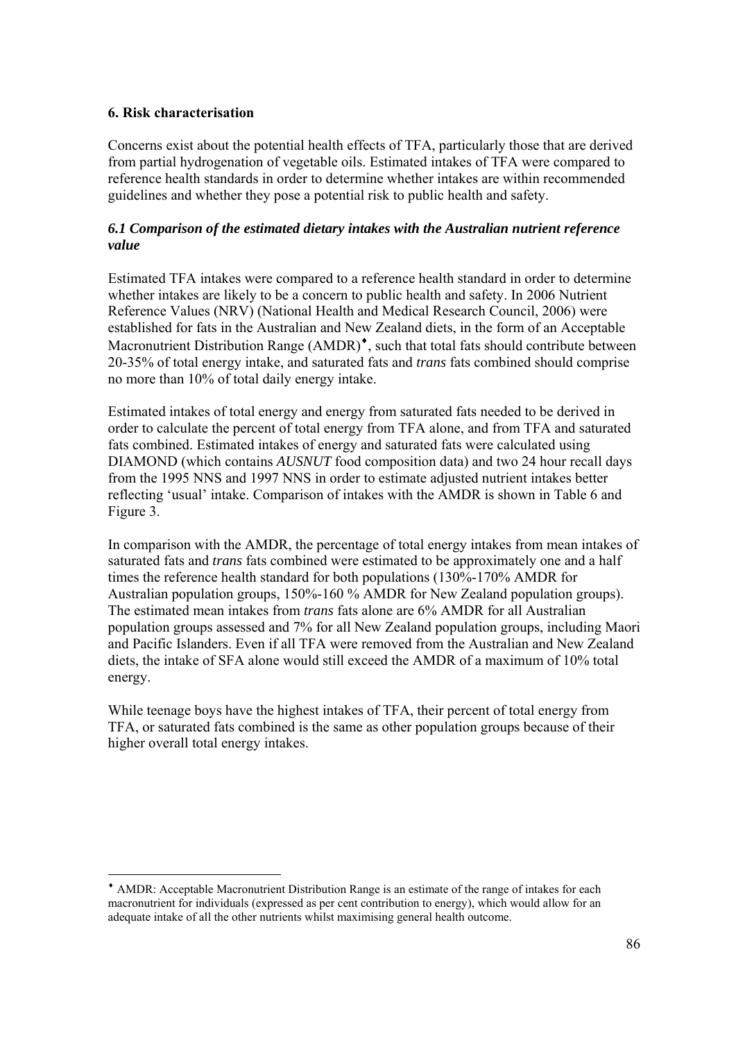## 6. Risk characterisation

Concerns exist about the potential health effects of TFA, particularly those that are derived from partial hydrogenation of vegetable oils. Estimated intakes of TFA were compared to reference health standards in order to determine whether intakes are within recommended guidelines and whether they pose a potential risk to public health and safety.

### *6.1 Comparison of the estimated dietary intakes with the Australian nutrient reference value*

Estimated TFA intakes were compared to a reference health standard in order to determine whether intakes are likely to be a concern to public health and safety. In 2006 Nutrient Reference Values (NRV) (National Health and Medical Research Council, 2006) were established for fats in the Australian and New Zealand diets, in the form of an Acceptable Macronutrient Distribution Range (AMDR)[♦], such that total fats should contribute between 20-35% of total energy intake, and saturated fats and *trans* fats combined should comprise no more than 10% of total daily energy intake.

Estimated intakes of total energy and energy from saturated fats needed to be derived in order to calculate the percent of total energy from TFA alone, and from TFA and saturated fats combined. Estimated intakes of energy and saturated fats were calculated using DIAMOND (which contains *AUSNUT* food composition data) and two 24 hour recall days from the 1995 NNS and 1997 NNS in order to estimate adjusted nutrient intakes better reflecting 'usual' intake. Comparison of intakes with the AMDR is shown in Table 6 and Figure 3.

In comparison with the AMDR, the percentage of total energy intakes from mean intakes of saturated fats and *trans* fats combined were estimated to be approximately one and a half times the reference health standard for both populations (130%-170% AMDR for Australian population groups, 150%-160 % AMDR for New Zealand population groups). The estimated mean intakes from *trans* fats alone are 6% AMDR for all Australian population groups assessed and 7% for all New Zealand population groups, including Maori and Pacific Islanders. Even if all TFA were removed from the Australian and New Zealand diets, the intake of SFA alone would still exceed the AMDR of a maximum of 10% total energy.

While teenage boys have the highest intakes of TFA, their percent of total energy from TFA, or saturated fats combined is the same as other population groups because of their higher overall total energy intakes.

---

[♦] AMDR: Acceptable Macronutrient Distribution Range is an estimate of the range of intakes for each macronutrient for individuals (expressed as per cent contribution to energy), which would allow for an adequate intake of all the other nutrients whilst maximising general health outcome.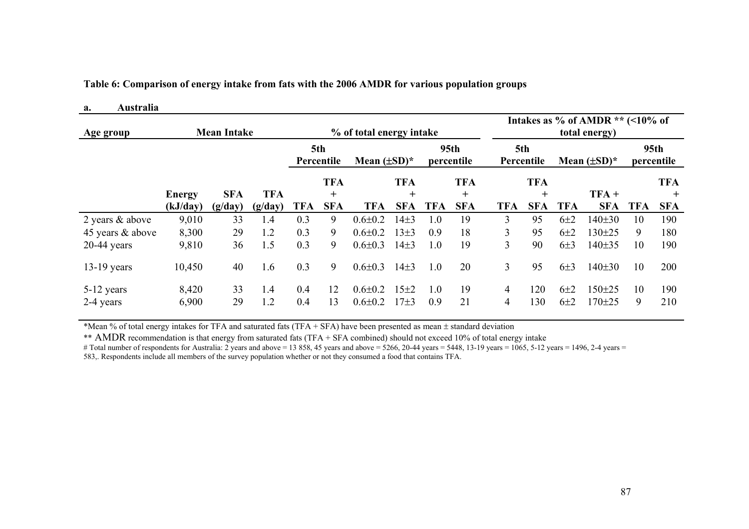**Table 6: Comparison of energy intake from fats with the 2006 AMDR for various population groups**

**a. Australia**

| Age group | Mean Intake | | | % of total energy intake | | | | | | Intakes as % of AMDR ** (<10% of total energy) | | | | | |
|---|---|---|---|---|---|---|---|---|---|---|---|---|---|---|---|
| | | | | 5th Percentile | | Mean (±SD)* | | 95th percentile | | 5th Percentile | | Mean (±SD)* | | 95th percentile | |
| | Energy (kJ/day) | SFA (g/day) | TFA (g/day) | TFA | TFA + SFA | TFA | TFA + SFA | TFA | TFA + SFA | TFA | TFA + SFA | TFA | TFA + SFA | TFA | TFA + SFA |
| 2 years & above | 9,010 | 33 | 1.4 | 0.3 | 9 | 0.6±0.2 | 14±3 | 1.0 | 19 | 3 | 95 | 6±2 | 140±30 | 10 | 190 |
| 45 years & above | 8,300 | 29 | 1.2 | 0.3 | 9 | 0.6±0.2 | 13±3 | 0.9 | 18 | 3 | 95 | 6±2 | 130±25 | 9 | 180 |
| 20-44 years | 9,810 | 36 | 1.5 | 0.3 | 9 | 0.6±0.3 | 14±3 | 1.0 | 19 | 3 | 90 | 6±3 | 140±35 | 10 | 190 |
| 13-19 years | 10,450 | 40 | 1.6 | 0.3 | 9 | 0.6±0.3 | 14±3 | 1.0 | 20 | 3 | 95 | 6±3 | 140±30 | 10 | 200 |
| 5-12 years | 8,420 | 33 | 1.4 | 0.4 | 12 | 0.6±0.2 | 15±2 | 1.0 | 19 | 4 | 120 | 6±2 | 150±25 | 10 | 190 |
| 2-4 years | 6,900 | 29 | 1.2 | 0.4 | 13 | 0.6±0.2 | 17±3 | 0.9 | 21 | 4 | 130 | 6±2 | 170±25 | 9 | 210 |

*Mean % of total energy intakes for TFA and saturated fats (TFA + SFA) have been presented as mean ± standard deviation

** AMDR recommendation is that energy from saturated fats (TFA + SFA combined) should not exceed 10% of total energy intake

# Total number of respondents for Australia: 2 years and above = 13 858, 45 years and above = 5266, 20-44 years = 5448, 13-19 years = 1065, 5-12 years = 1496, 2-4 years = 583,. Respondents include all members of the survey population whether or not they consumed a food that contains TFA.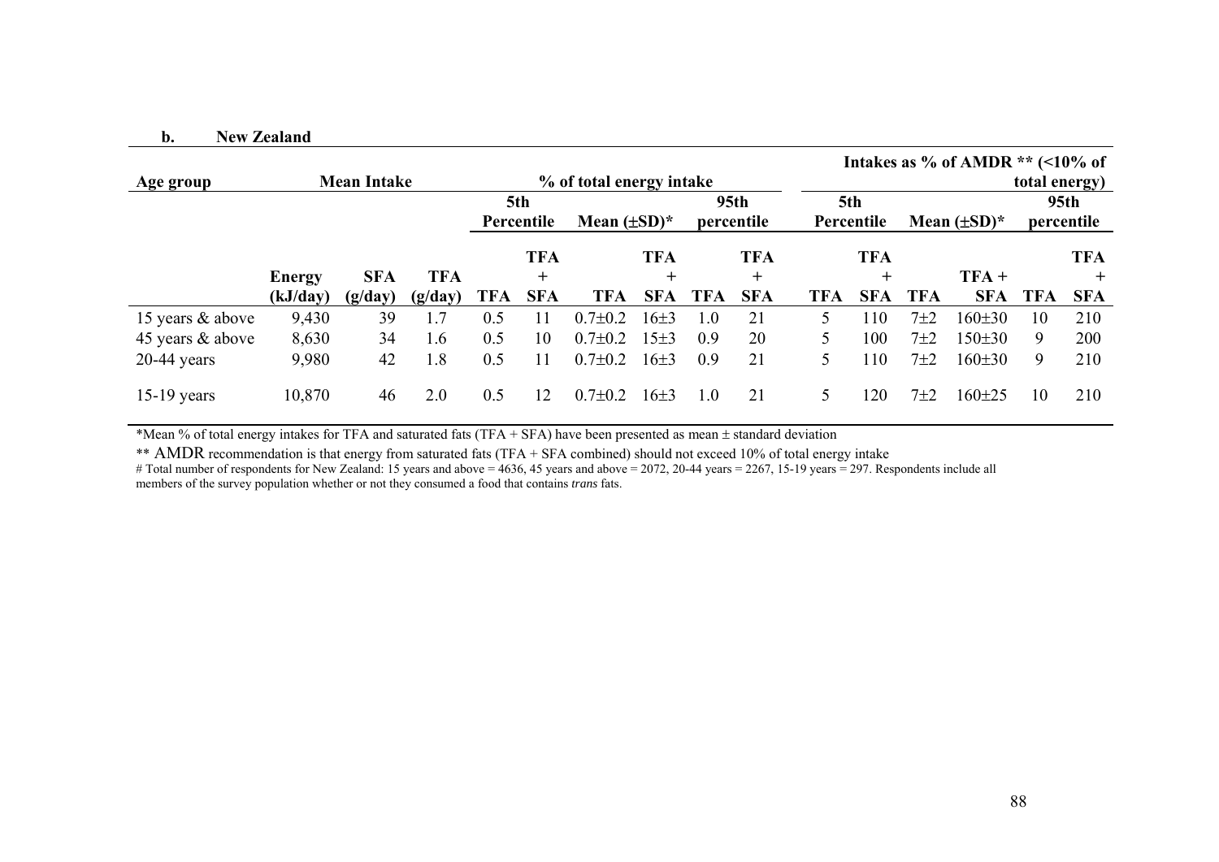**b. New Zealand**

| Age group | Mean Intake | | | % of total energy intake | | | | | | Intakes as % of AMDR ** (<10% of total energy) | | | | | |
|---|---|---|---|---|---|---|---|---|---|---|---|---|---|---|---|
| | | | | 5th Percentile | | Mean (±SD)* | | 95th percentile | | 5th Percentile | | Mean (±SD)* | | 95th percentile | |
| | Energy (kJ/day) | SFA (g/day) | TFA (g/day) | TFA | TFA + SFA | TFA | TFA + SFA | TFA | TFA + SFA | TFA | TFA + SFA | TFA | TFA + SFA | TFA | TFA + SFA |
| 15 years & above | 9,430 | 39 | 1.7 | 0.5 | 11 | 0.7±0.2 | 16±3 | 1.0 | 21 | 5 | 110 | 7±2 | 160±30 | 10 | 210 |
| 45 years & above | 8,630 | 34 | 1.6 | 0.5 | 10 | 0.7±0.2 | 15±3 | 0.9 | 20 | 5 | 100 | 7±2 | 150±30 | 9 | 200 |
| 20-44 years | 9,980 | 42 | 1.8 | 0.5 | 11 | 0.7±0.2 | 16±3 | 0.9 | 21 | 5 | 110 | 7±2 | 160±30 | 9 | 210 |
| 15-19 years | 10,870 | 46 | 2.0 | 0.5 | 12 | 0.7±0.2 | 16±3 | 1.0 | 21 | 5 | 120 | 7±2 | 160±25 | 10 | 210 |

*Mean % of total energy intakes for TFA and saturated fats (TFA + SFA) have been presented as mean ± standard deviation

** AMDR recommendation is that energy from saturated fats (TFA + SFA combined) should not exceed 10% of total energy intake

# Total number of respondents for New Zealand: 15 years and above = 4636, 45 years and above = 2072, 20-44 years = 2267, 15-19 years = 297. Respondents include all members of the survey population whether or not they consumed a food that contains *trans* fats.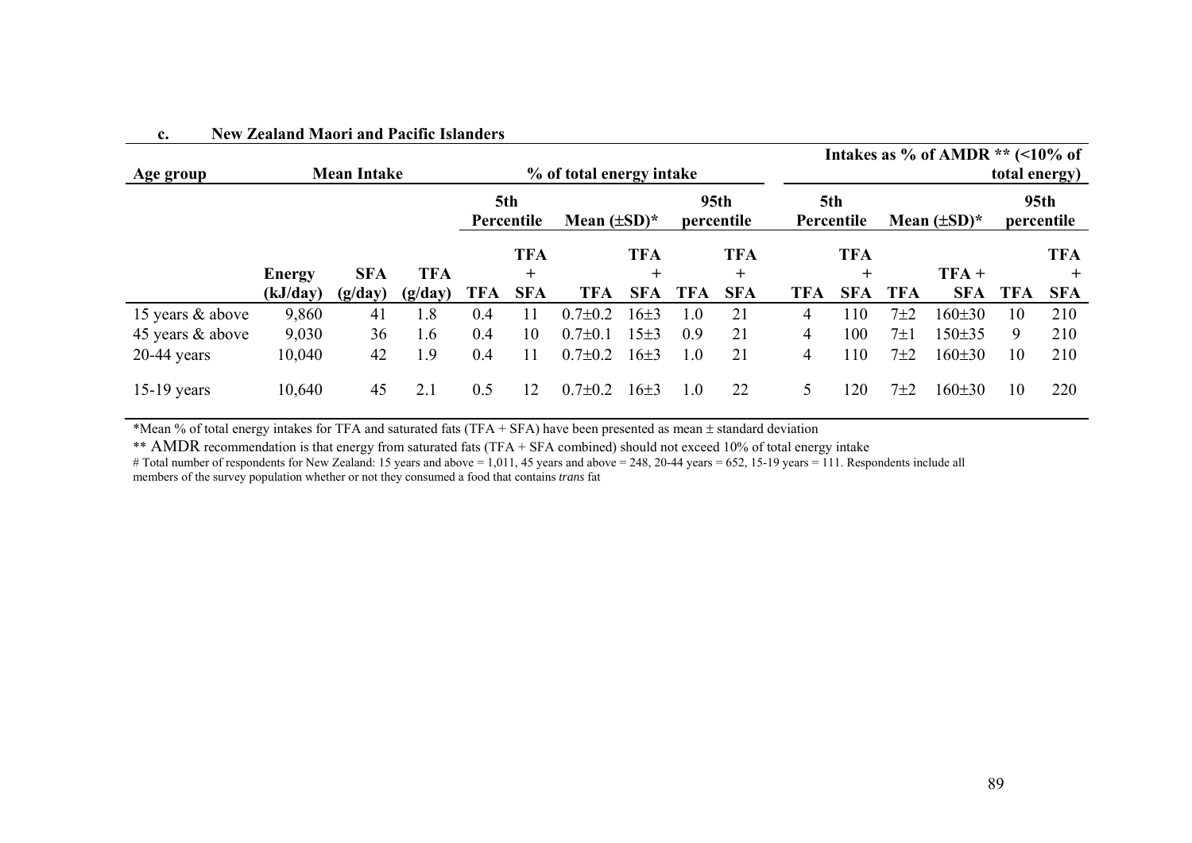**c. New Zealand Maori and Pacific Islanders**

| Age group | Mean Intake | | | % of total energy intake | | | | | | Intakes as % of AMDR ** (<10% of total energy) | | | | | |
|---|---|---|---|---|---|---|---|---|---|---|---|---|---|---|---|
| | | | | 5th Percentile | | Mean (±SD)* | | 95th percentile | | 5th Percentile | | Mean (±SD)* | | 95th percentile | |
| | Energy (kJ/day) | SFA (g/day) | TFA (g/day) | TFA | TFA + SFA | TFA | TFA + SFA | TFA | TFA + SFA | TFA | TFA + SFA | TFA | TFA + SFA | TFA | TFA + SFA |
| 15 years & above | 9,860 | 41 | 1.8 | 0.4 | 11 | 0.7±0.2 | 16±3 | 1.0 | 21 | 4 | 110 | 7±2 | 160±30 | 10 | 210 |
| 45 years & above | 9,030 | 36 | 1.6 | 0.4 | 10 | 0.7±0.1 | 15±3 | 0.9 | 21 | 4 | 100 | 7±1 | 150±35 | 9 | 210 |
| 20-44 years | 10,040 | 42 | 1.9 | 0.4 | 11 | 0.7±0.2 | 16±3 | 1.0 | 21 | 4 | 110 | 7±2 | 160±30 | 10 | 210 |
| 15-19 years | 10,640 | 45 | 2.1 | 0.5 | 12 | 0.7±0.2 | 16±3 | 1.0 | 22 | 5 | 120 | 7±2 | 160±30 | 10 | 220 |

*Mean % of total energy intakes for TFA and saturated fats (TFA + SFA) have been presented as mean ± standard deviation

** AMDR recommendation is that energy from saturated fats (TFA + SFA combined) should not exceed 10% of total energy intake

# Total number of respondents for New Zealand: 15 years and above = 1,011, 45 years and above = 248, 20-44 years = 652, 15-19 years = 111. Respondents include all members of the survey population whether or not they consumed a food that contains *trans* fat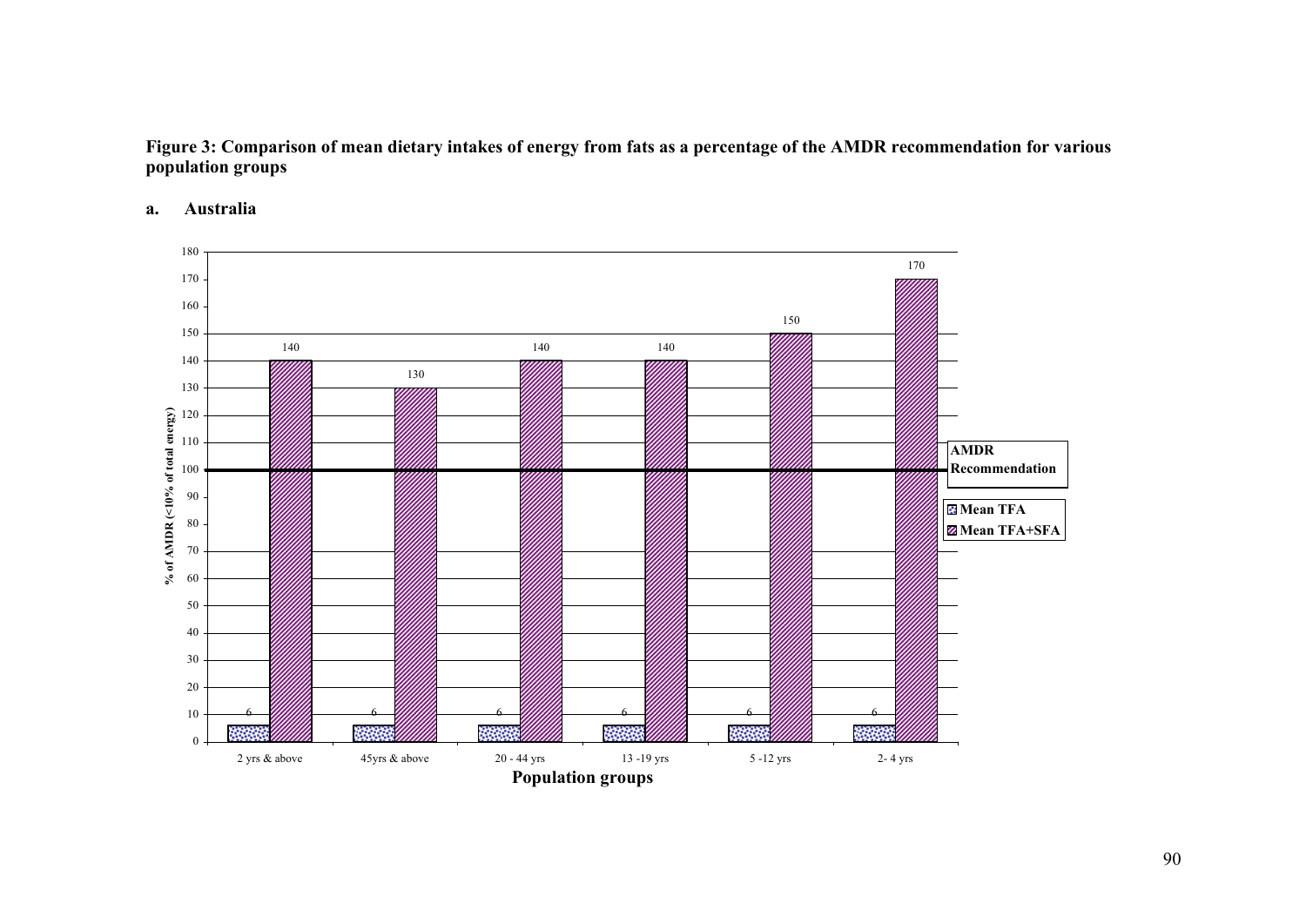**Figure 3: Comparison of mean dietary intakes of energy from fats as a percentage of the AMDR recommendation for various population groups**

**a. Australia**

| Population groups | Mean TFA | Mean TFA+SFA |
|---|---|---|
| 2 yrs & above | 6 | 140 |
| 45yrs & above | 6 | 130 |
| 20 - 44 yrs | 6 | 140 |
| 13 -19 yrs | 6 | 140 |
| 5 -12 yrs | 6 | 150 |
| 2- 4 yrs | 6 | 170 |

Y-axis: % of AMDR (<10% of total energy); AMDR Recommendation = 100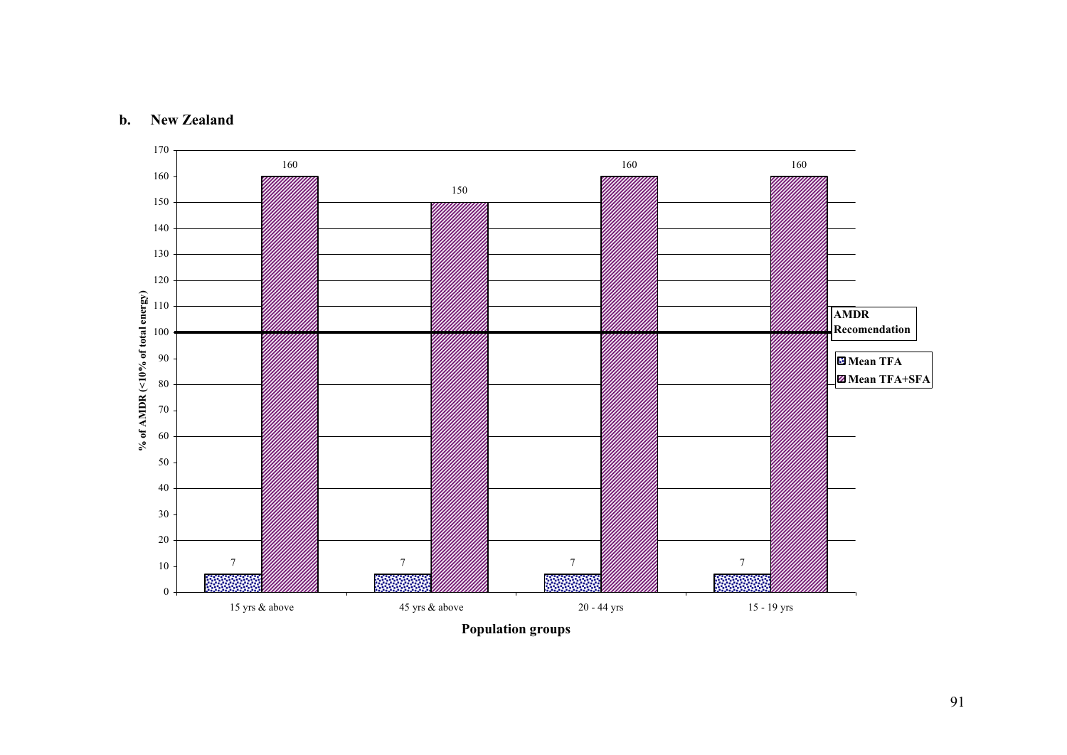**b. New Zealand**

| Population groups | Mean TFA | Mean TFA+SFA |
|---|---|---|
| 15 yrs & above | 7 | 160 |
| 45 yrs & above | 7 | 150 |
| 20 - 44 yrs | 7 | 160 |
| 15 - 19 yrs | 7 | 160 |

Y-axis: % of AMDR (<10% of total energy)

X-axis: Population groups

AMDR Recomendation: 100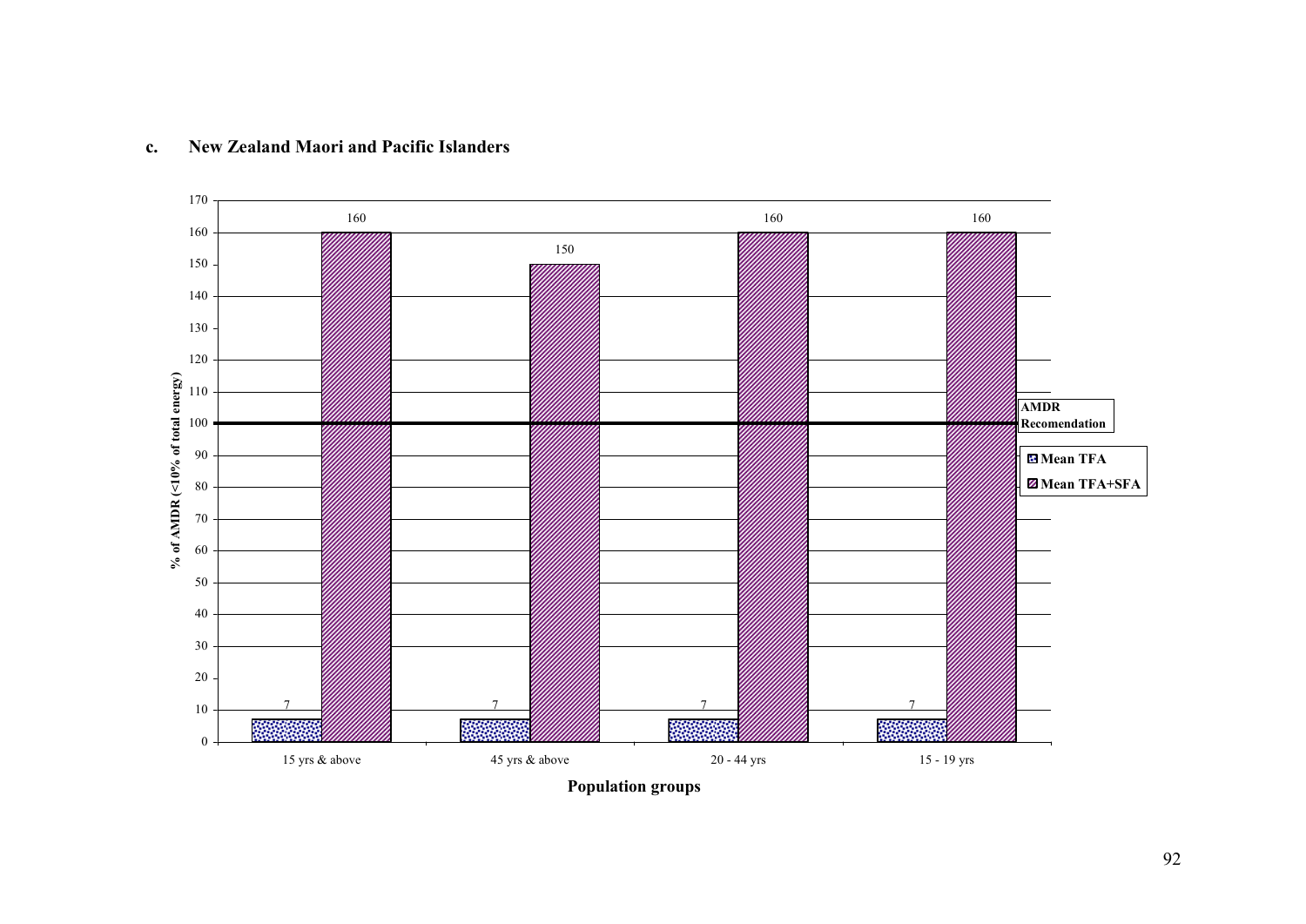**c. New Zealand Maori and Pacific Islanders**

| Population groups | Mean TFA | Mean TFA+SFA |
|---|---|---|
| 15 yrs & above | 7 | 160 |
| 45 yrs & above | 7 | 150 |
| 20 - 44 yrs | 7 | 160 |
| 15 - 19 yrs | 7 | 160 |

Y-axis: % of AMDR (<10% of total energy); AMDR Recomendation = 100

X-axis: Population groups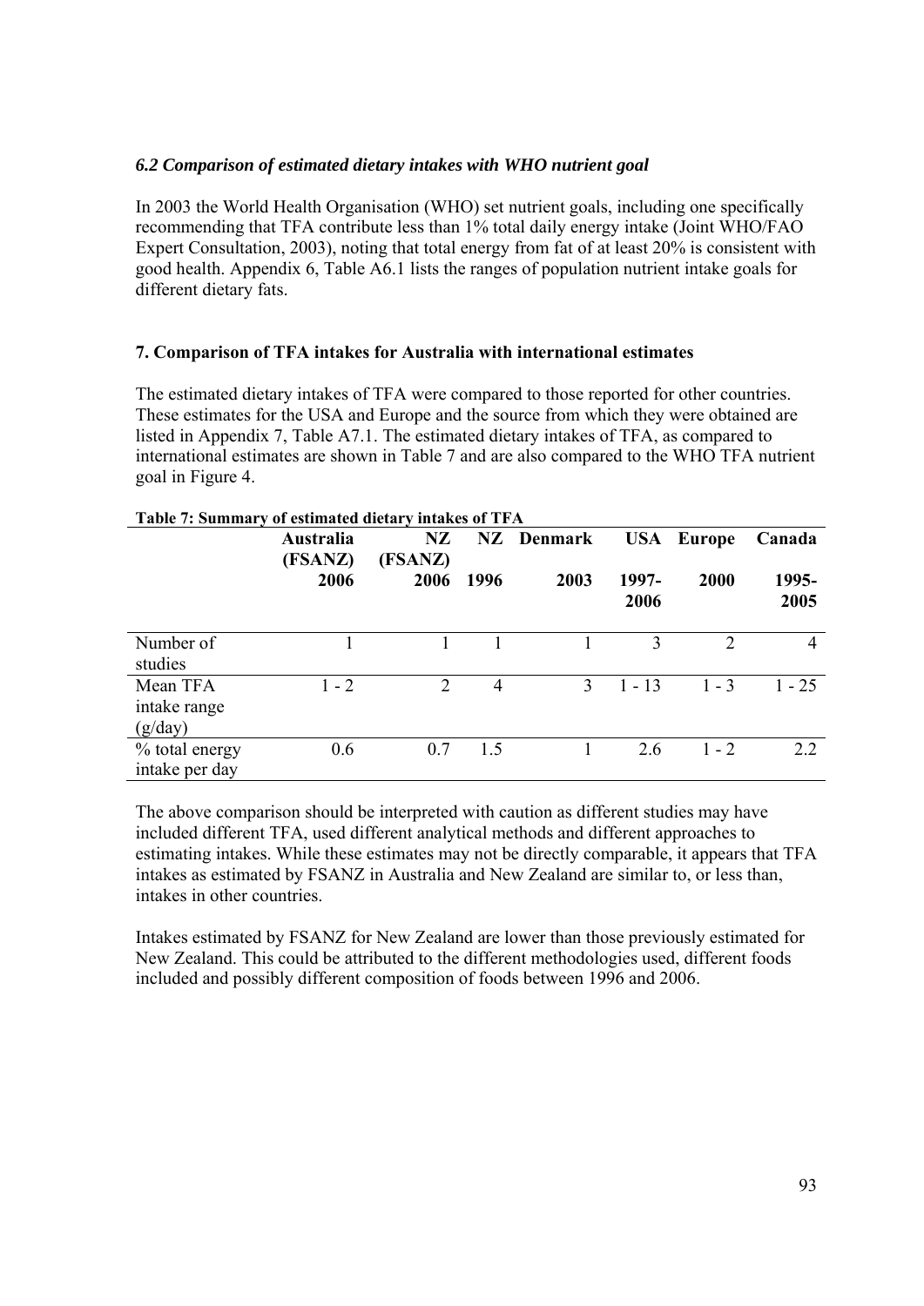### *6.2 Comparison of estimated dietary intakes with WHO nutrient goal*

In 2003 the World Health Organisation (WHO) set nutrient goals, including one specifically recommending that TFA contribute less than 1% total daily energy intake (Joint WHO/FAO Expert Consultation, 2003), noting that total energy from fat of at least 20% is consistent with good health. Appendix 6, Table A6.1 lists the ranges of population nutrient intake goals for different dietary fats.

## 7. Comparison of TFA intakes for Australia with international estimates

The estimated dietary intakes of TFA were compared to those reported for other countries. These estimates for the USA and Europe and the source from which they were obtained are listed in Appendix 7, Table A7.1. The estimated dietary intakes of TFA, as compared to international estimates are shown in Table 7 and are also compared to the WHO TFA nutrient goal in Figure 4.

**Table 7: Summary of estimated dietary intakes of TFA**

| | **Australia (FSANZ)** | **NZ (FSANZ)** | **NZ** | **Denmark** | **USA** | **Europe** | **Canada** |
|---|---|---|---|---|---|---|---|
| | **2006** | **2006** | **1996** | **2003** | **1997-2006** | **2000** | **1995-2005** |
| Number of studies | 1 | 1 | 1 | 1 | 3 | 2 | 4 |
| Mean TFA intake range (g/day) | 1 - 2 | 2 | 4 | 3 | 1 - 13 | 1 - 3 | 1 - 25 |
| % total energy intake per day | 0.6 | 0.7 | 1.5 | 1 | 2.6 | 1 - 2 | 2.2 |

The above comparison should be interpreted with caution as different studies may have included different TFA, used different analytical methods and different approaches to estimating intakes. While these estimates may not be directly comparable, it appears that TFA intakes as estimated by FSANZ in Australia and New Zealand are similar to, or less than, intakes in other countries.

Intakes estimated by FSANZ for New Zealand are lower than those previously estimated for New Zealand. This could be attributed to the different methodologies used, different foods included and possibly different composition of foods between 1996 and 2006.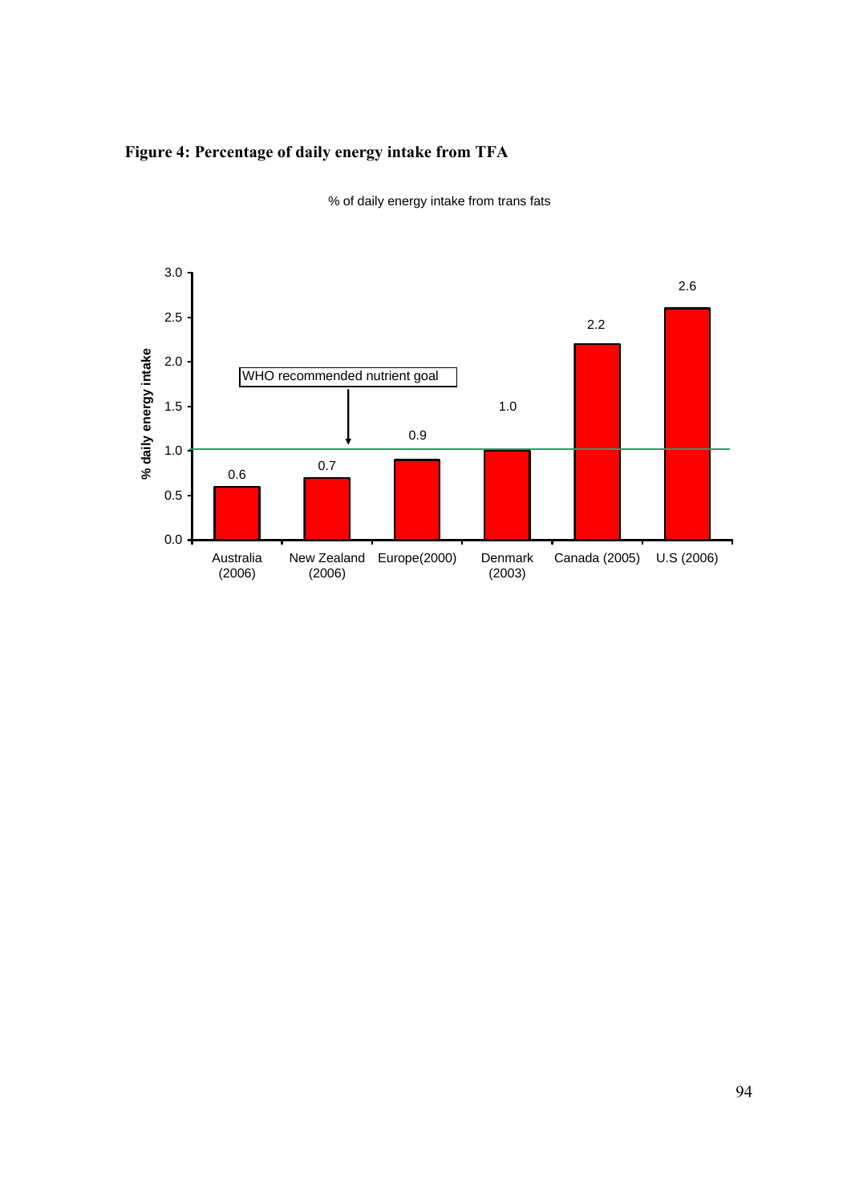**Figure 4: Percentage of daily energy intake from TFA**

% of daily energy intake from trans fats

| | % daily energy intake |
|---|---|
| Australia (2006) | 0.6 |
| New Zealand (2006) | 0.7 |
| Europe(2000) | 0.9 |
| Denmark (2003) | 1.0 |
| Canada (2005) | 2.2 |
| U.S (2006) | 2.6 |

WHO recommended nutrient goal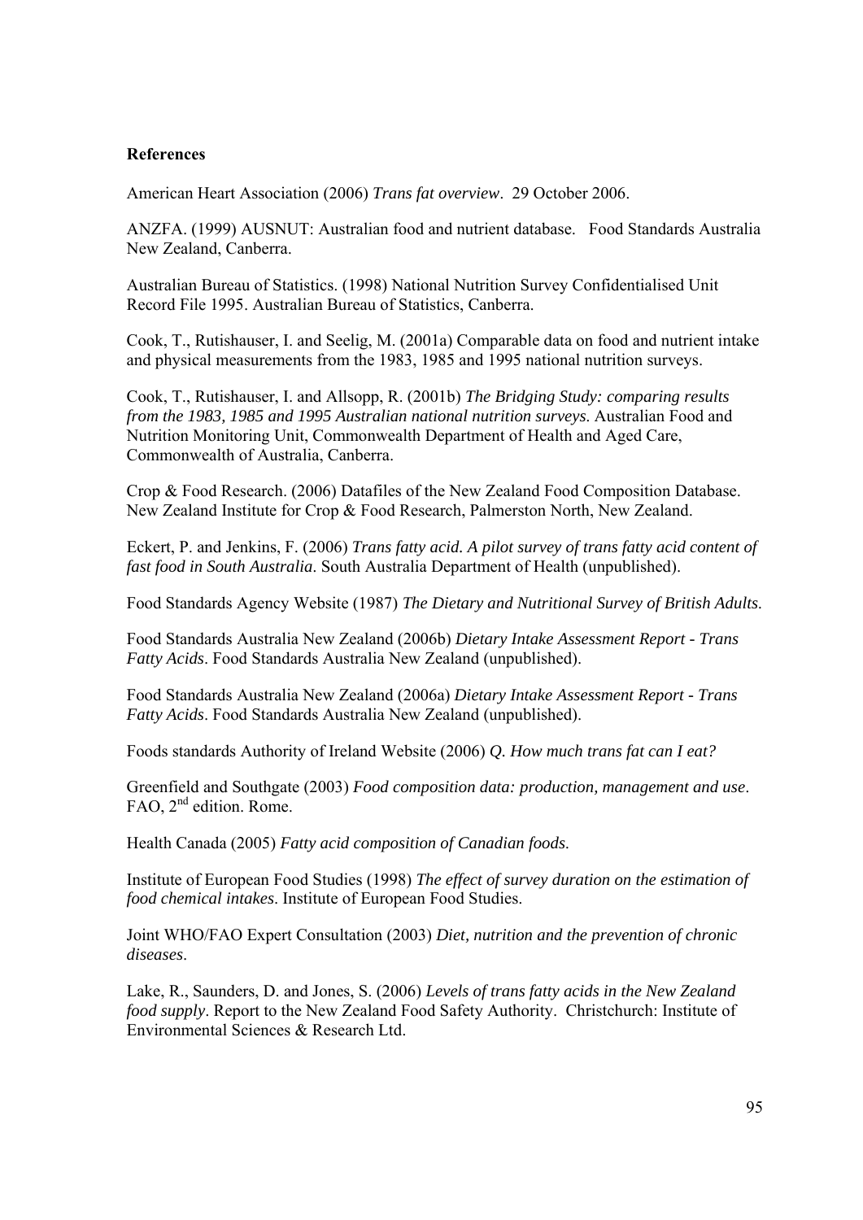**References**

American Heart Association (2006) *Trans fat overview*. 29 October 2006.

ANZFA. (1999) AUSNUT: Australian food and nutrient database. Food Standards Australia New Zealand, Canberra.

Australian Bureau of Statistics. (1998) National Nutrition Survey Confidentialised Unit Record File 1995. Australian Bureau of Statistics, Canberra.

Cook, T., Rutishauser, I. and Seelig, M. (2001a) Comparable data on food and nutrient intake and physical measurements from the 1983, 1985 and 1995 national nutrition surveys.

Cook, T., Rutishauser, I. and Allsopp, R. (2001b) *The Bridging Study: comparing results from the 1983, 1985 and 1995 Australian national nutrition surveys*. Australian Food and Nutrition Monitoring Unit, Commonwealth Department of Health and Aged Care, Commonwealth of Australia, Canberra.

Crop & Food Research. (2006) Datafiles of the New Zealand Food Composition Database. New Zealand Institute for Crop & Food Research, Palmerston North, New Zealand.

Eckert, P. and Jenkins, F. (2006) *Trans fatty acid. A pilot survey of trans fatty acid content of fast food in South Australia*. South Australia Department of Health (unpublished).

Food Standards Agency Website (1987) *The Dietary and Nutritional Survey of British Adults.*

Food Standards Australia New Zealand (2006b) *Dietary Intake Assessment Report - Trans Fatty Acids*. Food Standards Australia New Zealand (unpublished).

Food Standards Australia New Zealand (2006a) *Dietary Intake Assessment Report - Trans Fatty Acids*. Food Standards Australia New Zealand (unpublished).

Foods standards Authority of Ireland Website (2006) *Q. How much trans fat can I eat?*

Greenfield and Southgate (2003) *Food composition data: production, management and use*. FAO, 2nd edition. Rome.

Health Canada (2005) *Fatty acid composition of Canadian foods.*

Institute of European Food Studies (1998) *The effect of survey duration on the estimation of food chemical intakes*. Institute of European Food Studies.

Joint WHO/FAO Expert Consultation (2003) *Diet, nutrition and the prevention of chronic diseases*.

Lake, R., Saunders, D. and Jones, S. (2006) *Levels of trans fatty acids in the New Zealand food supply*. Report to the New Zealand Food Safety Authority. Christchurch: Institute of Environmental Sciences & Research Ltd.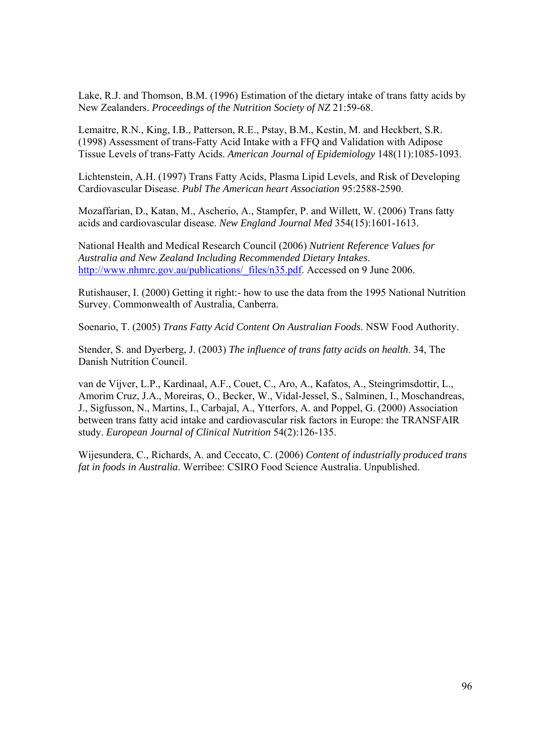Lake, R.J. and Thomson, B.M. (1996) Estimation of the dietary intake of trans fatty acids by New Zealanders. *Proceedings of the Nutrition Society of NZ* 21:59-68.

Lemaitre, R.N., King, I.B., Patterson, R.E., Pstay, B.M., Kestin, M. and Heckbert, S.R. (1998) Assessment of trans-Fatty Acid Intake with a FFQ and Validation with Adipose Tissue Levels of trans-Fatty Acids. *American Journal of Epidemiology* 148(11):1085-1093.

Lichtenstein, A.H. (1997) Trans Fatty Acids, Plasma Lipid Levels, and Risk of Developing Cardiovascular Disease. *Publ The American heart Association* 95:2588-2590.

Mozaffarian, D., Katan, M., Ascherio, A., Stampfer, P. and Willett, W. (2006) Trans fatty acids and cardiovascular disease. *New England Journal Med* 354(15):1601-1613.

National Health and Medical Research Council (2006) *Nutrient Reference Values for Australia and New Zealand Including Recommended Dietary Intakes*. http://www.nhmrc.gov.au/publications/_files/n35.pdf. Accessed on 9 June 2006.

Rutishauser, I. (2000) Getting it right:- how to use the data from the 1995 National Nutrition Survey. Commonwealth of Australia, Canberra.

Soenario, T. (2005) *Trans Fatty Acid Content On Australian Foods*. NSW Food Authority.

Stender, S. and Dyerberg, J. (2003) *The influence of trans fatty acids on health*. 34, The Danish Nutrition Council.

van de Vijver, L.P., Kardinaal, A.F., Couet, C., Aro, A., Kafatos, A., Steingrimsdottir, L., Amorim Cruz, J.A., Moreiras, O., Becker, W., Vidal-Jessel, S., Salminen, I., Moschandreas, J., Sigfusson, N., Martins, I., Carbajal, A., Ytterfors, A. and Poppel, G. (2000) Association between trans fatty acid intake and cardiovascular risk factors in Europe: the TRANSFAIR study. *European Journal of Clinical Nutrition* 54(2):126-135.

Wijesundera, C., Richards, A. and Ceccato, C. (2006) *Content of industrially produced trans fat in foods in Australia*. Werribee: CSIRO Food Science Australia. Unpublished.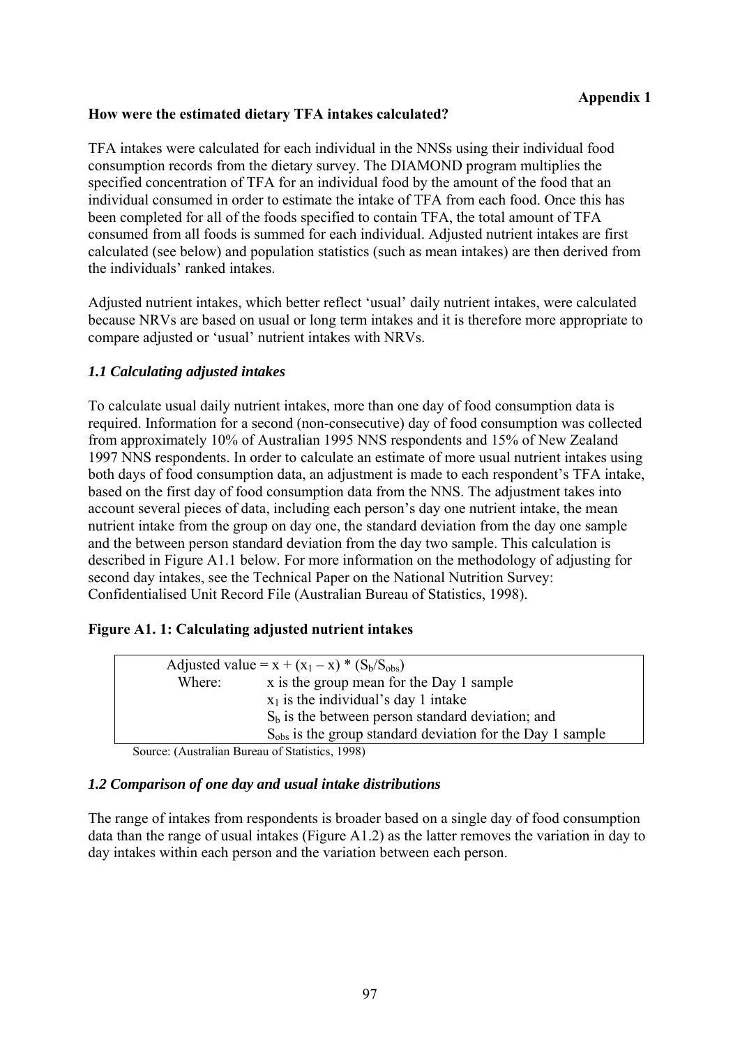**Appendix 1**

**How were the estimated dietary TFA intakes calculated?**

TFA intakes were calculated for each individual in the NNSs using their individual food consumption records from the dietary survey. The DIAMOND program multiplies the specified concentration of TFA for an individual food by the amount of the food that an individual consumed in order to estimate the intake of TFA from each food. Once this has been completed for all of the foods specified to contain TFA, the total amount of TFA consumed from all foods is summed for each individual. Adjusted nutrient intakes are first calculated (see below) and population statistics (such as mean intakes) are then derived from the individuals' ranked intakes.

Adjusted nutrient intakes, which better reflect 'usual' daily nutrient intakes, were calculated because NRVs are based on usual or long term intakes and it is therefore more appropriate to compare adjusted or 'usual' nutrient intakes with NRVs.

### *1.1 Calculating adjusted intakes*

To calculate usual daily nutrient intakes, more than one day of food consumption data is required. Information for a second (non-consecutive) day of food consumption was collected from approximately 10% of Australian 1995 NNS respondents and 15% of New Zealand 1997 NNS respondents. In order to calculate an estimate of more usual nutrient intakes using both days of food consumption data, an adjustment is made to each respondent's TFA intake, based on the first day of food consumption data from the NNS. The adjustment takes into account several pieces of data, including each person's day one nutrient intake, the mean nutrient intake from the group on day one, the standard deviation from the day one sample and the between person standard deviation from the day two sample. This calculation is described in Figure A1.1 below. For more information on the methodology of adjusting for second day intakes, see the Technical Paper on the National Nutrition Survey: Confidentialised Unit Record File (Australian Bureau of Statistics, 1998).

**Figure A1. 1: Calculating adjusted nutrient intakes**

$$\text{Adjusted value} = x + (x_1 - x) * (S_b/S_{obs})$$

Where:
- $x$ is the group mean for the Day 1 sample
- $x_1$ is the individual's day 1 intake
- $S_b$ is the between person standard deviation; and
- $S_{obs}$ is the group standard deviation for the Day 1 sample

Source: (Australian Bureau of Statistics, 1998)

### *1.2 Comparison of one day and usual intake distributions*

The range of intakes from respondents is broader based on a single day of food consumption data than the range of usual intakes (Figure A1.2) as the latter removes the variation in day to day intakes within each person and the variation between each person.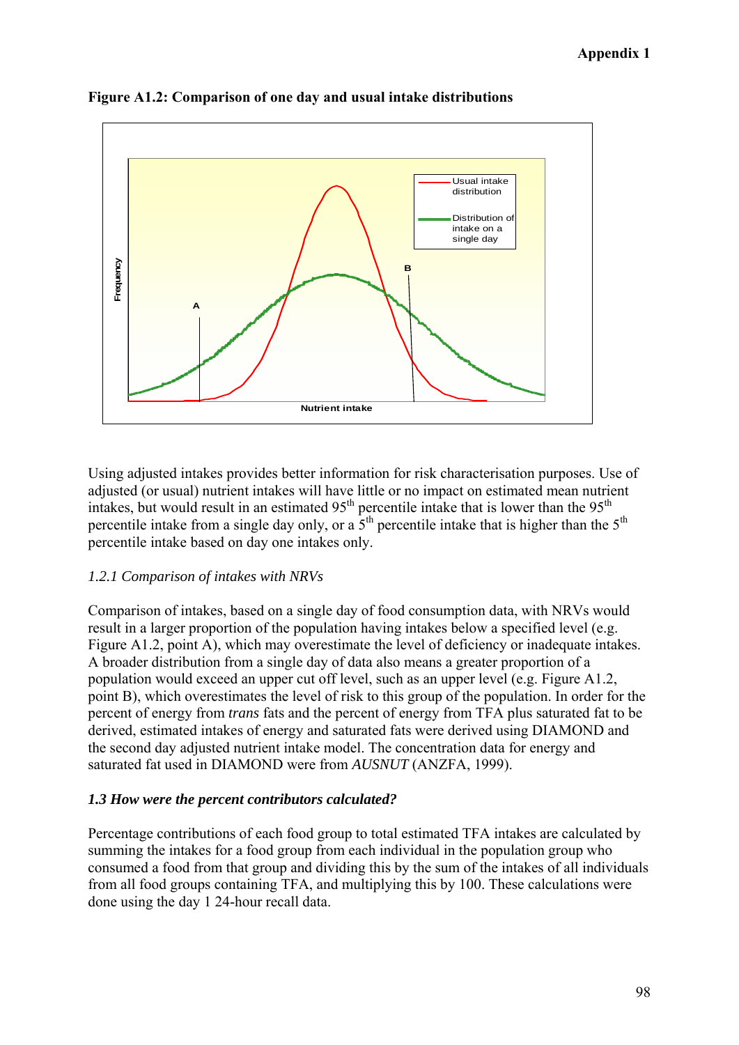**Figure A1.2: Comparison of one day and usual intake distributions**

Using adjusted intakes provides better information for risk characterisation purposes. Use of adjusted (or usual) nutrient intakes will have little or no impact on estimated mean nutrient intakes, but would result in an estimated 95$^{th}$ percentile intake that is lower than the 95$^{th}$ percentile intake from a single day only, or a 5$^{th}$ percentile intake that is higher than the 5$^{th}$ percentile intake based on day one intakes only.

### *1.2.1 Comparison of intakes with NRVs*

Comparison of intakes, based on a single day of food consumption data, with NRVs would result in a larger proportion of the population having intakes below a specified level (e.g. Figure A1.2, point A), which may overestimate the level of deficiency or inadequate intakes. A broader distribution from a single day of data also means a greater proportion of a population would exceed an upper cut off level, such as an upper level (e.g. Figure A1.2, point B), which overestimates the level of risk to this group of the population. In order for the percent of energy from *trans* fats and the percent of energy from TFA plus saturated fat to be derived, estimated intakes of energy and saturated fats were derived using DIAMOND and the second day adjusted nutrient intake model. The concentration data for energy and saturated fat used in DIAMOND were from *AUSNUT* (ANZFA, 1999).

## ***1.3 How were the percent contributors calculated?***

Percentage contributions of each food group to total estimated TFA intakes are calculated by summing the intakes for a food group from each individual in the population group who consumed a food from that group and dividing this by the sum of the intakes of all individuals from all food groups containing TFA, and multiplying this by 100. These calculations were done using the day 1 24-hour recall data.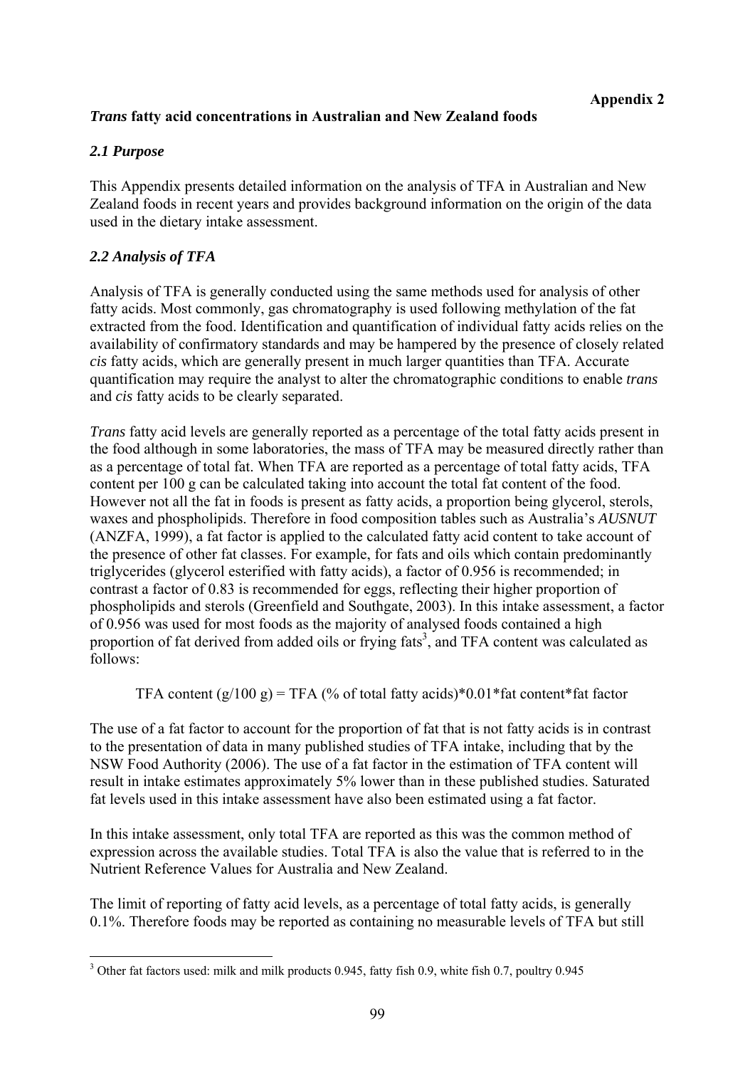**Appendix 2**

## *Trans* fatty acid concentrations in Australian and New Zealand foods

### *2.1 Purpose*

This Appendix presents detailed information on the analysis of TFA in Australian and New Zealand foods in recent years and provides background information on the origin of the data used in the dietary intake assessment.

### *2.2 Analysis of TFA*

Analysis of TFA is generally conducted using the same methods used for analysis of other fatty acids. Most commonly, gas chromatography is used following methylation of the fat extracted from the food. Identification and quantification of individual fatty acids relies on the availability of confirmatory standards and may be hampered by the presence of closely related *cis* fatty acids, which are generally present in much larger quantities than TFA. Accurate quantification may require the analyst to alter the chromatographic conditions to enable *trans* and *cis* fatty acids to be clearly separated.

*Trans* fatty acid levels are generally reported as a percentage of the total fatty acids present in the food although in some laboratories, the mass of TFA may be measured directly rather than as a percentage of total fat. When TFA are reported as a percentage of total fatty acids, TFA content per 100 g can be calculated taking into account the total fat content of the food. However not all the fat in foods is present as fatty acids, a proportion being glycerol, sterols, waxes and phospholipids. Therefore in food composition tables such as Australia's *AUSNUT* (ANZFA, 1999), a fat factor is applied to the calculated fatty acid content to take account of the presence of other fat classes. For example, for fats and oils which contain predominantly triglycerides (glycerol esterified with fatty acids), a factor of 0.956 is recommended; in contrast a factor of 0.83 is recommended for eggs, reflecting their higher proportion of phospholipids and sterols (Greenfield and Southgate, 2003). In this intake assessment, a factor of 0.956 was used for most foods as the majority of analysed foods contained a high proportion of fat derived from added oils or frying fats[3], and TFA content was calculated as follows:

TFA content (g/100 g) = TFA (% of total fatty acids)*0.01*fat content*fat factor

The use of a fat factor to account for the proportion of fat that is not fatty acids is in contrast to the presentation of data in many published studies of TFA intake, including that by the NSW Food Authority (2006). The use of a fat factor in the estimation of TFA content will result in intake estimates approximately 5% lower than in these published studies. Saturated fat levels used in this intake assessment have also been estimated using a fat factor.

In this intake assessment, only total TFA are reported as this was the common method of expression across the available studies. Total TFA is also the value that is referred to in the Nutrient Reference Values for Australia and New Zealand.

The limit of reporting of fatty acid levels, as a percentage of total fatty acids, is generally 0.1%. Therefore foods may be reported as containing no measurable levels of TFA but still

---

[3] Other fat factors used: milk and milk products 0.945, fatty fish 0.9, white fish 0.7, poultry 0.945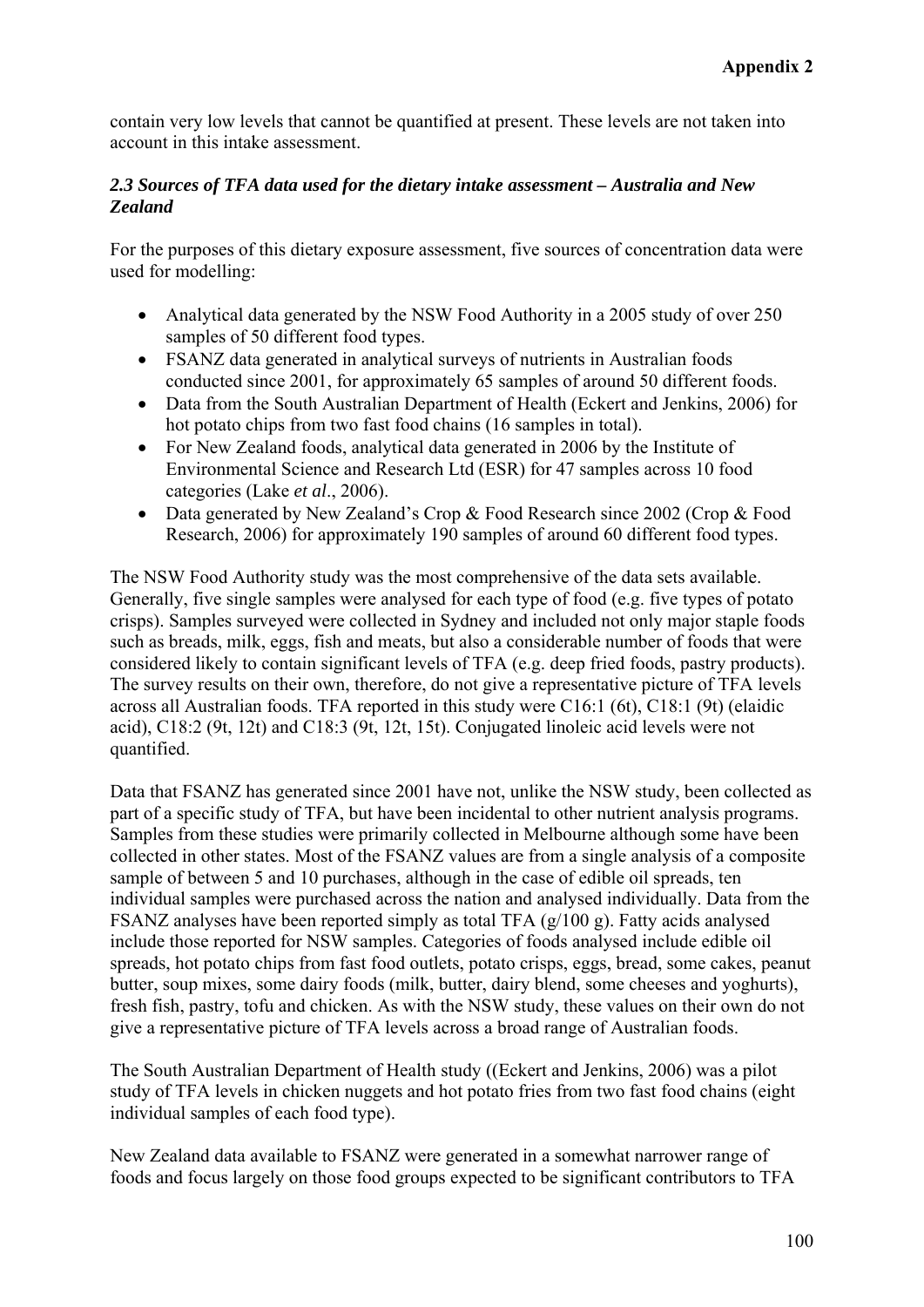contain very low levels that cannot be quantified at present. These levels are not taken into account in this intake assessment.

### *2.3 Sources of TFA data used for the dietary intake assessment – Australia and New Zealand*

For the purposes of this dietary exposure assessment, five sources of concentration data were used for modelling:

- Analytical data generated by the NSW Food Authority in a 2005 study of over 250 samples of 50 different food types.
- FSANZ data generated in analytical surveys of nutrients in Australian foods conducted since 2001, for approximately 65 samples of around 50 different foods.
- Data from the South Australian Department of Health (Eckert and Jenkins, 2006) for hot potato chips from two fast food chains (16 samples in total).
- For New Zealand foods, analytical data generated in 2006 by the Institute of Environmental Science and Research Ltd (ESR) for 47 samples across 10 food categories (Lake *et al*., 2006).
- Data generated by New Zealand's Crop & Food Research since 2002 (Crop & Food Research, 2006) for approximately 190 samples of around 60 different food types.

The NSW Food Authority study was the most comprehensive of the data sets available. Generally, five single samples were analysed for each type of food (e.g. five types of potato crisps). Samples surveyed were collected in Sydney and included not only major staple foods such as breads, milk, eggs, fish and meats, but also a considerable number of foods that were considered likely to contain significant levels of TFA (e.g. deep fried foods, pastry products). The survey results on their own, therefore, do not give a representative picture of TFA levels across all Australian foods. TFA reported in this study were C16:1 (6t), C18:1 (9t) (elaidic acid), C18:2 (9t, 12t) and C18:3 (9t, 12t, 15t). Conjugated linoleic acid levels were not quantified.

Data that FSANZ has generated since 2001 have not, unlike the NSW study, been collected as part of a specific study of TFA, but have been incidental to other nutrient analysis programs. Samples from these studies were primarily collected in Melbourne although some have been collected in other states. Most of the FSANZ values are from a single analysis of a composite sample of between 5 and 10 purchases, although in the case of edible oil spreads, ten individual samples were purchased across the nation and analysed individually. Data from the FSANZ analyses have been reported simply as total TFA (g/100 g). Fatty acids analysed include those reported for NSW samples. Categories of foods analysed include edible oil spreads, hot potato chips from fast food outlets, potato crisps, eggs, bread, some cakes, peanut butter, soup mixes, some dairy foods (milk, butter, dairy blend, some cheeses and yoghurts), fresh fish, pastry, tofu and chicken. As with the NSW study, these values on their own do not give a representative picture of TFA levels across a broad range of Australian foods.

The South Australian Department of Health study ((Eckert and Jenkins, 2006) was a pilot study of TFA levels in chicken nuggets and hot potato fries from two fast food chains (eight individual samples of each food type).

New Zealand data available to FSANZ were generated in a somewhat narrower range of foods and focus largely on those food groups expected to be significant contributors to TFA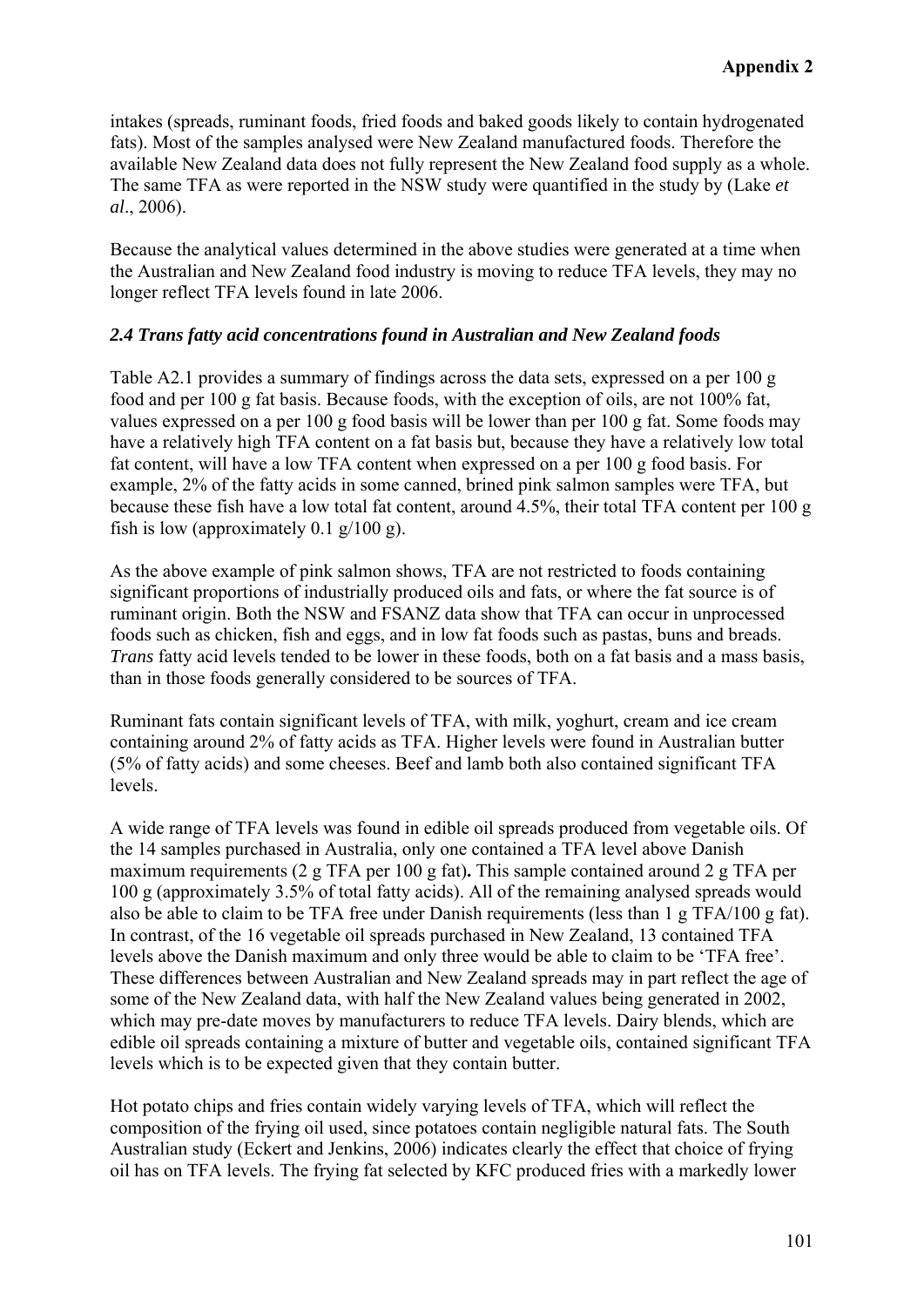intakes (spreads, ruminant foods, fried foods and baked goods likely to contain hydrogenated fats). Most of the samples analysed were New Zealand manufactured foods. Therefore the available New Zealand data does not fully represent the New Zealand food supply as a whole. The same TFA as were reported in the NSW study were quantified in the study by (Lake *et al*., 2006).

Because the analytical values determined in the above studies were generated at a time when the Australian and New Zealand food industry is moving to reduce TFA levels, they may no longer reflect TFA levels found in late 2006.

### *2.4 Trans fatty acid concentrations found in Australian and New Zealand foods*

Table A2.1 provides a summary of findings across the data sets, expressed on a per 100 g food and per 100 g fat basis. Because foods, with the exception of oils, are not 100% fat, values expressed on a per 100 g food basis will be lower than per 100 g fat. Some foods may have a relatively high TFA content on a fat basis but, because they have a relatively low total fat content, will have a low TFA content when expressed on a per 100 g food basis. For example, 2% of the fatty acids in some canned, brined pink salmon samples were TFA, but because these fish have a low total fat content, around 4.5%, their total TFA content per 100 g fish is low (approximately 0.1 g/100 g).

As the above example of pink salmon shows, TFA are not restricted to foods containing significant proportions of industrially produced oils and fats, or where the fat source is of ruminant origin. Both the NSW and FSANZ data show that TFA can occur in unprocessed foods such as chicken, fish and eggs, and in low fat foods such as pastas, buns and breads. *Trans* fatty acid levels tended to be lower in these foods, both on a fat basis and a mass basis, than in those foods generally considered to be sources of TFA.

Ruminant fats contain significant levels of TFA, with milk, yoghurt, cream and ice cream containing around 2% of fatty acids as TFA. Higher levels were found in Australian butter (5% of fatty acids) and some cheeses. Beef and lamb both also contained significant TFA levels.

A wide range of TFA levels was found in edible oil spreads produced from vegetable oils. Of the 14 samples purchased in Australia, only one contained a TFA level above Danish maximum requirements (2 g TFA per 100 g fat)**.** This sample contained around 2 g TFA per 100 g (approximately 3.5% of total fatty acids). All of the remaining analysed spreads would also be able to claim to be TFA free under Danish requirements (less than 1 g TFA/100 g fat). In contrast, of the 16 vegetable oil spreads purchased in New Zealand, 13 contained TFA levels above the Danish maximum and only three would be able to claim to be 'TFA free'. These differences between Australian and New Zealand spreads may in part reflect the age of some of the New Zealand data, with half the New Zealand values being generated in 2002, which may pre-date moves by manufacturers to reduce TFA levels. Dairy blends, which are edible oil spreads containing a mixture of butter and vegetable oils, contained significant TFA levels which is to be expected given that they contain butter.

Hot potato chips and fries contain widely varying levels of TFA, which will reflect the composition of the frying oil used, since potatoes contain negligible natural fats. The South Australian study (Eckert and Jenkins, 2006) indicates clearly the effect that choice of frying oil has on TFA levels. The frying fat selected by KFC produced fries with a markedly lower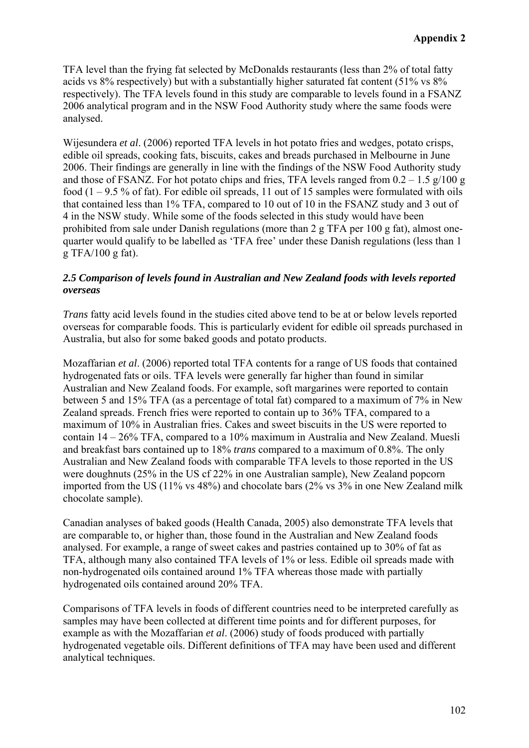TFA level than the frying fat selected by McDonalds restaurants (less than 2% of total fatty acids vs 8% respectively) but with a substantially higher saturated fat content (51% vs 8% respectively). The TFA levels found in this study are comparable to levels found in a FSANZ 2006 analytical program and in the NSW Food Authority study where the same foods were analysed.

Wijesundera *et al*. (2006) reported TFA levels in hot potato fries and wedges, potato crisps, edible oil spreads, cooking fats, biscuits, cakes and breads purchased in Melbourne in June 2006. Their findings are generally in line with the findings of the NSW Food Authority study and those of FSANZ. For hot potato chips and fries, TFA levels ranged from 0.2 – 1.5 g/100 g food (1 – 9.5 % of fat). For edible oil spreads, 11 out of 15 samples were formulated with oils that contained less than 1% TFA, compared to 10 out of 10 in the FSANZ study and 3 out of 4 in the NSW study. While some of the foods selected in this study would have been prohibited from sale under Danish regulations (more than 2 g TFA per 100 g fat), almost one-quarter would qualify to be labelled as 'TFA free' under these Danish regulations (less than 1 g TFA/100 g fat).

### *2.5 Comparison of levels found in Australian and New Zealand foods with levels reported overseas*

*Trans* fatty acid levels found in the studies cited above tend to be at or below levels reported overseas for comparable foods. This is particularly evident for edible oil spreads purchased in Australia, but also for some baked goods and potato products.

Mozaffarian *et al*. (2006) reported total TFA contents for a range of US foods that contained hydrogenated fats or oils. TFA levels were generally far higher than found in similar Australian and New Zealand foods. For example, soft margarines were reported to contain between 5 and 15% TFA (as a percentage of total fat) compared to a maximum of 7% in New Zealand spreads. French fries were reported to contain up to 36% TFA, compared to a maximum of 10% in Australian fries. Cakes and sweet biscuits in the US were reported to contain 14 – 26% TFA, compared to a 10% maximum in Australia and New Zealand. Muesli and breakfast bars contained up to 18% *trans* compared to a maximum of 0.8%. The only Australian and New Zealand foods with comparable TFA levels to those reported in the US were doughnuts (25% in the US cf 22% in one Australian sample), New Zealand popcorn imported from the US (11% vs 48%) and chocolate bars (2% vs 3% in one New Zealand milk chocolate sample).

Canadian analyses of baked goods (Health Canada, 2005) also demonstrate TFA levels that are comparable to, or higher than, those found in the Australian and New Zealand foods analysed. For example, a range of sweet cakes and pastries contained up to 30% of fat as TFA, although many also contained TFA levels of 1% or less. Edible oil spreads made with non-hydrogenated oils contained around 1% TFA whereas those made with partially hydrogenated oils contained around 20% TFA.

Comparisons of TFA levels in foods of different countries need to be interpreted carefully as samples may have been collected at different time points and for different purposes, for example as with the Mozaffarian *et al*. (2006) study of foods produced with partially hydrogenated vegetable oils. Different definitions of TFA may have been used and different analytical techniques.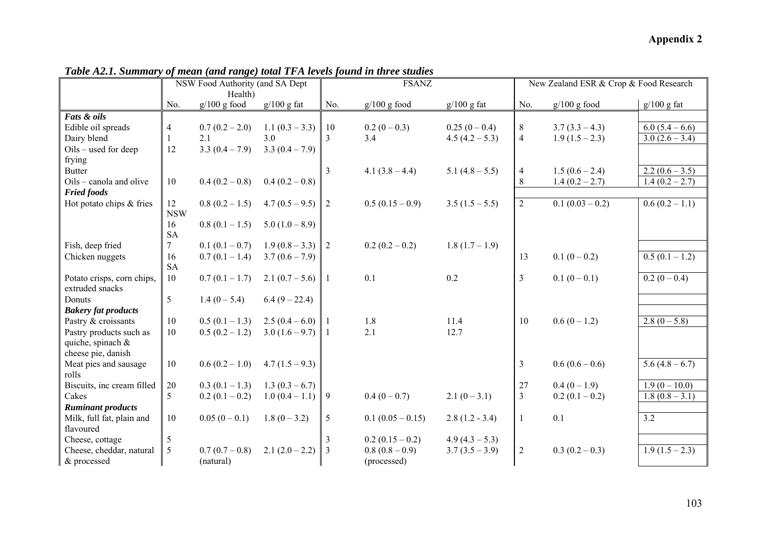## Appendix 2

***Table A2.1. Summary of mean (and range) total TFA levels found in three studies***

| | NSW Food Authority (and SA Dept Health) | | | FSANZ | | | New Zealand ESR & Crop & Food Research | | |
|---|---|---|---|---|---|---|---|---|---|
| | No. | g/100 g food | g/100 g fat | No. | g/100 g food | g/100 g fat | No. | g/100 g food | g/100 g fat |
| ***Fats & oils*** | | | | | | | | | |
| Edible oil spreads | 4 | 0.7 (0.2 – 2.0) | 1.1 (0.3 – 3.3) | 10 | 0.2 (0 – 0.3) | 0.25 (0 – 0.4) | 8 | 3.7 (3.3 – 4.3) | 6.0 (5.4 – 6.6) |
| Dairy blend | 1 | 2.1 | 3.0 | 3 | 3.4 | 4.5 (4.2 – 5.3) | 4 | 1.9 (1.5 – 2.3) | 3.0 (2.6 – 3.4) |
| Oils – used for deep frying | 12 | 3.3 (0.4 – 7.9) | 3.3 (0.4 – 7.9) | | | | | | |
| Butter | | | | 3 | 4.1 (3.8 – 4.4) | 5.1 (4.8 – 5.5) | 4 | 1.5 (0.6 – 2.4) | 2.2 (0.6 – 3.5) |
| Oils – canola and olive | 10 | 0.4 (0.2 – 0.8) | 0.4 (0.2 – 0.8) | | | | 8 | 1.4 (0.2 – 2.7) | 1.4 (0.2 – 2.7) |
| ***Fried foods*** | | | | | | | | | |
| Hot potato chips & fries | 12 NSW | 0.8 (0.2 – 1.5) | 4.7 (0.5 – 9.5) | 2 | 0.5 (0.15 – 0.9) | 3.5 (1.5 – 5.5) | 2 | 0.1 (0.03 – 0.2) | 0.6 (0.2 – 1.1) |
| | 16 SA | 0.8 (0.1 – 1.5) | 5.0 (1.0 – 8.9) | | | | | | |
| Fish, deep fried | 7 | 0.1 (0.1 – 0.7) | 1.9 (0.8 – 3.3) | 2 | 0.2 (0.2 – 0.2) | 1.8 (1.7 – 1.9) | | | |
| Chicken nuggets | 16 SA | 0.7 (0.1 – 1.4) | 3.7 (0.6 – 7.9) | | | | 13 | 0.1 (0 – 0.2) | 0.5 (0.1 – 1.2) |
| Potato crisps, corn chips, extruded snacks | 10 | 0.7 (0.1 – 1.7) | 2.1 (0.7 – 5.6) | 1 | 0.1 | 0.2 | 3 | 0.1 (0 – 0.1) | 0.2 (0 – 0.4) |
| Donuts | 5 | 1.4 (0 – 5.4) | 6.4 (9 – 22.4) | | | | | | |
| ***Bakery fat products*** | | | | | | | | | |
| Pastry & croissants | 10 | 0.5 (0.1 – 1.3) | 2.5 (0.4 – 6.0) | 1 | 1.8 | 11.4 | 10 | 0.6 (0 – 1.2) | 2.8 (0 – 5.8) |
| Pastry products such as quiche, spinach & cheese pie, danish | 10 | 0.5 (0.2 – 1.2) | 3.0 (1.6 – 9.7) | 1 | 2.1 | 12.7 | | | |
| Meat pies and sausage rolls | 10 | 0.6 (0.2 – 1.0) | 4.7 (1.5 – 9.3) | | | | 3 | 0.6 (0.6 – 0.6) | 5.6 (4.8 – 6.7) |
| Biscuits, inc cream filled | 20 | 0.3 (0.1 – 1.3) | 1.3 (0.3 – 6.7) | | | | 27 | 0.4 (0 – 1.9) | 1.9 (0 – 10.0) |
| Cakes | 5 | 0.2 (0.1 – 0.2) | 1.0 (0.4 – 1.1) | 9 | 0.4 (0 – 0.7) | 2.1 (0 – 3.1) | 3 | 0.2 (0.1 – 0.2) | 1.8 (0.8 – 3.1) |
| ***Ruminant products*** | | | | | | | | | |
| Milk, full fat, plain and flavoured | 10 | 0.05 (0 – 0.1) | 1.8 (0 – 3.2) | 5 | 0.1 (0.05 – 0.15) | 2.8 (1.2 - 3.4) | 1 | 0.1 | 3.2 |
| Cheese, cottage | 5 | | | 3 | 0.2 (0.15 – 0.2) | 4.9 (4.3 – 5.3) | | | |
| Cheese, cheddar, natural & processed | 5 | 0.7 (0.7 – 0.8) (natural) | 2.1 (2.0 – 2.2) | 3 | 0.8 (0.8 – 0.9) (processed) | 3.7 (3.5 – 3.9) | 2 | 0.3 (0.2 – 0.3) | 1.9 (1.5 – 2.3) |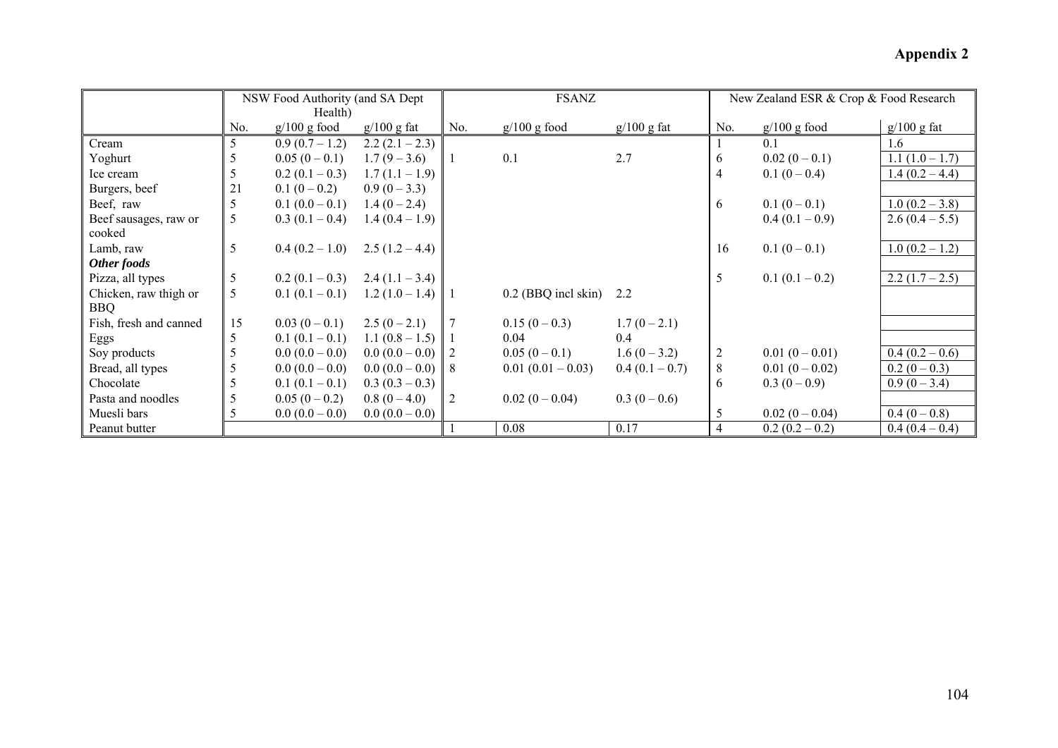**Appendix 2**

| | NSW Food Authority (and SA Dept Health) | | | FSANZ | | | New Zealand ESR & Crop & Food Research | | |
|---|---|---|---|---|---|---|---|---|---|
| | No. | g/100 g food | g/100 g fat | No. | g/100 g food | g/100 g fat | No. | g/100 g food | g/100 g fat |
| Cream | 5 | 0.9 (0.7 – 1.2) | 2.2 (2.1 – 2.3) | | | | 1 | 0.1 | 1.6 |
| Yoghurt | 5 | 0.05 (0 – 0.1) | 1.7 (9 – 3.6) | 1 | 0.1 | 2.7 | 6 | 0.02 (0 – 0.1) | 1.1 (1.0 – 1.7) |
| Ice cream | 5 | 0.2 (0.1 – 0.3) | 1.7 (1.1 – 1.9) | | | | 4 | 0.1 (0 – 0.4) | 1.4 (0.2 – 4.4) |
| Burgers, beef | 21 | 0.1 (0 – 0.2) | 0.9 (0 – 3.3) | | | | | | |
| Beef, raw | 5 | 0.1 (0.0 – 0.1) | 1.4 (0 – 2.4) | | | | 6 | 0.1 (0 – 0.1) | 1.0 (0.2 – 3.8) |
| Beef sausages, raw or cooked | 5 | 0.3 (0.1 – 0.4) | 1.4 (0.4 – 1.9) | | | | | 0.4 (0.1 – 0.9) | 2.6 (0.4 – 5.5) |
| Lamb, raw | 5 | 0.4 (0.2 – 1.0) | 2.5 (1.2 – 4.4) | | | | 16 | 0.1 (0 – 0.1) | 1.0 (0.2 – 1.2) |
| ***Other foods*** | | | | | | | | | |
| Pizza, all types | 5 | 0.2 (0.1 – 0.3) | 2.4 (1.1 – 3.4) | | | | 5 | 0.1 (0.1 – 0.2) | 2.2 (1.7 – 2.5) |
| Chicken, raw thigh or BBQ | 5 | 0.1 (0.1 – 0.1) | 1.2 (1.0 – 1.4) | 1 | 0.2 (BBQ incl skin) | 2.2 | | | |
| Fish, fresh and canned | 15 | 0.03 (0 – 0.1) | 2.5 (0 – 2.1) | 7 | 0.15 (0 – 0.3) | 1.7 (0 – 2.1) | | | |
| Eggs | 5 | 0.1 (0.1 – 0.1) | 1.1 (0.8 – 1.5) | 1 | 0.04 | 0.4 | | | |
| Soy products | 5 | 0.0 (0.0 – 0.0) | 0.0 (0.0 – 0.0) | 2 | 0.05 (0 – 0.1) | 1.6 (0 – 3.2) | 2 | 0.01 (0 – 0.01) | 0.4 (0.2 – 0.6) |
| Bread, all types | 5 | 0.0 (0.0 – 0.0) | 0.0 (0.0 – 0.0) | 8 | 0.01 (0.01 – 0.03) | 0.4 (0.1 – 0.7) | 8 | 0.01 (0 – 0.02) | 0.2 (0 – 0.3) |
| Chocolate | 5 | 0.1 (0.1 – 0.1) | 0.3 (0.3 – 0.3) | | | | 6 | 0.3 (0 – 0.9) | 0.9 (0 – 3.4) |
| Pasta and noodles | 5 | 0.05 (0 – 0.2) | 0.8 (0 – 4.0) | 2 | 0.02 (0 – 0.04) | 0.3 (0 – 0.6) | | | |
| Muesli bars | 5 | 0.0 (0.0 – 0.0) | 0.0 (0.0 – 0.0) | | | | 5 | 0.02 (0 – 0.04) | 0.4 (0 – 0.8) |
| Peanut butter | | | | 1 | 0.08 | 0.17 | 4 | 0.2 (0.2 – 0.2) | 0.4 (0.4 – 0.4) |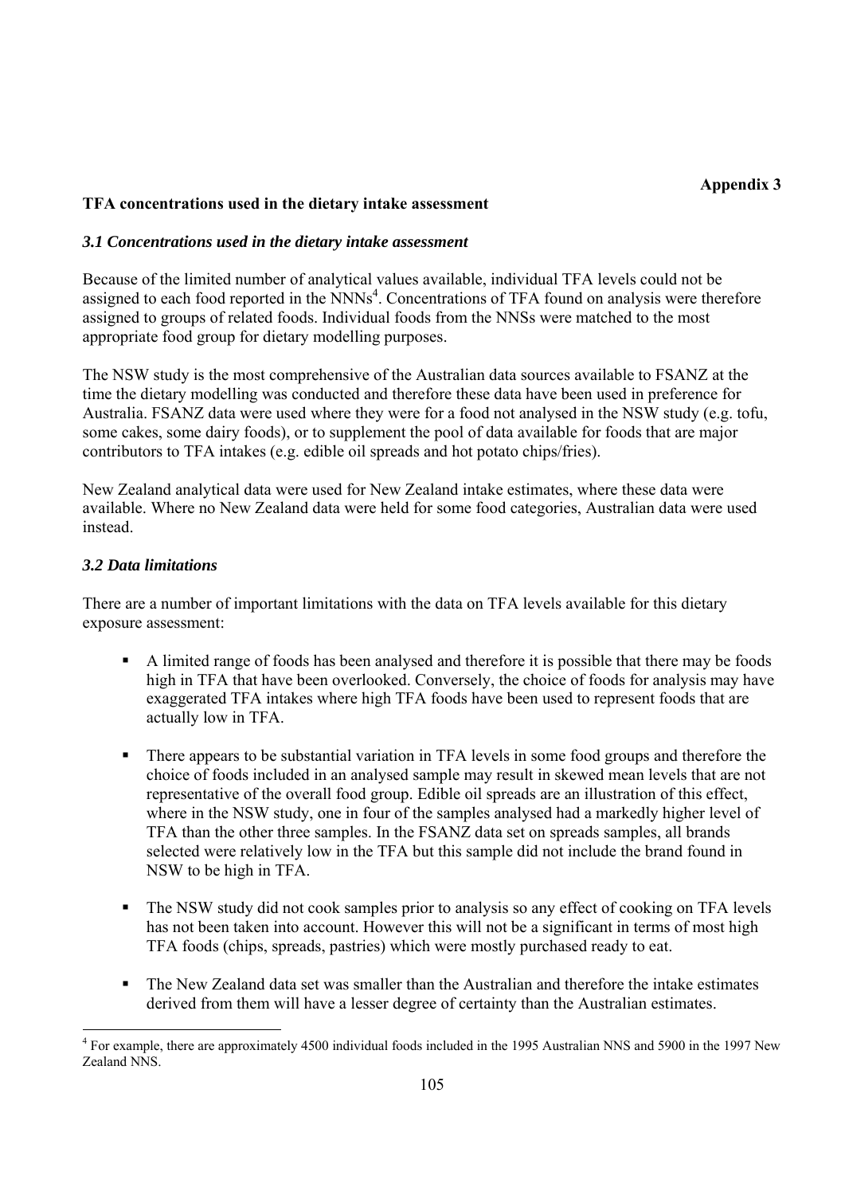**Appendix 3**

**TFA concentrations used in the dietary intake assessment**

***3.1 Concentrations used in the dietary intake assessment***

Because of the limited number of analytical values available, individual TFA levels could not be assigned to each food reported in the NNNs[4]. Concentrations of TFA found on analysis were therefore assigned to groups of related foods. Individual foods from the NNSs were matched to the most appropriate food group for dietary modelling purposes.

The NSW study is the most comprehensive of the Australian data sources available to FSANZ at the time the dietary modelling was conducted and therefore these data have been used in preference for Australia. FSANZ data were used where they were for a food not analysed in the NSW study (e.g. tofu, some cakes, some dairy foods), or to supplement the pool of data available for foods that are major contributors to TFA intakes (e.g. edible oil spreads and hot potato chips/fries).

New Zealand analytical data were used for New Zealand intake estimates, where these data were available. Where no New Zealand data were held for some food categories, Australian data were used instead.

***3.2 Data limitations***

There are a number of important limitations with the data on TFA levels available for this dietary exposure assessment:

- A limited range of foods has been analysed and therefore it is possible that there may be foods high in TFA that have been overlooked. Conversely, the choice of foods for analysis may have exaggerated TFA intakes where high TFA foods have been used to represent foods that are actually low in TFA.

- There appears to be substantial variation in TFA levels in some food groups and therefore the choice of foods included in an analysed sample may result in skewed mean levels that are not representative of the overall food group. Edible oil spreads are an illustration of this effect, where in the NSW study, one in four of the samples analysed had a markedly higher level of TFA than the other three samples. In the FSANZ data set on spreads samples, all brands selected were relatively low in the TFA but this sample did not include the brand found in NSW to be high in TFA.

- The NSW study did not cook samples prior to analysis so any effect of cooking on TFA levels has not been taken into account. However this will not be a significant in terms of most high TFA foods (chips, spreads, pastries) which were mostly purchased ready to eat.

- The New Zealand data set was smaller than the Australian and therefore the intake estimates derived from them will have a lesser degree of certainty than the Australian estimates.

---

[4] For example, there are approximately 4500 individual foods included in the 1995 Australian NNS and 5900 in the 1997 New Zealand NNS.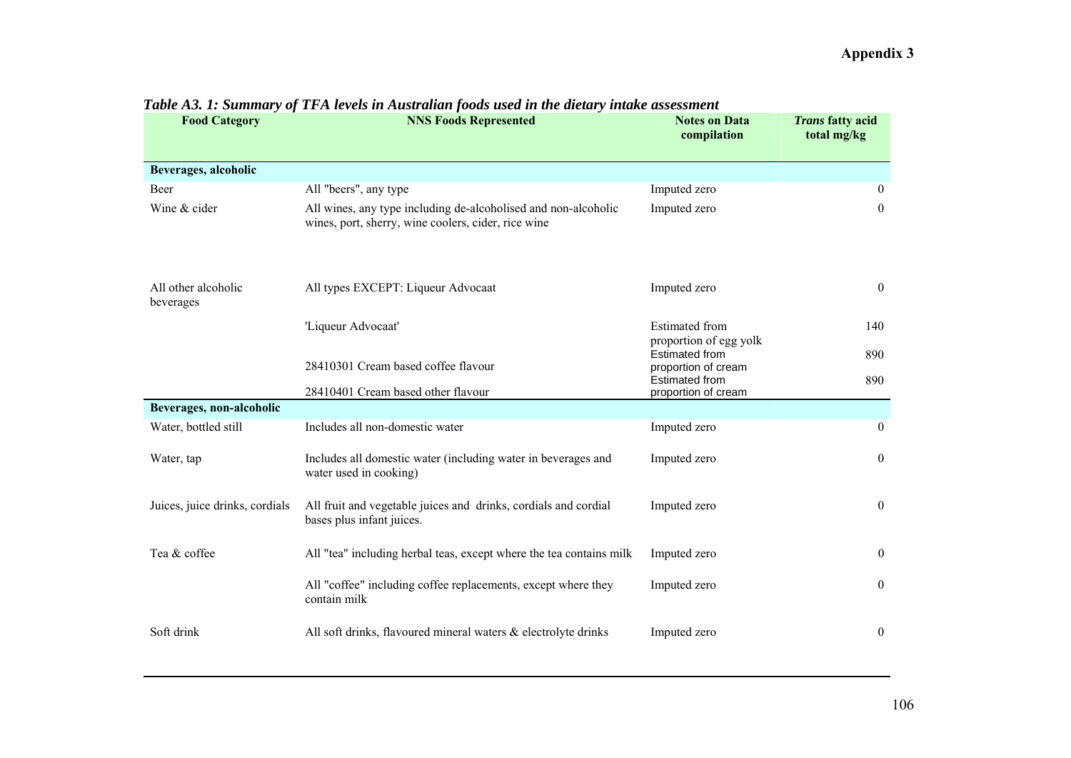# Appendix 3

***Table A3. 1: Summary of TFA levels in Australian foods used in the dietary intake assessment***

| Food Category | NNS Foods Represented | Notes on Data compilation | *Trans* fatty acid total mg/kg |
|---|---|---|---|
| **Beverages, alcoholic** | | | |
| Beer | All "beers", any type | Imputed zero | 0 |
| Wine & cider | All wines, any type including de-alcoholised and non-alcoholic wines, port, sherry, wine coolers, cider, rice wine | Imputed zero | 0 |
| All other alcoholic beverages | All types EXCEPT: Liqueur Advocaat | Imputed zero | 0 |
| | 'Liqueur Advocaat' | Estimated from proportion of egg yolk | 140 |
| | 28410301 Cream based coffee flavour | Estimated from proportion of cream | 890 |
| | 28410401 Cream based other flavour | Estimated from proportion of cream | 890 |
| **Beverages, non-alcoholic** | | | |
| Water, bottled still | Includes all non-domestic water | Imputed zero | 0 |
| Water, tap | Includes all domestic water (including water in beverages and water used in cooking) | Imputed zero | 0 |
| Juices, juice drinks, cordials | All fruit and vegetable juices and drinks, cordials and cordial bases plus infant juices. | Imputed zero | 0 |
| Tea & coffee | All "tea" including herbal teas, except where the tea contains milk | Imputed zero | 0 |
| | All "coffee" including coffee replacements, except where they contain milk | Imputed zero | 0 |
| Soft drink | All soft drinks, flavoured mineral waters & electrolyte drinks | Imputed zero | 0 |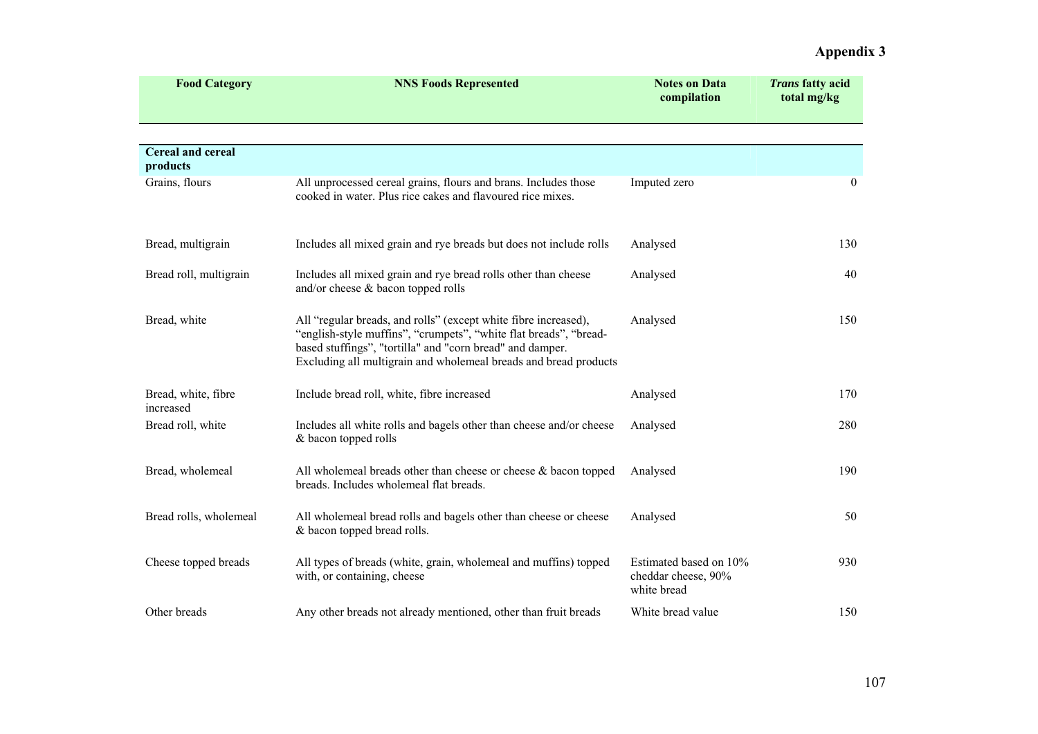# Appendix 3

| Food Category | NNS Foods Represented | Notes on Data compilation | *Trans* fatty acid total mg/kg |
|---|---|---|---|
| **Cereal and cereal products** | | | |
| Grains, flours | All unprocessed cereal grains, flours and brans. Includes those cooked in water. Plus rice cakes and flavoured rice mixes. | Imputed zero | 0 |
| Bread, multigrain | Includes all mixed grain and rye breads but does not include rolls | Analysed | 130 |
| Bread roll, multigrain | Includes all mixed grain and rye bread rolls other than cheese and/or cheese & bacon topped rolls | Analysed | 40 |
| Bread, white | All "regular breads, and rolls" (except white fibre increased), "english-style muffins", "crumpets", "white flat breads", "bread-based stuffings", "tortilla" and "corn bread" and damper. Excluding all multigrain and wholemeal breads and bread products | Analysed | 150 |
| Bread, white, fibre increased | Include bread roll, white, fibre increased | Analysed | 170 |
| Bread roll, white | Includes all white rolls and bagels other than cheese and/or cheese & bacon topped rolls | Analysed | 280 |
| Bread, wholemeal | All wholemeal breads other than cheese or cheese & bacon topped breads. Includes wholemeal flat breads. | Analysed | 190 |
| Bread rolls, wholemeal | All wholemeal bread rolls and bagels other than cheese or cheese & bacon topped bread rolls. | Analysed | 50 |
| Cheese topped breads | All types of breads (white, grain, wholemeal and muffins) topped with, or containing, cheese | Estimated based on 10% cheddar cheese, 90% white bread | 930 |
| Other breads | Any other breads not already mentioned, other than fruit breads | White bread value | 150 |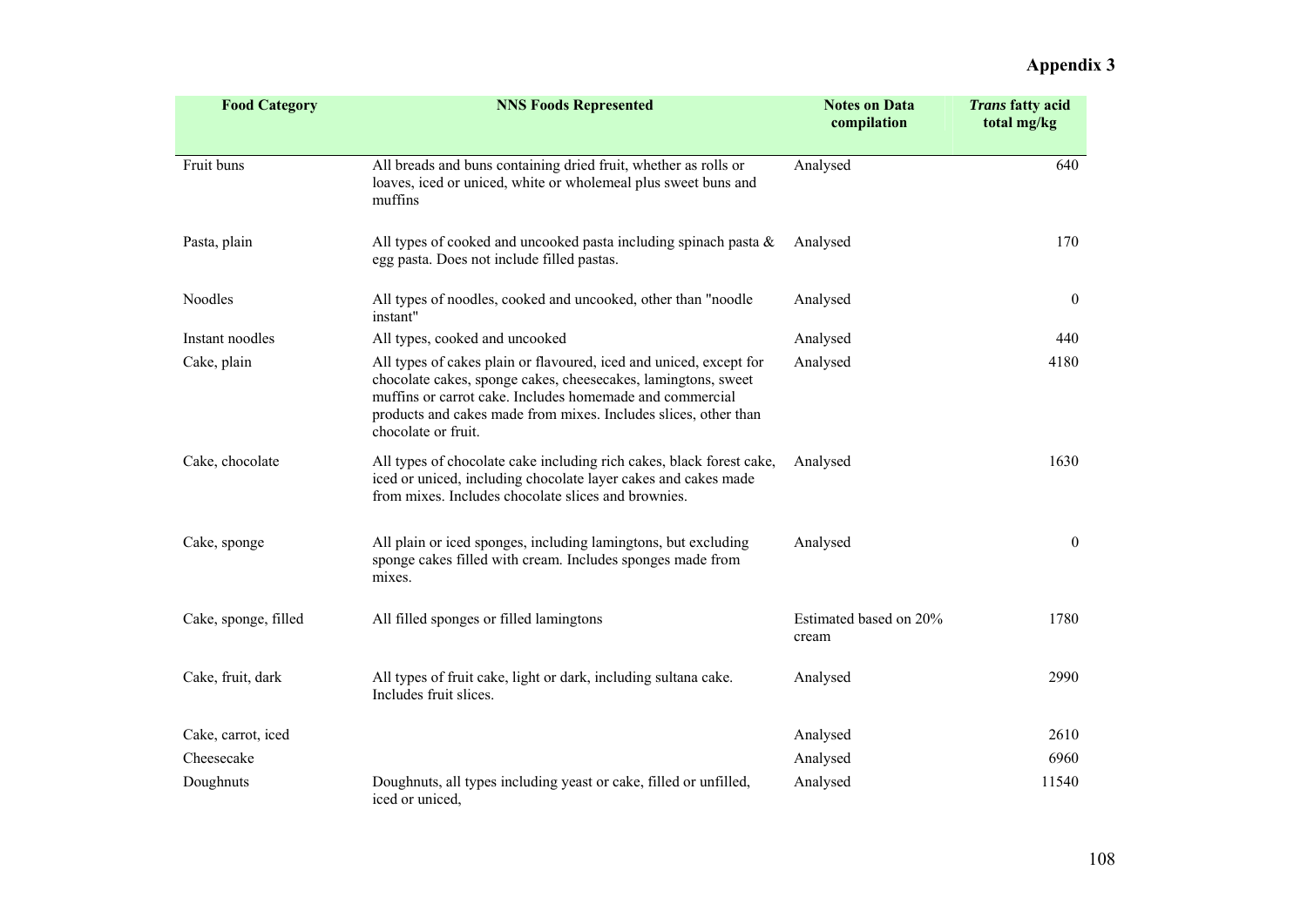# Appendix 3

| Food Category | NNS Foods Represented | Notes on Data compilation | *Trans* fatty acid total mg/kg |
|---|---|---|---|
| Fruit buns | All breads and buns containing dried fruit, whether as rolls or loaves, iced or uniced, white or wholemeal plus sweet buns and muffins | Analysed | 640 |
| Pasta, plain | All types of cooked and uncooked pasta including spinach pasta & egg pasta. Does not include filled pastas. | Analysed | 170 |
| Noodles | All types of noodles, cooked and uncooked, other than "noodle instant" | Analysed | 0 |
| Instant noodles | All types, cooked and uncooked | Analysed | 440 |
| Cake, plain | All types of cakes plain or flavoured, iced and uniced, except for chocolate cakes, sponge cakes, cheesecakes, lamingtons, sweet muffins or carrot cake. Includes homemade and commercial products and cakes made from mixes. Includes slices, other than chocolate or fruit. | Analysed | 4180 |
| Cake, chocolate | All types of chocolate cake including rich cakes, black forest cake, iced or uniced, including chocolate layer cakes and cakes made from mixes. Includes chocolate slices and brownies. | Analysed | 1630 |
| Cake, sponge | All plain or iced sponges, including lamingtons, but excluding sponge cakes filled with cream. Includes sponges made from mixes. | Analysed | 0 |
| Cake, sponge, filled | All filled sponges or filled lamingtons | Estimated based on 20% cream | 1780 |
| Cake, fruit, dark | All types of fruit cake, light or dark, including sultana cake. Includes fruit slices. | Analysed | 2990 |
| Cake, carrot, iced | | Analysed | 2610 |
| Cheesecake | | Analysed | 6960 |
| Doughnuts | Doughnuts, all types including yeast or cake, filled or unfilled, iced or uniced, | Analysed | 11540 |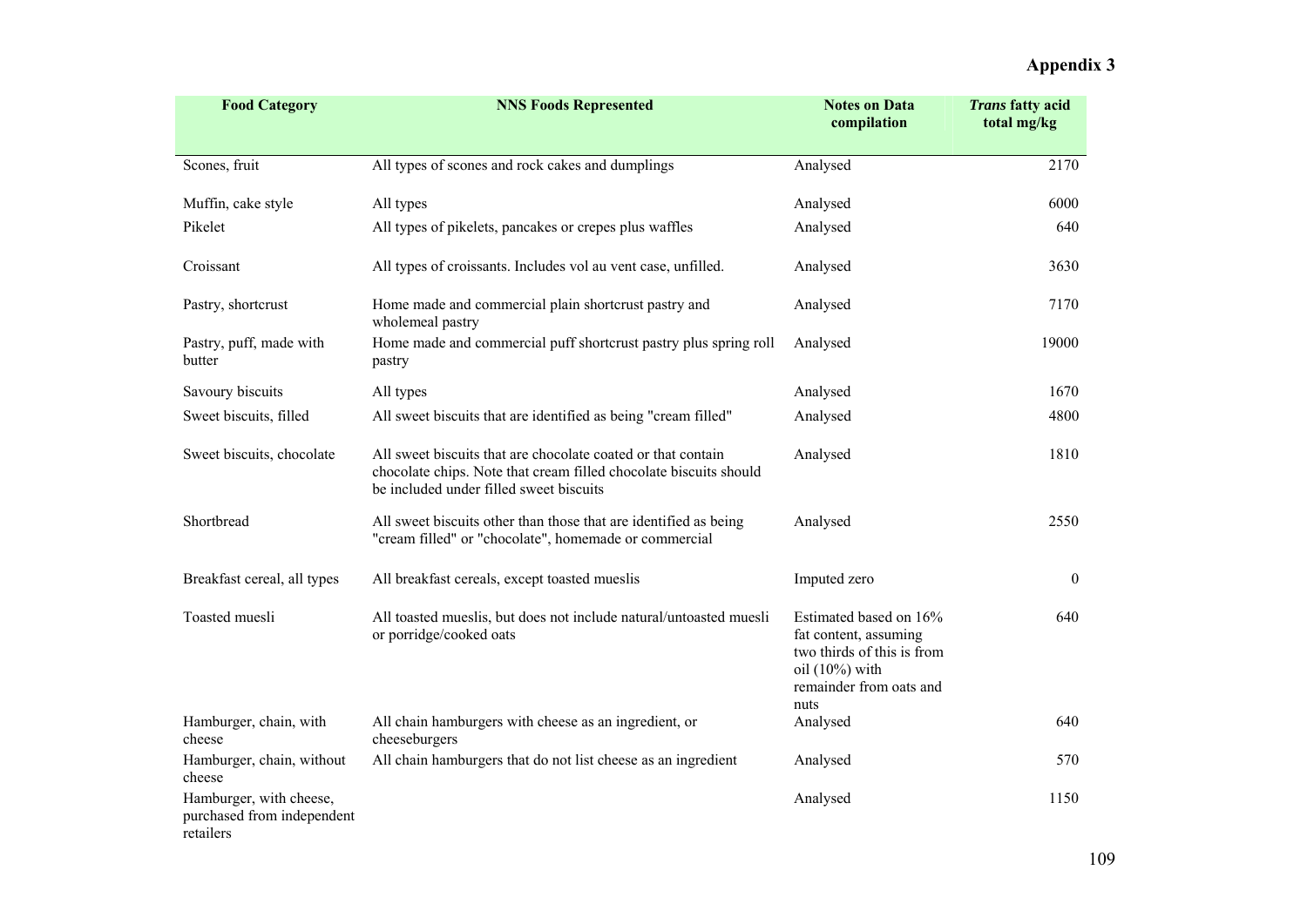# Appendix 3

| Food Category | NNS Foods Represented | Notes on Data compilation | *Trans* fatty acid total mg/kg |
|---|---|---|---|
| Scones, fruit | All types of scones and rock cakes and dumplings | Analysed | 2170 |
| Muffin, cake style | All types | Analysed | 6000 |
| Pikelet | All types of pikelets, pancakes or crepes plus waffles | Analysed | 640 |
| Croissant | All types of croissants. Includes vol au vent case, unfilled. | Analysed | 3630 |
| Pastry, shortcrust | Home made and commercial plain shortcrust pastry and wholemeal pastry | Analysed | 7170 |
| Pastry, puff, made with butter | Home made and commercial puff shortcrust pastry plus spring roll pastry | Analysed | 19000 |
| Savoury biscuits | All types | Analysed | 1670 |
| Sweet biscuits, filled | All sweet biscuits that are identified as being "cream filled" | Analysed | 4800 |
| Sweet biscuits, chocolate | All sweet biscuits that are chocolate coated or that contain chocolate chips. Note that cream filled chocolate biscuits should be included under filled sweet biscuits | Analysed | 1810 |
| Shortbread | All sweet biscuits other than those that are identified as being "cream filled" or "chocolate", homemade or commercial | Analysed | 2550 |
| Breakfast cereal, all types | All breakfast cereals, except toasted mueslis | Imputed zero | 0 |
| Toasted muesli | All toasted mueslis, but does not include natural/untoasted muesli or porridge/cooked oats | Estimated based on 16% fat content, assuming two thirds of this is from oil (10%) with remainder from oats and nuts | 640 |
| Hamburger, chain, with cheese | All chain hamburgers with cheese as an ingredient, or cheeseburgers | Analysed | 640 |
| Hamburger, chain, without cheese | All chain hamburgers that do not list cheese as an ingredient | Analysed | 570 |
| Hamburger, with cheese, purchased from independent retailers | | Analysed | 1150 |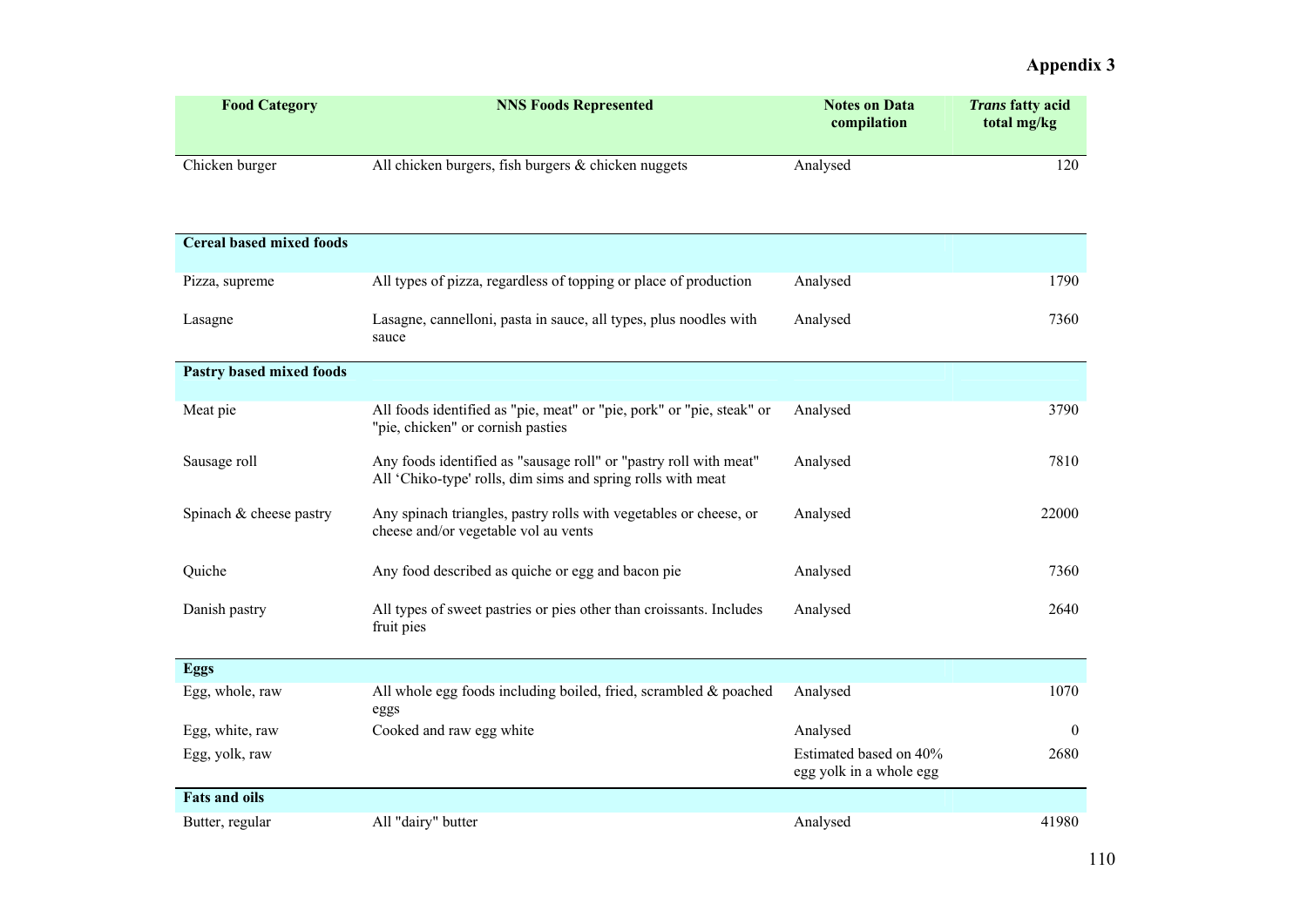# Appendix 3

| Food Category | NNS Foods Represented | Notes on Data compilation | *Trans* fatty acid total mg/kg |
|---|---|---|---|
| Chicken burger | All chicken burgers, fish burgers & chicken nuggets | Analysed | 120 |
| **Cereal based mixed foods** | | | |
| Pizza, supreme | All types of pizza, regardless of topping or place of production | Analysed | 1790 |
| Lasagne | Lasagne, cannelloni, pasta in sauce, all types, plus noodles with sauce | Analysed | 7360 |
| **Pastry based mixed foods** | | | |
| Meat pie | All foods identified as "pie, meat" or "pie, pork" or "pie, steak" or "pie, chicken" or cornish pasties | Analysed | 3790 |
| Sausage roll | Any foods identified as "sausage roll" or "pastry roll with meat" All 'Chiko-type' rolls, dim sims and spring rolls with meat | Analysed | 7810 |
| Spinach & cheese pastry | Any spinach triangles, pastry rolls with vegetables or cheese, or cheese and/or vegetable vol au vents | Analysed | 22000 |
| Quiche | Any food described as quiche or egg and bacon pie | Analysed | 7360 |
| Danish pastry | All types of sweet pastries or pies other than croissants. Includes fruit pies | Analysed | 2640 |
| **Eggs** | | | |
| Egg, whole, raw | All whole egg foods including boiled, fried, scrambled & poached eggs | Analysed | 1070 |
| Egg, white, raw | Cooked and raw egg white | Analysed | 0 |
| Egg, yolk, raw | | Estimated based on 40% egg yolk in a whole egg | 2680 |
| **Fats and oils** | | | |
| Butter, regular | All "dairy" butter | Analysed | 41980 |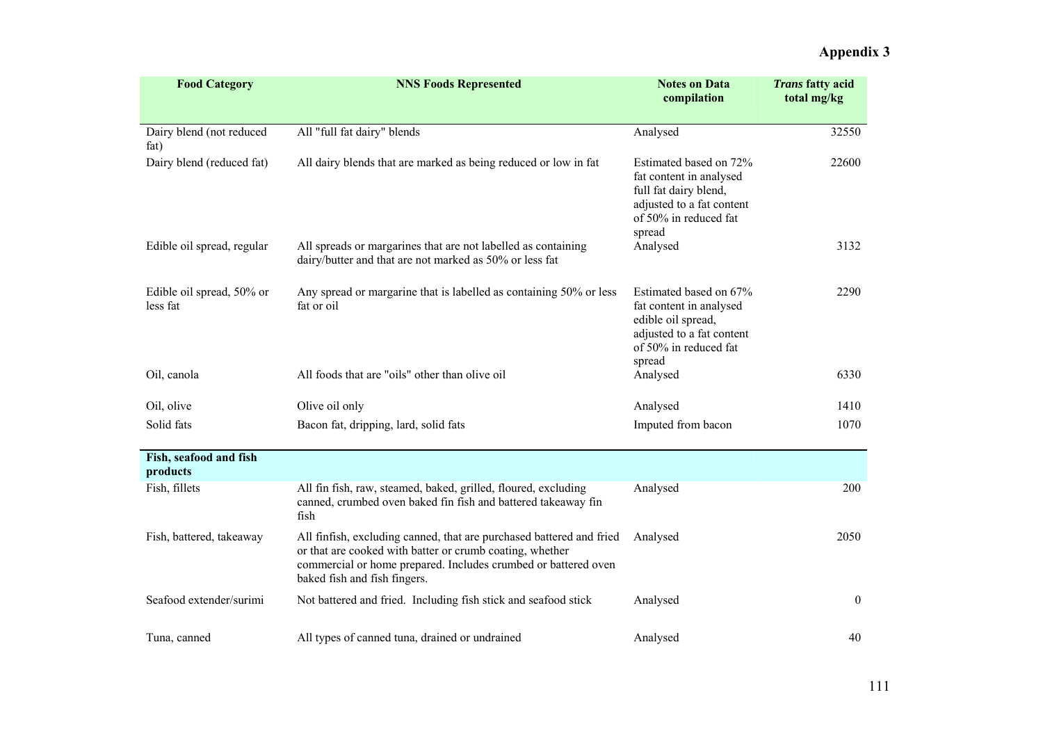# Appendix 3

| Food Category | NNS Foods Represented | Notes on Data compilation | *Trans* fatty acid total mg/kg |
|---|---|---|---|
| Dairy blend (not reduced fat) | All "full fat dairy" blends | Analysed | 32550 |
| Dairy blend (reduced fat) | All dairy blends that are marked as being reduced or low in fat | Estimated based on 72% fat content in analysed full fat dairy blend, adjusted to a fat content of 50% in reduced fat spread | 22600 |
| Edible oil spread, regular | All spreads or margarines that are not labelled as containing dairy/butter and that are not marked as 50% or less fat | Analysed | 3132 |
| Edible oil spread, 50% or less fat | Any spread or margarine that is labelled as containing 50% or less fat or oil | Estimated based on 67% fat content in analysed edible oil spread, adjusted to a fat content of 50% in reduced fat spread | 2290 |
| Oil, canola | All foods that are "oils" other than olive oil | Analysed | 6330 |
| Oil, olive | Olive oil only | Analysed | 1410 |
| Solid fats | Bacon fat, dripping, lard, solid fats | Imputed from bacon | 1070 |
| **Fish, seafood and fish products** | | | |
| Fish, fillets | All fin fish, raw, steamed, baked, grilled, floured, excluding canned, crumbed oven baked fin fish and battered takeaway fin fish | Analysed | 200 |
| Fish, battered, takeaway | All finfish, excluding canned, that are purchased battered and fried or that are cooked with batter or crumb coating, whether commercial or home prepared. Includes crumbed or battered oven baked fish and fish fingers. | Analysed | 2050 |
| Seafood extender/surimi | Not battered and fried. Including fish stick and seafood stick | Analysed | 0 |
| Tuna, canned | All types of canned tuna, drained or undrained | Analysed | 40 |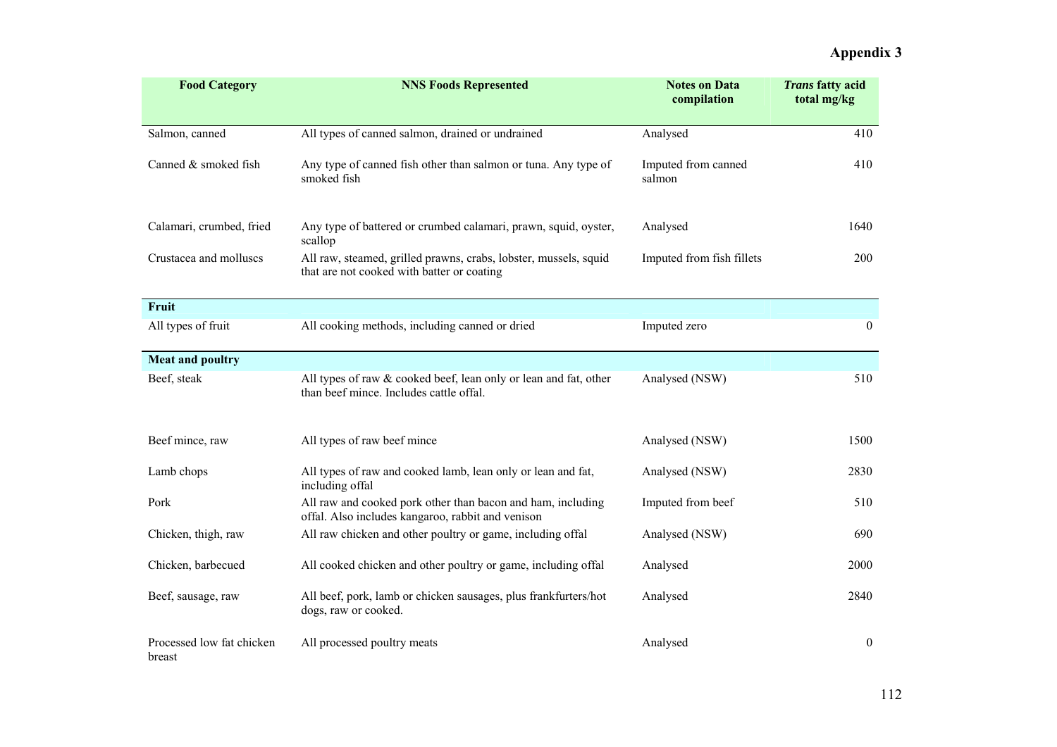# Appendix 3

| Food Category | NNS Foods Represented | Notes on Data compilation | *Trans* fatty acid total mg/kg |
|---|---|---|---|
| Salmon, canned | All types of canned salmon, drained or undrained | Analysed | 410 |
| Canned & smoked fish | Any type of canned fish other than salmon or tuna. Any type of smoked fish | Imputed from canned salmon | 410 |
| Calamari, crumbed, fried | Any type of battered or crumbed calamari, prawn, squid, oyster, scallop | Analysed | 1640 |
| Crustacea and molluscs | All raw, steamed, grilled prawns, crabs, lobster, mussels, squid that are not cooked with batter or coating | Imputed from fish fillets | 200 |
| **Fruit** | | | |
| All types of fruit | All cooking methods, including canned or dried | Imputed zero | 0 |
| **Meat and poultry** | | | |
| Beef, steak | All types of raw & cooked beef, lean only or lean and fat, other than beef mince. Includes cattle offal. | Analysed (NSW) | 510 |
| Beef mince, raw | All types of raw beef mince | Analysed (NSW) | 1500 |
| Lamb chops | All types of raw and cooked lamb, lean only or lean and fat, including offal | Analysed (NSW) | 2830 |
| Pork | All raw and cooked pork other than bacon and ham, including offal. Also includes kangaroo, rabbit and venison | Imputed from beef | 510 |
| Chicken, thigh, raw | All raw chicken and other poultry or game, including offal | Analysed (NSW) | 690 |
| Chicken, barbecued | All cooked chicken and other poultry or game, including offal | Analysed | 2000 |
| Beef, sausage, raw | All beef, pork, lamb or chicken sausages, plus frankfurters/hot dogs, raw or cooked. | Analysed | 2840 |
| Processed low fat chicken breast | All processed poultry meats | Analysed | 0 |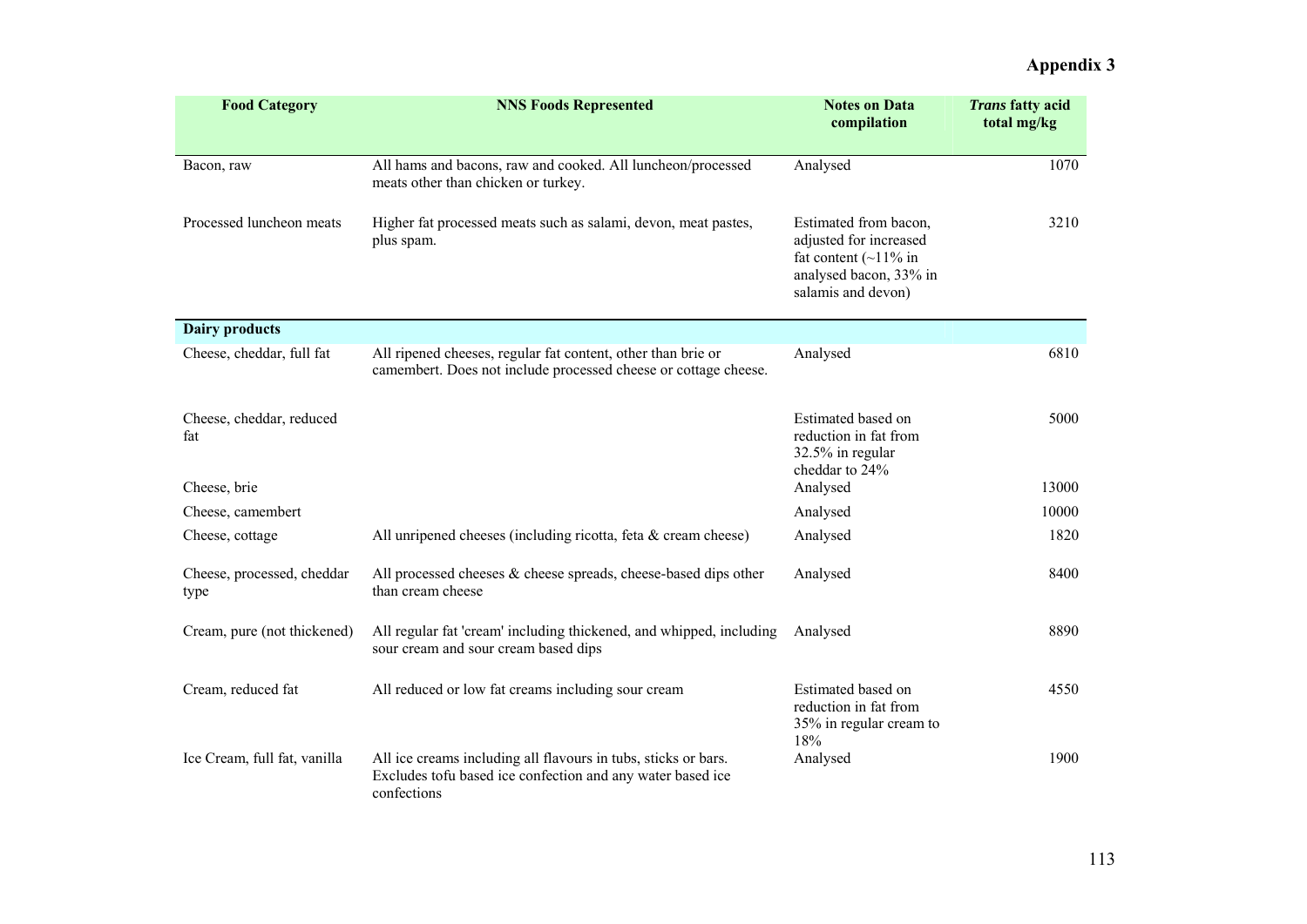# Appendix 3

| Food Category | NNS Foods Represented | Notes on Data compilation | *Trans* fatty acid total mg/kg |
|---|---|---|---|
| Bacon, raw | All hams and bacons, raw and cooked. All luncheon/processed meats other than chicken or turkey. | Analysed | 1070 |
| Processed luncheon meats | Higher fat processed meats such as salami, devon, meat pastes, plus spam. | Estimated from bacon, adjusted for increased fat content (~11% in analysed bacon, 33% in salamis and devon) | 3210 |
| **Dairy products** | | | |
| Cheese, cheddar, full fat | All ripened cheeses, regular fat content, other than brie or camembert. Does not include processed cheese or cottage cheese. | Analysed | 6810 |
| Cheese, cheddar, reduced fat | | Estimated based on reduction in fat from 32.5% in regular cheddar to 24% | 5000 |
| Cheese, brie | | Analysed | 13000 |
| Cheese, camembert | | Analysed | 10000 |
| Cheese, cottage | All unripened cheeses (including ricotta, feta & cream cheese) | Analysed | 1820 |
| Cheese, processed, cheddar type | All processed cheeses & cheese spreads, cheese-based dips other than cream cheese | Analysed | 8400 |
| Cream, pure (not thickened) | All regular fat 'cream' including thickened, and whipped, including sour cream and sour cream based dips | Analysed | 8890 |
| Cream, reduced fat | All reduced or low fat creams including sour cream | Estimated based on reduction in fat from 35% in regular cream to 18% | 4550 |
| Ice Cream, full fat, vanilla | All ice creams including all flavours in tubs, sticks or bars. Excludes tofu based ice confection and any water based ice confections | Analysed | 1900 |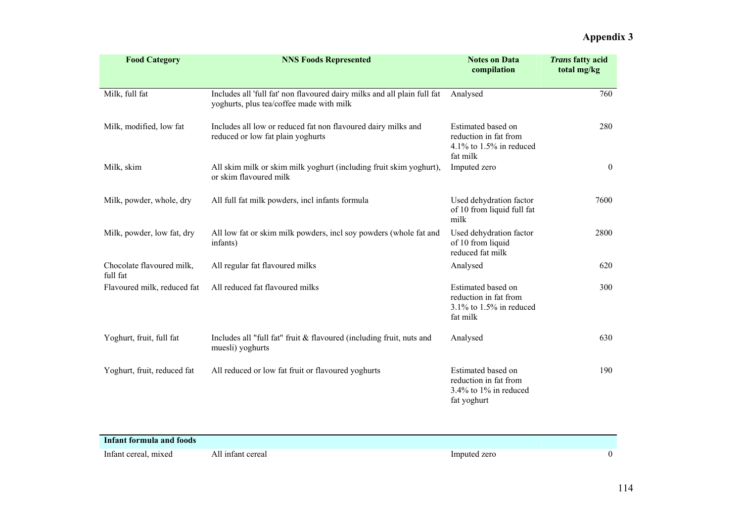# Appendix 3

| Food Category | NNS Foods Represented | Notes on Data compilation | *Trans* fatty acid total mg/kg |
|---|---|---|---|
| Milk, full fat | Includes all 'full fat' non flavoured dairy milks and all plain full fat yoghurts, plus tea/coffee made with milk | Analysed | 760 |
| Milk, modified, low fat | Includes all low or reduced fat non flavoured dairy milks and reduced or low fat plain yoghurts | Estimated based on reduction in fat from 4.1% to 1.5% in reduced fat milk | 280 |
| Milk, skim | All skim milk or skim milk yoghurt (including fruit skim yoghurt), or skim flavoured milk | Imputed zero | 0 |
| Milk, powder, whole, dry | All full fat milk powders, incl infants formula | Used dehydration factor of 10 from liquid full fat milk | 7600 |
| Milk, powder, low fat, dry | All low fat or skim milk powders, incl soy powders (whole fat and infants) | Used dehydration factor of 10 from liquid reduced fat milk | 2800 |
| Chocolate flavoured milk, full fat | All regular fat flavoured milks | Analysed | 620 |
| Flavoured milk, reduced fat | All reduced fat flavoured milks | Estimated based on reduction in fat from 3.1% to 1.5% in reduced fat milk | 300 |
| Yoghurt, fruit, full fat | Includes all "full fat" fruit & flavoured (including fruit, nuts and muesli) yoghurts | Analysed | 630 |
| Yoghurt, fruit, reduced fat | All reduced or low fat fruit or flavoured yoghurts | Estimated based on reduction in fat from 3.4% to 1% in reduced fat yoghurt | 190 |
| **Infant formula and foods** | | | |
| Infant cereal, mixed | All infant cereal | Imputed zero | 0 |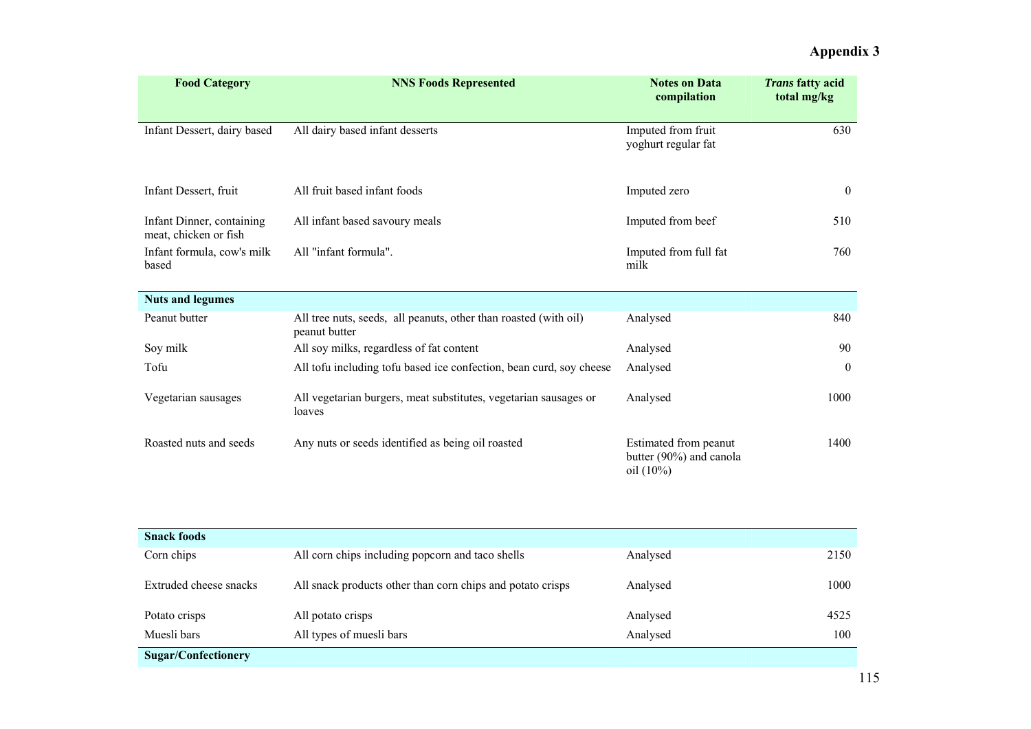# Appendix 3

| Food Category | NNS Foods Represented | Notes on Data compilation | *Trans* fatty acid total mg/kg |
|---|---|---|---|
| Infant Dessert, dairy based | All dairy based infant desserts | Imputed from fruit yoghurt regular fat | 630 |
| Infant Dessert, fruit | All fruit based infant foods | Imputed zero | 0 |
| Infant Dinner, containing meat, chicken or fish | All infant based savoury meals | Imputed from beef | 510 |
| Infant formula, cow's milk based | All "infant formula". | Imputed from full fat milk | 760 |
| **Nuts and legumes** | | | |
| Peanut butter | All tree nuts, seeds, all peanuts, other than roasted (with oil) peanut butter | Analysed | 840 |
| Soy milk | All soy milks, regardless of fat content | Analysed | 90 |
| Tofu | All tofu including tofu based ice confection, bean curd, soy cheese | Analysed | 0 |
| Vegetarian sausages | All vegetarian burgers, meat substitutes, vegetarian sausages or loaves | Analysed | 1000 |
| Roasted nuts and seeds | Any nuts or seeds identified as being oil roasted | Estimated from peanut butter (90%) and canola oil (10%) | 1400 |
| **Snack foods** | | | |
| Corn chips | All corn chips including popcorn and taco shells | Analysed | 2150 |
| Extruded cheese snacks | All snack products other than corn chips and potato crisps | Analysed | 1000 |
| Potato crisps | All potato crisps | Analysed | 4525 |
| Muesli bars | All types of muesli bars | Analysed | 100 |
| **Sugar/Confectionery** | | | |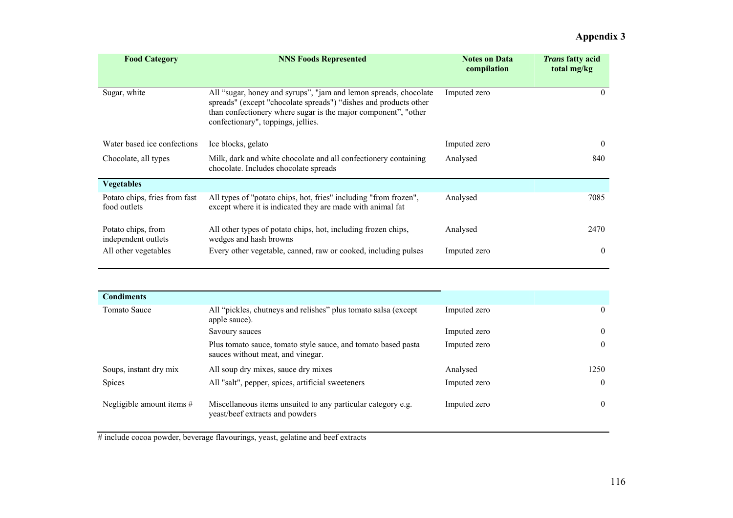# Appendix 3

| Food Category | NNS Foods Represented | Notes on Data compilation | *Trans* fatty acid total mg/kg |
|---|---|---|---|
| Sugar, white | All "sugar, honey and syrups", "jam and lemon spreads, chocolate spreads" (except "chocolate spreads") "dishes and products other than confectionery where sugar is the major component", "other confectionary", toppings, jellies. | Imputed zero | 0 |
| Water based ice confections | Ice blocks, gelato | Imputed zero | 0 |
| Chocolate, all types | Milk, dark and white chocolate and all confectionery containing chocolate. Includes chocolate spreads | Analysed | 840 |
| **Vegetables** | | | |
| Potato chips, fries from fast food outlets | All types of "potato chips, hot, fries" including "from frozen", except where it is indicated they are made with animal fat | Analysed | 7085 |
| Potato chips, from independent outlets | All other types of potato chips, hot, including frozen chips, wedges and hash browns | Analysed | 2470 |
| All other vegetables | Every other vegetable, canned, raw or cooked, including pulses | Imputed zero | 0 |
| **Condiments** | | | |
| Tomato Sauce | All "pickles, chutneys and relishes" plus tomato salsa (except apple sauce). | Imputed zero | 0 |
| | Savoury sauces | Imputed zero | 0 |
| | Plus tomato sauce, tomato style sauce, and tomato based pasta sauces without meat, and vinegar. | Imputed zero | 0 |
| Soups, instant dry mix | All soup dry mixes, sauce dry mixes | Analysed | 1250 |
| Spices | All "salt", pepper, spices, artificial sweeteners | Imputed zero | 0 |
| Negligible amount items # | Miscellaneous items unsuited to any particular category e.g. yeast/beef extracts and powders | Imputed zero | 0 |

# include cocoa powder, beverage flavourings, yeast, gelatine and beef extracts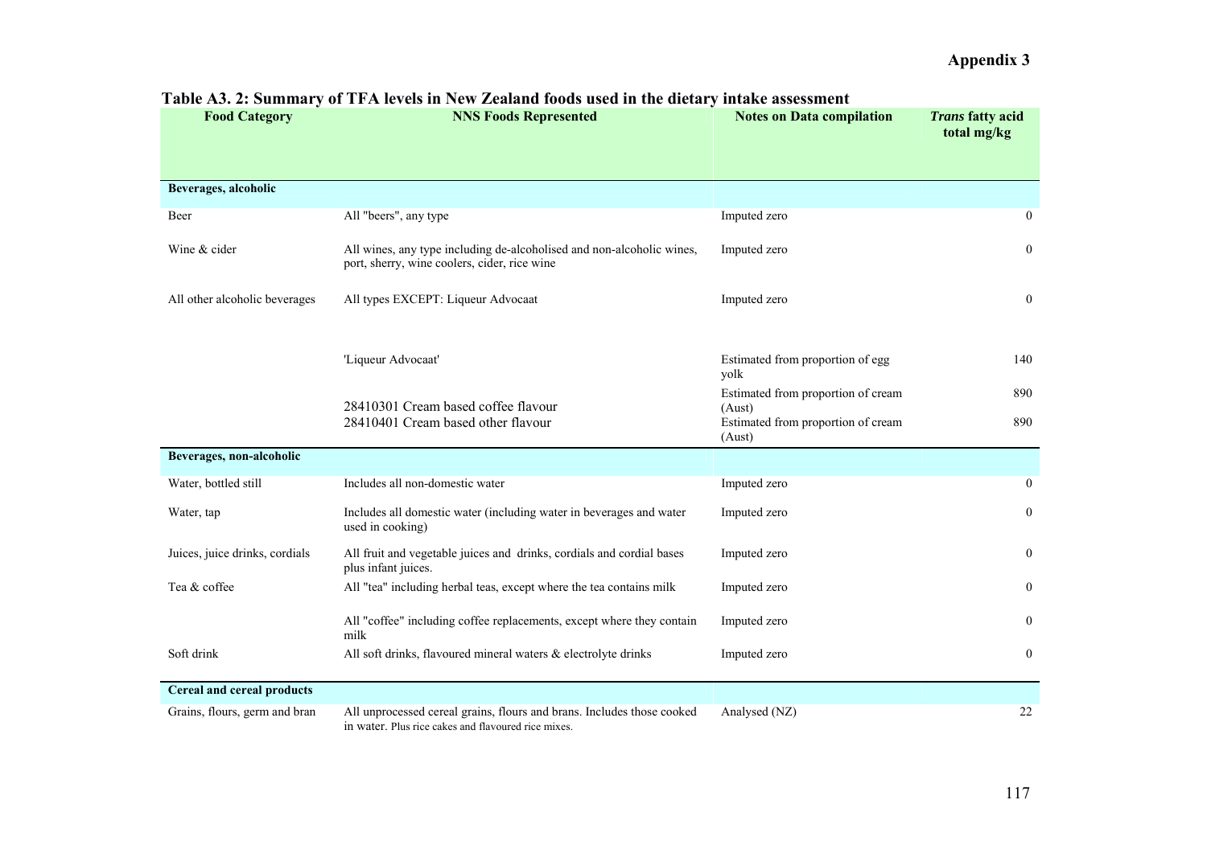## Appendix 3

**Table A3. 2: Summary of TFA levels in New Zealand foods used in the dietary intake assessment**

| Food Category | NNS Foods Represented | Notes on Data compilation | *Trans* fatty acid total mg/kg |
|---|---|---|---|
| **Beverages, alcoholic** | | | |
| Beer | All "beers", any type | Imputed zero | 0 |
| Wine & cider | All wines, any type including de-alcoholised and non-alcoholic wines, port, sherry, wine coolers, cider, rice wine | Imputed zero | 0 |
| All other alcoholic beverages | All types EXCEPT: Liqueur Advocaat | Imputed zero | 0 |
| | 'Liqueur Advocaat' | Estimated from proportion of egg yolk | 140 |
| | 28410301 Cream based coffee flavour | Estimated from proportion of cream (Aust) | 890 |
| | 28410401 Cream based other flavour | Estimated from proportion of cream (Aust) | 890 |
| **Beverages, non-alcoholic** | | | |
| Water, bottled still | Includes all non-domestic water | Imputed zero | 0 |
| Water, tap | Includes all domestic water (including water in beverages and water used in cooking) | Imputed zero | 0 |
| Juices, juice drinks, cordials | All fruit and vegetable juices and drinks, cordials and cordial bases plus infant juices. | Imputed zero | 0 |
| Tea & coffee | All "tea" including herbal teas, except where the tea contains milk | Imputed zero | 0 |
| | All "coffee" including coffee replacements, except where they contain milk | Imputed zero | 0 |
| Soft drink | All soft drinks, flavoured mineral waters & electrolyte drinks | Imputed zero | 0 |
| **Cereal and cereal products** | | | |
| Grains, flours, germ and bran | All unprocessed cereal grains, flours and brans. Includes those cooked in water. Plus rice cakes and flavoured rice mixes. | Analysed (NZ) | 22 |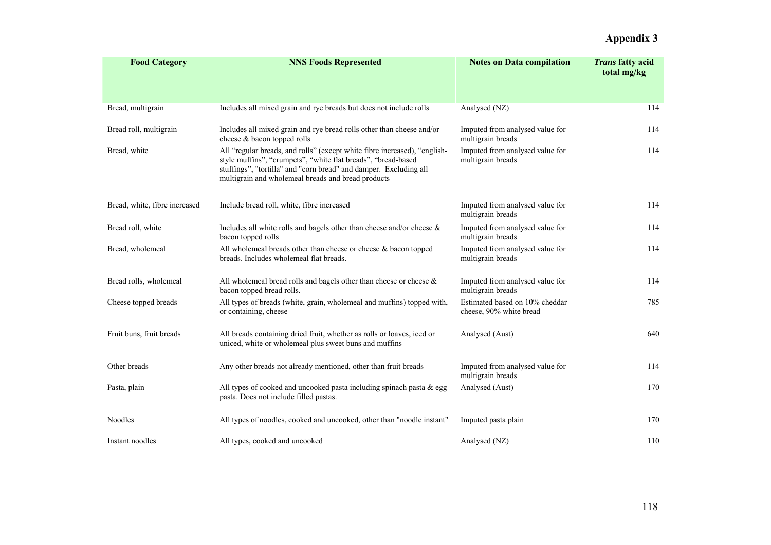# Appendix 3

| Food Category | NNS Foods Represented | Notes on Data compilation | *Trans* fatty acid total mg/kg |
|---|---|---|---|
| Bread, multigrain | Includes all mixed grain and rye breads but does not include rolls | Analysed (NZ) | 114 |
| Bread roll, multigrain | Includes all mixed grain and rye bread rolls other than cheese and/or cheese & bacon topped rolls | Imputed from analysed value for multigrain breads | 114 |
| Bread, white | All "regular breads, and rolls" (except white fibre increased), "english-style muffins", "crumpets", "white flat breads", "bread-based stuffings", "tortilla" and "corn bread" and damper. Excluding all multigrain and wholemeal breads and bread products | Imputed from analysed value for multigrain breads | 114 |
| Bread, white, fibre increased | Include bread roll, white, fibre increased | Imputed from analysed value for multigrain breads | 114 |
| Bread roll, white | Includes all white rolls and bagels other than cheese and/or cheese & bacon topped rolls | Imputed from analysed value for multigrain breads | 114 |
| Bread, wholemeal | All wholemeal breads other than cheese or cheese & bacon topped breads. Includes wholemeal flat breads. | Imputed from analysed value for multigrain breads | 114 |
| Bread rolls, wholemeal | All wholemeal bread rolls and bagels other than cheese or cheese & bacon topped bread rolls. | Imputed from analysed value for multigrain breads | 114 |
| Cheese topped breads | All types of breads (white, grain, wholemeal and muffins) topped with, or containing, cheese | Estimated based on 10% cheddar cheese, 90% white bread | 785 |
| Fruit buns, fruit breads | All breads containing dried fruit, whether as rolls or loaves, iced or uniced, white or wholemeal plus sweet buns and muffins | Analysed (Aust) | 640 |
| Other breads | Any other breads not already mentioned, other than fruit breads | Imputed from analysed value for multigrain breads | 114 |
| Pasta, plain | All types of cooked and uncooked pasta including spinach pasta & egg pasta. Does not include filled pastas. | Analysed (Aust) | 170 |
| Noodles | All types of noodles, cooked and uncooked, other than "noodle instant" | Imputed pasta plain | 170 |
| Instant noodles | All types, cooked and uncooked | Analysed (NZ) | 110 |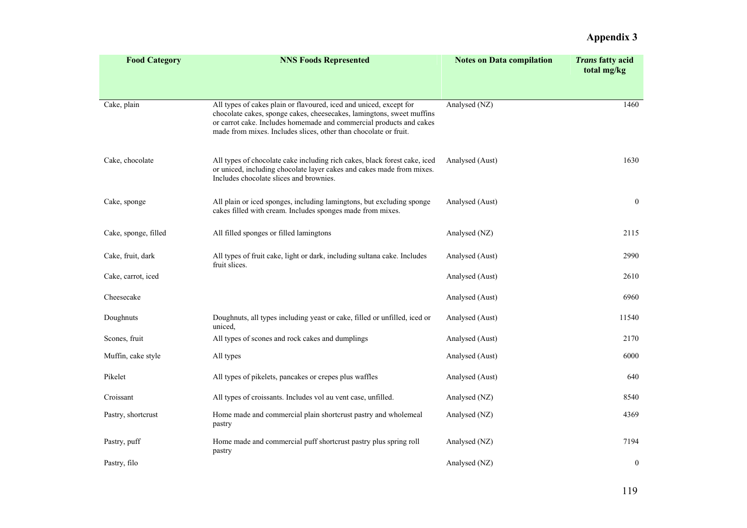# Appendix 3

| Food Category | NNS Foods Represented | Notes on Data compilation | *Trans* fatty acid total mg/kg |
|---|---|---|---|
| Cake, plain | All types of cakes plain or flavoured, iced and uniced, except for chocolate cakes, sponge cakes, cheesecakes, lamingtons, sweet muffins or carrot cake. Includes homemade and commercial products and cakes made from mixes. Includes slices, other than chocolate or fruit. | Analysed (NZ) | 1460 |
| Cake, chocolate | All types of chocolate cake including rich cakes, black forest cake, iced or uniced, including chocolate layer cakes and cakes made from mixes. Includes chocolate slices and brownies. | Analysed (Aust) | 1630 |
| Cake, sponge | All plain or iced sponges, including lamingtons, but excluding sponge cakes filled with cream. Includes sponges made from mixes. | Analysed (Aust) | 0 |
| Cake, sponge, filled | All filled sponges or filled lamingtons | Analysed (NZ) | 2115 |
| Cake, fruit, dark | All types of fruit cake, light or dark, including sultana cake. Includes fruit slices. | Analysed (Aust) | 2990 |
| Cake, carrot, iced | | Analysed (Aust) | 2610 |
| Cheesecake | | Analysed (Aust) | 6960 |
| Doughnuts | Doughnuts, all types including yeast or cake, filled or unfilled, iced or uniced, | Analysed (Aust) | 11540 |
| Scones, fruit | All types of scones and rock cakes and dumplings | Analysed (Aust) | 2170 |
| Muffin, cake style | All types | Analysed (Aust) | 6000 |
| Pikelet | All types of pikelets, pancakes or crepes plus waffles | Analysed (Aust) | 640 |
| Croissant | All types of croissants. Includes vol au vent case, unfilled. | Analysed (NZ) | 8540 |
| Pastry, shortcrust | Home made and commercial plain shortcrust pastry and wholemeal pastry | Analysed (NZ) | 4369 |
| Pastry, puff | Home made and commercial puff shortcrust pastry plus spring roll pastry | Analysed (NZ) | 7194 |
| Pastry, filo | | Analysed (NZ) | 0 |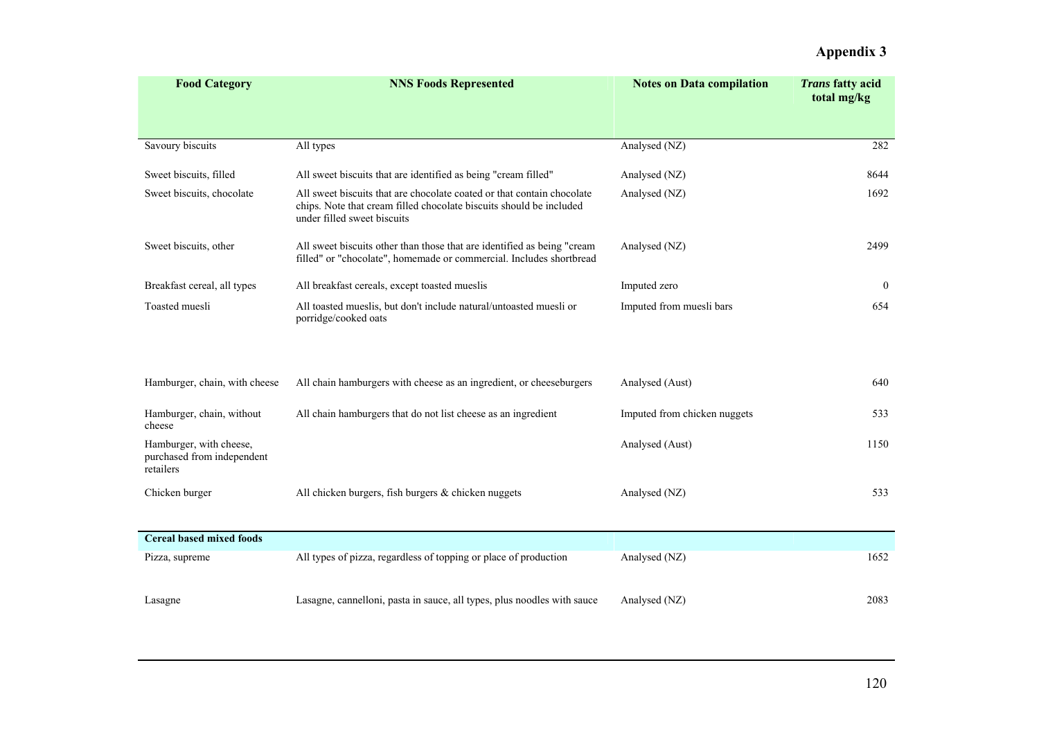# Appendix 3

| Food Category | NNS Foods Represented | Notes on Data compilation | *Trans* fatty acid total mg/kg |
|---|---|---|---|
| Savoury biscuits | All types | Analysed (NZ) | 282 |
| Sweet biscuits, filled | All sweet biscuits that are identified as being "cream filled" | Analysed (NZ) | 8644 |
| Sweet biscuits, chocolate | All sweet biscuits that are chocolate coated or that contain chocolate chips. Note that cream filled chocolate biscuits should be included under filled sweet biscuits | Analysed (NZ) | 1692 |
| Sweet biscuits, other | All sweet biscuits other than those that are identified as being "cream filled" or "chocolate", homemade or commercial. Includes shortbread | Analysed (NZ) | 2499 |
| Breakfast cereal, all types | All breakfast cereals, except toasted mueslis | Imputed zero | 0 |
| Toasted muesli | All toasted mueslis, but don't include natural/untoasted muesli or porridge/cooked oats | Imputed from muesli bars | 654 |
| Hamburger, chain, with cheese | All chain hamburgers with cheese as an ingredient, or cheeseburgers | Analysed (Aust) | 640 |
| Hamburger, chain, without cheese | All chain hamburgers that do not list cheese as an ingredient | Imputed from chicken nuggets | 533 |
| Hamburger, with cheese, purchased from independent retailers | | Analysed (Aust) | 1150 |
| Chicken burger | All chicken burgers, fish burgers & chicken nuggets | Analysed (NZ) | 533 |
| **Cereal based mixed foods** | | | |
| Pizza, supreme | All types of pizza, regardless of topping or place of production | Analysed (NZ) | 1652 |
| Lasagne | Lasagne, cannelloni, pasta in sauce, all types, plus noodles with sauce | Analysed (NZ) | 2083 |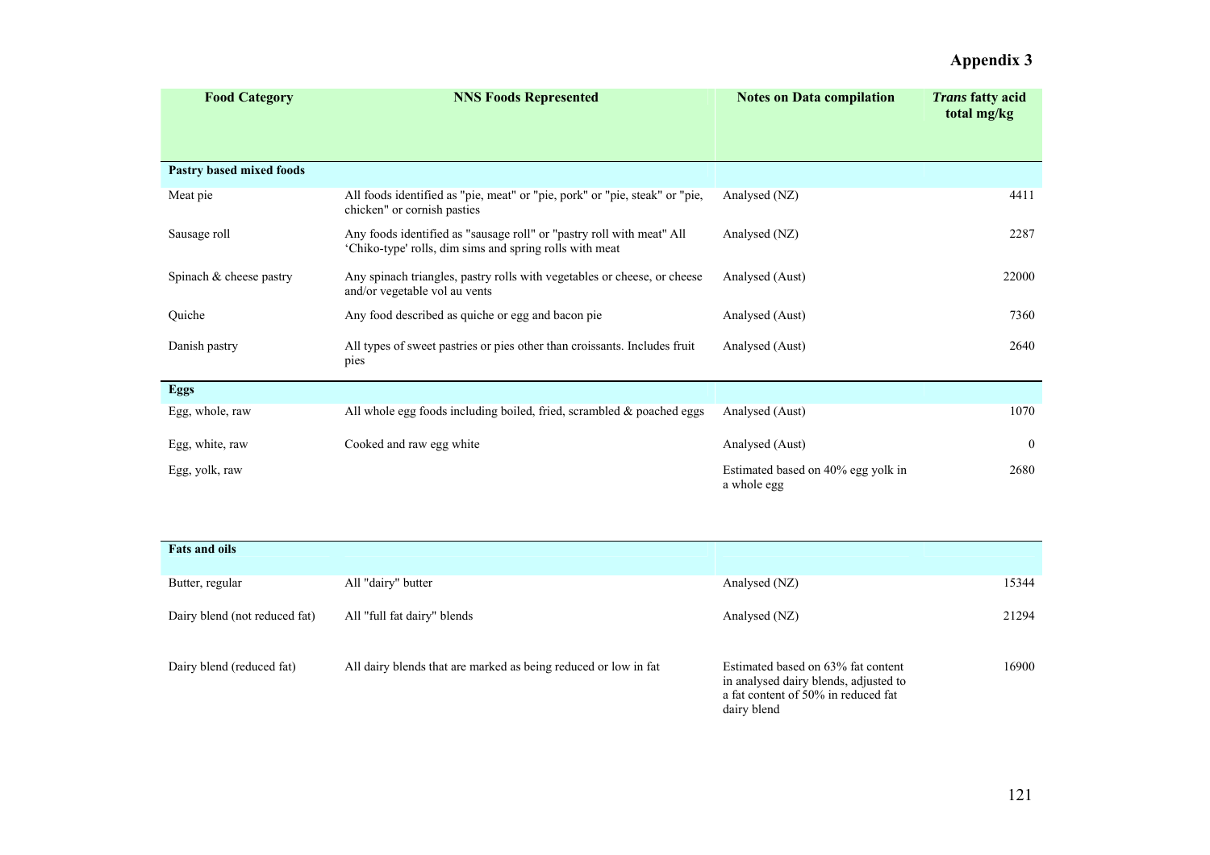# Appendix 3

| Food Category | NNS Foods Represented | Notes on Data compilation | *Trans* fatty acid total mg/kg |
|---|---|---|---|
| **Pastry based mixed foods** | | | |
| Meat pie | All foods identified as "pie, meat" or "pie, pork" or "pie, steak" or "pie, chicken" or cornish pasties | Analysed (NZ) | 4411 |
| Sausage roll | Any foods identified as "sausage roll" or "pastry roll with meat" All 'Chiko-type' rolls, dim sims and spring rolls with meat | Analysed (NZ) | 2287 |
| Spinach & cheese pastry | Any spinach triangles, pastry rolls with vegetables or cheese, or cheese and/or vegetable vol au vents | Analysed (Aust) | 22000 |
| Quiche | Any food described as quiche or egg and bacon pie | Analysed (Aust) | 7360 |
| Danish pastry | All types of sweet pastries or pies other than croissants. Includes fruit pies | Analysed (Aust) | 2640 |
| **Eggs** | | | |
| Egg, whole, raw | All whole egg foods including boiled, fried, scrambled & poached eggs | Analysed (Aust) | 1070 |
| Egg, white, raw | Cooked and raw egg white | Analysed (Aust) | 0 |
| Egg, yolk, raw | | Estimated based on 40% egg yolk in a whole egg | 2680 |
| **Fats and oils** | | | |
| Butter, regular | All "dairy" butter | Analysed (NZ) | 15344 |
| Dairy blend (not reduced fat) | All "full fat dairy" blends | Analysed (NZ) | 21294 |
| Dairy blend (reduced fat) | All dairy blends that are marked as being reduced or low in fat | Estimated based on 63% fat content in analysed dairy blends, adjusted to a fat content of 50% in reduced fat dairy blend | 16900 |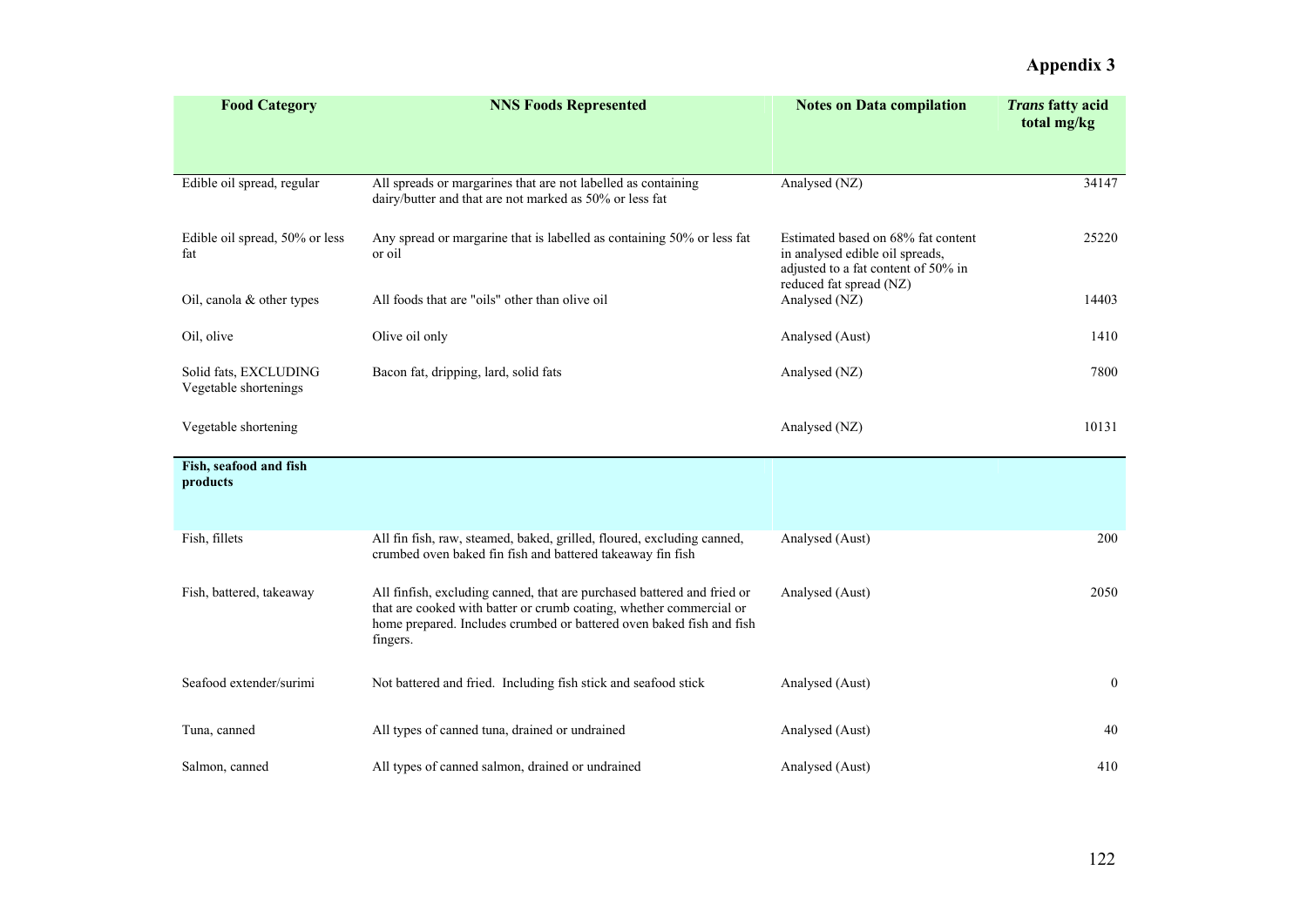# Appendix 3

| Food Category | NNS Foods Represented | Notes on Data compilation | *Trans* fatty acid total mg/kg |
|---|---|---|---|
| Edible oil spread, regular | All spreads or margarines that are not labelled as containing dairy/butter and that are not marked as 50% or less fat | Analysed (NZ) | 34147 |
| Edible oil spread, 50% or less fat | Any spread or margarine that is labelled as containing 50% or less fat or oil | Estimated based on 68% fat content in analysed edible oil spreads, adjusted to a fat content of 50% in reduced fat spread (NZ) | 25220 |
| Oil, canola & other types | All foods that are "oils" other than olive oil | Analysed (NZ) | 14403 |
| Oil, olive | Olive oil only | Analysed (Aust) | 1410 |
| Solid fats, EXCLUDING Vegetable shortenings | Bacon fat, dripping, lard, solid fats | Analysed (NZ) | 7800 |
| Vegetable shortening | | Analysed (NZ) | 10131 |
| **Fish, seafood and fish products** | | | |
| Fish, fillets | All fin fish, raw, steamed, baked, grilled, floured, excluding canned, crumbed oven baked fin fish and battered takeaway fin fish | Analysed (Aust) | 200 |
| Fish, battered, takeaway | All finfish, excluding canned, that are purchased battered and fried or that are cooked with batter or crumb coating, whether commercial or home prepared. Includes crumbed or battered oven baked fish and fish fingers. | Analysed (Aust) | 2050 |
| Seafood extender/surimi | Not battered and fried. Including fish stick and seafood stick | Analysed (Aust) | 0 |
| Tuna, canned | All types of canned tuna, drained or undrained | Analysed (Aust) | 40 |
| Salmon, canned | All types of canned salmon, drained or undrained | Analysed (Aust) | 410 |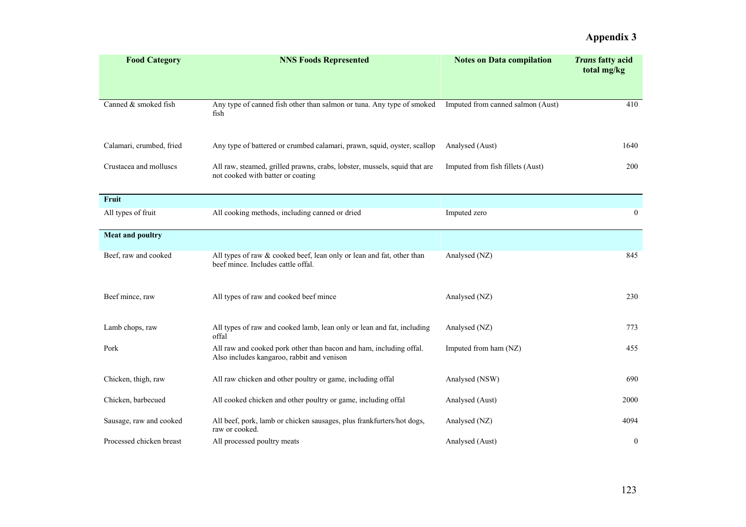## Appendix 3

| Food Category | NNS Foods Represented | Notes on Data compilation | *Trans* fatty acid total mg/kg |
|---|---|---|---|
| Canned & smoked fish | Any type of canned fish other than salmon or tuna. Any type of smoked fish | Imputed from canned salmon (Aust) | 410 |
| Calamari, crumbed, fried | Any type of battered or crumbed calamari, prawn, squid, oyster, scallop | Analysed (Aust) | 1640 |
| Crustacea and molluscs | All raw, steamed, grilled prawns, crabs, lobster, mussels, squid that are not cooked with batter or coating | Imputed from fish fillets (Aust) | 200 |
| **Fruit** | | | |
| All types of fruit | All cooking methods, including canned or dried | Imputed zero | 0 |
| **Meat and poultry** | | | |
| Beef, raw and cooked | All types of raw & cooked beef, lean only or lean and fat, other than beef mince. Includes cattle offal. | Analysed (NZ) | 845 |
| Beef mince, raw | All types of raw and cooked beef mince | Analysed (NZ) | 230 |
| Lamb chops, raw | All types of raw and cooked lamb, lean only or lean and fat, including offal | Analysed (NZ) | 773 |
| Pork | All raw and cooked pork other than bacon and ham, including offal. Also includes kangaroo, rabbit and venison | Imputed from ham (NZ) | 455 |
| Chicken, thigh, raw | All raw chicken and other poultry or game, including offal | Analysed (NSW) | 690 |
| Chicken, barbecued | All cooked chicken and other poultry or game, including offal | Analysed (Aust) | 2000 |
| Sausage, raw and cooked | All beef, pork, lamb or chicken sausages, plus frankfurters/hot dogs, raw or cooked. | Analysed (NZ) | 4094 |
| Processed chicken breast | All processed poultry meats | Analysed (Aust) | 0 |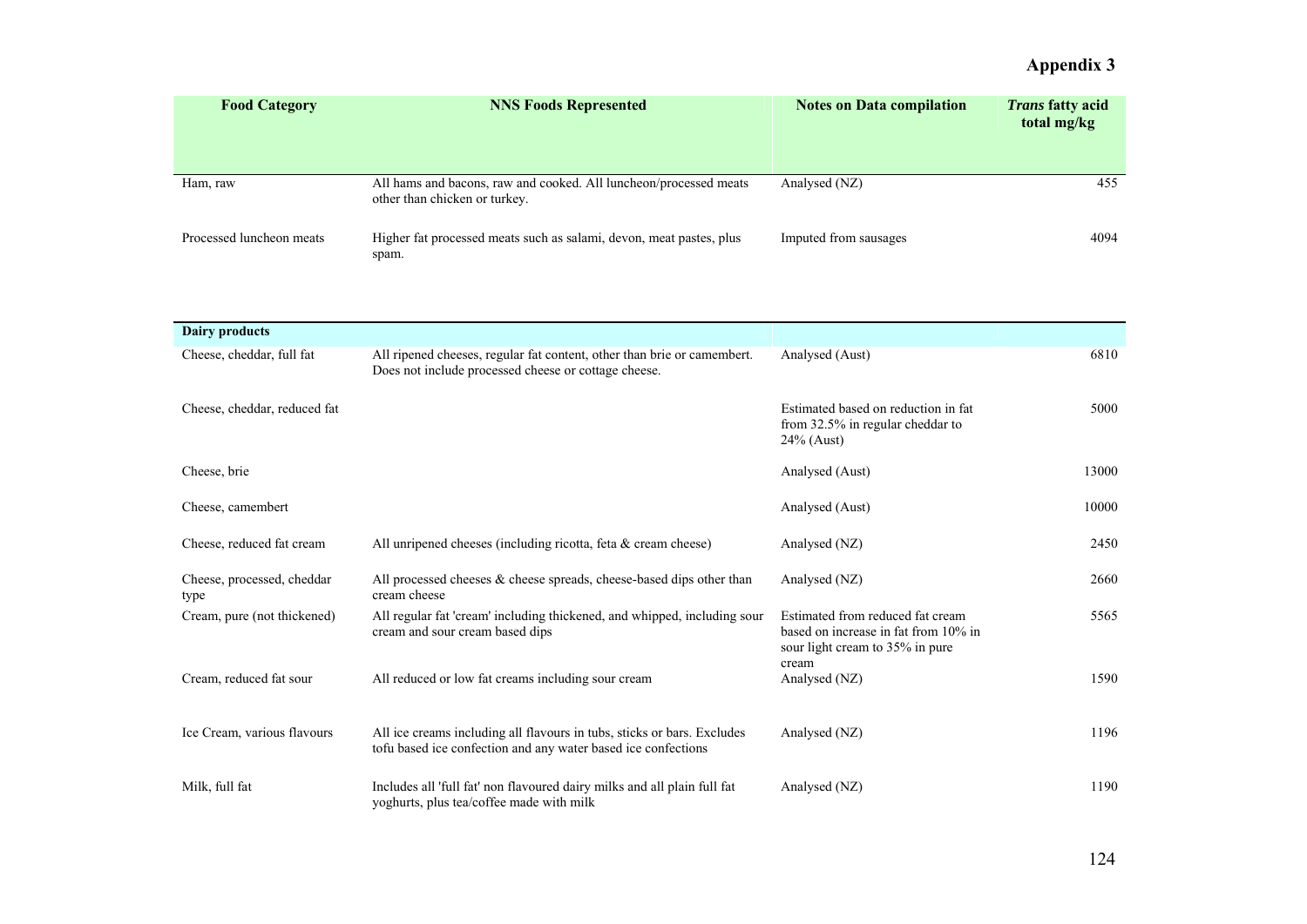# Appendix 3

| Food Category | NNS Foods Represented | Notes on Data compilation | *Trans* fatty acid total mg/kg |
|---|---|---|---|
| Ham, raw | All hams and bacons, raw and cooked. All luncheon/processed meats other than chicken or turkey. | Analysed (NZ) | 455 |
| Processed luncheon meats | Higher fat processed meats such as salami, devon, meat pastes, plus spam. | Imputed from sausages | 4094 |
| **Dairy products** | | | |
| Cheese, cheddar, full fat | All ripened cheeses, regular fat content, other than brie or camembert. Does not include processed cheese or cottage cheese. | Analysed (Aust) | 6810 |
| Cheese, cheddar, reduced fat | | Estimated based on reduction in fat from 32.5% in regular cheddar to 24% (Aust) | 5000 |
| Cheese, brie | | Analysed (Aust) | 13000 |
| Cheese, camembert | | Analysed (Aust) | 10000 |
| Cheese, reduced fat cream | All unripened cheeses (including ricotta, feta & cream cheese) | Analysed (NZ) | 2450 |
| Cheese, processed, cheddar type | All processed cheeses & cheese spreads, cheese-based dips other than cream cheese | Analysed (NZ) | 2660 |
| Cream, pure (not thickened) | All regular fat 'cream' including thickened, and whipped, including sour cream and sour cream based dips | Estimated from reduced fat cream based on increase in fat from 10% in sour light cream to 35% in pure cream | 5565 |
| Cream, reduced fat sour | All reduced or low fat creams including sour cream | Analysed (NZ) | 1590 |
| Ice Cream, various flavours | All ice creams including all flavours in tubs, sticks or bars. Excludes tofu based ice confection and any water based ice confections | Analysed (NZ) | 1196 |
| Milk, full fat | Includes all 'full fat' non flavoured dairy milks and all plain full fat yoghurts, plus tea/coffee made with milk | Analysed (NZ) | 1190 |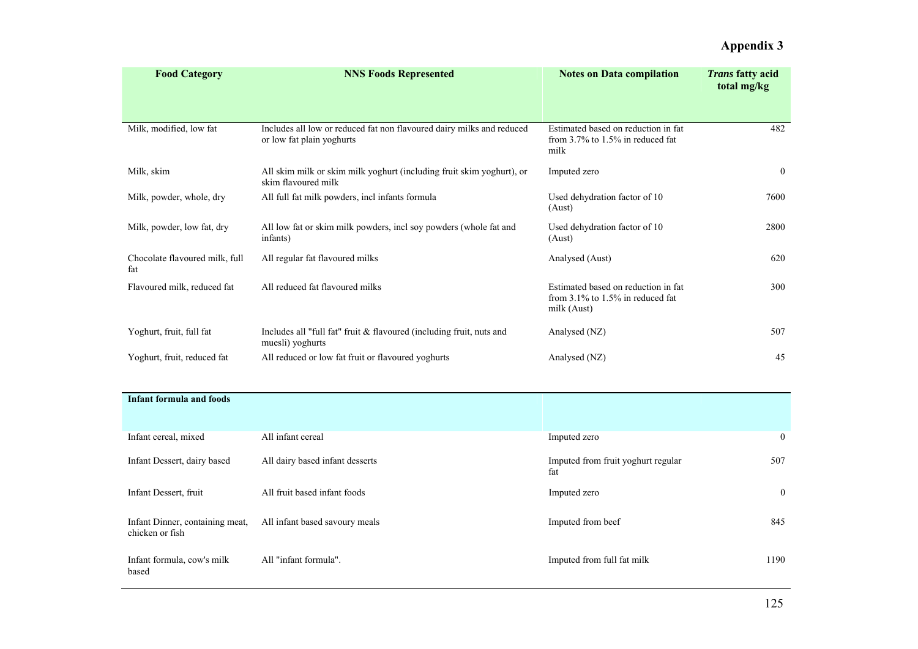# Appendix 3

| Food Category | NNS Foods Represented | Notes on Data compilation | *Trans* fatty acid total mg/kg |
|---|---|---|---|
| Milk, modified, low fat | Includes all low or reduced fat non flavoured dairy milks and reduced or low fat plain yoghurts | Estimated based on reduction in fat from 3.7% to 1.5% in reduced fat milk | 482 |
| Milk, skim | All skim milk or skim milk yoghurt (including fruit skim yoghurt), or skim flavoured milk | Imputed zero | 0 |
| Milk, powder, whole, dry | All full fat milk powders, incl infants formula | Used dehydration factor of 10 (Aust) | 7600 |
| Milk, powder, low fat, dry | All low fat or skim milk powders, incl soy powders (whole fat and infants) | Used dehydration factor of 10 (Aust) | 2800 |
| Chocolate flavoured milk, full fat | All regular fat flavoured milks | Analysed (Aust) | 620 |
| Flavoured milk, reduced fat | All reduced fat flavoured milks | Estimated based on reduction in fat from 3.1% to 1.5% in reduced fat milk (Aust) | 300 |
| Yoghurt, fruit, full fat | Includes all "full fat" fruit & flavoured (including fruit, nuts and muesli) yoghurts | Analysed (NZ) | 507 |
| Yoghurt, fruit, reduced fat | All reduced or low fat fruit or flavoured yoghurts | Analysed (NZ) | 45 |
| **Infant formula and foods** | | | |
| Infant cereal, mixed | All infant cereal | Imputed zero | 0 |
| Infant Dessert, dairy based | All dairy based infant desserts | Imputed from fruit yoghurt regular fat | 507 |
| Infant Dessert, fruit | All fruit based infant foods | Imputed zero | 0 |
| Infant Dinner, containing meat, chicken or fish | All infant based savoury meals | Imputed from beef | 845 |
| Infant formula, cow's milk based | All "infant formula". | Imputed from full fat milk | 1190 |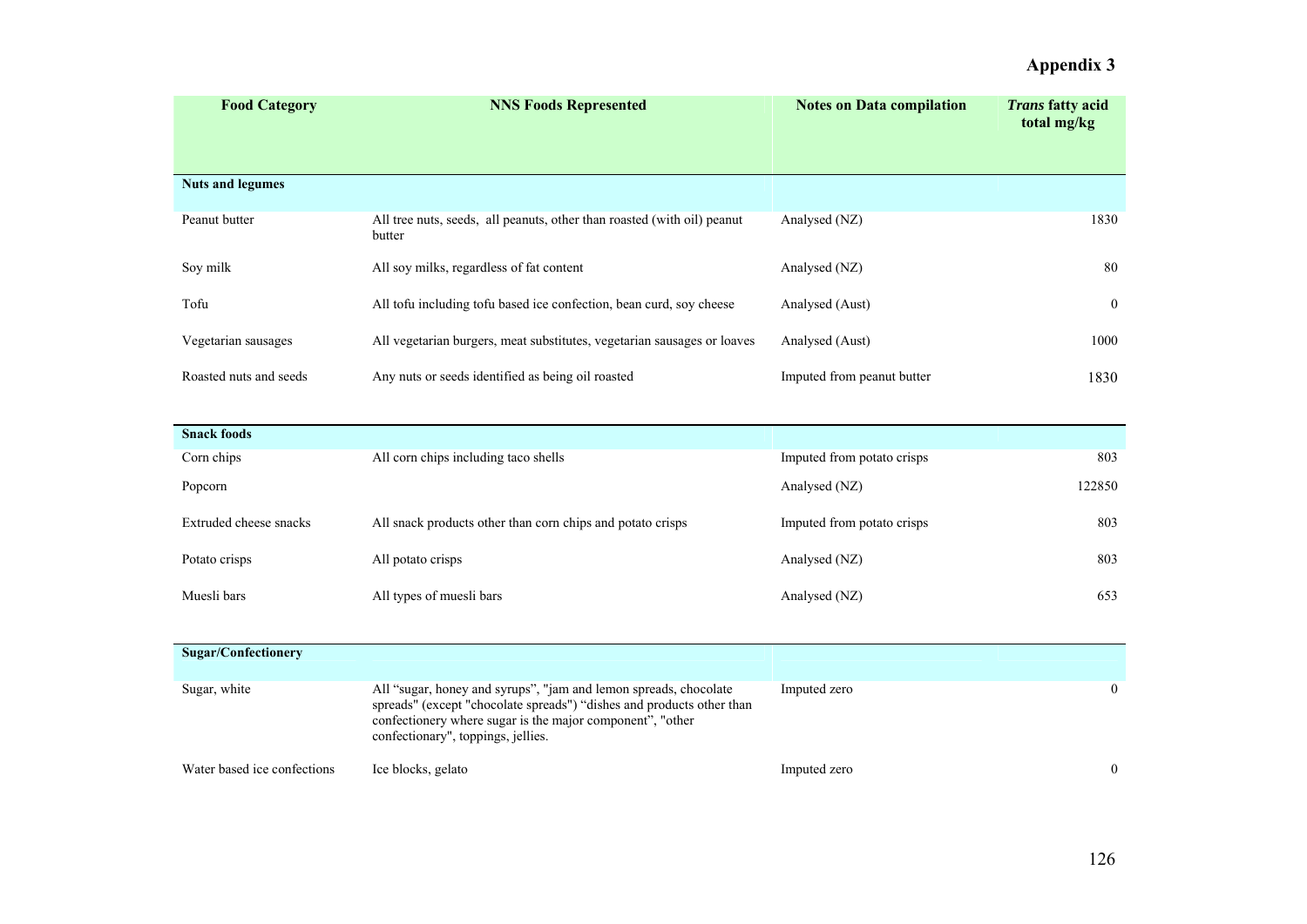## Appendix 3

| Food Category | NNS Foods Represented | Notes on Data compilation | *Trans* fatty acid total mg/kg |
|---|---|---|---|
| **Nuts and legumes** | | | |
| Peanut butter | All tree nuts, seeds, all peanuts, other than roasted (with oil) peanut butter | Analysed (NZ) | 1830 |
| Soy milk | All soy milks, regardless of fat content | Analysed (NZ) | 80 |
| Tofu | All tofu including tofu based ice confection, bean curd, soy cheese | Analysed (Aust) | 0 |
| Vegetarian sausages | All vegetarian burgers, meat substitutes, vegetarian sausages or loaves | Analysed (Aust) | 1000 |
| Roasted nuts and seeds | Any nuts or seeds identified as being oil roasted | Imputed from peanut butter | 1830 |
| **Snack foods** | | | |
| Corn chips | All corn chips including taco shells | Imputed from potato crisps | 803 |
| Popcorn | | Analysed (NZ) | 122850 |
| Extruded cheese snacks | All snack products other than corn chips and potato crisps | Imputed from potato crisps | 803 |
| Potato crisps | All potato crisps | Analysed (NZ) | 803 |
| Muesli bars | All types of muesli bars | Analysed (NZ) | 653 |
| **Sugar/Confectionery** | | | |
| Sugar, white | All "sugar, honey and syrups", "jam and lemon spreads, chocolate spreads" (except "chocolate spreads") "dishes and products other than confectionery where sugar is the major component", "other confectionery", toppings, jellies. | Imputed zero | 0 |
| Water based ice confections | Ice blocks, gelato | Imputed zero | 0 |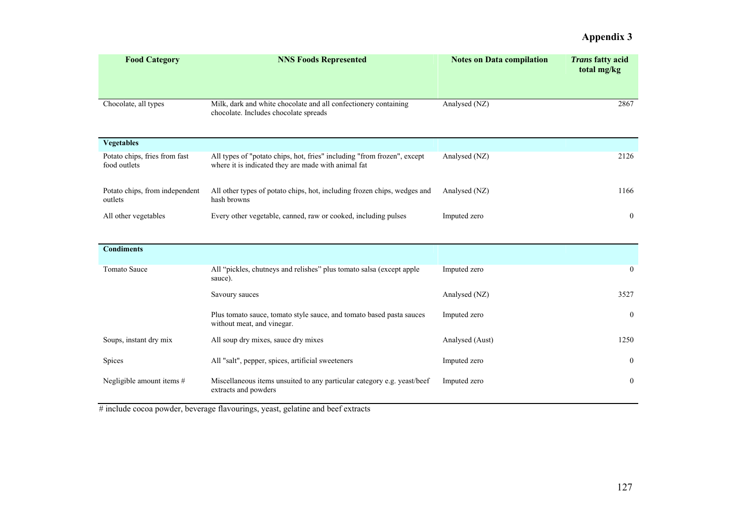# Appendix 3

| Food Category | NNS Foods Represented | Notes on Data compilation | *Trans* fatty acid total mg/kg |
|---|---|---|---|
| Chocolate, all types | Milk, dark and white chocolate and all confectionery containing chocolate. Includes chocolate spreads | Analysed (NZ) | 2867 |
| **Vegetables** | | | |
| Potato chips, fries from fast food outlets | All types of "potato chips, hot, fries" including "from frozen", except where it is indicated they are made with animal fat | Analysed (NZ) | 2126 |
| Potato chips, from independent outlets | All other types of potato chips, hot, including frozen chips, wedges and hash browns | Analysed (NZ) | 1166 |
| All other vegetables | Every other vegetable, canned, raw or cooked, including pulses | Imputed zero | 0 |
| **Condiments** | | | |
| Tomato Sauce | All "pickles, chutneys and relishes" plus tomato salsa (except apple sauce). | Imputed zero | 0 |
| | Savoury sauces | Analysed (NZ) | 3527 |
| | Plus tomato sauce, tomato style sauce, and tomato based pasta sauces without meat, and vinegar. | Imputed zero | 0 |
| Soups, instant dry mix | All soup dry mixes, sauce dry mixes | Analysed (Aust) | 1250 |
| Spices | All "salt", pepper, spices, artificial sweeteners | Imputed zero | 0 |
| Negligible amount items # | Miscellaneous items unsuited to any particular category e.g. yeast/beef extracts and powders | Imputed zero | 0 |

# include cocoa powder, beverage flavourings, yeast, gelatine and beef extracts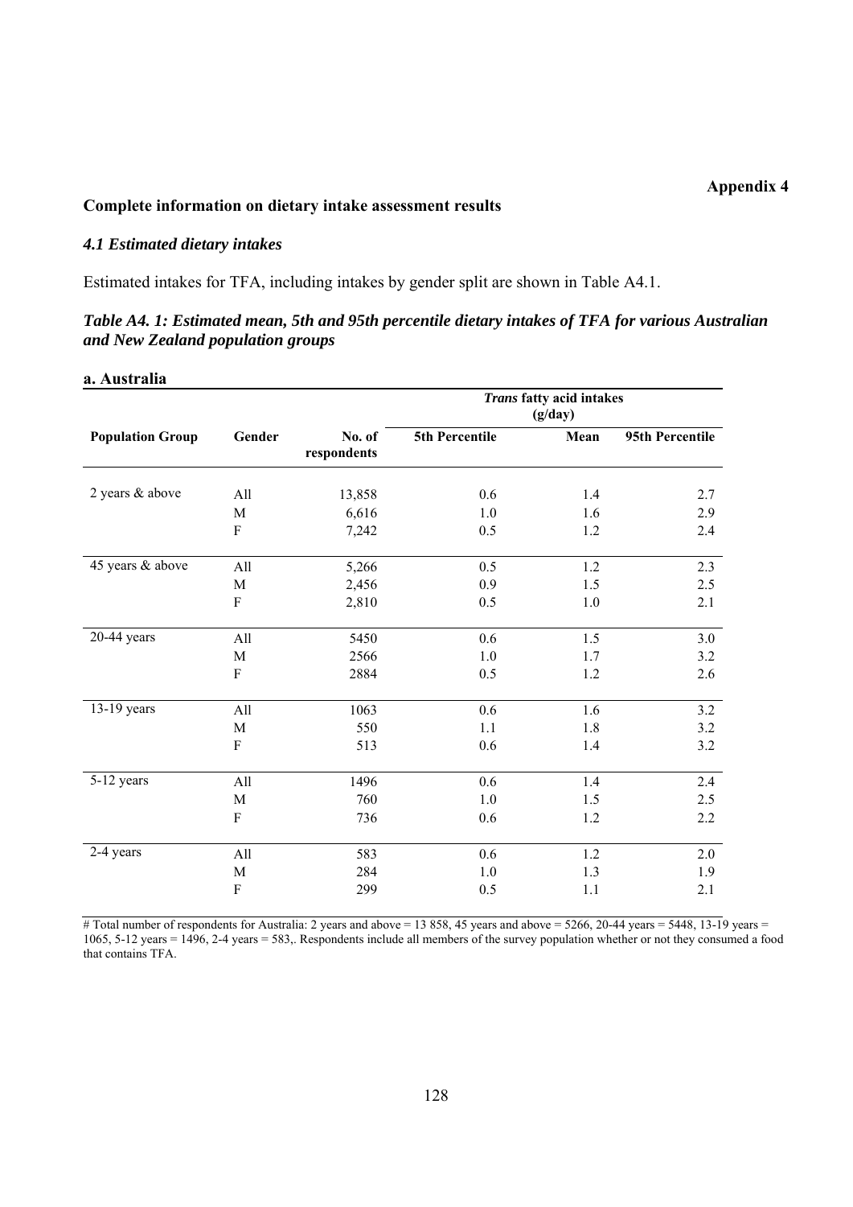**Appendix 4**

## Complete information on dietary intake assessment results

### *4.1 Estimated dietary intakes*

Estimated intakes for TFA, including intakes by gender split are shown in Table A4.1.

***Table A4. 1: Estimated mean, 5th and 95th percentile dietary intakes of TFA for various Australian and New Zealand population groups***

**a. Australia**

| | | | *Trans* fatty acid intakes (g/day) | | |
|---|---|---|---|---|---|
| **Population Group** | **Gender** | **No. of respondents** | **5th Percentile** | **Mean** | **95th Percentile** |
| 2 years & above | All | 13,858 | 0.6 | 1.4 | 2.7 |
| | M | 6,616 | 1.0 | 1.6 | 2.9 |
| | F | 7,242 | 0.5 | 1.2 | 2.4 |
| 45 years & above | All | 5,266 | 0.5 | 1.2 | 2.3 |
| | M | 2,456 | 0.9 | 1.5 | 2.5 |
| | F | 2,810 | 0.5 | 1.0 | 2.1 |
| 20-44 years | All | 5450 | 0.6 | 1.5 | 3.0 |
| | M | 2566 | 1.0 | 1.7 | 3.2 |
| | F | 2884 | 0.5 | 1.2 | 2.6 |
| 13-19 years | All | 1063 | 0.6 | 1.6 | 3.2 |
| | M | 550 | 1.1 | 1.8 | 3.2 |
| | F | 513 | 0.6 | 1.4 | 3.2 |
| 5-12 years | All | 1496 | 0.6 | 1.4 | 2.4 |
| | M | 760 | 1.0 | 1.5 | 2.5 |
| | F | 736 | 0.6 | 1.2 | 2.2 |
| 2-4 years | All | 583 | 0.6 | 1.2 | 2.0 |
| | M | 284 | 1.0 | 1.3 | 1.9 |
| | F | 299 | 0.5 | 1.1 | 2.1 |

# Total number of respondents for Australia: 2 years and above = 13 858, 45 years and above = 5266, 20-44 years = 5448, 13-19 years = 1065, 5-12 years = 1496, 2-4 years = 583,. Respondents include all members of the survey population whether or not they consumed a food that contains TFA.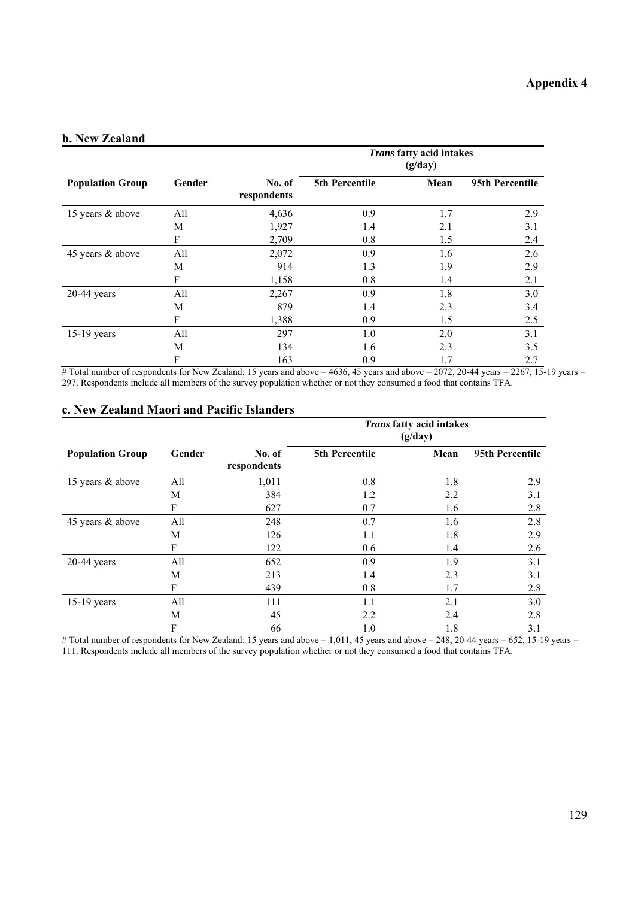# Appendix 4

## b. New Zealand

| Population Group | Gender | No. of respondents | *Trans* fatty acid intakes (g/day) | | |
|---|---|---|---|---|---|
| | | | 5th Percentile | Mean | 95th Percentile |
| 15 years & above | All | 4,636 | 0.9 | 1.7 | 2.9 |
| | M | 1,927 | 1.4 | 2.1 | 3.1 |
| | F | 2,709 | 0.8 | 1.5 | 2.4 |
| 45 years & above | All | 2,072 | 0.9 | 1.6 | 2.6 |
| | M | 914 | 1.3 | 1.9 | 2.9 |
| | F | 1,158 | 0.8 | 1.4 | 2.1 |
| 20-44 years | All | 2,267 | 0.9 | 1.8 | 3.0 |
| | M | 879 | 1.4 | 2.3 | 3.4 |
| | F | 1,388 | 0.9 | 1.5 | 2.5 |
| 15-19 years | All | 297 | 1.0 | 2.0 | 3.1 |
| | M | 134 | 1.6 | 2.3 | 3.5 |
| | F | 163 | 0.9 | 1.7 | 2.7 |

# Total number of respondents for New Zealand: 15 years and above = 4636, 45 years and above = 2072, 20-44 years = 2267, 15-19 years = 297. Respondents include all members of the survey population whether or not they consumed a food that contains TFA.

## c. New Zealand Maori and Pacific Islanders

| Population Group | Gender | No. of respondents | *Trans* fatty acid intakes (g/day) | | |
|---|---|---|---|---|---|
| | | | 5th Percentile | Mean | 95th Percentile |
| 15 years & above | All | 1,011 | 0.8 | 1.8 | 2.9 |
| | M | 384 | 1.2 | 2.2 | 3.1 |
| | F | 627 | 0.7 | 1.6 | 2.8 |
| 45 years & above | All | 248 | 0.7 | 1.6 | 2.8 |
| | M | 126 | 1.1 | 1.8 | 2.9 |
| | F | 122 | 0.6 | 1.4 | 2.6 |
| 20-44 years | All | 652 | 0.9 | 1.9 | 3.1 |
| | M | 213 | 1.4 | 2.3 | 3.1 |
| | F | 439 | 0.8 | 1.7 | 2.8 |
| 15-19 years | All | 111 | 1.1 | 2.1 | 3.0 |
| | M | 45 | 2.2 | 2.4 | 2.8 |
| | F | 66 | 1.0 | 1.8 | 3.1 |

# Total number of respondents for New Zealand: 15 years and above = 1,011, 45 years and above = 248, 20-44 years = 652, 15-19 years = 111. Respondents include all members of the survey population whether or not they consumed a food that contains TFA.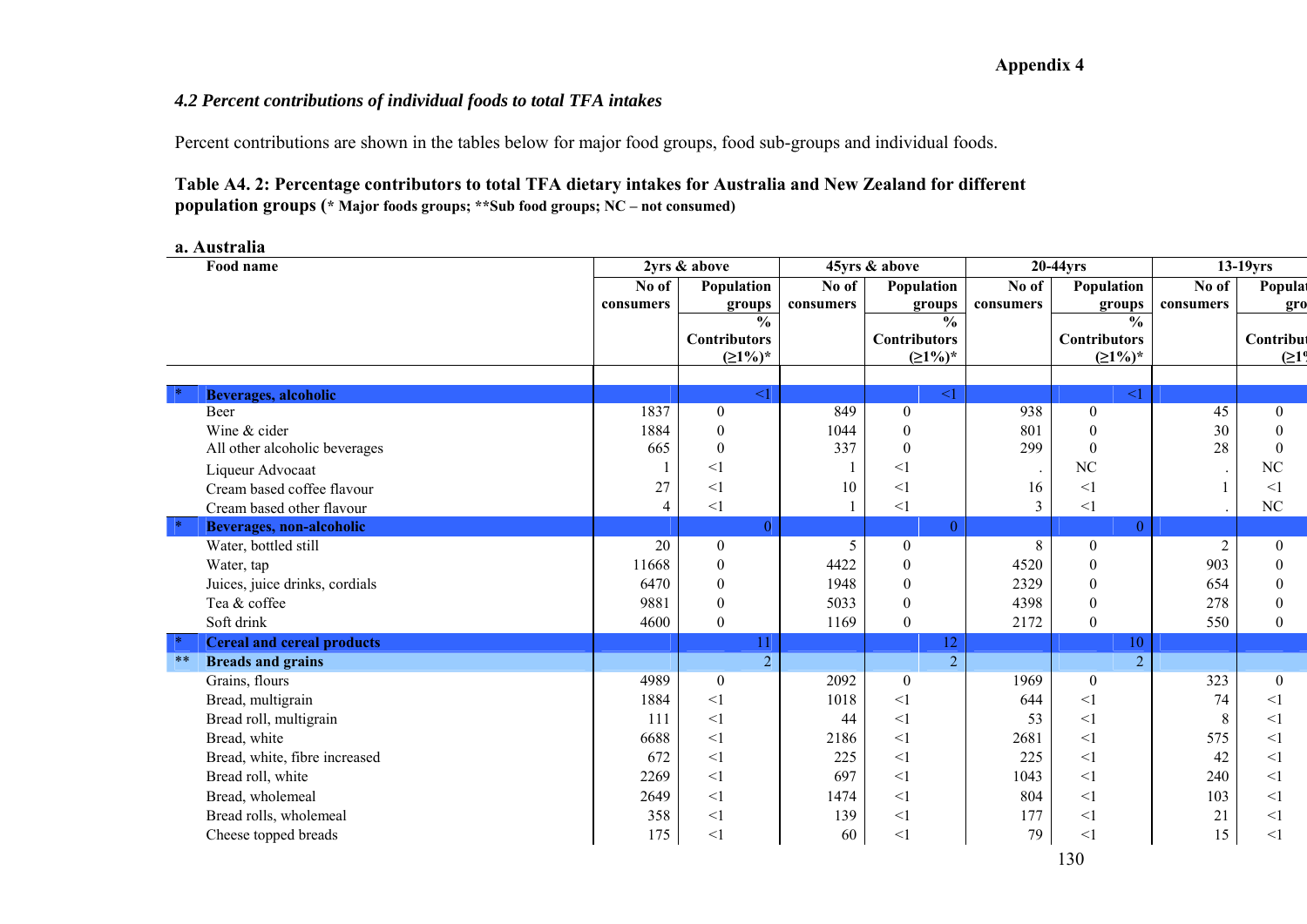**Appendix 4**

### *4.2 Percent contributions of individual foods to total TFA intakes*

Percent contributions are shown in the tables below for major food groups, food sub-groups and individual foods.

**Table A4. 2: Percentage contributors to total TFA dietary intakes for Australia and New Zealand for different population groups (\* Major foods groups; \*\*Sub food groups; NC – not consumed)**

**a. Australia**

| | Food name | 2yrs & above | | 45yrs & above | | 20-44yrs | | 13-19yrs | |
|---|---|---|---|---|---|---|---|---|---|
| | | No of consumers | Population groups % Contributors (≥1%)* | No of consumers | Population groups % Contributors (≥1%)* | No of consumers | Population groups % Contributors (≥1%)* | No of consumers | Population groups Contribut (≥1% |
| * | **Beverages, alcoholic** | | <1 | | <1 | | <1 | | |
| | Beer | 1837 | 0 | 849 | 0 | 938 | 0 | 45 | 0 |
| | Wine & cider | 1884 | 0 | 1044 | 0 | 801 | 0 | 30 | 0 |
| | All other alcoholic beverages | 665 | 0 | 337 | 0 | 299 | 0 | 28 | 0 |
| | Liqueur Advocaat | 1 | <1 | 1 | <1 | . | NC | . | NC |
| | Cream based coffee flavour | 27 | <1 | 10 | <1 | 16 | <1 | 1 | <1 |
| | Cream based other flavour | 4 | <1 | 1 | <1 | 3 | <1 | . | NC |
| * | **Beverages, non-alcoholic** | | 0 | | 0 | | 0 | | |
| | Water, bottled still | 20 | 0 | 5 | 0 | 8 | 0 | 2 | 0 |
| | Water, tap | 11668 | 0 | 4422 | 0 | 4520 | 0 | 903 | 0 |
| | Juices, juice drinks, cordials | 6470 | 0 | 1948 | 0 | 2329 | 0 | 654 | 0 |
| | Tea & coffee | 9881 | 0 | 5033 | 0 | 4398 | 0 | 278 | 0 |
| | Soft drink | 4600 | 0 | 1169 | 0 | 2172 | 0 | 550 | 0 |
| * | **Cereal and cereal products** | | 11 | | 12 | | 10 | | |
| ** | **Breads and grains** | | 2 | | 2 | | 2 | | |
| | Grains, flours | 4989 | 0 | 2092 | 0 | 1969 | 0 | 323 | 0 |
| | Bread, multigrain | 1884 | <1 | 1018 | <1 | 644 | <1 | 74 | <1 |
| | Bread roll, multigrain | 111 | <1 | 44 | <1 | 53 | <1 | 8 | <1 |
| | Bread, white | 6688 | <1 | 2186 | <1 | 2681 | <1 | 575 | <1 |
| | Bread, white, fibre increased | 672 | <1 | 225 | <1 | 225 | <1 | 42 | <1 |
| | Bread roll, white | 2269 | <1 | 697 | <1 | 1043 | <1 | 240 | <1 |
| | Bread, wholemeal | 2649 | <1 | 1474 | <1 | 804 | <1 | 103 | <1 |
| | Bread rolls, wholemeal | 358 | <1 | 139 | <1 | 177 | <1 | 21 | <1 |
| | Cheese topped breads | 175 | <1 | 60 | <1 | 79 | <1 | 15 | <1 |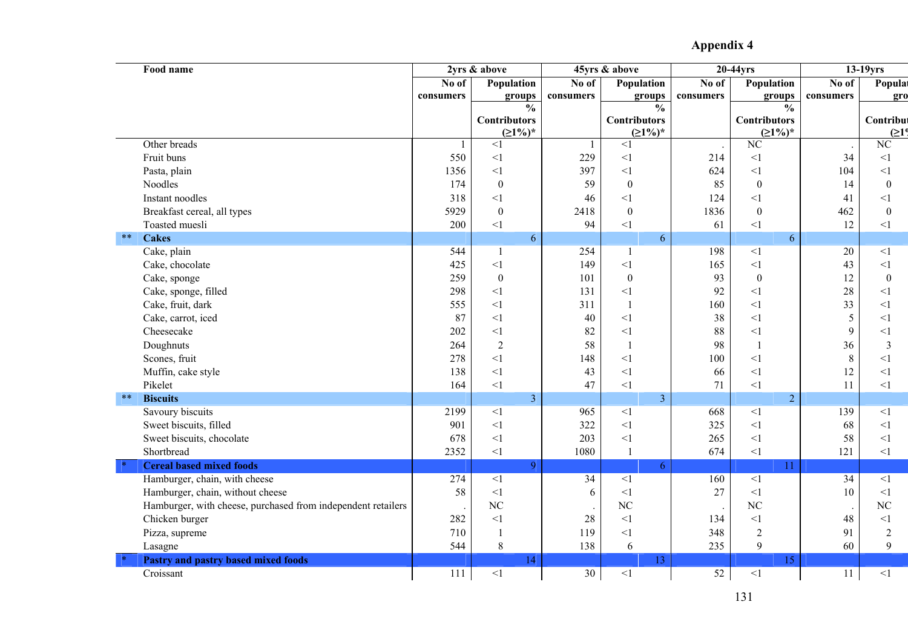## Appendix 4

| | Food name | 2yrs & above | | 45yrs & above | | 20-44yrs | | 13-19yrs | |
|---|---|---|---|---|---|---|---|---|---|
| | | No of consumers | Population groups % Contributors (≥1%)* | No of consumers | Population groups % Contributors (≥1%)* | No of consumers | Population groups % Contributors (≥1%)* | No of consumers | Populat gro Contribut (≥1% |
| | Other breads | 1 | <1 | 1 | <1 | . | NC | . | NC |
| | Fruit buns | 550 | <1 | 229 | <1 | 214 | <1 | 34 | <1 |
| | Pasta, plain | 1356 | <1 | 397 | <1 | 624 | <1 | 104 | <1 |
| | Noodles | 174 | 0 | 59 | 0 | 85 | 0 | 14 | 0 |
| | Instant noodles | 318 | <1 | 46 | <1 | 124 | <1 | 41 | <1 |
| | Breakfast cereal, all types | 5929 | 0 | 2418 | 0 | 1836 | 0 | 462 | 0 |
| | Toasted muesli | 200 | <1 | 94 | <1 | 61 | <1 | 12 | <1 |
| ** | **Cakes** | | 6 | | 6 | | 6 | | |
| | Cake, plain | 544 | 1 | 254 | 1 | 198 | <1 | 20 | <1 |
| | Cake, chocolate | 425 | <1 | 149 | <1 | 165 | <1 | 43 | <1 |
| | Cake, sponge | 259 | 0 | 101 | 0 | 93 | 0 | 12 | 0 |
| | Cake, sponge, filled | 298 | <1 | 131 | <1 | 92 | <1 | 28 | <1 |
| | Cake, fruit, dark | 555 | <1 | 311 | 1 | 160 | <1 | 33 | <1 |
| | Cake, carrot, iced | 87 | <1 | 40 | <1 | 38 | <1 | 5 | <1 |
| | Cheesecake | 202 | <1 | 82 | <1 | 88 | <1 | 9 | <1 |
| | Doughnuts | 264 | 2 | 58 | 1 | 98 | 1 | 36 | 3 |
| | Scones, fruit | 278 | <1 | 148 | <1 | 100 | <1 | 8 | <1 |
| | Muffin, cake style | 138 | <1 | 43 | <1 | 66 | <1 | 12 | <1 |
| | Pikelet | 164 | <1 | 47 | <1 | 71 | <1 | 11 | <1 |
| ** | **Biscuits** | | 3 | | 3 | | 2 | | |
| | Savoury biscuits | 2199 | <1 | 965 | <1 | 668 | <1 | 139 | <1 |
| | Sweet biscuits, filled | 901 | <1 | 322 | <1 | 325 | <1 | 68 | <1 |
| | Sweet biscuits, chocolate | 678 | <1 | 203 | <1 | 265 | <1 | 58 | <1 |
| | Shortbread | 2352 | <1 | 1080 | 1 | 674 | <1 | 121 | <1 |
| * | **Cereal based mixed foods** | | 9 | | 6 | | 11 | | |
| | Hamburger, chain, with cheese | 274 | <1 | 34 | <1 | 160 | <1 | 34 | <1 |
| | Hamburger, chain, without cheese | 58 | <1 | 6 | <1 | 27 | <1 | 10 | <1 |
| | Hamburger, with cheese, purchased from independent retailers | . | NC | . | NC | . | NC | . | NC |
| | Chicken burger | 282 | <1 | 28 | <1 | 134 | <1 | 48 | <1 |
| | Pizza, supreme | 710 | 1 | 119 | <1 | 348 | 2 | 91 | 2 |
| | Lasagne | 544 | 8 | 138 | 6 | 235 | 9 | 60 | 9 |
| * | **Pastry and pastry based mixed foods** | | 14 | | 13 | | 15 | | |
| | Croissant | 111 | <1 | 30 | <1 | 52 | <1 | 11 | <1 |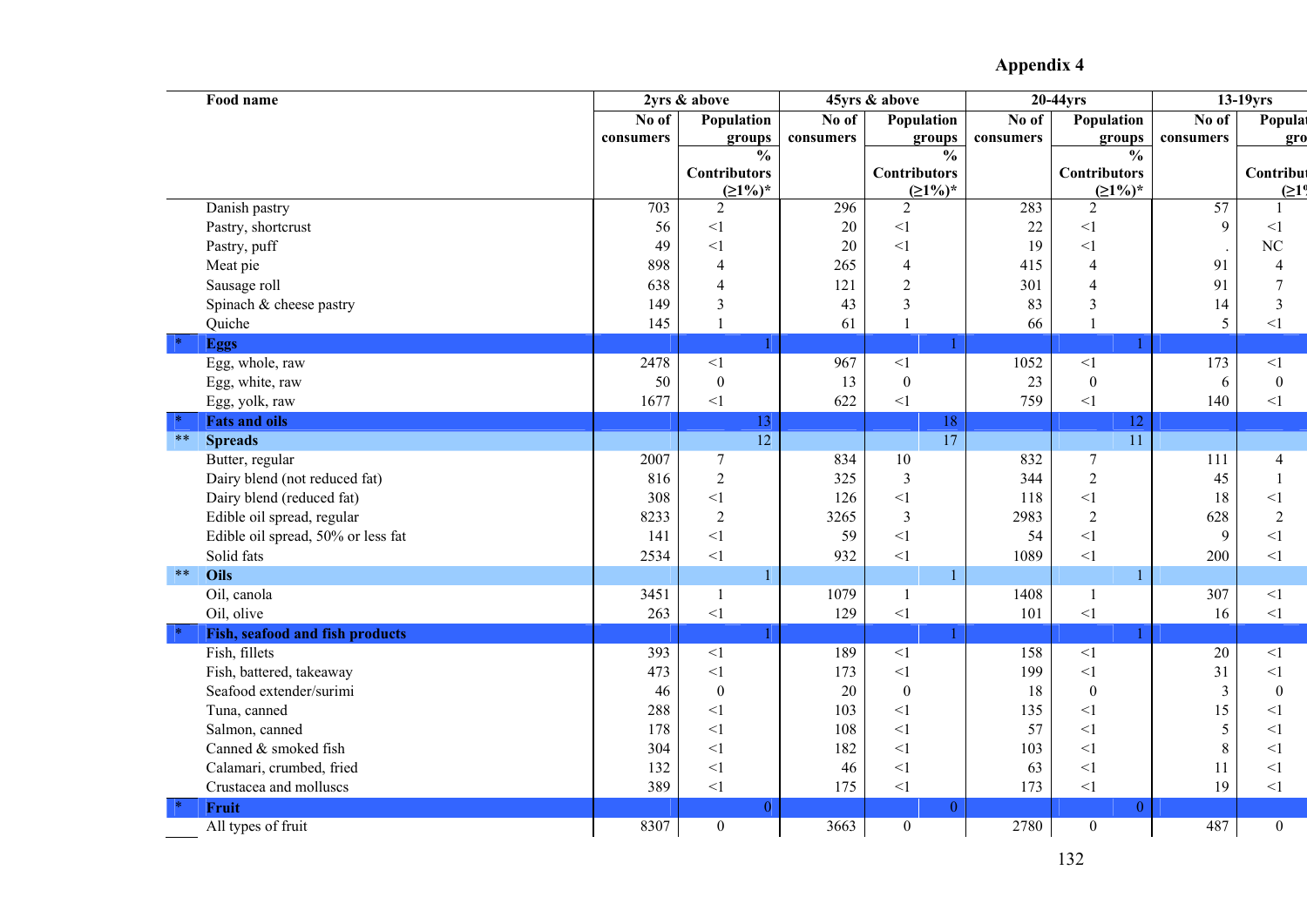## Appendix 4

| | Food name | 2yrs & above | | 45yrs & above | | 20-44yrs | | 13-19yrs | |
|---|---|---|---|---|---|---|---|---|---|
| | | No of consumers | Population groups % Contributors (≥1%)* | No of consumers | Population groups % Contributors (≥1%)* | No of consumers | Population groups % Contributors (≥1%)* | No of consumers | Population groups % Contributors (≥1%)* |
| | Danish pastry | 703 | 2 | 296 | 2 | 283 | 2 | 57 | 1 |
| | Pastry, shortcrust | 56 | <1 | 20 | <1 | 22 | <1 | 9 | <1 |
| | Pastry, puff | 49 | <1 | 20 | <1 | 19 | <1 | . | NC |
| | Meat pie | 898 | 4 | 265 | 4 | 415 | 4 | 91 | 4 |
| | Sausage roll | 638 | 4 | 121 | 2 | 301 | 4 | 91 | 7 |
| | Spinach & cheese pastry | 149 | 3 | 43 | 3 | 83 | 3 | 14 | 3 |
| | Quiche | 145 | 1 | 61 | 1 | 66 | 1 | 5 | <1 |
| * | **Eggs** | | 1 | | 1 | | 1 | | |
| | Egg, whole, raw | 2478 | <1 | 967 | <1 | 1052 | <1 | 173 | <1 |
| | Egg, white, raw | 50 | 0 | 13 | 0 | 23 | 0 | 6 | 0 |
| | Egg, yolk, raw | 1677 | <1 | 622 | <1 | 759 | <1 | 140 | <1 |
| * | **Fats and oils** | | 13 | | 18 | | 12 | | |
| ** | **Spreads** | | 12 | | 17 | | 11 | | |
| | Butter, regular | 2007 | 7 | 834 | 10 | 832 | 7 | 111 | 4 |
| | Dairy blend (not reduced fat) | 816 | 2 | 325 | 3 | 344 | 2 | 45 | 1 |
| | Dairy blend (reduced fat) | 308 | <1 | 126 | <1 | 118 | <1 | 18 | <1 |
| | Edible oil spread, regular | 8233 | 2 | 3265 | 3 | 2983 | 2 | 628 | 2 |
| | Edible oil spread, 50% or less fat | 141 | <1 | 59 | <1 | 54 | <1 | 9 | <1 |
| | Solid fats | 2534 | <1 | 932 | <1 | 1089 | <1 | 200 | <1 |
| ** | **Oils** | | 1 | | 1 | | 1 | | |
| | Oil, canola | 3451 | 1 | 1079 | 1 | 1408 | 1 | 307 | <1 |
| | Oil, olive | 263 | <1 | 129 | <1 | 101 | <1 | 16 | <1 |
| * | **Fish, seafood and fish products** | | 1 | | 1 | | 1 | | |
| | Fish, fillets | 393 | <1 | 189 | <1 | 158 | <1 | 20 | <1 |
| | Fish, battered, takeaway | 473 | <1 | 173 | <1 | 199 | <1 | 31 | <1 |
| | Seafood extender/surimi | 46 | 0 | 20 | 0 | 18 | 0 | 3 | 0 |
| | Tuna, canned | 288 | <1 | 103 | <1 | 135 | <1 | 15 | <1 |
| | Salmon, canned | 178 | <1 | 108 | <1 | 57 | <1 | 5 | <1 |
| | Canned & smoked fish | 304 | <1 | 182 | <1 | 103 | <1 | 8 | <1 |
| | Calamari, crumbed, fried | 132 | <1 | 46 | <1 | 63 | <1 | 11 | <1 |
| | Crustacea and molluscs | 389 | <1 | 175 | <1 | 173 | <1 | 19 | <1 |
| * | **Fruit** | | 0 | | 0 | | 0 | | |
| | All types of fruit | 8307 | 0 | 3663 | 0 | 2780 | 0 | 487 | 0 |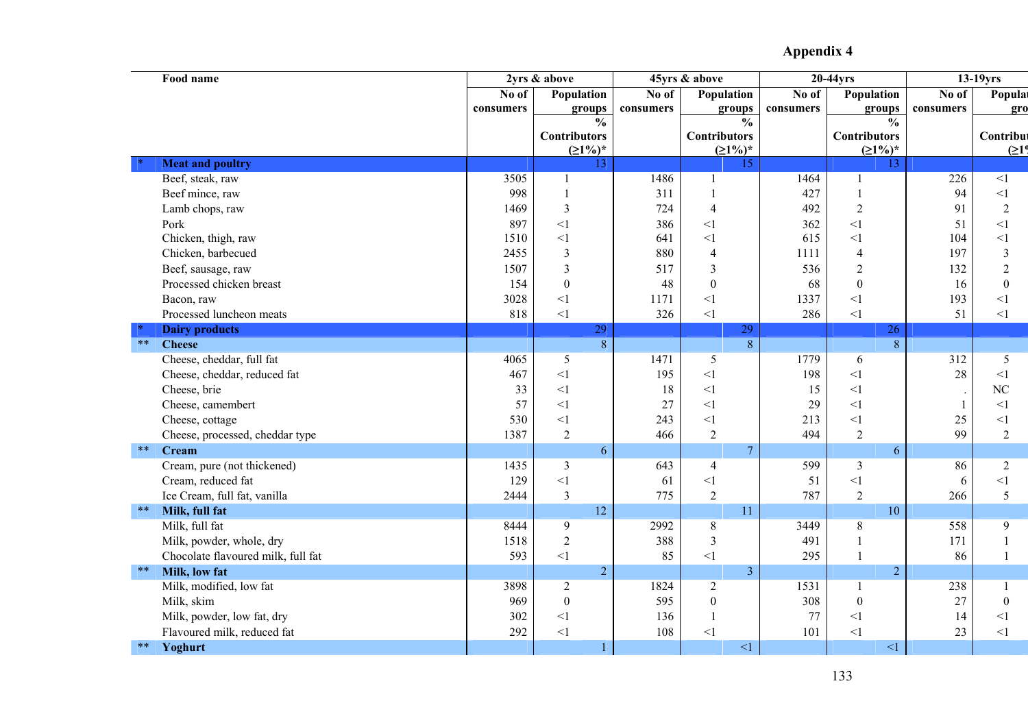# Appendix 4

| | Food name | 2yrs & above | | 45yrs & above | | 20-44yrs | | 13-19yrs | |
|---|---|---|---|---|---|---|---|---|---|
| | | No of consumers | Population groups % Contributors (≥1%)* | No of consumers | Population groups % Contributors (≥1%)* | No of consumers | Population groups % Contributors (≥1%)* | No of consumers | Population groups % Contributors (≥1%)* |
| * | **Meat and poultry** | | 13 | | 15 | | 13 | | |
| | Beef, steak, raw | 3505 | 1 | 1486 | 1 | 1464 | 1 | 226 | <1 |
| | Beef mince, raw | 998 | 1 | 311 | 1 | 427 | 1 | 94 | <1 |
| | Lamb chops, raw | 1469 | 3 | 724 | 4 | 492 | 2 | 91 | 2 |
| | Pork | 897 | <1 | 386 | <1 | 362 | <1 | 51 | <1 |
| | Chicken, thigh, raw | 1510 | <1 | 641 | <1 | 615 | <1 | 104 | <1 |
| | Chicken, barbecued | 2455 | 3 | 880 | 4 | 1111 | 4 | 197 | 3 |
| | Beef, sausage, raw | 1507 | 3 | 517 | 3 | 536 | 2 | 132 | 2 |
| | Processed chicken breast | 154 | 0 | 48 | 0 | 68 | 0 | 16 | 0 |
| | Bacon, raw | 3028 | <1 | 1171 | <1 | 1337 | <1 | 193 | <1 |
| | Processed luncheon meats | 818 | <1 | 326 | <1 | 286 | <1 | 51 | <1 |
| * | **Dairy products** | | 29 | | 29 | | 26 | | |
| ** | **Cheese** | | 8 | | 8 | | 8 | | |
| | Cheese, cheddar, full fat | 4065 | 5 | 1471 | 5 | 1779 | 6 | 312 | 5 |
| | Cheese, cheddar, reduced fat | 467 | <1 | 195 | <1 | 198 | <1 | 28 | <1 |
| | Cheese, brie | 33 | <1 | 18 | <1 | 15 | <1 | . | NC |
| | Cheese, camembert | 57 | <1 | 27 | <1 | 29 | <1 | 1 | <1 |
| | Cheese, cottage | 530 | <1 | 243 | <1 | 213 | <1 | 25 | <1 |
| | Cheese, processed, cheddar type | 1387 | 2 | 466 | 2 | 494 | 2 | 99 | 2 |
| ** | **Cream** | | 6 | | 7 | | 6 | | |
| | Cream, pure (not thickened) | 1435 | 3 | 643 | 4 | 599 | 3 | 86 | 2 |
| | Cream, reduced fat | 129 | <1 | 61 | <1 | 51 | <1 | 6 | <1 |
| | Ice Cream, full fat, vanilla | 2444 | 3 | 775 | 2 | 787 | 2 | 266 | 5 |
| ** | **Milk, full fat** | | 12 | | 11 | | 10 | | |
| | Milk, full fat | 8444 | 9 | 2992 | 8 | 3449 | 8 | 558 | 9 |
| | Milk, powder, whole, dry | 1518 | 2 | 388 | 3 | 491 | 1 | 171 | 1 |
| | Chocolate flavoured milk, full fat | 593 | <1 | 85 | <1 | 295 | 1 | 86 | 1 |
| ** | **Milk, low fat** | | 2 | | 3 | | 2 | | |
| | Milk, modified, low fat | 3898 | 2 | 1824 | 2 | 1531 | 1 | 238 | 1 |
| | Milk, skim | 969 | 0 | 595 | 0 | 308 | 0 | 27 | 0 |
| | Milk, powder, low fat, dry | 302 | <1 | 136 | 1 | 77 | <1 | 14 | <1 |
| | Flavoured milk, reduced fat | 292 | <1 | 108 | <1 | 101 | <1 | 23 | <1 |
| ** | **Yoghurt** | | 1 | | <1 | | <1 | | |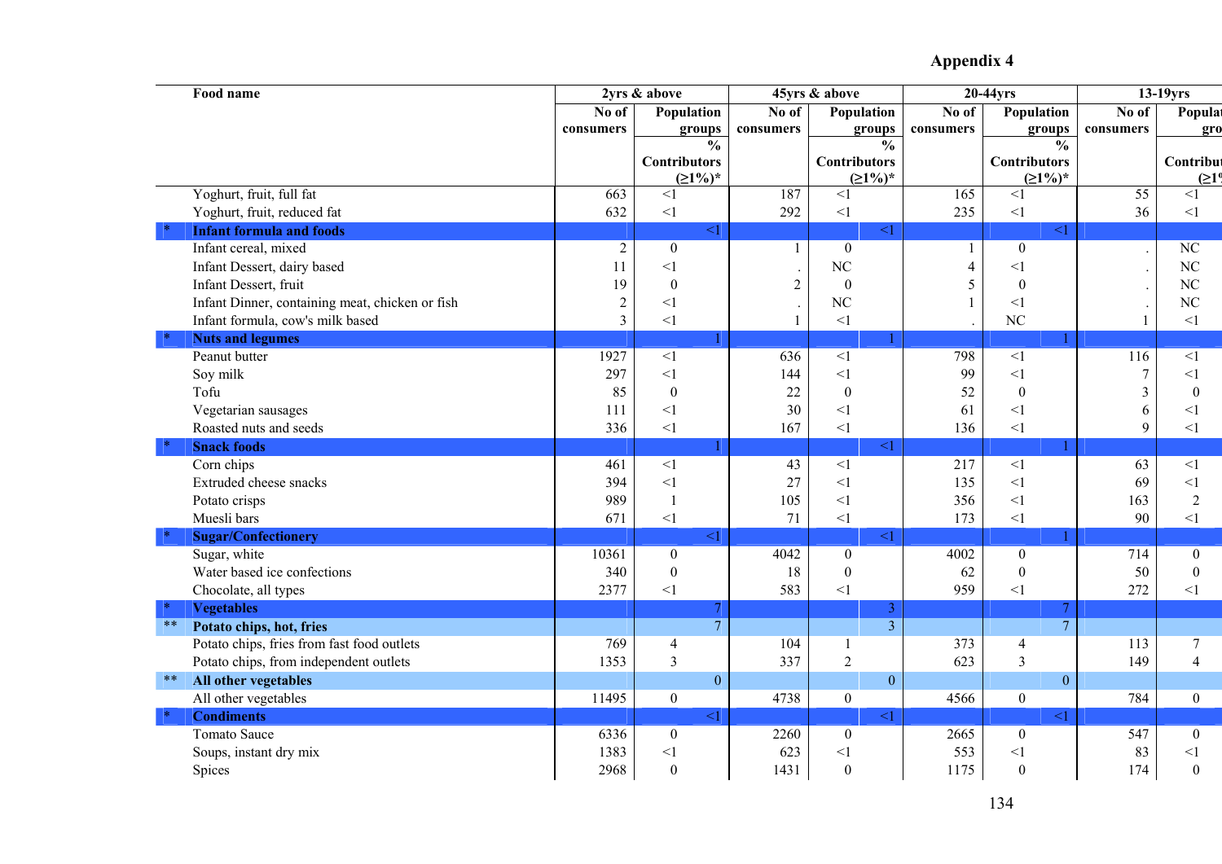## Appendix 4

| | Food name | 2yrs & above | | 45yrs & above | | 20-44yrs | | 13-19yrs | |
|---|---|---|---|---|---|---|---|---|---|
| | | No of consumers | Population groups % Contributors (≥1%)* | No of consumers | Population groups % Contributors (≥1%)* | No of consumers | Population groups % Contributors (≥1%)* | No of consumers | Population groups % Contributors (≥1%)* |
| | Yoghurt, fruit, full fat | 663 | <1 | 187 | <1 | 165 | <1 | 55 | <1 |
| | Yoghurt, fruit, reduced fat | 632 | <1 | 292 | <1 | 235 | <1 | 36 | <1 |
| * | **Infant formula and foods** | | <1 | | <1 | | <1 | | |
| | Infant cereal, mixed | 2 | 0 | 1 | 0 | 1 | 0 | . | NC |
| | Infant Dessert, dairy based | 11 | <1 | . | NC | 4 | <1 | . | NC |
| | Infant Dessert, fruit | 19 | 0 | 2 | 0 | 5 | 0 | . | NC |
| | Infant Dinner, containing meat, chicken or fish | 2 | <1 | . | NC | 1 | <1 | . | NC |
| | Infant formula, cow's milk based | 3 | <1 | 1 | <1 | . | NC | 1 | <1 |
| * | **Nuts and legumes** | | 1 | | 1 | | 1 | | |
| | Peanut butter | 1927 | <1 | 636 | <1 | 798 | <1 | 116 | <1 |
| | Soy milk | 297 | <1 | 144 | <1 | 99 | <1 | 7 | <1 |
| | Tofu | 85 | 0 | 22 | 0 | 52 | 0 | 3 | 0 |
| | Vegetarian sausages | 111 | <1 | 30 | <1 | 61 | <1 | 6 | <1 |
| | Roasted nuts and seeds | 336 | <1 | 167 | <1 | 136 | <1 | 9 | <1 |
| * | **Snack foods** | | 1 | | <1 | | 1 | | |
| | Corn chips | 461 | <1 | 43 | <1 | 217 | <1 | 63 | <1 |
| | Extruded cheese snacks | 394 | <1 | 27 | <1 | 135 | <1 | 69 | <1 |
| | Potato crisps | 989 | 1 | 105 | <1 | 356 | <1 | 163 | 2 |
| | Muesli bars | 671 | <1 | 71 | <1 | 173 | <1 | 90 | <1 |
| * | **Sugar/Confectionery** | | <1 | | <1 | | 1 | | |
| | Sugar, white | 10361 | 0 | 4042 | 0 | 4002 | 0 | 714 | 0 |
| | Water based ice confections | 340 | 0 | 18 | 0 | 62 | 0 | 50 | 0 |
| | Chocolate, all types | 2377 | <1 | 583 | <1 | 959 | <1 | 272 | <1 |
| * | **Vegetables** | | 7 | | 3 | | 7 | | |
| ** | **Potato chips, hot, fries** | | 7 | | 3 | | 7 | | |
| | Potato chips, fries from fast food outlets | 769 | 4 | 104 | 1 | 373 | 4 | 113 | 7 |
| | Potato chips, from independent outlets | 1353 | 3 | 337 | 2 | 623 | 3 | 149 | 4 |
| ** | **All other vegetables** | | 0 | | 0 | | 0 | | |
| | All other vegetables | 11495 | 0 | 4738 | 0 | 4566 | 0 | 784 | 0 |
| * | **Condiments** | | <1 | | <1 | | <1 | | |
| | Tomato Sauce | 6336 | 0 | 2260 | 0 | 2665 | 0 | 547 | 0 |
| | Soups, instant dry mix | 1383 | <1 | 623 | <1 | 553 | <1 | 83 | <1 |
| | Spices | 2968 | 0 | 1431 | 0 | 1175 | 0 | 174 | 0 |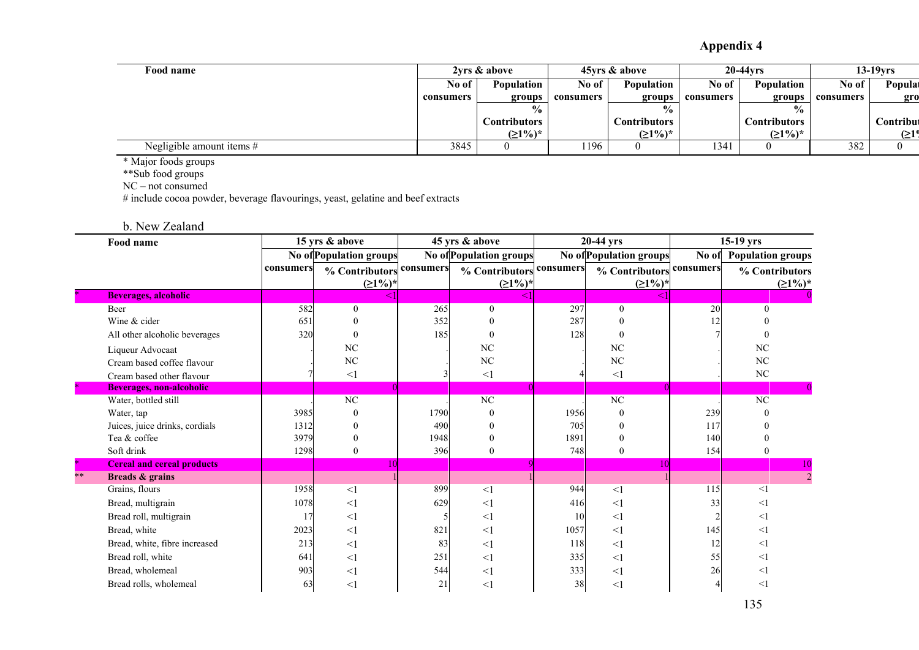## Appendix 4

| Food name | 2yrs & above | | 45yrs & above | | 20-44yrs | | 13-19yrs | |
|---|---|---|---|---|---|---|---|---|
| | No of consumers | Population groups % Contributors (≥1%)* | No of consumers | Population groups % Contributors (≥1%)* | No of consumers | Population groups % Contributors (≥1%)* | No of consumers | Population groups % Contributors (≥1%)* |
| Negligible amount items # | 3845 | 0 | 1196 | 0 | 1341 | 0 | 382 | 0 |

\* Major foods groups

\*\*Sub food groups

NC – not consumed

# include cocoa powder, beverage flavourings, yeast, gelatine and beef extracts

b. New Zealand

| | Food name | 15 yrs & above | | 45 yrs & above | | 20-44 yrs | | 15-19 yrs | |
|---|---|---|---|---|---|---|---|---|---|
| | | No of consumers | Population groups % Contributors (≥1%)* | No of consumers | Population groups % Contributors (≥1%)* | No of consumers | Population groups % Contributors (≥1%)* | No of consumers | Population groups % Contributors (≥1%)* |
| * | **Beverages, alcoholic** | | <1 | | <1 | | <1 | | 0 |
| | Beer | 582 | 0 | 265 | 0 | 297 | 0 | 20 | 0 |
| | Wine & cider | 651 | 0 | 352 | 0 | 287 | 0 | 12 | 0 |
| | All other alcoholic beverages | 320 | 0 | 185 | 0 | 128 | 0 | 7 | 0 |
| | Liqueur Advocaat | . | NC | . | NC | . | NC | . | NC |
| | Cream based coffee flavour | . | NC | . | NC | . | NC | . | NC |
| | Cream based other flavour | 7 | <1 | 3 | <1 | 4 | <1 | . | NC |
| * | **Beverages, non-alcoholic** | | 0 | | 0 | | 0 | | 0 |
| | Water, bottled still | . | NC | . | NC | . | NC | . | NC |
| | Water, tap | 3985 | 0 | 1790 | 0 | 1956 | 0 | 239 | 0 |
| | Juices, juice drinks, cordials | 1312 | 0 | 490 | 0 | 705 | 0 | 117 | 0 |
| | Tea & coffee | 3979 | 0 | 1948 | 0 | 1891 | 0 | 140 | 0 |
| | Soft drink | 1298 | 0 | 396 | 0 | 748 | 0 | 154 | 0 |
| * | **Cereal and cereal products** | | 10 | | 9 | | 10 | | 10 |
| ** | **Breads & grains** | | 1 | | 1 | | 1 | | 2 |
| | Grains, flours | 1958 | <1 | 899 | <1 | 944 | <1 | 115 | <1 |
| | Bread, multigrain | 1078 | <1 | 629 | <1 | 416 | <1 | 33 | <1 |
| | Bread roll, multigrain | 17 | <1 | 5 | <1 | 10 | <1 | 2 | <1 |
| | Bread, white | 2023 | <1 | 821 | <1 | 1057 | <1 | 145 | <1 |
| | Bread, white, fibre increased | 213 | <1 | 83 | <1 | 118 | <1 | 12 | <1 |
| | Bread roll, white | 641 | <1 | 251 | <1 | 335 | <1 | 55 | <1 |
| | Bread, wholemeal | 903 | <1 | 544 | <1 | 333 | <1 | 26 | <1 |
| | Bread rolls, wholemeal | 63 | <1 | 21 | <1 | 38 | <1 | 4 | <1 |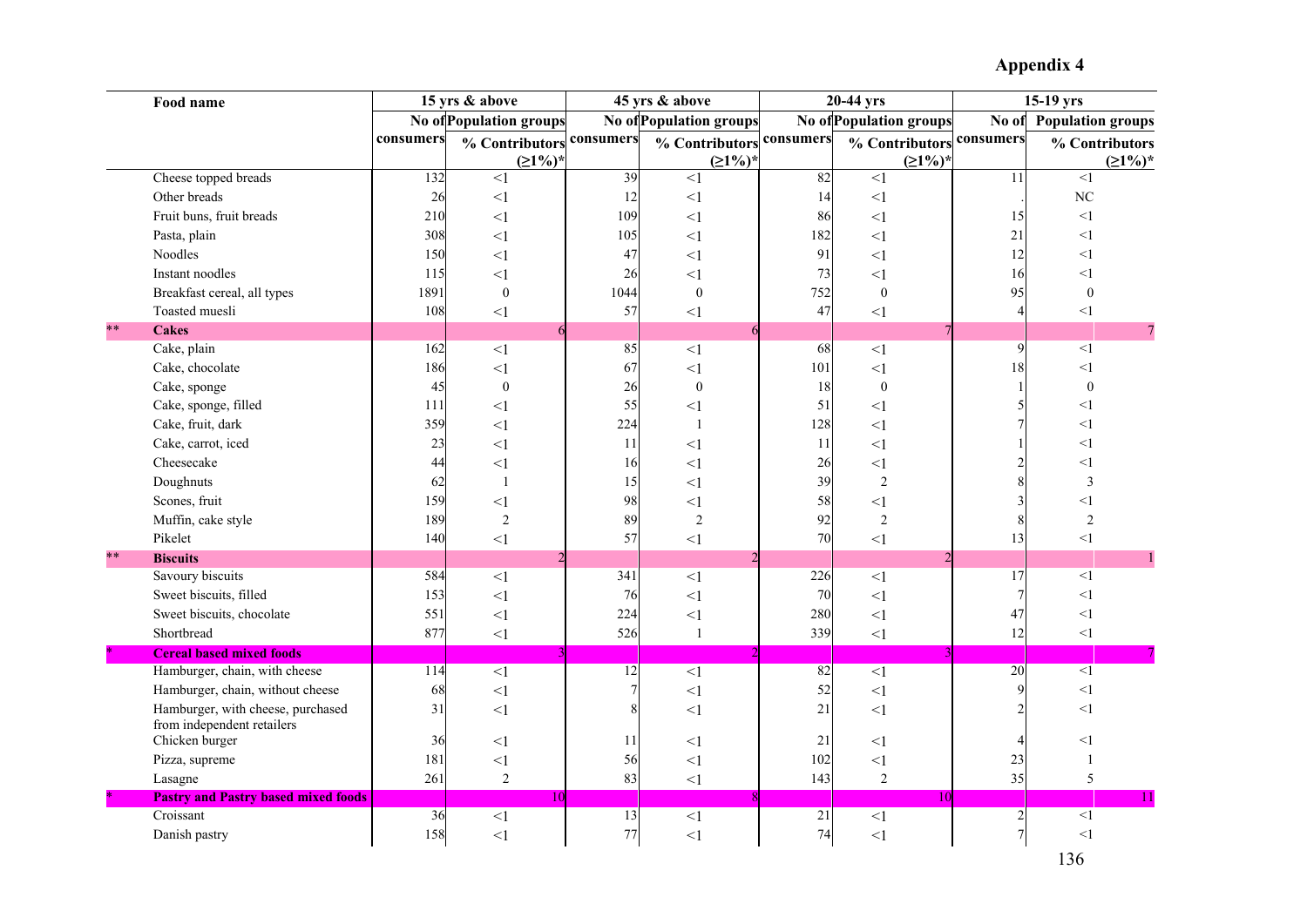# Appendix 4

| | Food name | 15 yrs & above | | 45 yrs & above | | 20-44 yrs | | 15-19 yrs | |
|---|---|---|---|---|---|---|---|---|---|
| | | No of consumers | Population groups % Contributors (≥1%)* | No of consumers | Population groups % Contributors (≥1%)* | No of consumers | Population groups % Contributors (≥1%)* | No of consumers | Population groups % Contributors (≥1%)* |
| | Cheese topped breads | 132 | <1 | 39 | <1 | 82 | <1 | 11 | <1 |
| | Other breads | 26 | <1 | 12 | <1 | 14 | <1 | . | NC |
| | Fruit buns, fruit breads | 210 | <1 | 109 | <1 | 86 | <1 | 15 | <1 |
| | Pasta, plain | 308 | <1 | 105 | <1 | 182 | <1 | 21 | <1 |
| | Noodles | 150 | <1 | 47 | <1 | 91 | <1 | 12 | <1 |
| | Instant noodles | 115 | <1 | 26 | <1 | 73 | <1 | 16 | <1 |
| | Breakfast cereal, all types | 1891 | 0 | 1044 | 0 | 752 | 0 | 95 | 0 |
| | Toasted muesli | 108 | <1 | 57 | <1 | 47 | <1 | 4 | <1 |
| ** | **Cakes** | | 6 | | 6 | | 7 | | 7 |
| | Cake, plain | 162 | <1 | 85 | <1 | 68 | <1 | 9 | <1 |
| | Cake, chocolate | 186 | <1 | 67 | <1 | 101 | <1 | 18 | <1 |
| | Cake, sponge | 45 | 0 | 26 | 0 | 18 | 0 | 1 | 0 |
| | Cake, sponge, filled | 111 | <1 | 55 | <1 | 51 | <1 | 5 | <1 |
| | Cake, fruit, dark | 359 | <1 | 224 | 1 | 128 | <1 | 7 | <1 |
| | Cake, carrot, iced | 23 | <1 | 11 | <1 | 11 | <1 | 1 | <1 |
| | Cheesecake | 44 | <1 | 16 | <1 | 26 | <1 | 2 | <1 |
| | Doughnuts | 62 | 1 | 15 | <1 | 39 | 2 | 8 | 3 |
| | Scones, fruit | 159 | <1 | 98 | <1 | 58 | <1 | 3 | <1 |
| | Muffin, cake style | 189 | 2 | 89 | 2 | 92 | 2 | 8 | 2 |
| | Pikelet | 140 | <1 | 57 | <1 | 70 | <1 | 13 | <1 |
| ** | **Biscuits** | | 2 | | 2 | | 2 | | 1 |
| | Savoury biscuits | 584 | <1 | 341 | <1 | 226 | <1 | 17 | <1 |
| | Sweet biscuits, filled | 153 | <1 | 76 | <1 | 70 | <1 | 7 | <1 |
| | Sweet biscuits, chocolate | 551 | <1 | 224 | <1 | 280 | <1 | 47 | <1 |
| | Shortbread | 877 | <1 | 526 | 1 | 339 | <1 | 12 | <1 |
| * | **Cereal based mixed foods** | | 3 | | 2 | | 3 | | 7 |
| | Hamburger, chain, with cheese | 114 | <1 | 12 | <1 | 82 | <1 | 20 | <1 |
| | Hamburger, chain, without cheese | 68 | <1 | 7 | <1 | 52 | <1 | 9 | <1 |
| | Hamburger, with cheese, purchased from independent retailers | 31 | <1 | 8 | <1 | 21 | <1 | 2 | <1 |
| | Chicken burger | 36 | <1 | 11 | <1 | 21 | <1 | 4 | <1 |
| | Pizza, supreme | 181 | <1 | 56 | <1 | 102 | <1 | 23 | 1 |
| | Lasagne | 261 | 2 | 83 | <1 | 143 | 2 | 35 | 5 |
| * | **Pastry and Pastry based mixed foods** | | 10 | | 8 | | 10 | | 11 |
| | Croissant | 36 | <1 | 13 | <1 | 21 | <1 | 2 | <1 |
| | Danish pastry | 158 | <1 | 77 | <1 | 74 | <1 | 7 | <1 |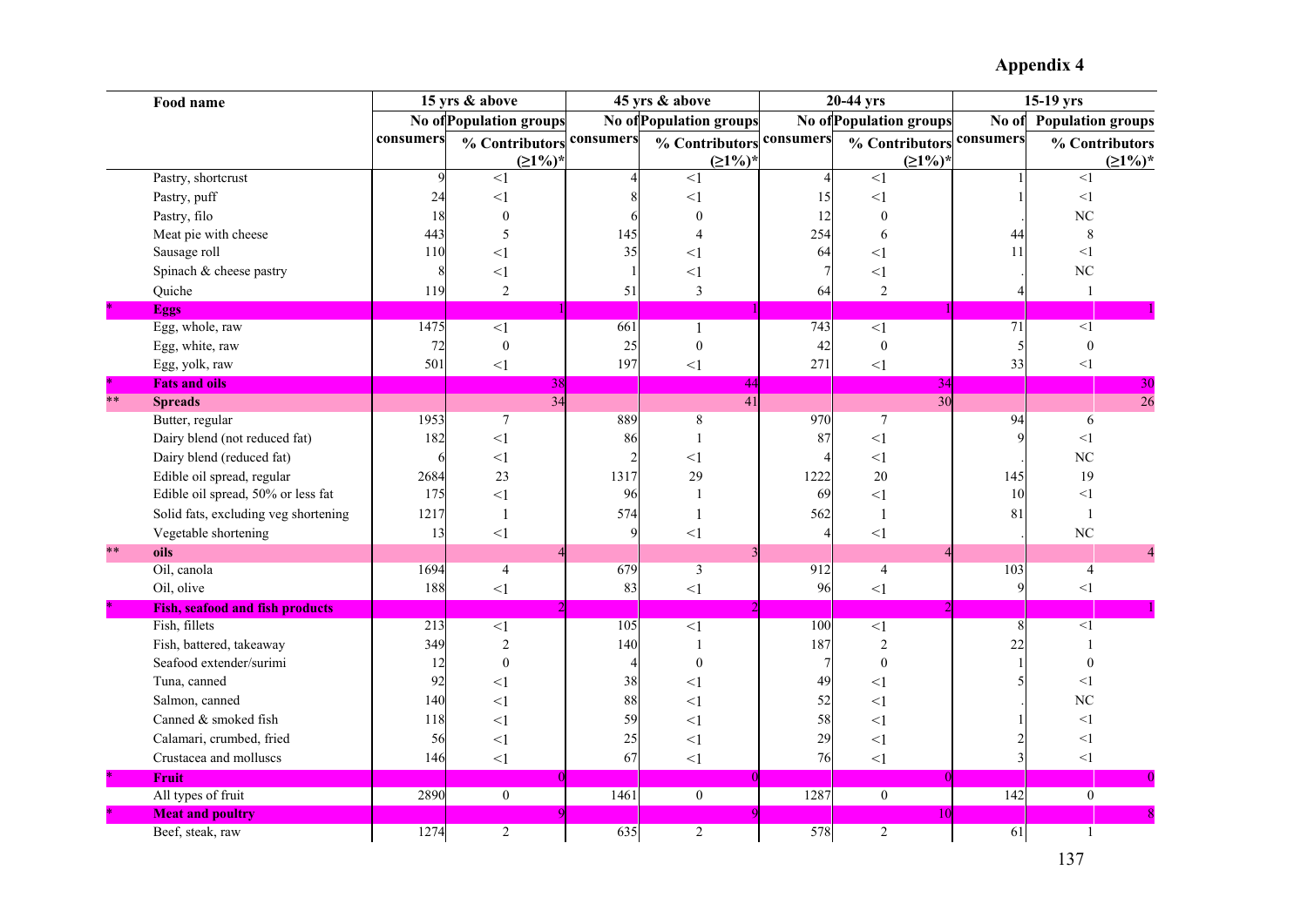# Appendix 4

| | Food name | 15 yrs & above | | 45 yrs & above | | 20-44 yrs | | 15-19 yrs | |
|---|---|---|---|---|---|---|---|---|---|
| | | No of consumers | Population groups % Contributors (≥1%)* | No of consumers | Population groups % Contributors (≥1%)* | No of consumers | Population groups % Contributors (≥1%)* | No of consumers | Population groups % Contributors (≥1%)* |
| | Pastry, shortcrust | 9 | <1 | 4 | <1 | 4 | <1 | 1 | <1 |
| | Pastry, puff | 24 | <1 | 8 | <1 | 15 | <1 | 1 | <1 |
| | Pastry, filo | 18 | 0 | 6 | 0 | 12 | 0 | . | NC |
| | Meat pie with cheese | 443 | 5 | 145 | 4 | 254 | 6 | 44 | 8 |
| | Sausage roll | 110 | <1 | 35 | <1 | 64 | <1 | 11 | <1 |
| | Spinach & cheese pastry | 8 | <1 | 1 | <1 | 7 | <1 | . | NC |
| | Quiche | 119 | 2 | 51 | 3 | 64 | 2 | 4 | 1 |
| * | **Eggs** | | 1 | | 1 | | 1 | | 1 |
| | Egg, whole, raw | 1475 | <1 | 661 | 1 | 743 | <1 | 71 | <1 |
| | Egg, white, raw | 72 | 0 | 25 | 0 | 42 | 0 | 5 | 0 |
| | Egg, yolk, raw | 501 | <1 | 197 | <1 | 271 | <1 | 33 | <1 |
| * | **Fats and oils** | | 38 | | 44 | | 34 | | 30 |
| ** | **Spreads** | | 34 | | 41 | | 30 | | 26 |
| | Butter, regular | 1953 | 7 | 889 | 8 | 970 | 7 | 94 | 6 |
| | Dairy blend (not reduced fat) | 182 | <1 | 86 | 1 | 87 | <1 | 9 | <1 |
| | Dairy blend (reduced fat) | 6 | <1 | 2 | <1 | 4 | <1 | . | NC |
| | Edible oil spread, regular | 2684 | 23 | 1317 | 29 | 1222 | 20 | 145 | 19 |
| | Edible oil spread, 50% or less fat | 175 | <1 | 96 | 1 | 69 | <1 | 10 | <1 |
| | Solid fats, excluding veg shortening | 1217 | 1 | 574 | 1 | 562 | 1 | 81 | 1 |
| | Vegetable shortening | 13 | <1 | 9 | <1 | 4 | <1 | . | NC |
| ** | **oils** | | 4 | | 3 | | 4 | | 4 |
| | Oil, canola | 1694 | 4 | 679 | 3 | 912 | 4 | 103 | 4 |
| | Oil, olive | 188 | <1 | 83 | <1 | 96 | <1 | 9 | <1 |
| * | **Fish, seafood and fish products** | | 2 | | 2 | | 2 | | 1 |
| | Fish, fillets | 213 | <1 | 105 | <1 | 100 | <1 | 8 | <1 |
| | Fish, battered, takeaway | 349 | 2 | 140 | 1 | 187 | 2 | 22 | 1 |
| | Seafood extender/surimi | 12 | 0 | 4 | 0 | 7 | 0 | 1 | 0 |
| | Tuna, canned | 92 | <1 | 38 | <1 | 49 | <1 | 5 | <1 |
| | Salmon, canned | 140 | <1 | 88 | <1 | 52 | <1 | . | NC |
| | Canned & smoked fish | 118 | <1 | 59 | <1 | 58 | <1 | 1 | <1 |
| | Calamari, crumbed, fried | 56 | <1 | 25 | <1 | 29 | <1 | 2 | <1 |
| | Crustacea and molluscs | 146 | <1 | 67 | <1 | 76 | <1 | 3 | <1 |
| * | **Fruit** | | 0 | | 0 | | 0 | | 0 |
| | All types of fruit | 2890 | 0 | 1461 | 0 | 1287 | 0 | 142 | 0 |
| * | **Meat and poultry** | | 9 | | 9 | | 10 | | 8 |
| | Beef, steak, raw | 1274 | 2 | 635 | 2 | 578 | 2 | 61 | 1 |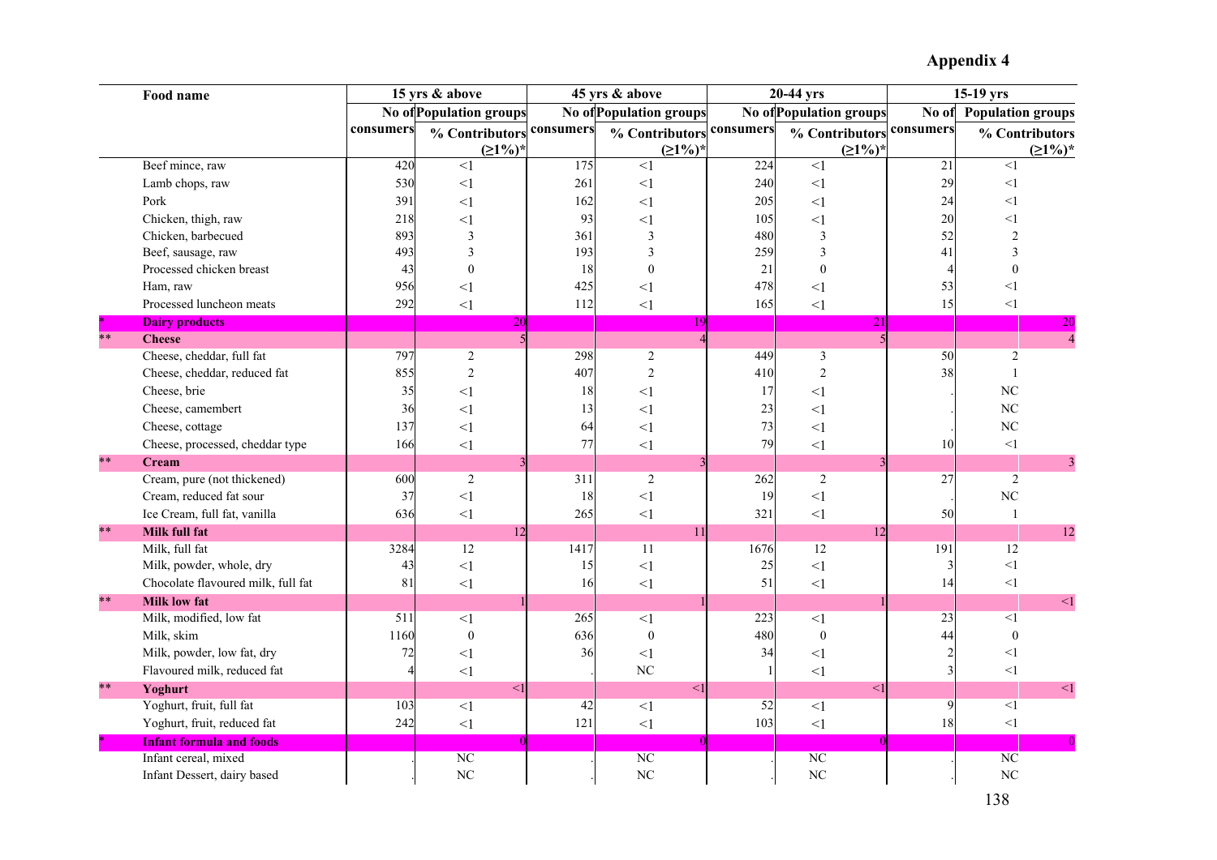## Appendix 4

| | Food name | 15 yrs & above | | 45 yrs & above | | 20-44 yrs | | 15-19 yrs | |
|---|---|---|---|---|---|---|---|---|---|
| | | No of consumers | Population groups % Contributors (≥1%)* | No of consumers | Population groups % Contributors (≥1%)* | No of consumers | Population groups % Contributors (≥1%)* | No of consumers | Population groups % Contributors (≥1%)* |
| | Beef mince, raw | 420 | <1 | 175 | <1 | 224 | <1 | 21 | <1 |
| | Lamb chops, raw | 530 | <1 | 261 | <1 | 240 | <1 | 29 | <1 |
| | Pork | 391 | <1 | 162 | <1 | 205 | <1 | 24 | <1 |
| | Chicken, thigh, raw | 218 | <1 | 93 | <1 | 105 | <1 | 20 | <1 |
| | Chicken, barbecued | 893 | 3 | 361 | 3 | 480 | 3 | 52 | 2 |
| | Beef, sausage, raw | 493 | 3 | 193 | 3 | 259 | 3 | 41 | 3 |
| | Processed chicken breast | 43 | 0 | 18 | 0 | 21 | 0 | 4 | 0 |
| | Ham, raw | 956 | <1 | 425 | <1 | 478 | <1 | 53 | <1 |
| | Processed luncheon meats | 292 | <1 | 112 | <1 | 165 | <1 | 15 | <1 |
| * | **Dairy products** | | 20 | | 19 | | 21 | | 20 |
| ** | **Cheese** | | 5 | | 4 | | 5 | | 4 |
| | Cheese, cheddar, full fat | 797 | 2 | 298 | 2 | 449 | 3 | 50 | 2 |
| | Cheese, cheddar, reduced fat | 855 | 2 | 407 | 2 | 410 | 2 | 38 | 1 |
| | Cheese, brie | 35 | <1 | 18 | <1 | 17 | <1 | . | NC |
| | Cheese, camembert | 36 | <1 | 13 | <1 | 23 | <1 | . | NC |
| | Cheese, cottage | 137 | <1 | 64 | <1 | 73 | <1 | . | NC |
| | Cheese, processed, cheddar type | 166 | <1 | 77 | <1 | 79 | <1 | 10 | <1 |
| ** | **Cream** | | 3 | | 3 | | 3 | | 3 |
| | Cream, pure (not thickened) | 600 | 2 | 311 | 2 | 262 | 2 | 27 | 2 |
| | Cream, reduced fat sour | 37 | <1 | 18 | <1 | 19 | <1 | . | NC |
| | Ice Cream, full fat, vanilla | 636 | <1 | 265 | <1 | 321 | <1 | 50 | 1 |
| ** | **Milk full fat** | | 12 | | 11 | | 12 | | 12 |
| | Milk, full fat | 3284 | 12 | 1417 | 11 | 1676 | 12 | 191 | 12 |
| | Milk, powder, whole, dry | 43 | <1 | 15 | <1 | 25 | <1 | 3 | <1 |
| | Chocolate flavoured milk, full fat | 81 | <1 | 16 | <1 | 51 | <1 | 14 | <1 |
| ** | **Milk low fat** | | 1 | | 1 | | 1 | | <1 |
| | Milk, modified, low fat | 511 | <1 | 265 | <1 | 223 | <1 | 23 | <1 |
| | Milk, skim | 1160 | 0 | 636 | 0 | 480 | 0 | 44 | 0 |
| | Milk, powder, low fat, dry | 72 | <1 | 36 | <1 | 34 | <1 | 2 | <1 |
| | Flavoured milk, reduced fat | 4 | <1 | . | NC | 1 | <1 | 3 | <1 |
| ** | **Yoghurt** | | <1 | | <1 | | <1 | | <1 |
| | Yoghurt, fruit, full fat | 103 | <1 | 42 | <1 | 52 | <1 | 9 | <1 |
| | Yoghurt, fruit, reduced fat | 242 | <1 | 121 | <1 | 103 | <1 | 18 | <1 |
| * | **Infant formula and foods** | | 0 | | 0 | | 0 | | 0 |
| | Infant cereal, mixed | . | NC | . | NC | . | NC | . | NC |
| | Infant Dessert, dairy based | . | NC | . | NC | . | NC | . | NC |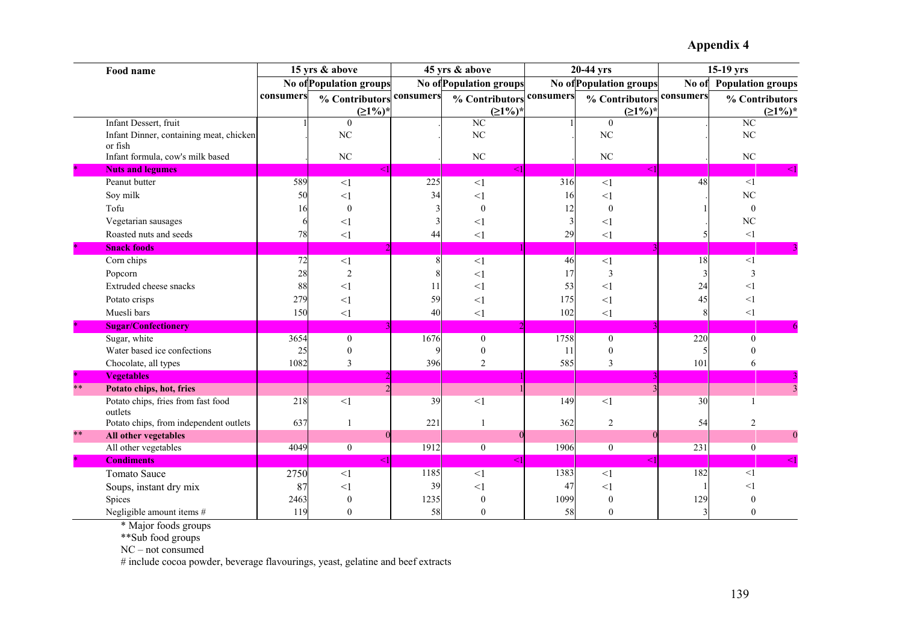## Appendix 4

| | Food name | 15 yrs & above | | 45 yrs & above | | 20-44 yrs | | 15-19 yrs | |
|---|---|---|---|---|---|---|---|---|---|
| | | No of consumers | Population groups % Contributors (≥1%)* | No of consumers | Population groups % Contributors (≥1%)* | No of consumers | Population groups % Contributors (≥1%)* | No of consumers | Population groups % Contributors (≥1%)* |
| | Infant Dessert, fruit | 1 | 0 | . | NC | 1 | 0 | . | NC |
| | Infant Dinner, containing meat, chicken or fish | . | NC | . | NC | . | NC | . | NC |
| | Infant formula, cow's milk based | . | NC | . | NC | . | NC | . | NC |
| * | **Nuts and legumes** | | <1 | | <1 | | <1 | | <1 |
| | Peanut butter | 589 | <1 | 225 | <1 | 316 | <1 | 48 | <1 |
| | Soy milk | 50 | <1 | 34 | <1 | 16 | <1 | . | NC |
| | Tofu | 16 | 0 | 3 | 0 | 12 | 0 | 1 | 0 |
| | Vegetarian sausages | 6 | <1 | 3 | <1 | 3 | <1 | . | NC |
| | Roasted nuts and seeds | 78 | <1 | 44 | <1 | 29 | <1 | 5 | <1 |
| * | **Snack foods** | | 2 | | 1 | | 3 | | 3 |
| | Corn chips | 72 | <1 | 8 | <1 | 46 | <1 | 18 | <1 |
| | Popcorn | 28 | 2 | 8 | <1 | 17 | 3 | 3 | 3 |
| | Extruded cheese snacks | 88 | <1 | 11 | <1 | 53 | <1 | 24 | <1 |
| | Potato crisps | 279 | <1 | 59 | <1 | 175 | <1 | 45 | <1 |
| | Muesli bars | 150 | <1 | 40 | <1 | 102 | <1 | 8 | <1 |
| * | **Sugar/Confectionery** | | 3 | | 2 | | 3 | | 6 |
| | Sugar, white | 3654 | 0 | 1676 | 0 | 1758 | 0 | 220 | 0 |
| | Water based ice confections | 25 | 0 | 9 | 0 | 11 | 0 | 5 | 0 |
| | Chocolate, all types | 1082 | 3 | 396 | 2 | 585 | 3 | 101 | 6 |
| * | **Vegetables** | | 2 | | 1 | | 3 | | 3 |
| ** | **Potato chips, hot, fries** | | 2 | | 1 | | 3 | | 3 |
| | Potato chips, fries from fast food outlets | 218 | <1 | 39 | <1 | 149 | <1 | 30 | 1 |
| | Potato chips, from independent outlets | 637 | 1 | 221 | 1 | 362 | 2 | 54 | 2 |
| ** | **All other vegetables** | | 0 | | 0 | | 0 | | 0 |
| | All other vegetables | 4049 | 0 | 1912 | 0 | 1906 | 0 | 231 | 0 |
| * | **Condiments** | | <1 | | <1 | | <1 | | <1 |
| | Tomato Sauce | 2750 | <1 | 1185 | <1 | 1383 | <1 | 182 | <1 |
| | Soups, instant dry mix | 87 | <1 | 39 | <1 | 47 | <1 | 1 | <1 |
| | Spices | 2463 | 0 | 1235 | 0 | 1099 | 0 | 129 | 0 |
| | Negligible amount items # | 119 | 0 | 58 | 0 | 58 | 0 | 3 | 0 |

\* Major foods groups

**Sub food groups

NC – not consumed

# include cocoa powder, beverage flavourings, yeast, gelatine and beef extracts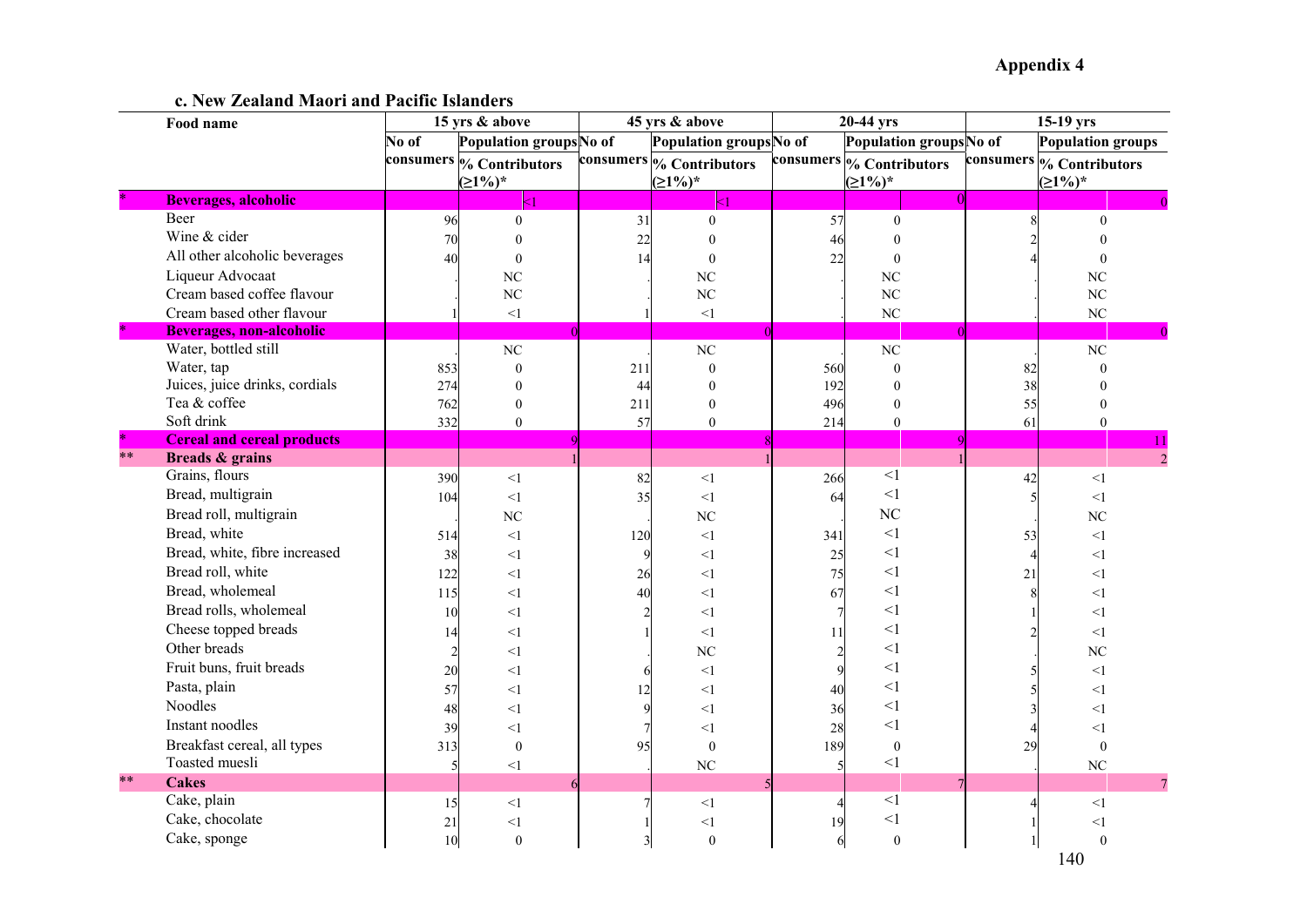Appendix 4

### c. New Zealand Maori and Pacific Islanders

| | Food name | 15 yrs & above | | 45 yrs & above | | 20-44 yrs | | 15-19 yrs | |
|---|---|---|---|---|---|---|---|---|---|
| | | No of consumers | Population groups % Contributors (≥1%)* | No of consumers | Population groups % Contributors (≥1%)* | No of consumers | Population groups % Contributors (≥1%)* | No of consumers | Population groups % Contributors (≥1%)* |
| * | **Beverages, alcoholic** | | <1 | | <1 | | 0 | | 0 |
| | Beer | 96 | 0 | 31 | 0 | 57 | 0 | 8 | 0 |
| | Wine & cider | 70 | 0 | 22 | 0 | 46 | 0 | 2 | 0 |
| | All other alcoholic beverages | 40 | 0 | 14 | 0 | 22 | 0 | 4 | 0 |
| | Liqueur Advocaat | . | NC | . | NC | . | NC | . | NC |
| | Cream based coffee flavour | . | NC | . | NC | . | NC | . | NC |
| | Cream based other flavour | 1 | <1 | 1 | <1 | . | NC | . | NC |
| * | **Beverages, non-alcoholic** | | 0 | | 0 | | 0 | | 0 |
| | Water, bottled still | . | NC | . | NC | . | NC | . | NC |
| | Water, tap | 853 | 0 | 211 | 0 | 560 | 0 | 82 | 0 |
| | Juices, juice drinks, cordials | 274 | 0 | 44 | 0 | 192 | 0 | 38 | 0 |
| | Tea & coffee | 762 | 0 | 211 | 0 | 496 | 0 | 55 | 0 |
| | Soft drink | 332 | 0 | 57 | 0 | 214 | 0 | 61 | 0 |
| * | **Cereal and cereal products** | | 9 | | 8 | | 9 | | 11 |
| ** | **Breads & grains** | | 1 | | 1 | | 1 | | 2 |
| | Grains, flours | 390 | <1 | 82 | <1 | 266 | <1 | 42 | <1 |
| | Bread, multigrain | 104 | <1 | 35 | <1 | 64 | <1 | 5 | <1 |
| | Bread roll, multigrain | . | NC | . | NC | . | NC | . | NC |
| | Bread, white | 514 | <1 | 120 | <1 | 341 | <1 | 53 | <1 |
| | Bread, white, fibre increased | 38 | <1 | 9 | <1 | 25 | <1 | 4 | <1 |
| | Bread roll, white | 122 | <1 | 26 | <1 | 75 | <1 | 21 | <1 |
| | Bread, wholemeal | 115 | <1 | 40 | <1 | 67 | <1 | 8 | <1 |
| | Bread rolls, wholemeal | 10 | <1 | 2 | <1 | 7 | <1 | 1 | <1 |
| | Cheese topped breads | 14 | <1 | 1 | <1 | 11 | <1 | 2 | <1 |
| | Other breads | 2 | <1 | . | NC | 2 | <1 | . | NC |
| | Fruit buns, fruit breads | 20 | <1 | 6 | <1 | 9 | <1 | 5 | <1 |
| | Pasta, plain | 57 | <1 | 12 | <1 | 40 | <1 | 5 | <1 |
| | Noodles | 48 | <1 | 9 | <1 | 36 | <1 | 3 | <1 |
| | Instant noodles | 39 | <1 | 7 | <1 | 28 | <1 | 4 | <1 |
| | Breakfast cereal, all types | 313 | 0 | 95 | 0 | 189 | 0 | 29 | 0 |
| | Toasted muesli | 5 | <1 | . | NC | 5 | <1 | . | NC |
| ** | **Cakes** | | 6 | | 5 | | 7 | | 7 |
| | Cake, plain | 15 | <1 | 7 | <1 | 4 | <1 | 4 | <1 |
| | Cake, chocolate | 21 | <1 | 1 | <1 | 19 | <1 | 1 | <1 |
| | Cake, sponge | 10 | 0 | 3 | 0 | 6 | 0 | 1 | 0 |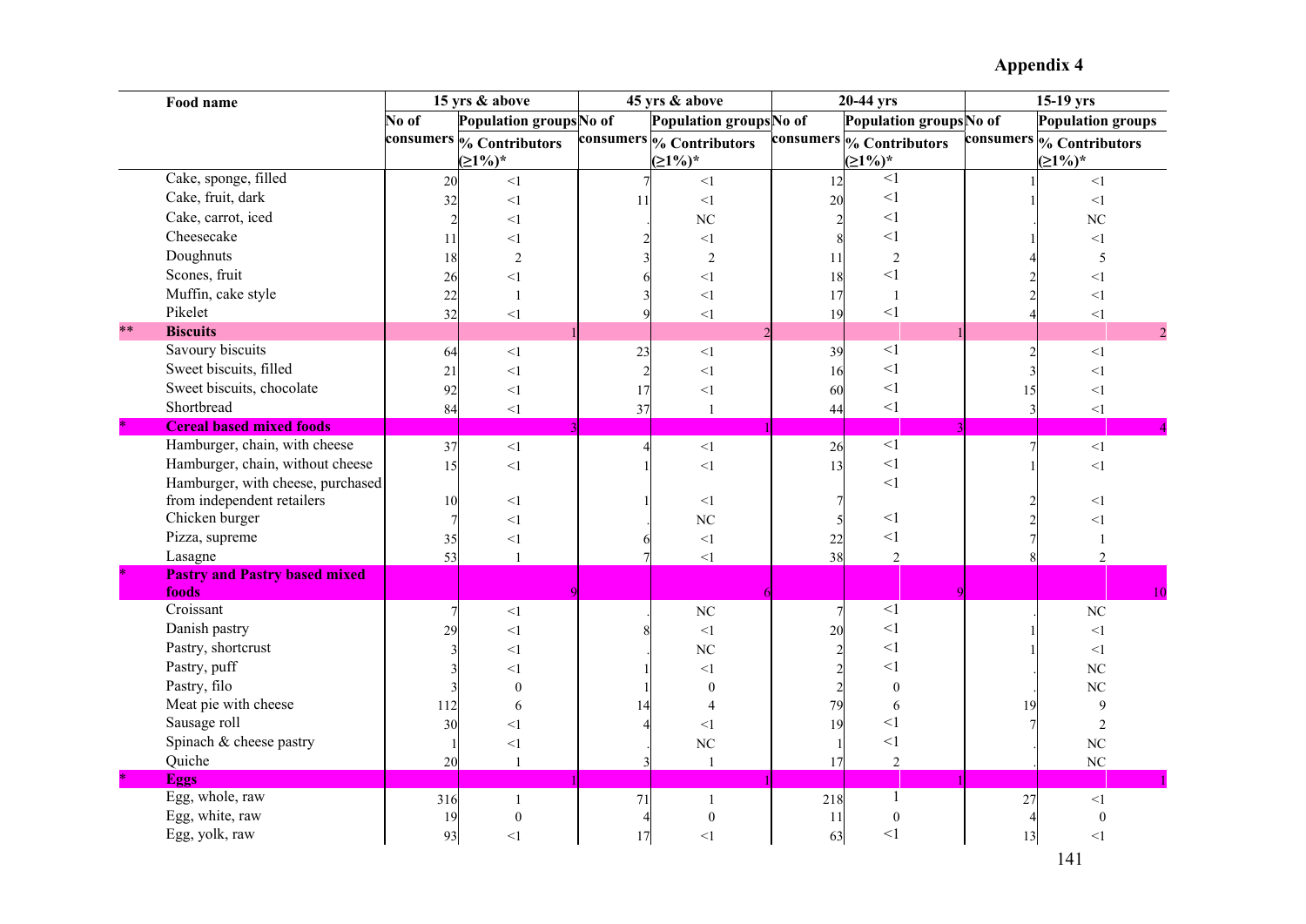**Appendix 4**

| | Food name | 15 yrs & above | | 45 yrs & above | | 20-44 yrs | | 15-19 yrs | |
|---|---|---|---|---|---|---|---|---|---|
| | | No of consumers | Population groups % Contributors (≥1%)* | No of consumers | Population groups % Contributors (≥1%)* | No of consumers | Population groups % Contributors (≥1%)* | No of consumers | Population groups % Contributors (≥1%)* |
| | Cake, sponge, filled | 20 | <1 | 7 | <1 | 12 | <1 | 1 | <1 |
| | Cake, fruit, dark | 32 | <1 | 11 | <1 | 20 | <1 | 1 | <1 |
| | Cake, carrot, iced | 2 | <1 | . | NC | 2 | <1 | . | NC |
| | Cheesecake | 11 | <1 | 2 | <1 | 8 | <1 | 1 | <1 |
| | Doughnuts | 18 | 2 | 3 | 2 | 11 | 2 | 4 | 5 |
| | Scones, fruit | 26 | <1 | 6 | <1 | 18 | <1 | 2 | <1 |
| | Muffin, cake style | 22 | 1 | 3 | <1 | 17 | 1 | 2 | <1 |
| | Pikelet | 32 | <1 | 9 | <1 | 19 | <1 | 4 | <1 |
| ** | **Biscuits** | | 1 | | 2 | | 1 | | 2 |
| | Savoury biscuits | 64 | <1 | 23 | <1 | 39 | <1 | 2 | <1 |
| | Sweet biscuits, filled | 21 | <1 | 2 | <1 | 16 | <1 | 3 | <1 |
| | Sweet biscuits, chocolate | 92 | <1 | 17 | <1 | 60 | <1 | 15 | <1 |
| | Shortbread | 84 | <1 | 37 | 1 | 44 | <1 | 3 | <1 |
| * | **Cereal based mixed foods** | | 3 | | 1 | | 3 | | 4 |
| | Hamburger, chain, with cheese | 37 | <1 | 4 | <1 | 26 | <1 | 7 | <1 |
| | Hamburger, chain, without cheese | 15 | <1 | 1 | <1 | 13 | <1 | 1 | <1 |
| | Hamburger, with cheese, purchased from independent retailers | 10 | <1 | 1 | <1 | 7 | <1 | 2 | <1 |
| | Chicken burger | 7 | <1 | . | NC | 5 | <1 | 2 | <1 |
| | Pizza, supreme | 35 | <1 | 6 | <1 | 22 | <1 | 7 | 1 |
| | Lasagne | 53 | 1 | 7 | <1 | 38 | 2 | 8 | 2 |
| * | **Pastry and Pastry based mixed foods** | | 9 | | 6 | | 9 | | 10 |
| | Croissant | 7 | <1 | . | NC | 7 | <1 | . | NC |
| | Danish pastry | 29 | <1 | 8 | <1 | 20 | <1 | 1 | <1 |
| | Pastry, shortcrust | 3 | <1 | . | NC | 2 | <1 | 1 | <1 |
| | Pastry, puff | 3 | <1 | 1 | <1 | 2 | <1 | . | NC |
| | Pastry, filo | 3 | 0 | 1 | 0 | 2 | 0 | . | NC |
| | Meat pie with cheese | 112 | 6 | 14 | 4 | 79 | 6 | 19 | 9 |
| | Sausage roll | 30 | <1 | 4 | <1 | 19 | <1 | 7 | 2 |
| | Spinach & cheese pastry | 1 | <1 | . | NC | 1 | <1 | . | NC |
| | Quiche | 20 | 1 | 3 | 1 | 17 | 2 | . | NC |
| * | **Eggs** | | 1 | | 1 | | 1 | | 1 |
| | Egg, whole, raw | 316 | 1 | 71 | 1 | 218 | 1 | 27 | <1 |
| | Egg, white, raw | 19 | 0 | 4 | 0 | 11 | 0 | 4 | 0 |
| | Egg, yolk, raw | 93 | <1 | 17 | <1 | 63 | <1 | 13 | <1 |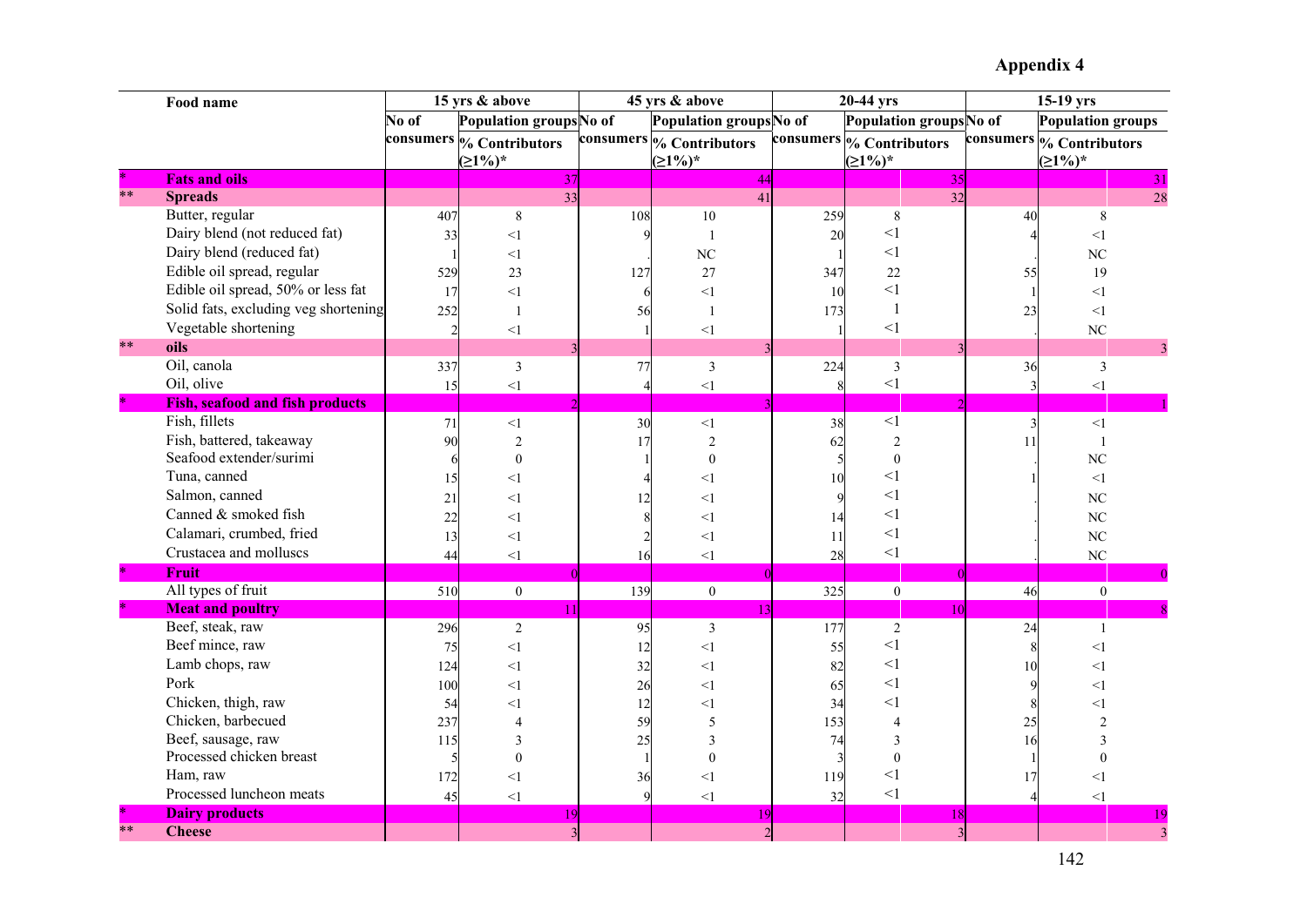# Appendix 4

| | Food name | 15 yrs & above | | 45 yrs & above | | 20-44 yrs | | 15-19 yrs | |
|---|---|---|---|---|---|---|---|---|---|
| | | No of consumers | Population groups % Contributors (≥1%)* | No of consumers | Population groups % Contributors (≥1%)* | No of consumers | Population groups % Contributors (≥1%)* | No of consumers | Population groups % Contributors (≥1%)* |
| * | **Fats and oils** | | 37 | | 44 | | 35 | | 31 |
| ** | **Spreads** | | 33 | | 41 | | 32 | | 28 |
| | Butter, regular | 407 | 8 | 108 | 10 | 259 | 8 | 40 | 8 |
| | Dairy blend (not reduced fat) | 33 | <1 | 9 | 1 | 20 | <1 | 4 | <1 |
| | Dairy blend (reduced fat) | 1 | <1 | . | NC | 1 | <1 | . | NC |
| | Edible oil spread, regular | 529 | 23 | 127 | 27 | 347 | 22 | 55 | 19 |
| | Edible oil spread, 50% or less fat | 17 | <1 | 6 | <1 | 10 | <1 | 1 | <1 |
| | Solid fats, excluding veg shortening | 252 | 1 | 56 | 1 | 173 | 1 | 23 | <1 |
| | Vegetable shortening | 2 | <1 | 1 | <1 | 1 | <1 | . | NC |
| ** | **oils** | | 3 | | 3 | | 3 | | 3 |
| | Oil, canola | 337 | 3 | 77 | 3 | 224 | 3 | 36 | 3 |
| | Oil, olive | 15 | <1 | 4 | <1 | 8 | <1 | 3 | <1 |
| * | **Fish, seafood and fish products** | | 2 | | 3 | | 2 | | 1 |
| | Fish, fillets | 71 | <1 | 30 | <1 | 38 | <1 | 3 | <1 |
| | Fish, battered, takeaway | 90 | 2 | 17 | 2 | 62 | 2 | 11 | 1 |
| | Seafood extender/surimi | 6 | 0 | 1 | 0 | 5 | 0 | . | NC |
| | Tuna, canned | 15 | <1 | 4 | <1 | 10 | <1 | 1 | <1 |
| | Salmon, canned | 21 | <1 | 12 | <1 | 9 | <1 | . | NC |
| | Canned & smoked fish | 22 | <1 | 8 | <1 | 14 | <1 | . | NC |
| | Calamari, crumbed, fried | 13 | <1 | 2 | <1 | 11 | <1 | . | NC |
| | Crustacea and molluscs | 44 | <1 | 16 | <1 | 28 | <1 | . | NC |
| * | **Fruit** | | 0 | | 0 | | 0 | | 0 |
| | All types of fruit | 510 | 0 | 139 | 0 | 325 | 0 | 46 | 0 |
| * | **Meat and poultry** | | 11 | | 13 | | 10 | | 8 |
| | Beef, steak, raw | 296 | 2 | 95 | 3 | 177 | 2 | 24 | 1 |
| | Beef mince, raw | 75 | <1 | 12 | <1 | 55 | <1 | 8 | <1 |
| | Lamb chops, raw | 124 | <1 | 32 | <1 | 82 | <1 | 10 | <1 |
| | Pork | 100 | <1 | 26 | <1 | 65 | <1 | 9 | <1 |
| | Chicken, thigh, raw | 54 | <1 | 12 | <1 | 34 | <1 | 8 | <1 |
| | Chicken, barbecued | 237 | 4 | 59 | 5 | 153 | 4 | 25 | 2 |
| | Beef, sausage, raw | 115 | 3 | 25 | 3 | 74 | 3 | 16 | 3 |
| | Processed chicken breast | 5 | 0 | 1 | 0 | 3 | 0 | 1 | 0 |
| | Ham, raw | 172 | <1 | 36 | <1 | 119 | <1 | 17 | <1 |
| | Processed luncheon meats | 45 | <1 | 9 | <1 | 32 | <1 | 4 | <1 |
| * | **Dairy products** | | 19 | | 19 | | 18 | | 19 |
| ** | **Cheese** | | 3 | | 2 | | 3 | | 3 |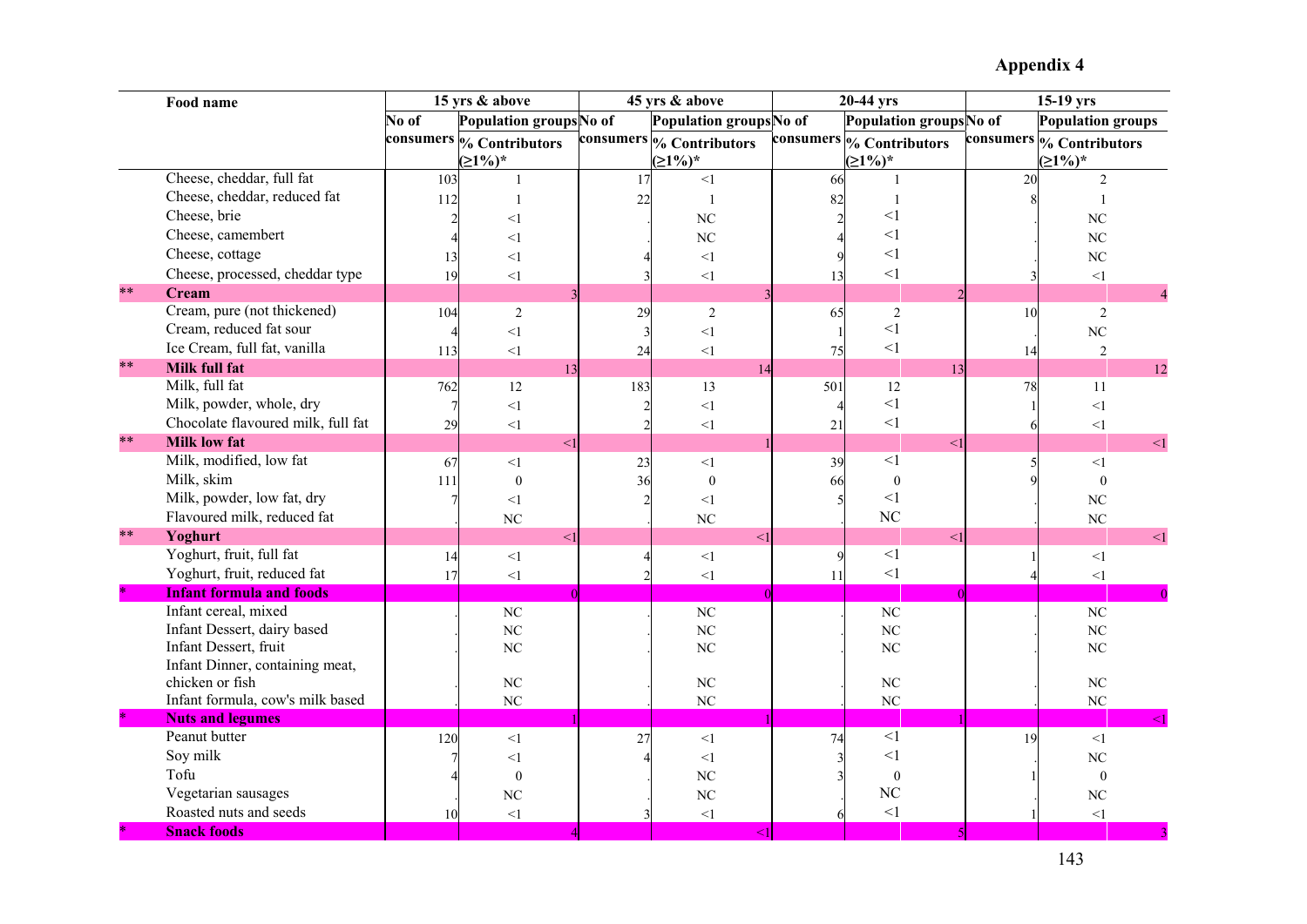**Appendix 4**

| | Food name | 15 yrs & above | | | 45 yrs & above | | | 20-44 yrs | | | 15-19 yrs | | |
|---|---|---|---|---|---|---|---|---|---|---|---|---|---|
| | | No of consumers | Population groups % Contributors (≥1%)* | | No of consumers | Population groups % Contributors (≥1%)* | | No of consumers | Population groups % Contributors (≥1%)* | | No of consumers | Population groups % Contributors (≥1%)* | |
| | Cheese, cheddar, full fat | 103 | 1 | | 17 | <1 | | 66 | 1 | | 20 | 2 | |
| | Cheese, cheddar, reduced fat | 112 | 1 | | 22 | 1 | | 82 | 1 | | 8 | 1 | |
| | Cheese, brie | 2 | <1 | | . | NC | | 2 | <1 | | . | NC | |
| | Cheese, camembert | 4 | <1 | | . | NC | | 4 | <1 | | . | NC | |
| | Cheese, cottage | 13 | <1 | | 4 | <1 | | 9 | <1 | | . | NC | |
| | Cheese, processed, cheddar type | 19 | <1 | | 3 | <1 | | 13 | <1 | | 3 | <1 | |
| ** | **Cream** | | | 3 | | | 3 | | | 2 | | | 4 |
| | Cream, pure (not thickened) | 104 | 2 | | 29 | 2 | | 65 | 2 | | 10 | 2 | |
| | Cream, reduced fat sour | 4 | <1 | | 3 | <1 | | 1 | <1 | | . | NC | |
| | Ice Cream, full fat, vanilla | 113 | <1 | | 24 | <1 | | 75 | <1 | | 14 | 2 | |
| ** | **Milk full fat** | | | 13 | | | 14 | | | 13 | | | 12 |
| | Milk, full fat | 762 | 12 | | 183 | 13 | | 501 | 12 | | 78 | 11 | |
| | Milk, powder, whole, dry | 7 | <1 | | 2 | <1 | | 4 | <1 | | 1 | <1 | |
| | Chocolate flavoured milk, full fat | 29 | <1 | | 2 | <1 | | 21 | <1 | | 6 | <1 | |
| ** | **Milk low fat** | | | <1 | | | 1 | | | <1 | | | <1 |
| | Milk, modified, low fat | 67 | <1 | | 23 | <1 | | 39 | <1 | | 5 | <1 | |
| | Milk, skim | 111 | 0 | | 36 | 0 | | 66 | 0 | | 9 | 0 | |
| | Milk, powder, low fat, dry | 7 | <1 | | 2 | <1 | | 5 | <1 | | . | NC | |
| | Flavoured milk, reduced fat | . | NC | | . | NC | | . | NC | | . | NC | |
| ** | **Yoghurt** | | | <1 | | | <1 | | | <1 | | | <1 |
| | Yoghurt, fruit, full fat | 14 | <1 | | 4 | <1 | | 9 | <1 | | 1 | <1 | |
| | Yoghurt, fruit, reduced fat | 17 | <1 | | 2 | <1 | | 11 | <1 | | 4 | <1 | |
| * | **Infant formula and foods** | | | 0 | | | 0 | | | 0 | | | 0 |
| | Infant cereal, mixed | . | NC | | . | NC | | . | NC | | . | NC | |
| | Infant Dessert, dairy based | . | NC | | . | NC | | . | NC | | . | NC | |
| | Infant Dessert, fruit | . | NC | | . | NC | | . | NC | | . | NC | |
| | Infant Dinner, containing meat, chicken or fish | . | NC | | . | NC | | . | NC | | . | NC | |
| | Infant formula, cow's milk based | . | NC | | . | NC | | . | NC | | . | NC | |
| * | **Nuts and legumes** | | | 1 | | | 1 | | | 1 | | | <1 |
| | Peanut butter | 120 | <1 | | 27 | <1 | | 74 | <1 | | 19 | <1 | |
| | Soy milk | 7 | <1 | | 4 | <1 | | 3 | <1 | | . | NC | |
| | Tofu | 4 | 0 | | . | NC | | 3 | 0 | | 1 | 0 | |
| | Vegetarian sausages | . | NC | | . | NC | | . | NC | | . | NC | |
| | Roasted nuts and seeds | 10 | <1 | | 3 | <1 | | 6 | <1 | | 1 | <1 | |
| * | **Snack foods** | | | 4 | | | <1 | | | 5 | | | 3 |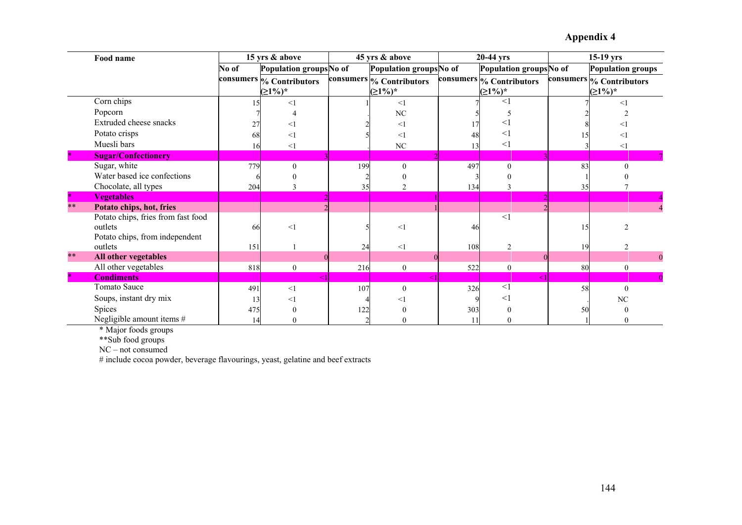# Appendix 4

| | Food name | 15 yrs & above | | 45 yrs & above | | 20-44 yrs | | 15-19 yrs | |
|---|---|---|---|---|---|---|---|---|---|
| | | No of consumers | Population groups % Contributors (≥1%)* | No of consumers | Population groups % Contributors (≥1%)* | No of consumers | Population groups % Contributors (≥1%)* | No of consumers | Population groups % Contributors (≥1%)* |
| | Corn chips | 15 | <1 | 1 | <1 | 7 | <1 | 7 | <1 |
| | Popcorn | 7 | 4 | . | NC | 5 | 5 | 2 | 2 |
| | Extruded cheese snacks | 27 | <1 | 2 | <1 | 17 | <1 | 8 | <1 |
| | Potato crisps | 68 | <1 | 5 | <1 | 48 | <1 | 15 | <1 |
| | Muesli bars | 16 | <1 | . | NC | 13 | <1 | 3 | <1 |
| * | **Sugar/Confectionery** | | 3 | | 2 | | 3 | | 7 |
| | Sugar, white | 779 | 0 | 199 | 0 | 497 | 0 | 83 | 0 |
| | Water based ice confections | 6 | 0 | 2 | 0 | 3 | 0 | 1 | 0 |
| | Chocolate, all types | 204 | 3 | 35 | 2 | 134 | 3 | 35 | 7 |
| * | **Vegetables** | | 2 | | 1 | | 2 | | 4 |
| ** | **Potato chips, hot, fries** | | 2 | | 1 | | 2 | | 4 |
| | Potato chips, fries from fast food outlets | 66 | <1 | 5 | <1 | 46 | <1 | 15 | 2 |
| | Potato chips, from independent outlets | 151 | 1 | 24 | <1 | 108 | 2 | 19 | 2 |
| ** | **All other vegetables** | | 0 | | 0 | | 0 | | 0 |
| | All other vegetables | 818 | 0 | 216 | 0 | 522 | 0 | 80 | 0 |
| * | **Condiments** | | <1 | | <1 | | <1 | | 0 |
| | Tomato Sauce | 491 | <1 | 107 | 0 | 326 | <1 | 58 | 0 |
| | Soups, instant dry mix | 13 | <1 | 4 | <1 | 9 | <1 | . | NC |
| | Spices | 475 | 0 | 122 | 0 | 303 | 0 | 50 | 0 |
| | Negligible amount items # | 14 | 0 | 2 | 0 | 11 | 0 | 1 | 0 |

\* Major foods groups

\*\*Sub food groups

NC – not consumed

# include cocoa powder, beverage flavourings, yeast, gelatine and beef extracts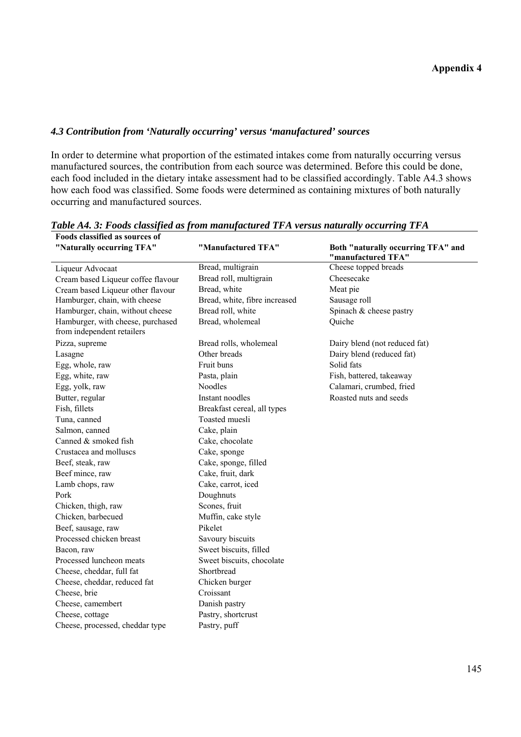## 4.3 Contribution from 'Naturally occurring' versus 'manufactured' sources

In order to determine what proportion of the estimated intakes come from naturally occurring versus manufactured sources, the contribution from each source was determined. Before this could be done, each food included in the dietary intake assessment had to be classified accordingly. Table A4.3 shows how each food was classified. Some foods were determined as containing mixtures of both naturally occurring and manufactured sources.

***Table A4. 3: Foods classified as from manufactured TFA versus naturally occurring TFA***

| Foods classified as sources of "Naturally occurring TFA" | "Manufactured TFA" | Both "naturally occurring TFA" and "manufactured TFA" |
|---|---|---|
| Liqueur Advocaat | Bread, multigrain | Cheese topped breads |
| Cream based Liqueur coffee flavour | Bread roll, multigrain | Cheesecake |
| Cream based Liqueur other flavour | Bread, white | Meat pie |
| Hamburger, chain, with cheese | Bread, white, fibre increased | Sausage roll |
| Hamburger, chain, without cheese | Bread roll, white | Spinach & cheese pastry |
| Hamburger, with cheese, purchased from independent retailers | Bread, wholemeal | Quiche |
| Pizza, supreme | Bread rolls, wholemeal | Dairy blend (not reduced fat) |
| Lasagne | Other breads | Dairy blend (reduced fat) |
| Egg, whole, raw | Fruit buns | Solid fats |
| Egg, white, raw | Pasta, plain | Fish, battered, takeaway |
| Egg, yolk, raw | Noodles | Calamari, crumbed, fried |
| Butter, regular | Instant noodles | Roasted nuts and seeds |
| Fish, fillets | Breakfast cereal, all types | |
| Tuna, canned | Toasted muesli | |
| Salmon, canned | Cake, plain | |
| Canned & smoked fish | Cake, chocolate | |
| Crustacea and molluscs | Cake, sponge | |
| Beef, steak, raw | Cake, sponge, filled | |
| Beef mince, raw | Cake, fruit, dark | |
| Lamb chops, raw | Cake, carrot, iced | |
| Pork | Doughnuts | |
| Chicken, thigh, raw | Scones, fruit | |
| Chicken, barbecued | Muffin, cake style | |
| Beef, sausage, raw | Pikelet | |
| Processed chicken breast | Savoury biscuits | |
| Bacon, raw | Sweet biscuits, filled | |
| Processed luncheon meats | Sweet biscuits, chocolate | |
| Cheese, cheddar, full fat | Shortbread | |
| Cheese, cheddar, reduced fat | Chicken burger | |
| Cheese, brie | Croissant | |
| Cheese, camembert | Danish pastry | |
| Cheese, cottage | Pastry, shortcrust | |
| Cheese, processed, cheddar type | Pastry, puff | |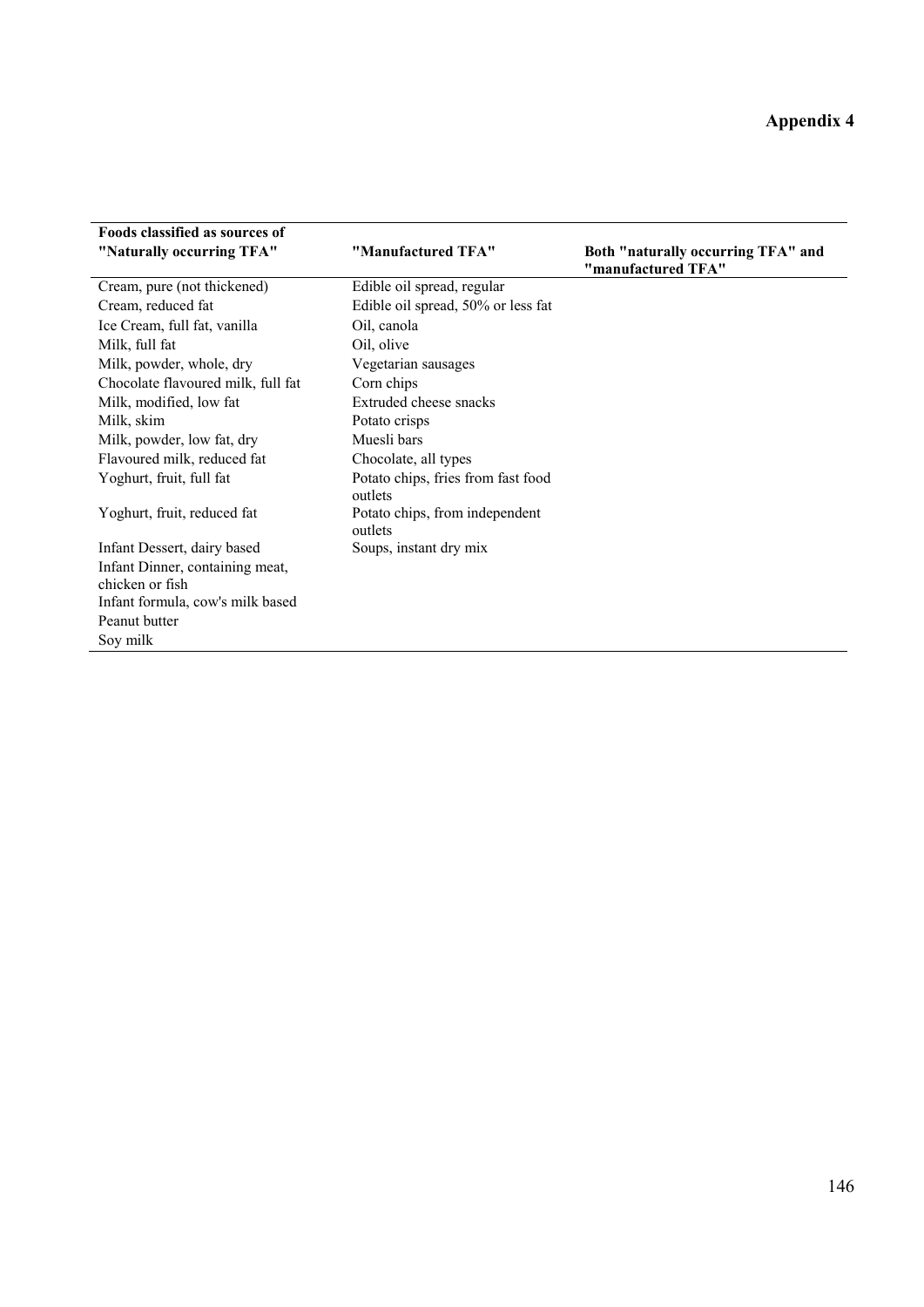# Appendix 4

| Foods classified as sources of "Naturally occurring TFA" | "Manufactured TFA" | Both "naturally occurring TFA" and "manufactured TFA" |
|---|---|---|
| Cream, pure (not thickened) | Edible oil spread, regular | |
| Cream, reduced fat | Edible oil spread, 50% or less fat | |
| Ice Cream, full fat, vanilla | Oil, canola | |
| Milk, full fat | Oil, olive | |
| Milk, powder, whole, dry | Vegetarian sausages | |
| Chocolate flavoured milk, full fat | Corn chips | |
| Milk, modified, low fat | Extruded cheese snacks | |
| Milk, skim | Potato crisps | |
| Milk, powder, low fat, dry | Muesli bars | |
| Flavoured milk, reduced fat | Chocolate, all types | |
| Yoghurt, fruit, full fat | Potato chips, fries from fast food outlets | |
| Yoghurt, fruit, reduced fat | Potato chips, from independent outlets | |
| Infant Dessert, dairy based | Soups, instant dry mix | |
| Infant Dinner, containing meat, chicken or fish | | |
| Infant formula, cow's milk based | | |
| Peanut butter | | |
| Soy milk | | |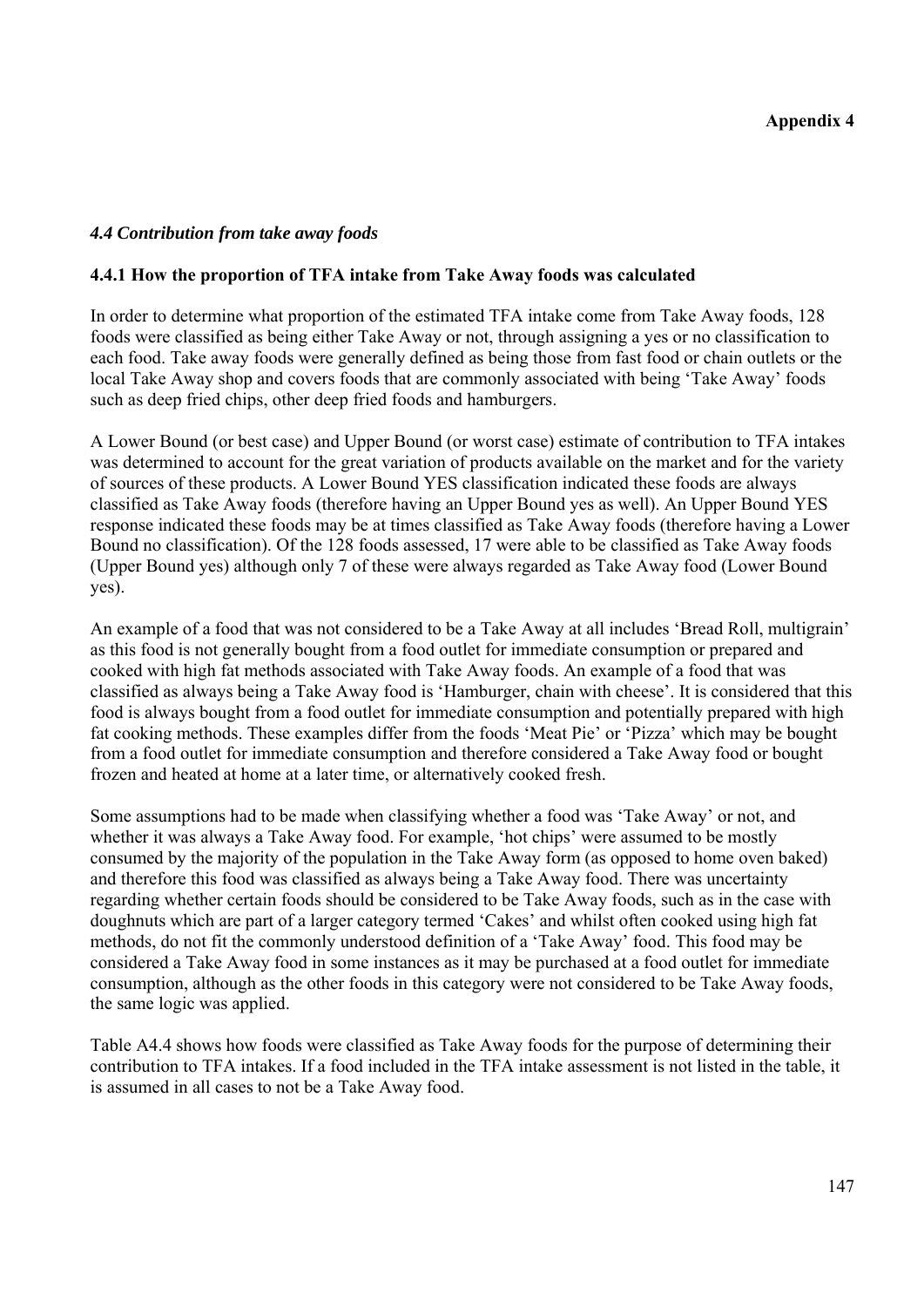**Appendix 4**

### *4.4 Contribution from take away foods*

#### 4.4.1 How the proportion of TFA intake from Take Away foods was calculated

In order to determine what proportion of the estimated TFA intake come from Take Away foods, 128 foods were classified as being either Take Away or not, through assigning a yes or no classification to each food. Take away foods were generally defined as being those from fast food or chain outlets or the local Take Away shop and covers foods that are commonly associated with being 'Take Away' foods such as deep fried chips, other deep fried foods and hamburgers.

A Lower Bound (or best case) and Upper Bound (or worst case) estimate of contribution to TFA intakes was determined to account for the great variation of products available on the market and for the variety of sources of these products. A Lower Bound YES classification indicated these foods are always classified as Take Away foods (therefore having an Upper Bound yes as well). An Upper Bound YES response indicated these foods may be at times classified as Take Away foods (therefore having a Lower Bound no classification). Of the 128 foods assessed, 17 were able to be classified as Take Away foods (Upper Bound yes) although only 7 of these were always regarded as Take Away food (Lower Bound yes).

An example of a food that was not considered to be a Take Away at all includes 'Bread Roll, multigrain' as this food is not generally bought from a food outlet for immediate consumption or prepared and cooked with high fat methods associated with Take Away foods. An example of a food that was classified as always being a Take Away food is 'Hamburger, chain with cheese'. It is considered that this food is always bought from a food outlet for immediate consumption and potentially prepared with high fat cooking methods. These examples differ from the foods 'Meat Pie' or 'Pizza' which may be bought from a food outlet for immediate consumption and therefore considered a Take Away food or bought frozen and heated at home at a later time, or alternatively cooked fresh.

Some assumptions had to be made when classifying whether a food was 'Take Away' or not, and whether it was always a Take Away food. For example, 'hot chips' were assumed to be mostly consumed by the majority of the population in the Take Away form (as opposed to home oven baked) and therefore this food was classified as always being a Take Away food. There was uncertainty regarding whether certain foods should be considered to be Take Away foods, such as in the case with doughnuts which are part of a larger category termed 'Cakes' and whilst often cooked using high fat methods, do not fit the commonly understood definition of a 'Take Away' food. This food may be considered a Take Away food in some instances as it may be purchased at a food outlet for immediate consumption, although as the other foods in this category were not considered to be Take Away foods, the same logic was applied.

Table A4.4 shows how foods were classified as Take Away foods for the purpose of determining their contribution to TFA intakes. If a food included in the TFA intake assessment is not listed in the table, it is assumed in all cases to not be a Take Away food.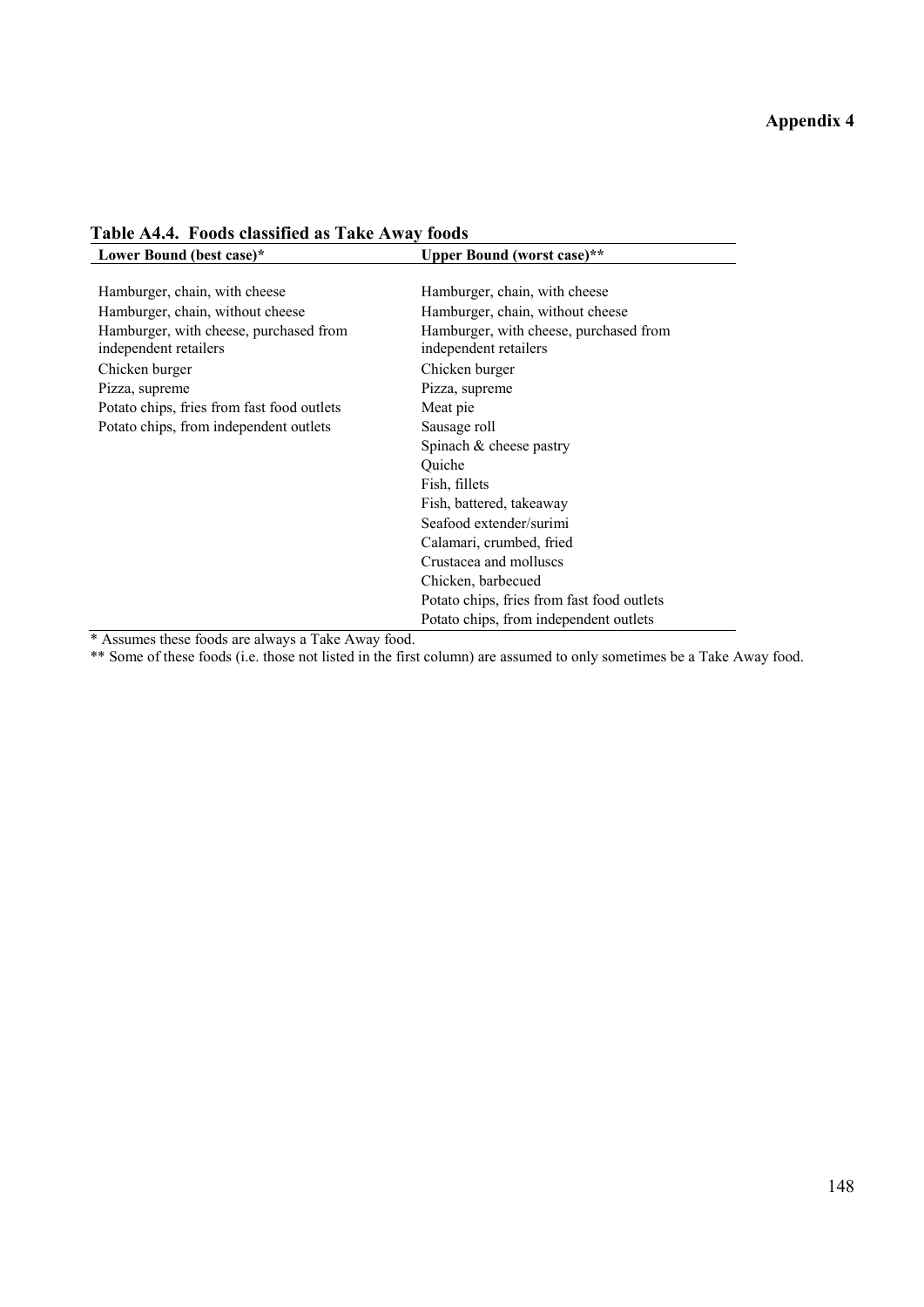**Appendix 4**

**Table A4.4. Foods classified as Take Away foods**

| Lower Bound (best case)* | Upper Bound (worst case)** |
|---|---|
| Hamburger, chain, with cheese | Hamburger, chain, with cheese |
| Hamburger, chain, without cheese | Hamburger, chain, without cheese |
| Hamburger, with cheese, purchased from independent retailers | Hamburger, with cheese, purchased from independent retailers |
| Chicken burger | Chicken burger |
| Pizza, supreme | Pizza, supreme |
| Potato chips, fries from fast food outlets | Meat pie |
| Potato chips, from independent outlets | Sausage roll |
| | Spinach & cheese pastry |
| | Quiche |
| | Fish, fillets |
| | Fish, battered, takeaway |
| | Seafood extender/surimi |
| | Calamari, crumbed, fried |
| | Crustacea and molluscs |
| | Chicken, barbecued |
| | Potato chips, fries from fast food outlets |
| | Potato chips, from independent outlets |

* Assumes these foods are always a Take Away food.

** Some of these foods (i.e. those not listed in the first column) are assumed to only sometimes be a Take Away food.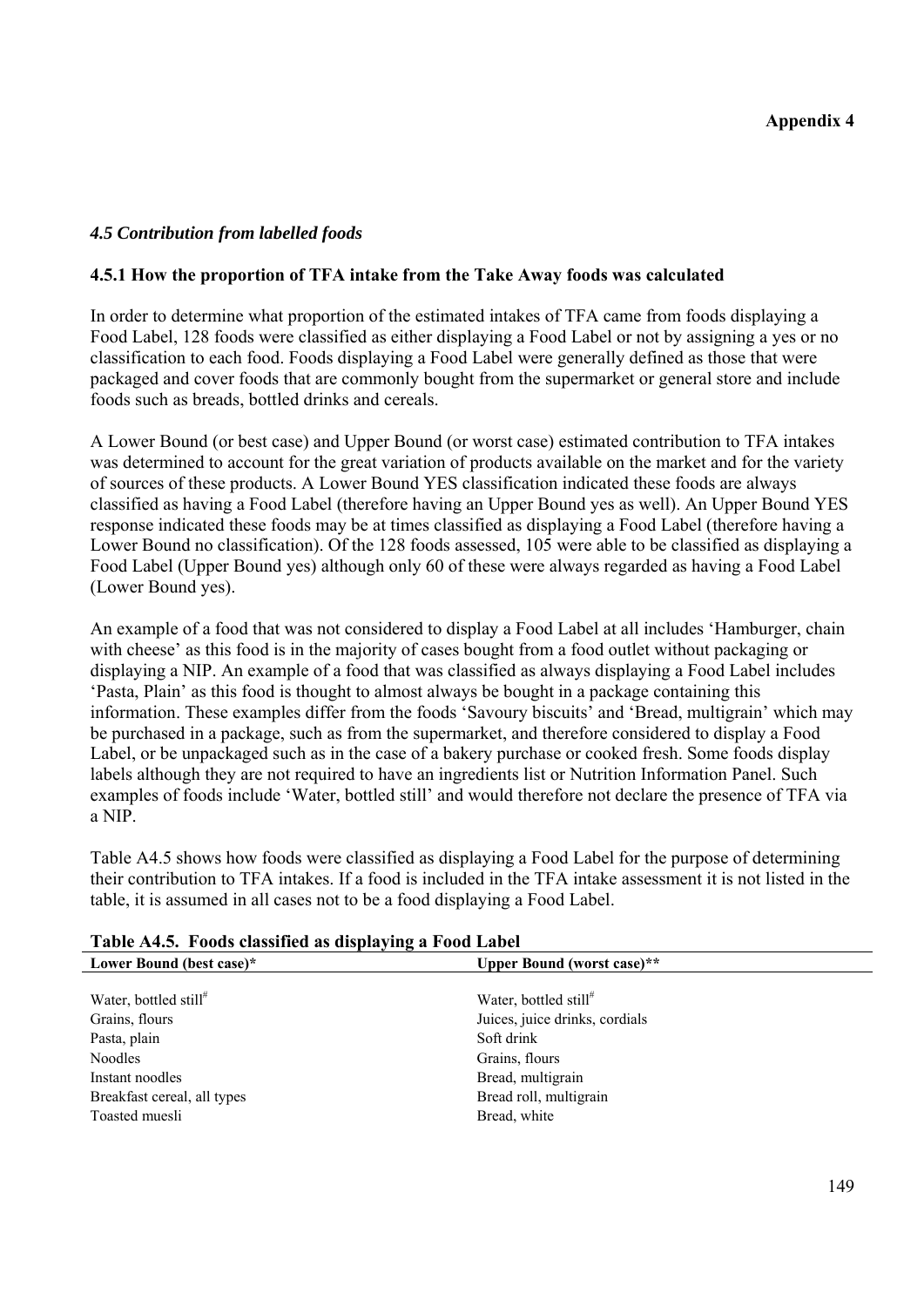**Appendix 4**

### *4.5 Contribution from labelled foods*

#### 4.5.1 How the proportion of TFA intake from the Take Away foods was calculated

In order to determine what proportion of the estimated intakes of TFA came from foods displaying a Food Label, 128 foods were classified as either displaying a Food Label or not by assigning a yes or no classification to each food. Foods displaying a Food Label were generally defined as those that were packaged and cover foods that are commonly bought from the supermarket or general store and include foods such as breads, bottled drinks and cereals.

A Lower Bound (or best case) and Upper Bound (or worst case) estimated contribution to TFA intakes was determined to account for the great variation of products available on the market and for the variety of sources of these products. A Lower Bound YES classification indicated these foods are always classified as having a Food Label (therefore having an Upper Bound yes as well). An Upper Bound YES response indicated these foods may be at times classified as displaying a Food Label (therefore having a Lower Bound no classification). Of the 128 foods assessed, 105 were able to be classified as displaying a Food Label (Upper Bound yes) although only 60 of these were always regarded as having a Food Label (Lower Bound yes).

An example of a food that was not considered to display a Food Label at all includes 'Hamburger, chain with cheese' as this food is in the majority of cases bought from a food outlet without packaging or displaying a NIP. An example of a food that was classified as always displaying a Food Label includes 'Pasta, Plain' as this food is thought to almost always be bought in a package containing this information. These examples differ from the foods 'Savoury biscuits' and 'Bread, multigrain' which may be purchased in a package, such as from the supermarket, and therefore considered to display a Food Label, or be unpackaged such as in the case of a bakery purchase or cooked fresh. Some foods display labels although they are not required to have an ingredients list or Nutrition Information Panel. Such examples of foods include 'Water, bottled still' and would therefore not declare the presence of TFA via a NIP.

Table A4.5 shows how foods were classified as displaying a Food Label for the purpose of determining their contribution to TFA intakes. If a food is included in the TFA intake assessment it is not listed in the table, it is assumed in all cases not to be a food displaying a Food Label.

**Table A4.5. Foods classified as displaying a Food Label**

| Lower Bound (best case)* | Upper Bound (worst case)** |
|---|---|
| Water, bottled still[#] | Water, bottled still[#] |
| Grains, flours | Juices, juice drinks, cordials |
| Pasta, plain | Soft drink |
| Noodles | Grains, flours |
| Instant noodles | Bread, multigrain |
| Breakfast cereal, all types | Bread roll, multigrain |
| Toasted muesli | Bread, white |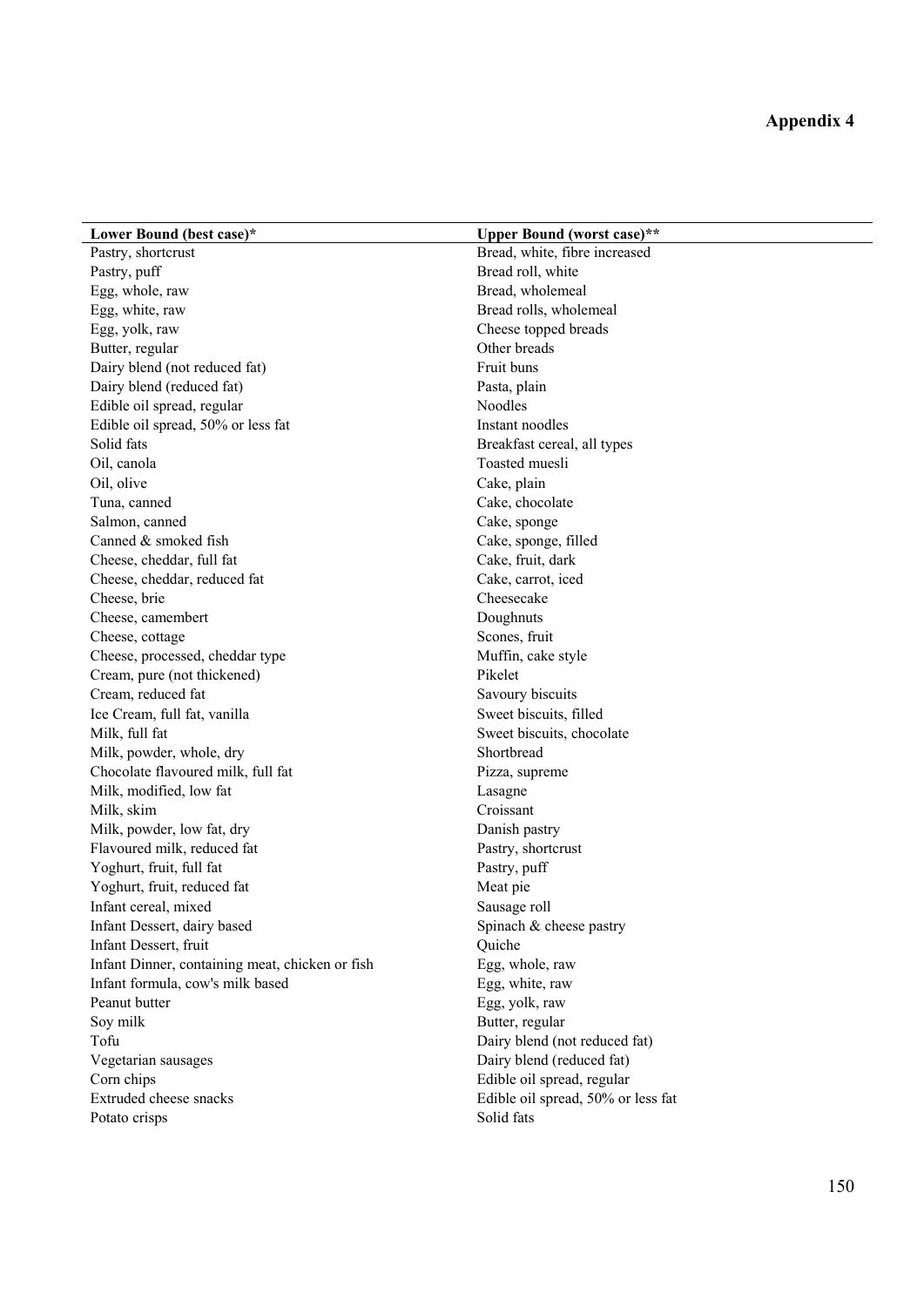**Appendix 4**

| Lower Bound (best case)* | Upper Bound (worst case)** |
| --- | --- |
| Pastry, shortcrust | Bread, white, fibre increased |
| Pastry, puff | Bread roll, white |
| Egg, whole, raw | Bread, wholemeal |
| Egg, white, raw | Bread rolls, wholemeal |
| Egg, yolk, raw | Cheese topped breads |
| Butter, regular | Other breads |
| Dairy blend (not reduced fat) | Fruit buns |
| Dairy blend (reduced fat) | Pasta, plain |
| Edible oil spread, regular | Noodles |
| Edible oil spread, 50% or less fat | Instant noodles |
| Solid fats | Breakfast cereal, all types |
| Oil, canola | Toasted muesli |
| Oil, olive | Cake, plain |
| Tuna, canned | Cake, chocolate |
| Salmon, canned | Cake, sponge |
| Canned & smoked fish | Cake, sponge, filled |
| Cheese, cheddar, full fat | Cake, fruit, dark |
| Cheese, cheddar, reduced fat | Cake, carrot, iced |
| Cheese, brie | Cheesecake |
| Cheese, camembert | Doughnuts |
| Cheese, cottage | Scones, fruit |
| Cheese, processed, cheddar type | Muffin, cake style |
| Cream, pure (not thickened) | Pikelet |
| Cream, reduced fat | Savoury biscuits |
| Ice Cream, full fat, vanilla | Sweet biscuits, filled |
| Milk, full fat | Sweet biscuits, chocolate |
| Milk, powder, whole, dry | Shortbread |
| Chocolate flavoured milk, full fat | Pizza, supreme |
| Milk, modified, low fat | Lasagne |
| Milk, skim | Croissant |
| Milk, powder, low fat, dry | Danish pastry |
| Flavoured milk, reduced fat | Pastry, shortcrust |
| Yoghurt, fruit, full fat | Pastry, puff |
| Yoghurt, fruit, reduced fat | Meat pie |
| Infant cereal, mixed | Sausage roll |
| Infant Dessert, dairy based | Spinach & cheese pastry |
| Infant Dessert, fruit | Quiche |
| Infant Dinner, containing meat, chicken or fish | Egg, whole, raw |
| Infant formula, cow's milk based | Egg, white, raw |
| Peanut butter | Egg, yolk, raw |
| Soy milk | Butter, regular |
| Tofu | Dairy blend (not reduced fat) |
| Vegetarian sausages | Dairy blend (reduced fat) |
| Corn chips | Edible oil spread, regular |
| Extruded cheese snacks | Edible oil spread, 50% or less fat |
| Potato crisps | Solid fats |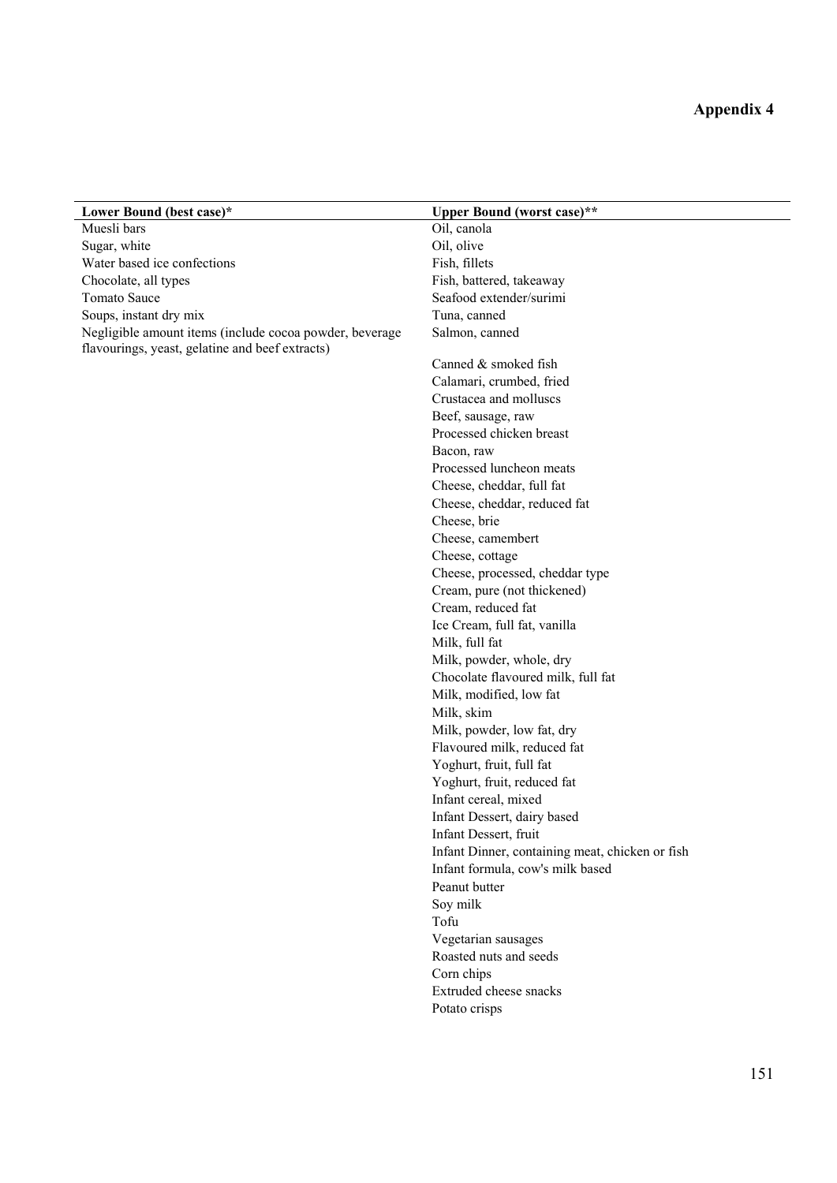# Appendix 4

| Lower Bound (best case)* | Upper Bound (worst case)** |
|---|---|
| Muesli bars | Oil, canola |
| Sugar, white | Oil, olive |
| Water based ice confections | Fish, fillets |
| Chocolate, all types | Fish, battered, takeaway |
| Tomato Sauce | Seafood extender/surimi |
| Soups, instant dry mix | Tuna, canned |
| Negligible amount items (include cocoa powder, beverage flavourings, yeast, gelatine and beef extracts) | Salmon, canned |
| | Canned & smoked fish |
| | Calamari, crumbed, fried |
| | Crustacea and molluscs |
| | Beef, sausage, raw |
| | Processed chicken breast |
| | Bacon, raw |
| | Processed luncheon meats |
| | Cheese, cheddar, full fat |
| | Cheese, cheddar, reduced fat |
| | Cheese, brie |
| | Cheese, camembert |
| | Cheese, cottage |
| | Cheese, processed, cheddar type |
| | Cream, pure (not thickened) |
| | Cream, reduced fat |
| | Ice Cream, full fat, vanilla |
| | Milk, full fat |
| | Milk, powder, whole, dry |
| | Chocolate flavoured milk, full fat |
| | Milk, modified, low fat |
| | Milk, skim |
| | Milk, powder, low fat, dry |
| | Flavoured milk, reduced fat |
| | Yoghurt, fruit, full fat |
| | Yoghurt, fruit, reduced fat |
| | Infant cereal, mixed |
| | Infant Dessert, dairy based |
| | Infant Dessert, fruit |
| | Infant Dinner, containing meat, chicken or fish |
| | Infant formula, cow's milk based |
| | Peanut butter |
| | Soy milk |
| | Tofu |
| | Vegetarian sausages |
| | Roasted nuts and seeds |
| | Corn chips |
| | Extruded cheese snacks |
| | Potato crisps |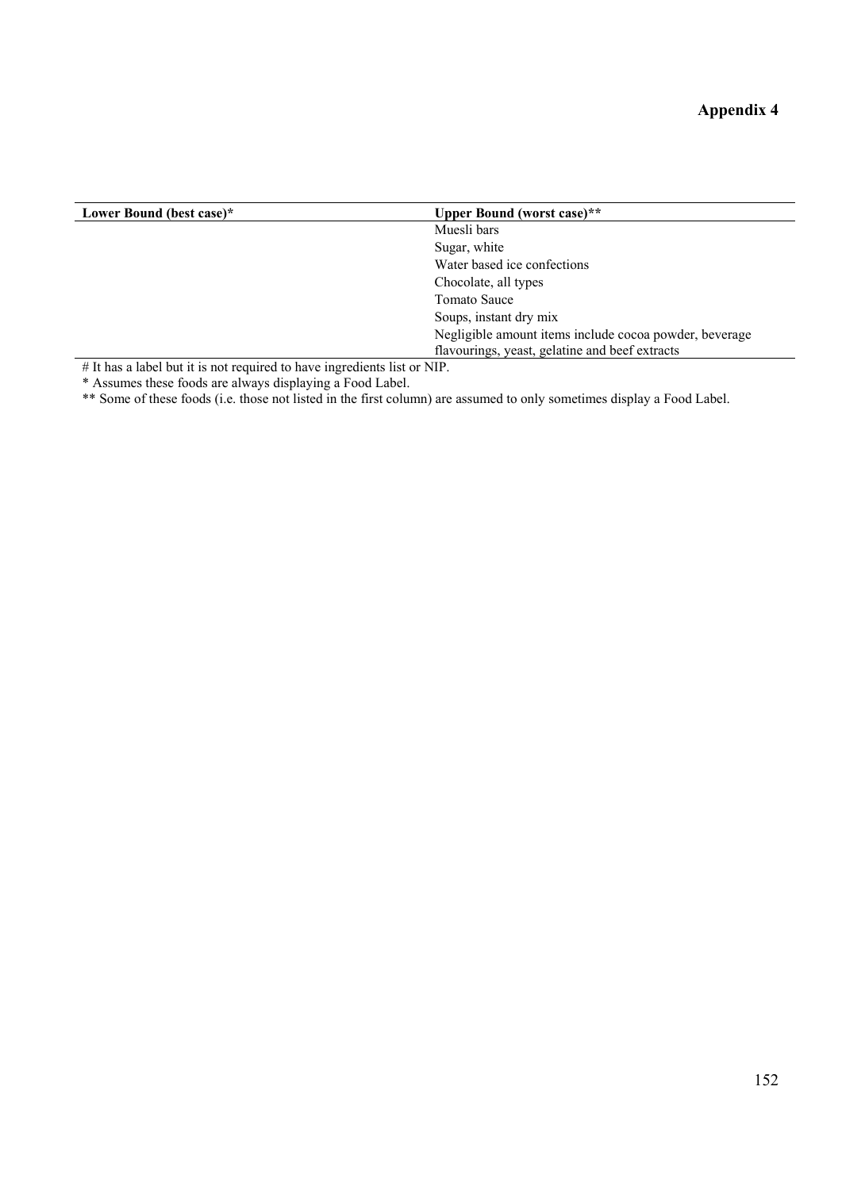# Appendix 4

| Lower Bound (best case)* | Upper Bound (worst case)** |
| --- | --- |
| | Muesli bars |
| | Sugar, white |
| | Water based ice confections |
| | Chocolate, all types |
| | Tomato Sauce |
| | Soups, instant dry mix |
| | Negligible amount items include cocoa powder, beverage flavourings, yeast, gelatine and beef extracts |

# It has a label but it is not required to have ingredients list or NIP.

* Assumes these foods are always displaying a Food Label.

** Some of these foods (i.e. those not listed in the first column) are assumed to only sometimes display a Food Label.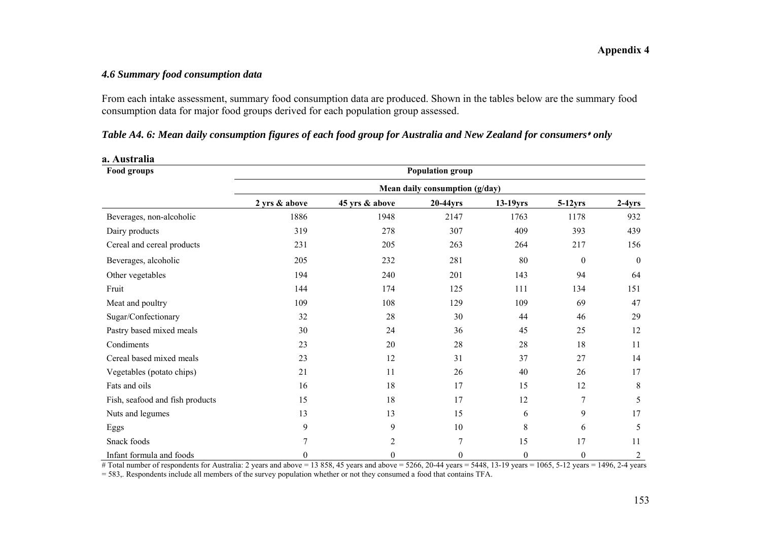**Appendix 4**

### *4.6 Summary food consumption data*

From each intake assessment, summary food consumption data are produced. Shown in the tables below are the summary food consumption data for major food groups derived for each population group assessed.

#### *Table A4. 6: Mean daily consumption figures of each food group for Australia and New Zealand for consumers*⁍ *only*

**a. Australia**

| Food groups | Population group | | | | | |
|---|---|---|---|---|---|---|
| | Mean daily consumption (g/day) | | | | | |
| | **2 yrs & above** | **45 yrs & above** | **20-44yrs** | **13-19yrs** | **5-12yrs** | **2-4yrs** |
| Beverages, non-alcoholic | 1886 | 1948 | 2147 | 1763 | 1178 | 932 |
| Dairy products | 319 | 278 | 307 | 409 | 393 | 439 |
| Cereal and cereal products | 231 | 205 | 263 | 264 | 217 | 156 |
| Beverages, alcoholic | 205 | 232 | 281 | 80 | 0 | 0 |
| Other vegetables | 194 | 240 | 201 | 143 | 94 | 64 |
| Fruit | 144 | 174 | 125 | 111 | 134 | 151 |
| Meat and poultry | 109 | 108 | 129 | 109 | 69 | 47 |
| Sugar/Confectionary | 32 | 28 | 30 | 44 | 46 | 29 |
| Pastry based mixed meals | 30 | 24 | 36 | 45 | 25 | 12 |
| Condiments | 23 | 20 | 28 | 28 | 18 | 11 |
| Cereal based mixed meals | 23 | 12 | 31 | 37 | 27 | 14 |
| Vegetables (potato chips) | 21 | 11 | 26 | 40 | 26 | 17 |
| Fats and oils | 16 | 18 | 17 | 15 | 12 | 8 |
| Fish, seafood and fish products | 15 | 18 | 17 | 12 | 7 | 5 |
| Nuts and legumes | 13 | 13 | 15 | 6 | 9 | 17 |
| Eggs | 9 | 9 | 10 | 8 | 6 | 5 |
| Snack foods | 7 | 2 | 7 | 15 | 17 | 11 |
| Infant formula and foods | 0 | 0 | 0 | 0 | 0 | 2 |

# Total number of respondents for Australia: 2 years and above = 13 858, 45 years and above = 5266, 20-44 years = 5448, 13-19 years = 1065, 5-12 years = 1496, 2-4 years = 583,. Respondents include all members of the survey population whether or not they consumed a food that contains TFA.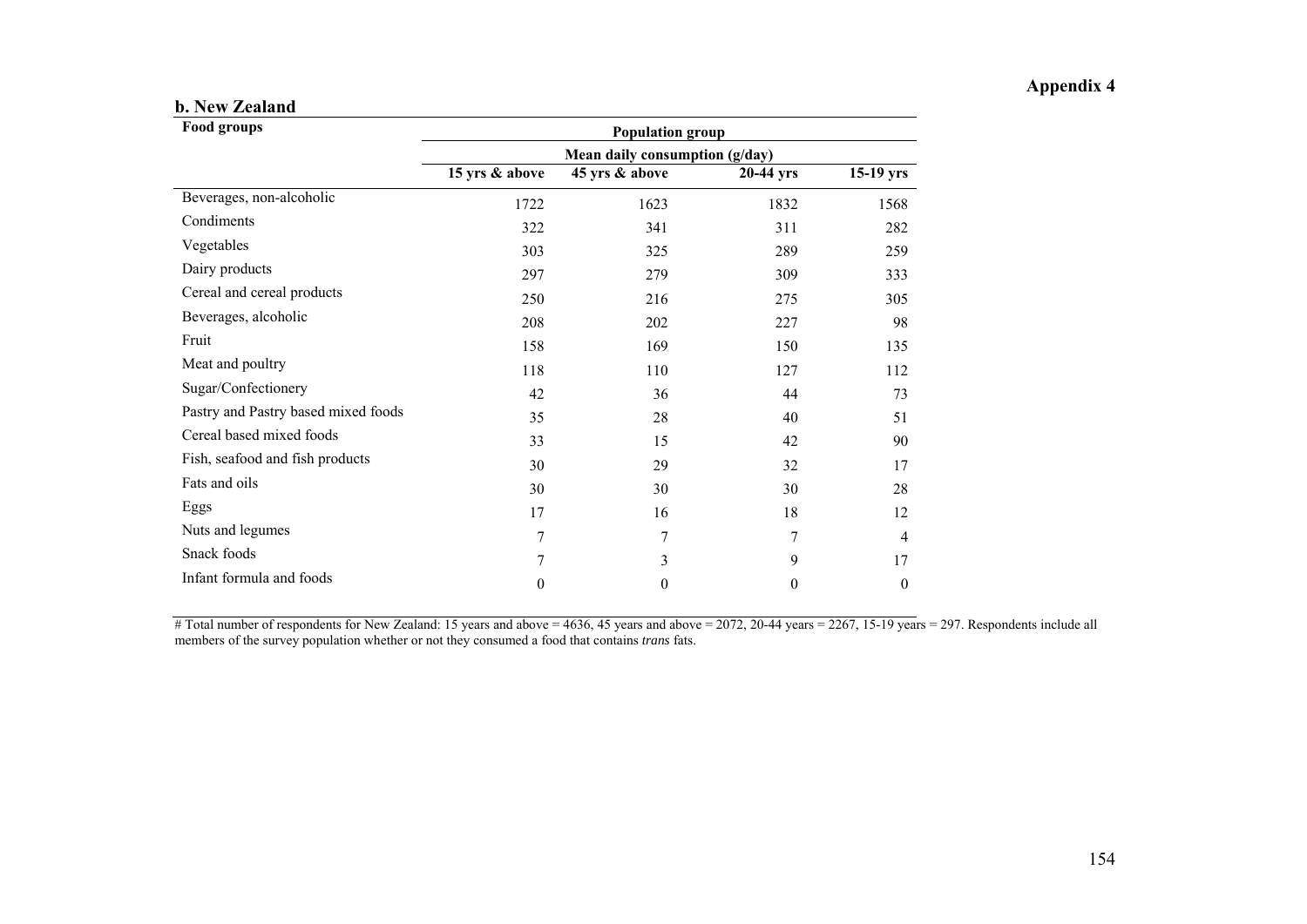## Appendix 4

### b. New Zealand

| Food groups | Population group | | | |
|---|---|---|---|---|
| | Mean daily consumption (g/day) | | | |
| | 15 yrs & above | 45 yrs & above | 20-44 yrs | 15-19 yrs |
| Beverages, non-alcoholic | 1722 | 1623 | 1832 | 1568 |
| Condiments | 322 | 341 | 311 | 282 |
| Vegetables | 303 | 325 | 289 | 259 |
| Dairy products | 297 | 279 | 309 | 333 |
| Cereal and cereal products | 250 | 216 | 275 | 305 |
| Beverages, alcoholic | 208 | 202 | 227 | 98 |
| Fruit | 158 | 169 | 150 | 135 |
| Meat and poultry | 118 | 110 | 127 | 112 |
| Sugar/Confectionery | 42 | 36 | 44 | 73 |
| Pastry and Pastry based mixed foods | 35 | 28 | 40 | 51 |
| Cereal based mixed foods | 33 | 15 | 42 | 90 |
| Fish, seafood and fish products | 30 | 29 | 32 | 17 |
| Fats and oils | 30 | 30 | 30 | 28 |
| Eggs | 17 | 16 | 18 | 12 |
| Nuts and legumes | 7 | 7 | 7 | 4 |
| Snack foods | 7 | 3 | 9 | 17 |
| Infant formula and foods | 0 | 0 | 0 | 0 |

# Total number of respondents for New Zealand: 15 years and above = 4636, 45 years and above = 2072, 20-44 years = 2267, 15-19 years = 297. Respondents include all members of the survey population whether or not they consumed a food that contains *trans* fats.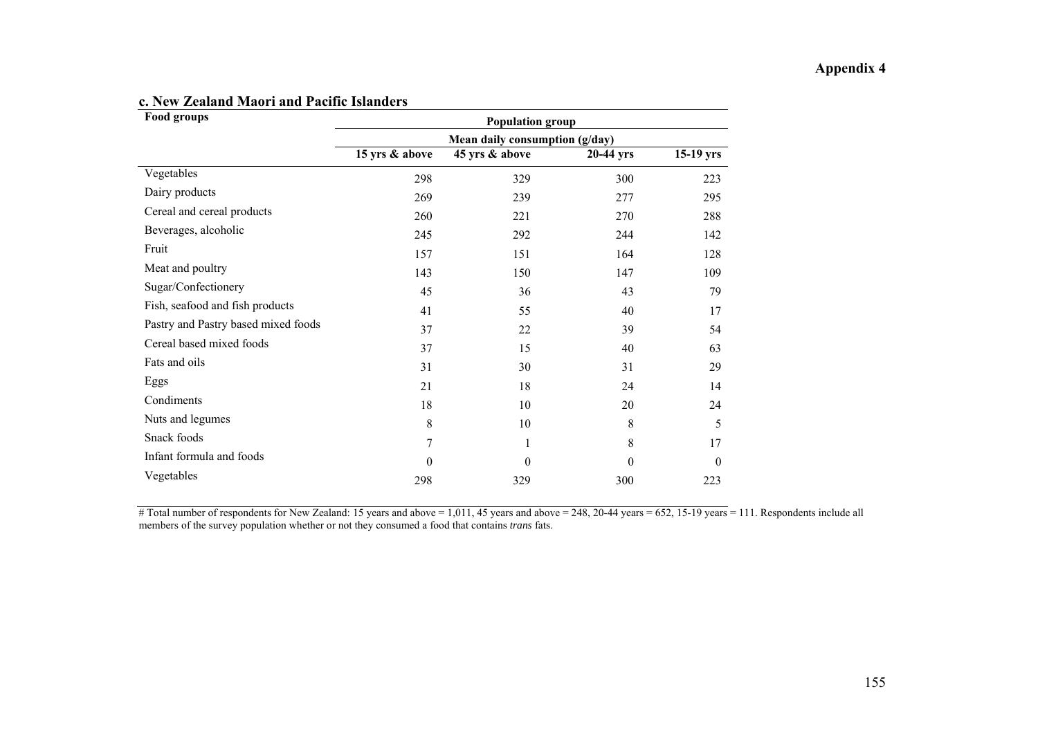**Appendix 4**

### c. New Zealand Maori and Pacific Islanders

| Food groups | Population group | | | |
|---|---|---|---|---|
| | Mean daily consumption (g/day) | | | |
| | 15 yrs & above | 45 yrs & above | 20-44 yrs | 15-19 yrs |
| Vegetables | 298 | 329 | 300 | 223 |
| Dairy products | 269 | 239 | 277 | 295 |
| Cereal and cereal products | 260 | 221 | 270 | 288 |
| Beverages, alcoholic | 245 | 292 | 244 | 142 |
| Fruit | 157 | 151 | 164 | 128 |
| Meat and poultry | 143 | 150 | 147 | 109 |
| Sugar/Confectionery | 45 | 36 | 43 | 79 |
| Fish, seafood and fish products | 41 | 55 | 40 | 17 |
| Pastry and Pastry based mixed foods | 37 | 22 | 39 | 54 |
| Cereal based mixed foods | 37 | 15 | 40 | 63 |
| Fats and oils | 31 | 30 | 31 | 29 |
| Eggs | 21 | 18 | 24 | 14 |
| Condiments | 18 | 10 | 20 | 24 |
| Nuts and legumes | 8 | 10 | 8 | 5 |
| Snack foods | 7 | 1 | 8 | 17 |
| Infant formula and foods | 0 | 0 | 0 | 0 |
| Vegetables | 298 | 329 | 300 | 223 |

# Total number of respondents for New Zealand: 15 years and above = 1,011, 45 years and above = 248, 20-44 years = 652, 15-19 years = 111. Respondents include all members of the survey population whether or not they consumed a food that contains *trans* fats.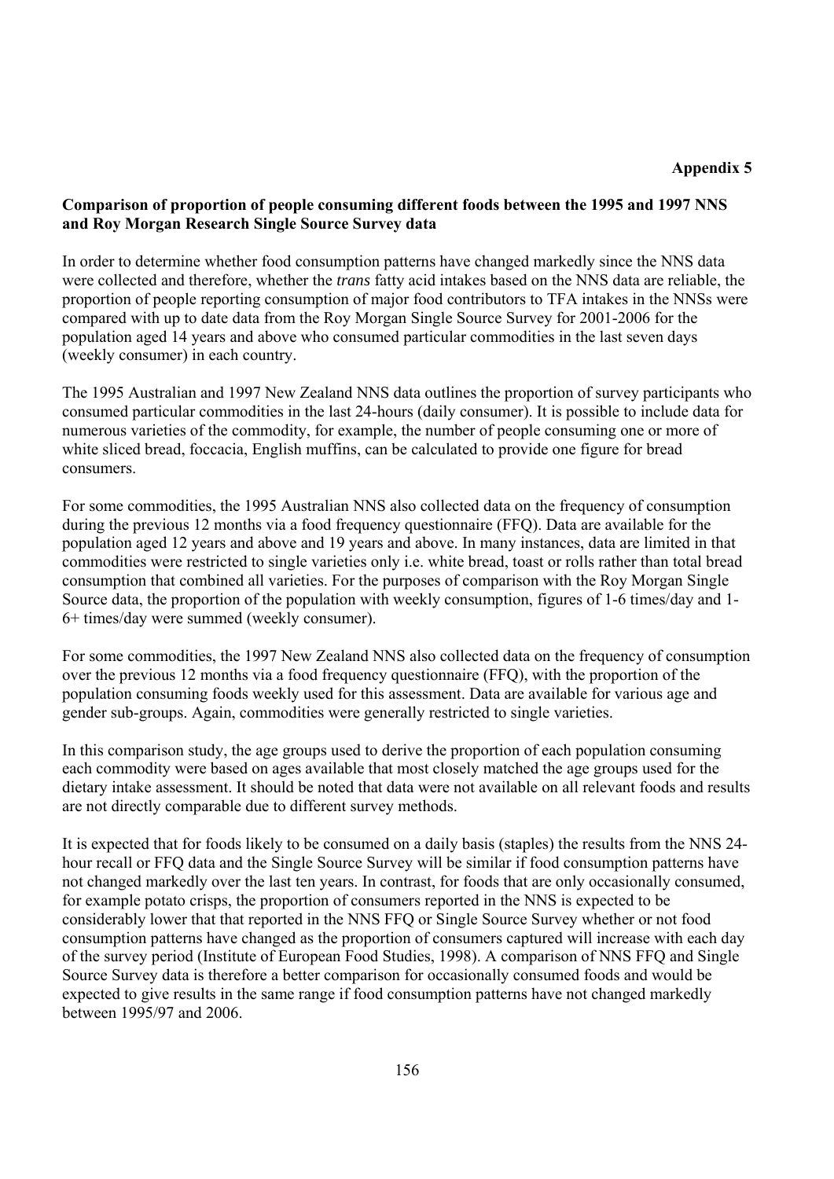**Appendix 5**

## Comparison of proportion of people consuming different foods between the 1995 and 1997 NNS and Roy Morgan Research Single Source Survey data

In order to determine whether food consumption patterns have changed markedly since the NNS data were collected and therefore, whether the *trans* fatty acid intakes based on the NNS data are reliable, the proportion of people reporting consumption of major food contributors to TFA intakes in the NNSs were compared with up to date data from the Roy Morgan Single Source Survey for 2001-2006 for the population aged 14 years and above who consumed particular commodities in the last seven days (weekly consumer) in each country.

The 1995 Australian and 1997 New Zealand NNS data outlines the proportion of survey participants who consumed particular commodities in the last 24-hours (daily consumer). It is possible to include data for numerous varieties of the commodity, for example, the number of people consuming one or more of white sliced bread, foccacia, English muffins, can be calculated to provide one figure for bread consumers.

For some commodities, the 1995 Australian NNS also collected data on the frequency of consumption during the previous 12 months via a food frequency questionnaire (FFQ). Data are available for the population aged 12 years and above and 19 years and above. In many instances, data are limited in that commodities were restricted to single varieties only i.e. white bread, toast or rolls rather than total bread consumption that combined all varieties. For the purposes of comparison with the Roy Morgan Single Source data, the proportion of the population with weekly consumption, figures of 1-6 times/day and 1-6+ times/day were summed (weekly consumer).

For some commodities, the 1997 New Zealand NNS also collected data on the frequency of consumption over the previous 12 months via a food frequency questionnaire (FFQ), with the proportion of the population consuming foods weekly used for this assessment. Data are available for various age and gender sub-groups. Again, commodities were generally restricted to single varieties.

In this comparison study, the age groups used to derive the proportion of each population consuming each commodity were based on ages available that most closely matched the age groups used for the dietary intake assessment. It should be noted that data were not available on all relevant foods and results are not directly comparable due to different survey methods.

It is expected that for foods likely to be consumed on a daily basis (staples) the results from the NNS 24-hour recall or FFQ data and the Single Source Survey will be similar if food consumption patterns have not changed markedly over the last ten years. In contrast, for foods that are only occasionally consumed, for example potato crisps, the proportion of consumers reported in the NNS is expected to be considerably lower that that reported in the NNS FFQ or Single Source Survey whether or not food consumption patterns have changed as the proportion of consumers captured will increase with each day of the survey period (Institute of European Food Studies, 1998). A comparison of NNS FFQ and Single Source Survey data is therefore a better comparison for occasionally consumed foods and would be expected to give results in the same range if food consumption patterns have not changed markedly between 1995/97 and 2006.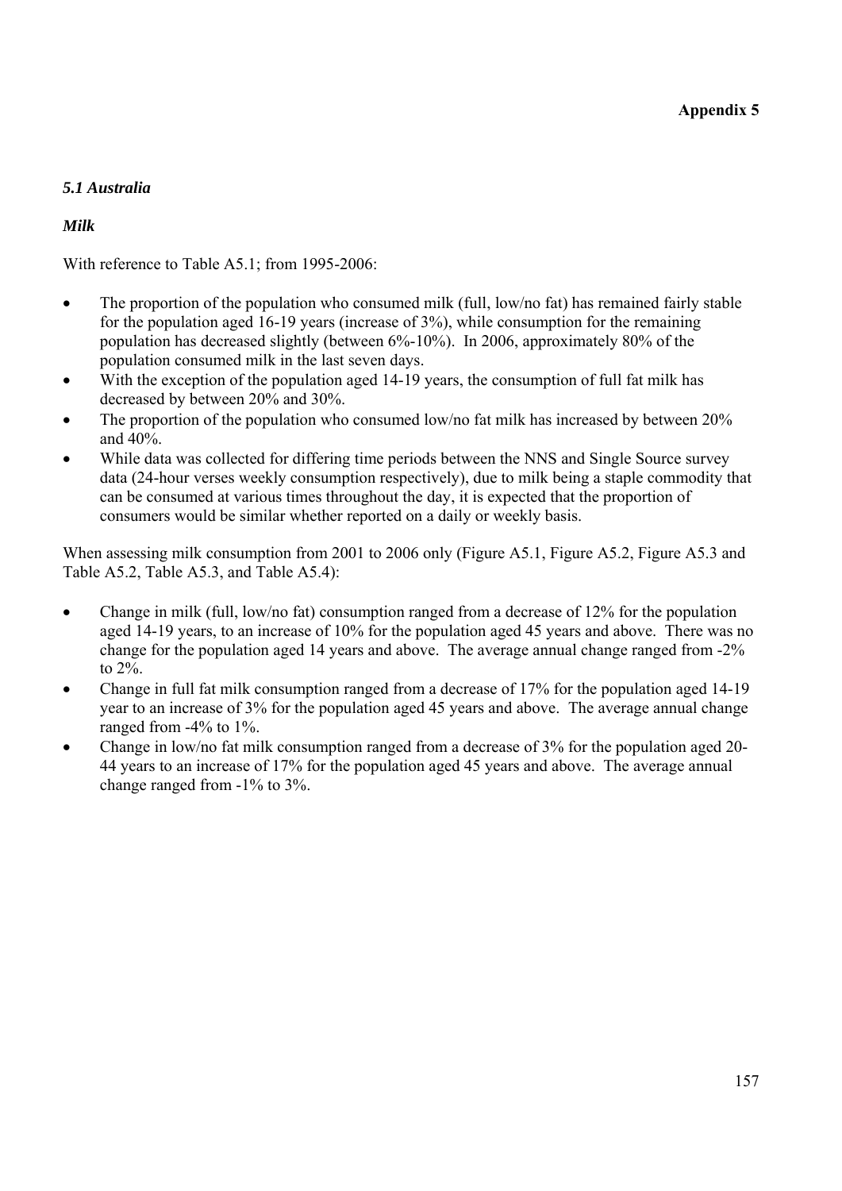**Appendix 5**

### *5.1 Australia*

#### *Milk*

With reference to Table A5.1; from 1995-2006:

- The proportion of the population who consumed milk (full, low/no fat) has remained fairly stable for the population aged 16-19 years (increase of 3%), while consumption for the remaining population has decreased slightly (between 6%-10%). In 2006, approximately 80% of the population consumed milk in the last seven days.
- With the exception of the population aged 14-19 years, the consumption of full fat milk has decreased by between 20% and 30%.
- The proportion of the population who consumed low/no fat milk has increased by between 20% and 40%.
- While data was collected for differing time periods between the NNS and Single Source survey data (24-hour verses weekly consumption respectively), due to milk being a staple commodity that can be consumed at various times throughout the day, it is expected that the proportion of consumers would be similar whether reported on a daily or weekly basis.

When assessing milk consumption from 2001 to 2006 only (Figure A5.1, Figure A5.2, Figure A5.3 and Table A5.2, Table A5.3, and Table A5.4):

- Change in milk (full, low/no fat) consumption ranged from a decrease of 12% for the population aged 14-19 years, to an increase of 10% for the population aged 45 years and above. There was no change for the population aged 14 years and above. The average annual change ranged from -2% to 2%.
- Change in full fat milk consumption ranged from a decrease of 17% for the population aged 14-19 year to an increase of 3% for the population aged 45 years and above. The average annual change ranged from -4% to 1%.
- Change in low/no fat milk consumption ranged from a decrease of 3% for the population aged 20-44 years to an increase of 17% for the population aged 45 years and above. The average annual change ranged from -1% to 3%.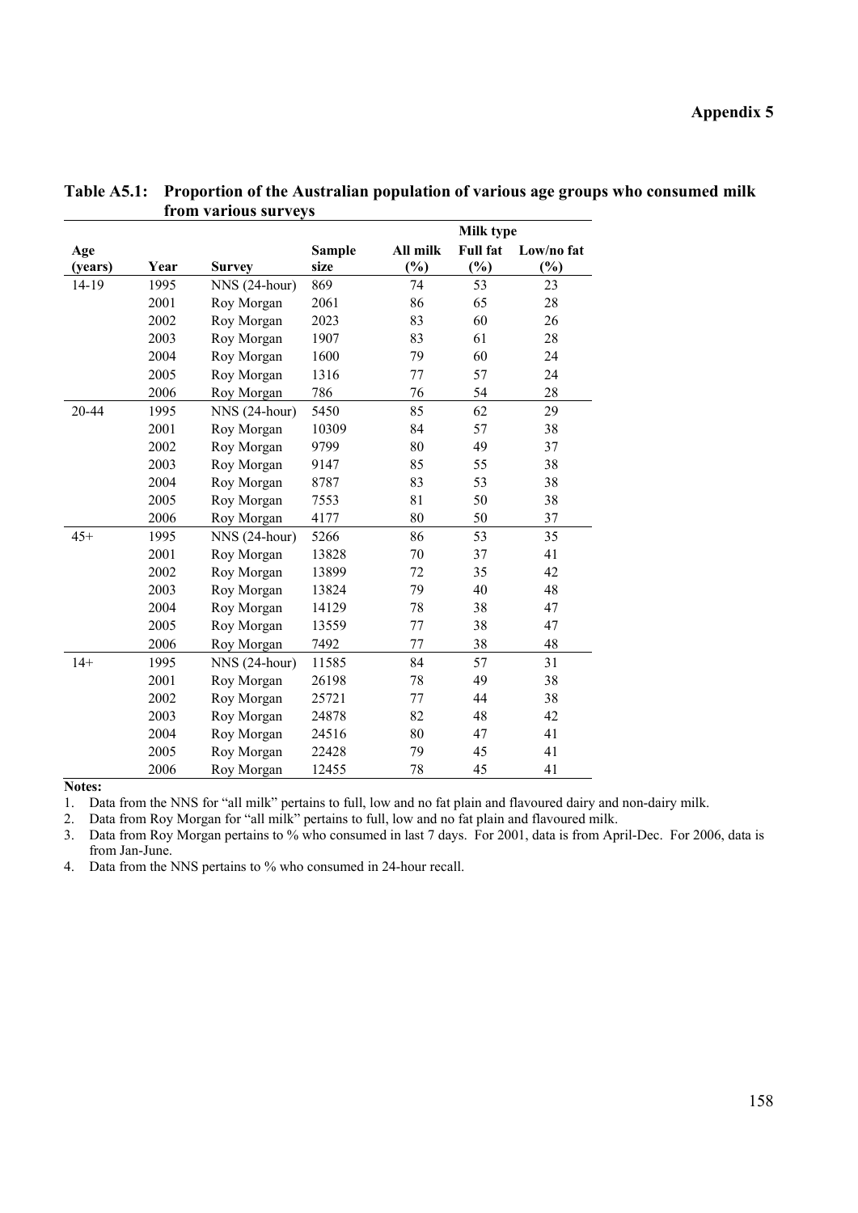# Appendix 5

**Table A5.1: Proportion of the Australian population of various age groups who consumed milk from various surveys**

| | | | | Milk type | | |
|---|---|---|---|---|---|---|
| Age (years) | Year | Survey | Sample size | All milk (%) | Full fat (%) | Low/no fat (%) |
| 14-19 | 1995 | NNS (24-hour) | 869 | 74 | 53 | 23 |
| | 2001 | Roy Morgan | 2061 | 86 | 65 | 28 |
| | 2002 | Roy Morgan | 2023 | 83 | 60 | 26 |
| | 2003 | Roy Morgan | 1907 | 83 | 61 | 28 |
| | 2004 | Roy Morgan | 1600 | 79 | 60 | 24 |
| | 2005 | Roy Morgan | 1316 | 77 | 57 | 24 |
| | 2006 | Roy Morgan | 786 | 76 | 54 | 28 |
| 20-44 | 1995 | NNS (24-hour) | 5450 | 85 | 62 | 29 |
| | 2001 | Roy Morgan | 10309 | 84 | 57 | 38 |
| | 2002 | Roy Morgan | 9799 | 80 | 49 | 37 |
| | 2003 | Roy Morgan | 9147 | 85 | 55 | 38 |
| | 2004 | Roy Morgan | 8787 | 83 | 53 | 38 |
| | 2005 | Roy Morgan | 7553 | 81 | 50 | 38 |
| | 2006 | Roy Morgan | 4177 | 80 | 50 | 37 |
| 45+ | 1995 | NNS (24-hour) | 5266 | 86 | 53 | 35 |
| | 2001 | Roy Morgan | 13828 | 70 | 37 | 41 |
| | 2002 | Roy Morgan | 13899 | 72 | 35 | 42 |
| | 2003 | Roy Morgan | 13824 | 79 | 40 | 48 |
| | 2004 | Roy Morgan | 14129 | 78 | 38 | 47 |
| | 2005 | Roy Morgan | 13559 | 77 | 38 | 47 |
| | 2006 | Roy Morgan | 7492 | 77 | 38 | 48 |
| 14+ | 1995 | NNS (24-hour) | 11585 | 84 | 57 | 31 |
| | 2001 | Roy Morgan | 26198 | 78 | 49 | 38 |
| | 2002 | Roy Morgan | 25721 | 77 | 44 | 38 |
| | 2003 | Roy Morgan | 24878 | 82 | 48 | 42 |
| | 2004 | Roy Morgan | 24516 | 80 | 47 | 41 |
| | 2005 | Roy Morgan | 22428 | 79 | 45 | 41 |
| | 2006 | Roy Morgan | 12455 | 78 | 45 | 41 |

**Notes:**

1. Data from the NNS for "all milk" pertains to full, low and no fat plain and flavoured dairy and non-dairy milk.
2. Data from Roy Morgan for "all milk" pertains to full, low and no fat plain and flavoured milk.
3. Data from Roy Morgan pertains to % who consumed in last 7 days. For 2001, data is from April-Dec. For 2006, data is from Jan-June.
4. Data from the NNS pertains to % who consumed in 24-hour recall.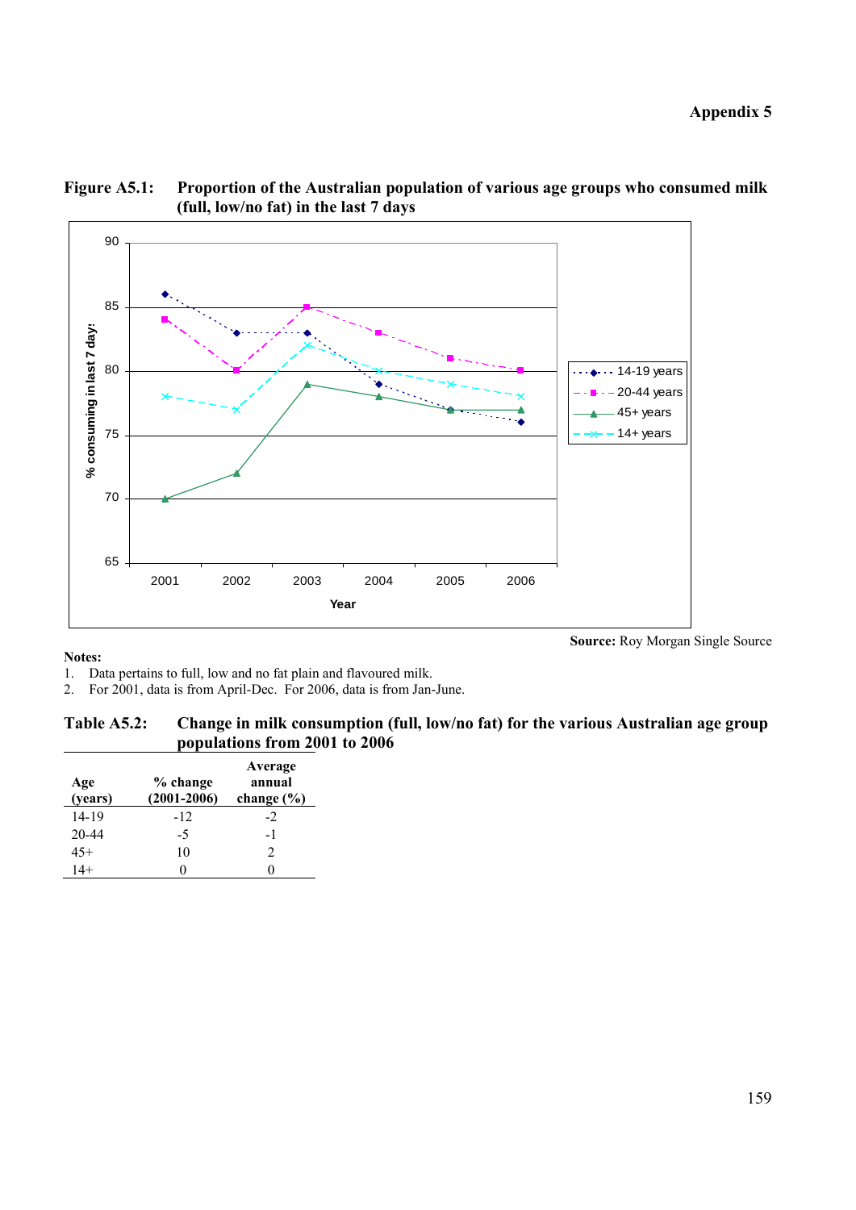# Appendix 5

**Figure A5.1: Proportion of the Australian population of various age groups who consumed milk (full, low/no fat) in the last 7 days**

**Source:** Roy Morgan Single Source

**Notes:**

1. Data pertains to full, low and no fat plain and flavoured milk.
2. For 2001, data is from April-Dec. For 2006, data is from Jan-June.

**Table A5.2: Change in milk consumption (full, low/no fat) for the various Australian age group populations from 2001 to 2006**

| Age (years) | % change (2001-2006) | Average annual change (%) |
|---|---|---|
| 14-19 | -12 | -2 |
| 20-44 | -5 | -1 |
| 45+ | 10 | 2 |
| 14+ | 0 | 0 |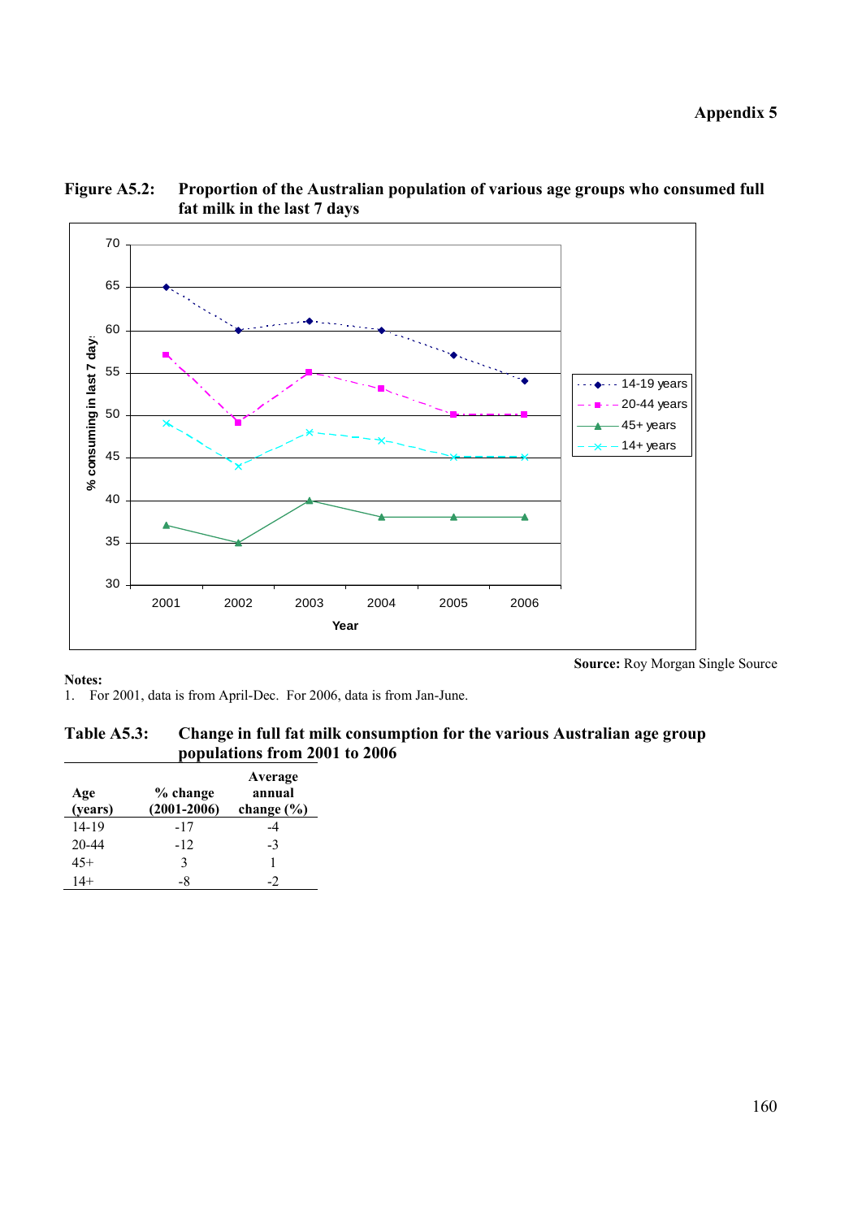**Figure A5.2: Proportion of the Australian population of various age groups who consumed full fat milk in the last 7 days**

**Source:** Roy Morgan Single Source

**Notes:**
1. For 2001, data is from April-Dec. For 2006, data is from Jan-June.

**Table A5.3: Change in full fat milk consumption for the various Australian age group populations from 2001 to 2006**

| Age (years) | % change (2001-2006) | Average annual change (%) |
|---|---|---|
| 14-19 | -17 | -4 |
| 20-44 | -12 | -3 |
| 45+ | 3 | 1 |
| 14+ | -8 | -2 |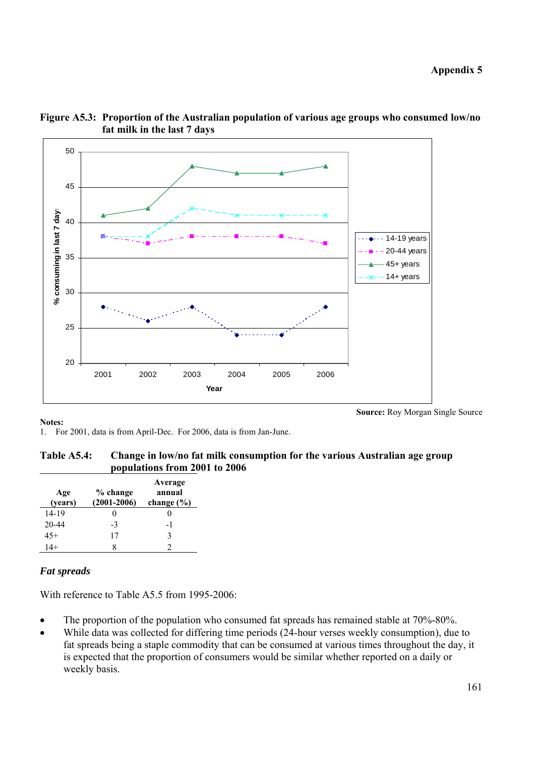**Figure A5.3: Proportion of the Australian population of various age groups who consumed low/no fat milk in the last 7 days**

Source: Roy Morgan Single Source

**Notes:**

1. For 2001, data is from April-Dec. For 2006, data is from Jan-June.

**Table A5.4: Change in low/no fat milk consumption for the various Australian age group populations from 2001 to 2006**

| Age (years) | % change (2001-2006) | Average annual change (%) |
|---|---|---|
| 14-19 | 0 | 0 |
| 20-44 | -3 | -1 |
| 45+ | 17 | 3 |
| 14+ | 8 | 2 |

### *Fat spreads*

With reference to Table A5.5 from 1995-2006:

- The proportion of the population who consumed fat spreads has remained stable at 70%-80%.
- While data was collected for differing time periods (24-hour verses weekly consumption), due to fat spreads being a staple commodity that can be consumed at various times throughout the day, it is expected that the proportion of consumers would be similar whether reported on a daily or weekly basis.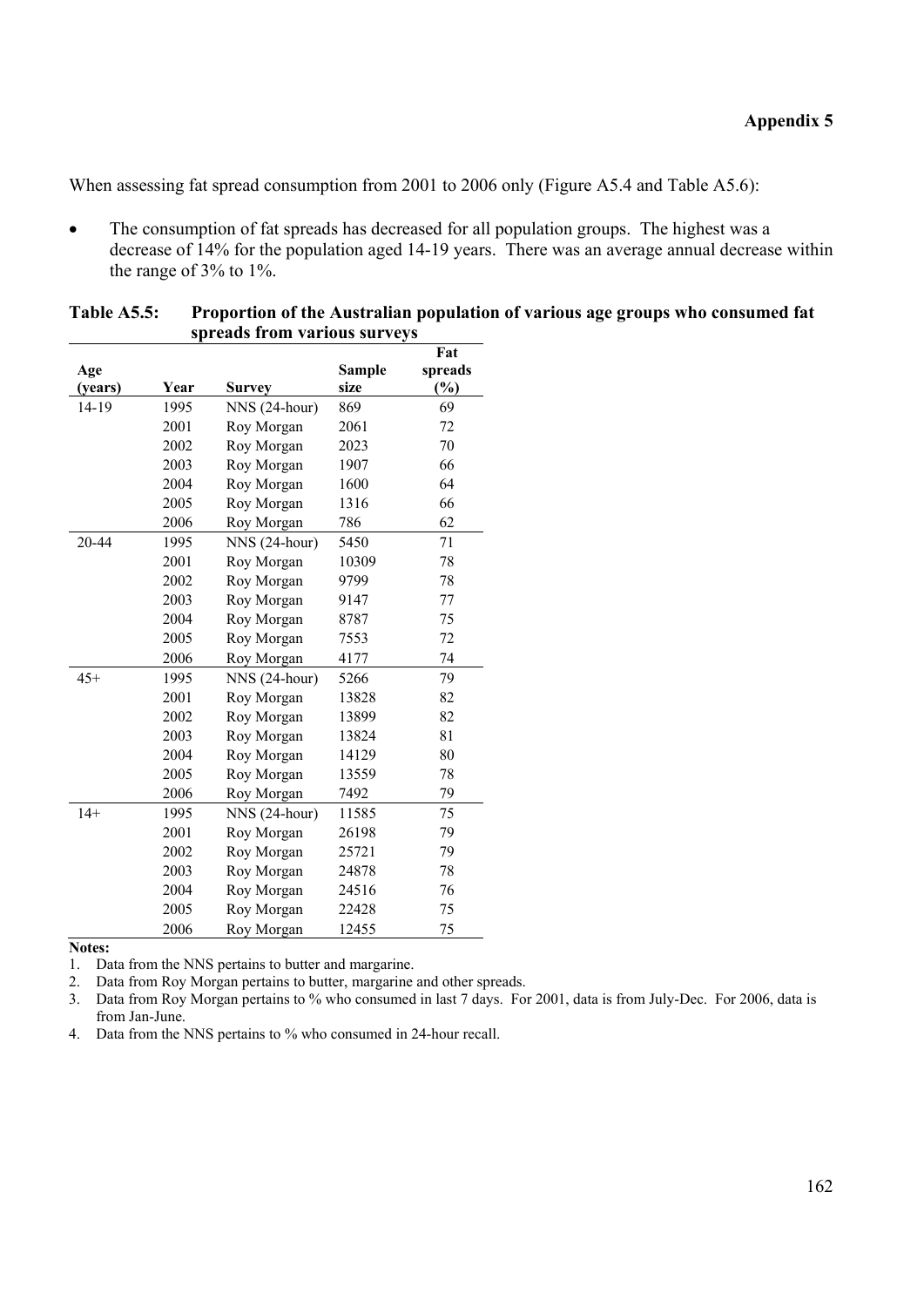When assessing fat spread consumption from 2001 to 2006 only (Figure A5.4 and Table A5.6):

- The consumption of fat spreads has decreased for all population groups. The highest was a decrease of 14% for the population aged 14-19 years. There was an average annual decrease within the range of 3% to 1%.

**Table A5.5: Proportion of the Australian population of various age groups who consumed fat spreads from various surveys**

| Age (years) | Year | Survey | Sample size | Fat spreads (%) |
|---|---|---|---|---|
| 14-19 | 1995 | NNS (24-hour) | 869 | 69 |
| | 2001 | Roy Morgan | 2061 | 72 |
| | 2002 | Roy Morgan | 2023 | 70 |
| | 2003 | Roy Morgan | 1907 | 66 |
| | 2004 | Roy Morgan | 1600 | 64 |
| | 2005 | Roy Morgan | 1316 | 66 |
| | 2006 | Roy Morgan | 786 | 62 |
| 20-44 | 1995 | NNS (24-hour) | 5450 | 71 |
| | 2001 | Roy Morgan | 10309 | 78 |
| | 2002 | Roy Morgan | 9799 | 78 |
| | 2003 | Roy Morgan | 9147 | 77 |
| | 2004 | Roy Morgan | 8787 | 75 |
| | 2005 | Roy Morgan | 7553 | 72 |
| | 2006 | Roy Morgan | 4177 | 74 |
| 45+ | 1995 | NNS (24-hour) | 5266 | 79 |
| | 2001 | Roy Morgan | 13828 | 82 |
| | 2002 | Roy Morgan | 13899 | 82 |
| | 2003 | Roy Morgan | 13824 | 81 |
| | 2004 | Roy Morgan | 14129 | 80 |
| | 2005 | Roy Morgan | 13559 | 78 |
| | 2006 | Roy Morgan | 7492 | 79 |
| 14+ | 1995 | NNS (24-hour) | 11585 | 75 |
| | 2001 | Roy Morgan | 26198 | 79 |
| | 2002 | Roy Morgan | 25721 | 79 |
| | 2003 | Roy Morgan | 24878 | 78 |
| | 2004 | Roy Morgan | 24516 | 76 |
| | 2005 | Roy Morgan | 22428 | 75 |
| | 2006 | Roy Morgan | 12455 | 75 |

**Notes:**

1. Data from the NNS pertains to butter and margarine.
2. Data from Roy Morgan pertains to butter, margarine and other spreads.
3. Data from Roy Morgan pertains to % who consumed in last 7 days. For 2001, data is from July-Dec. For 2006, data is from Jan-June.
4. Data from the NNS pertains to % who consumed in 24-hour recall.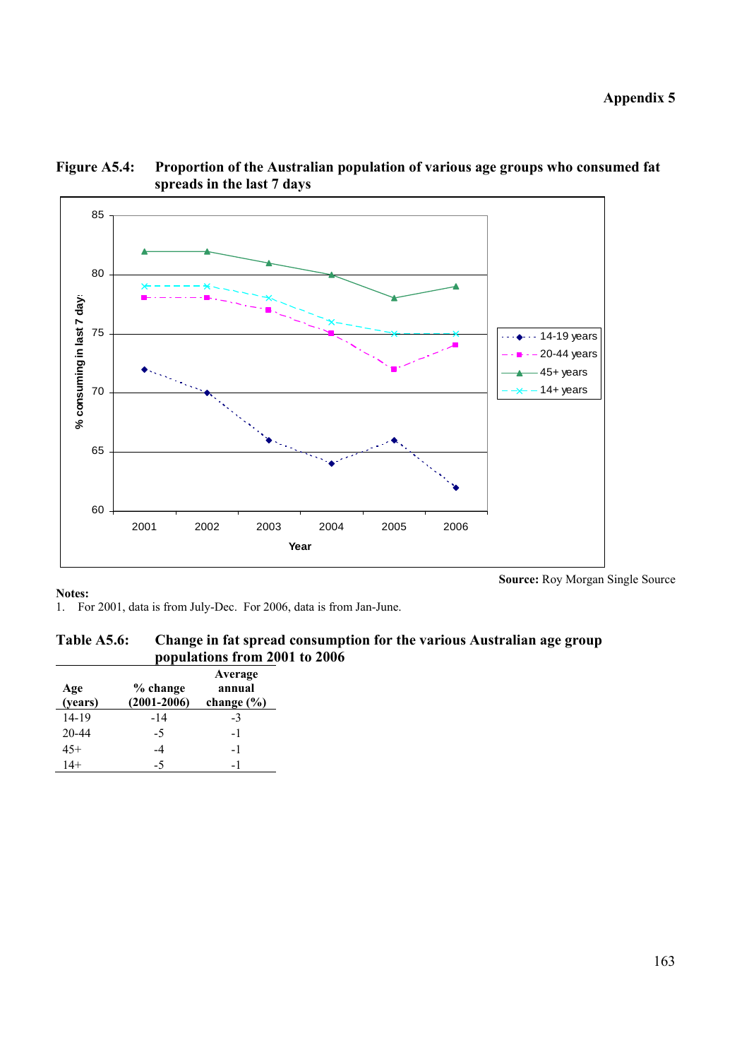**Figure A5.4: Proportion of the Australian population of various age groups who consumed fat spreads in the last 7 days**

**Source:** Roy Morgan Single Source

**Notes:**

1. For 2001, data is from July-Dec. For 2006, data is from Jan-June.

**Table A5.6: Change in fat spread consumption for the various Australian age group populations from 2001 to 2006**

| Age (years) | % change (2001-2006) | Average annual change (%) |
|---|---|---|
| 14-19 | -14 | -3 |
| 20-44 | -5 | -1 |
| 45+ | -4 | -1 |
| 14+ | -5 | -1 |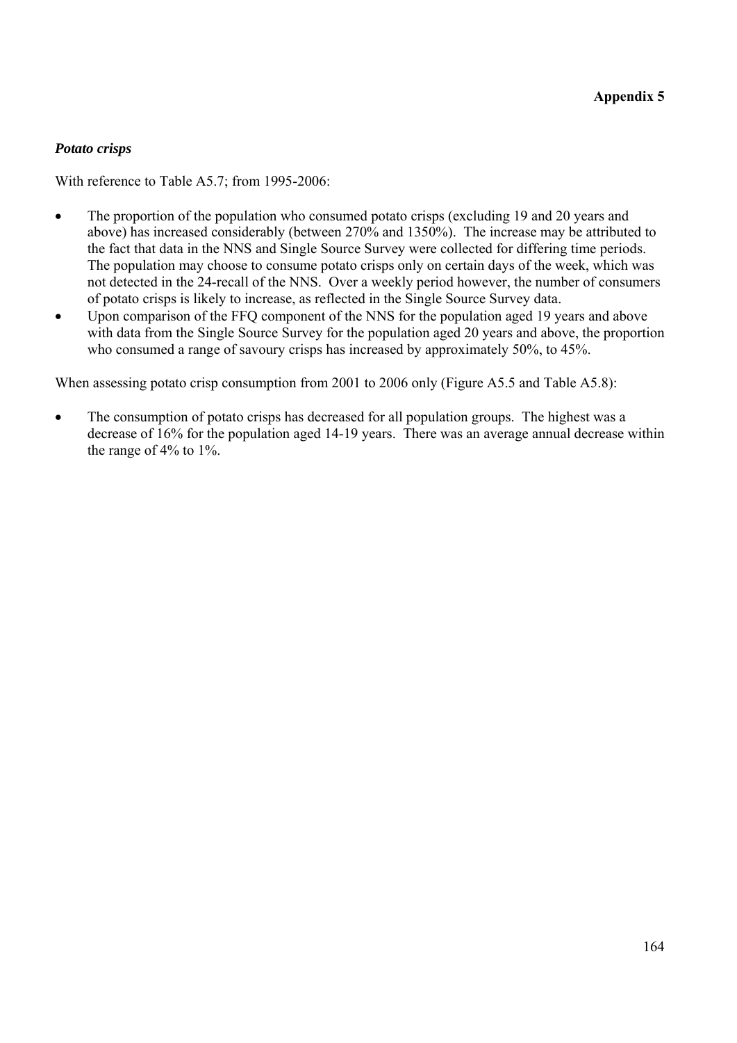### *Potato crisps*

With reference to Table A5.7; from 1995-2006:

- The proportion of the population who consumed potato crisps (excluding 19 and 20 years and above) has increased considerably (between 270% and 1350%). The increase may be attributed to the fact that data in the NNS and Single Source Survey were collected for differing time periods. The population may choose to consume potato crisps only on certain days of the week, which was not detected in the 24-recall of the NNS. Over a weekly period however, the number of consumers of potato crisps is likely to increase, as reflected in the Single Source Survey data.
- Upon comparison of the FFQ component of the NNS for the population aged 19 years and above with data from the Single Source Survey for the population aged 20 years and above, the proportion who consumed a range of savoury crisps has increased by approximately 50%, to 45%.

When assessing potato crisp consumption from 2001 to 2006 only (Figure A5.5 and Table A5.8):

- The consumption of potato crisps has decreased for all population groups. The highest was a decrease of 16% for the population aged 14-19 years. There was an average annual decrease within the range of 4% to 1%.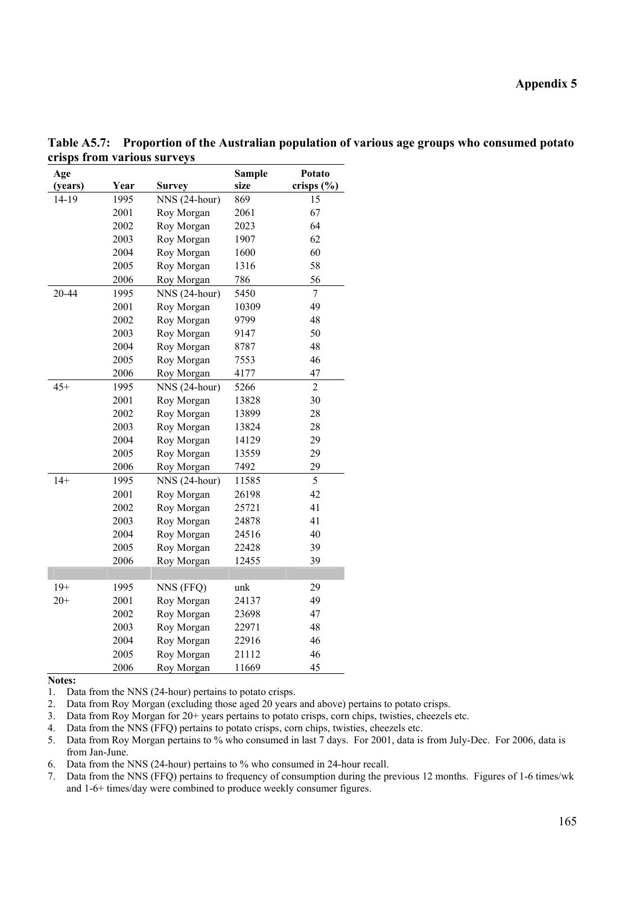**Appendix 5**

**Table A5.7: Proportion of the Australian population of various age groups who consumed potato crisps from various surveys**

| Age (years) | Year | Survey | Sample size | Potato crisps (%) |
|---|---|---|---|---|
| 14-19 | 1995 | NNS (24-hour) | 869 | 15 |
| | 2001 | Roy Morgan | 2061 | 67 |
| | 2002 | Roy Morgan | 2023 | 64 |
| | 2003 | Roy Morgan | 1907 | 62 |
| | 2004 | Roy Morgan | 1600 | 60 |
| | 2005 | Roy Morgan | 1316 | 58 |
| | 2006 | Roy Morgan | 786 | 56 |
| 20-44 | 1995 | NNS (24-hour) | 5450 | 7 |
| | 2001 | Roy Morgan | 10309 | 49 |
| | 2002 | Roy Morgan | 9799 | 48 |
| | 2003 | Roy Morgan | 9147 | 50 |
| | 2004 | Roy Morgan | 8787 | 48 |
| | 2005 | Roy Morgan | 7553 | 46 |
| | 2006 | Roy Morgan | 4177 | 47 |
| 45+ | 1995 | NNS (24-hour) | 5266 | 2 |
| | 2001 | Roy Morgan | 13828 | 30 |
| | 2002 | Roy Morgan | 13899 | 28 |
| | 2003 | Roy Morgan | 13824 | 28 |
| | 2004 | Roy Morgan | 14129 | 29 |
| | 2005 | Roy Morgan | 13559 | 29 |
| | 2006 | Roy Morgan | 7492 | 29 |
| 14+ | 1995 | NNS (24-hour) | 11585 | 5 |
| | 2001 | Roy Morgan | 26198 | 42 |
| | 2002 | Roy Morgan | 25721 | 41 |
| | 2003 | Roy Morgan | 24878 | 41 |
| | 2004 | Roy Morgan | 24516 | 40 |
| | 2005 | Roy Morgan | 22428 | 39 |
| | 2006 | Roy Morgan | 12455 | 39 |
| | | | | |
| 19+ | 1995 | NNS (FFQ) | unk | 29 |
| 20+ | 2001 | Roy Morgan | 24137 | 49 |
| | 2002 | Roy Morgan | 23698 | 47 |
| | 2003 | Roy Morgan | 22971 | 48 |
| | 2004 | Roy Morgan | 22916 | 46 |
| | 2005 | Roy Morgan | 21112 | 46 |
| | 2006 | Roy Morgan | 11669 | 45 |

**Notes:**

1. Data from the NNS (24-hour) pertains to potato crisps.
2. Data from Roy Morgan (excluding those aged 20 years and above) pertains to potato crisps.
3. Data from Roy Morgan for 20+ years pertains to potato crisps, corn chips, twisties, cheezels etc.
4. Data from the NNS (FFQ) pertains to potato crisps, corn chips, twisties, cheezels etc.
5. Data from Roy Morgan pertains to % who consumed in last 7 days. For 2001, data is from July-Dec. For 2006, data is from Jan-June.
6. Data from the NNS (24-hour) pertains to % who consumed in 24-hour recall.
7. Data from the NNS (FFQ) pertains to frequency of consumption during the previous 12 months. Figures of 1-6 times/wk and 1-6+ times/day were combined to produce weekly consumer figures.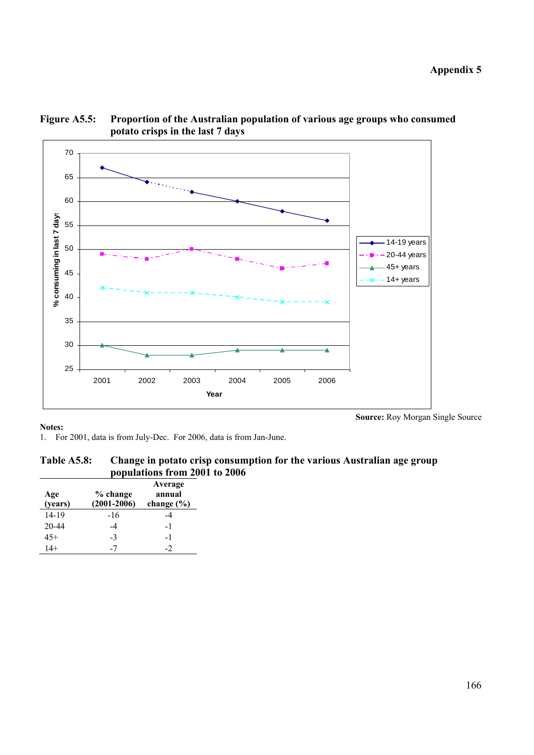**Figure A5.5: Proportion of the Australian population of various age groups who consumed potato crisps in the last 7 days**

**Source:** Roy Morgan Single Source

**Notes:**

1. For 2001, data is from July-Dec. For 2006, data is from Jan-June.

**Table A5.8: Change in potato crisp consumption for the various Australian age group populations from 2001 to 2006**

| Age (years) | % change (2001-2006) | Average annual change (%) |
|---|---|---|
| 14-19 | -16 | -4 |
| 20-44 | -4 | -1 |
| 45+ | -3 | -1 |
| 14+ | -7 | -2 |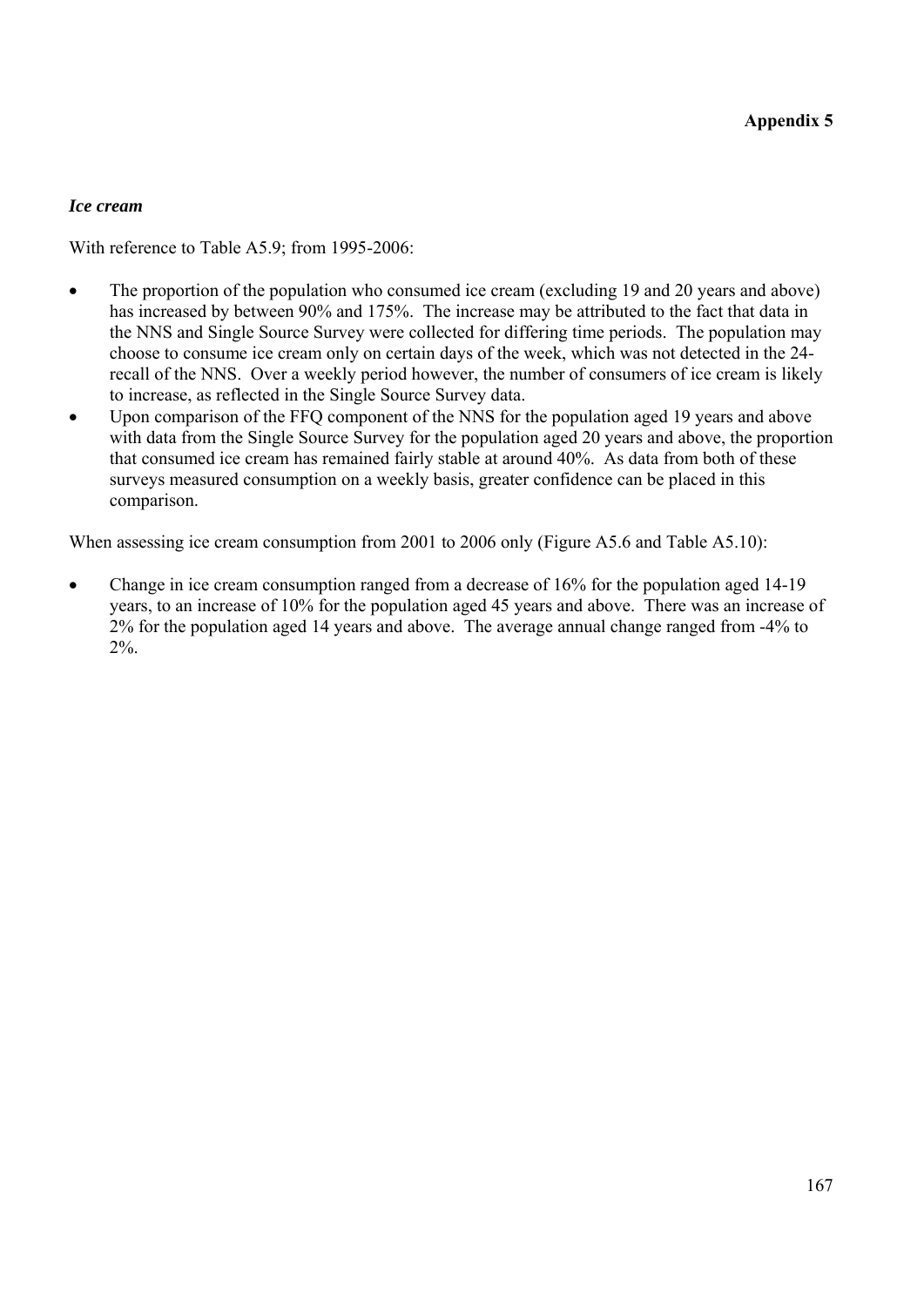### *Ice cream*

With reference to Table A5.9; from 1995-2006:

- The proportion of the population who consumed ice cream (excluding 19 and 20 years and above) has increased by between 90% and 175%. The increase may be attributed to the fact that data in the NNS and Single Source Survey were collected for differing time periods. The population may choose to consume ice cream only on certain days of the week, which was not detected in the 24-recall of the NNS. Over a weekly period however, the number of consumers of ice cream is likely to increase, as reflected in the Single Source Survey data.
- Upon comparison of the FFQ component of the NNS for the population aged 19 years and above with data from the Single Source Survey for the population aged 20 years and above, the proportion that consumed ice cream has remained fairly stable at around 40%. As data from both of these surveys measured consumption on a weekly basis, greater confidence can be placed in this comparison.

When assessing ice cream consumption from 2001 to 2006 only (Figure A5.6 and Table A5.10):

- Change in ice cream consumption ranged from a decrease of 16% for the population aged 14-19 years, to an increase of 10% for the population aged 45 years and above. There was an increase of 2% for the population aged 14 years and above. The average annual change ranged from -4% to 2%.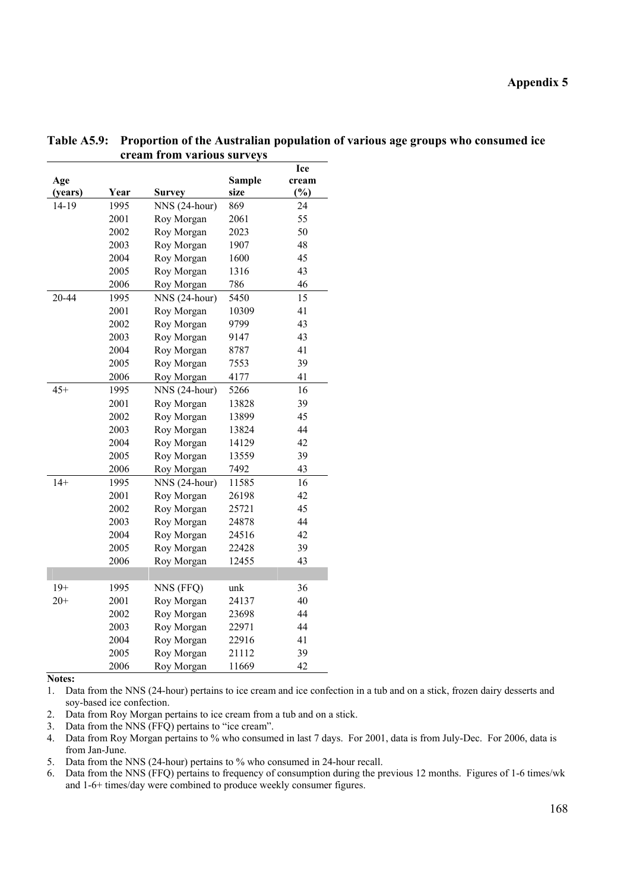**Appendix 5**

**Table A5.9: Proportion of the Australian population of various age groups who consumed ice cream from various surveys**

| Age (years) | Year | Survey | Sample size | Ice cream (%) |
|---|---|---|---|---|
| 14-19 | 1995 | NNS (24-hour) | 869 | 24 |
| | 2001 | Roy Morgan | 2061 | 55 |
| | 2002 | Roy Morgan | 2023 | 50 |
| | 2003 | Roy Morgan | 1907 | 48 |
| | 2004 | Roy Morgan | 1600 | 45 |
| | 2005 | Roy Morgan | 1316 | 43 |
| | 2006 | Roy Morgan | 786 | 46 |
| 20-44 | 1995 | NNS (24-hour) | 5450 | 15 |
| | 2001 | Roy Morgan | 10309 | 41 |
| | 2002 | Roy Morgan | 9799 | 43 |
| | 2003 | Roy Morgan | 9147 | 43 |
| | 2004 | Roy Morgan | 8787 | 41 |
| | 2005 | Roy Morgan | 7553 | 39 |
| | 2006 | Roy Morgan | 4177 | 41 |
| 45+ | 1995 | NNS (24-hour) | 5266 | 16 |
| | 2001 | Roy Morgan | 13828 | 39 |
| | 2002 | Roy Morgan | 13899 | 45 |
| | 2003 | Roy Morgan | 13824 | 44 |
| | 2004 | Roy Morgan | 14129 | 42 |
| | 2005 | Roy Morgan | 13559 | 39 |
| | 2006 | Roy Morgan | 7492 | 43 |
| 14+ | 1995 | NNS (24-hour) | 11585 | 16 |
| | 2001 | Roy Morgan | 26198 | 42 |
| | 2002 | Roy Morgan | 25721 | 45 |
| | 2003 | Roy Morgan | 24878 | 44 |
| | 2004 | Roy Morgan | 24516 | 42 |
| | 2005 | Roy Morgan | 22428 | 39 |
| | 2006 | Roy Morgan | 12455 | 43 |
| | | | | |
| 19+ | 1995 | NNS (FFQ) | unk | 36 |
| 20+ | 2001 | Roy Morgan | 24137 | 40 |
| | 2002 | Roy Morgan | 23698 | 44 |
| | 2003 | Roy Morgan | 22971 | 44 |
| | 2004 | Roy Morgan | 22916 | 41 |
| | 2005 | Roy Morgan | 21112 | 39 |
| | 2006 | Roy Morgan | 11669 | 42 |

**Notes:**

1. Data from the NNS (24-hour) pertains to ice cream and ice confection in a tub and on a stick, frozen dairy desserts and soy-based ice confection.
2. Data from Roy Morgan pertains to ice cream from a tub and on a stick.
3. Data from the NNS (FFQ) pertains to "ice cream".
4. Data from Roy Morgan pertains to % who consumed in last 7 days. For 2001, data is from July-Dec. For 2006, data is from Jan-June.
5. Data from the NNS (24-hour) pertains to % who consumed in 24-hour recall.
6. Data from the NNS (FFQ) pertains to frequency of consumption during the previous 12 months. Figures of 1-6 times/wk and 1-6+ times/day were combined to produce weekly consumer figures.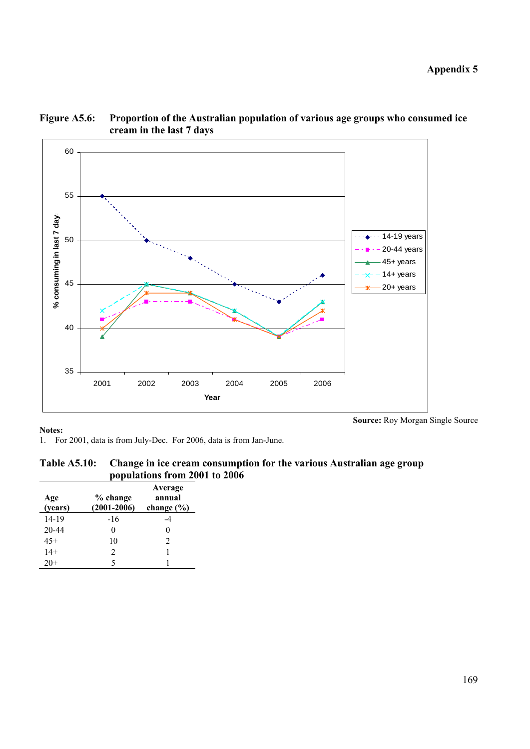**Figure A5.6: Proportion of the Australian population of various age groups who consumed ice cream in the last 7 days**

**Source:** Roy Morgan Single Source

**Notes:**

1. For 2001, data is from July-Dec. For 2006, data is from Jan-June.

**Table A5.10: Change in ice cream consumption for the various Australian age group populations from 2001 to 2006**

| Age (years) | % change (2001-2006) | Average annual change (%) |
|---|---|---|
| 14-19 | -16 | -4 |
| 20-44 | 0 | 0 |
| 45+ | 10 | 2 |
| 14+ | 2 | 1 |
| 20+ | 5 | 1 |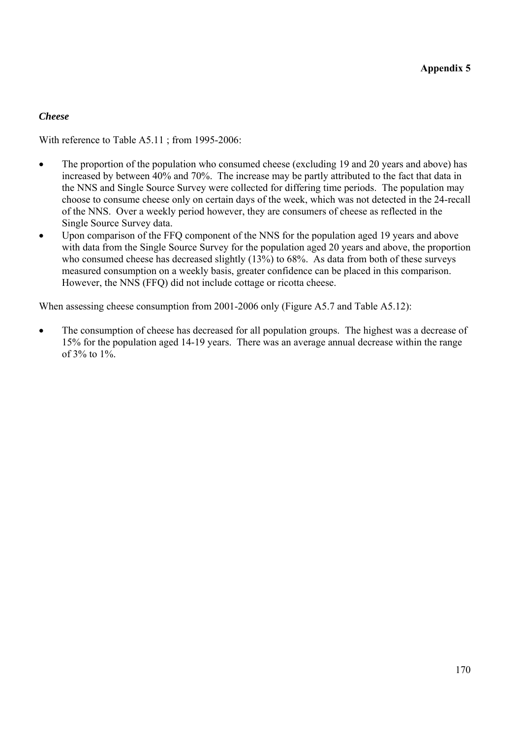*Cheese*

With reference to Table A5.11 ; from 1995-2006:

- The proportion of the population who consumed cheese (excluding 19 and 20 years and above) has increased by between 40% and 70%. The increase may be partly attributed to the fact that data in the NNS and Single Source Survey were collected for differing time periods. The population may choose to consume cheese only on certain days of the week, which was not detected in the 24-recall of the NNS. Over a weekly period however, they are consumers of cheese as reflected in the Single Source Survey data.
- Upon comparison of the FFQ component of the NNS for the population aged 19 years and above with data from the Single Source Survey for the population aged 20 years and above, the proportion who consumed cheese has decreased slightly (13%) to 68%. As data from both of these surveys measured consumption on a weekly basis, greater confidence can be placed in this comparison. However, the NNS (FFQ) did not include cottage or ricotta cheese.

When assessing cheese consumption from 2001-2006 only (Figure A5.7 and Table A5.12):

- The consumption of cheese has decreased for all population groups. The highest was a decrease of 15% for the population aged 14-19 years. There was an average annual decrease within the range of 3% to 1%.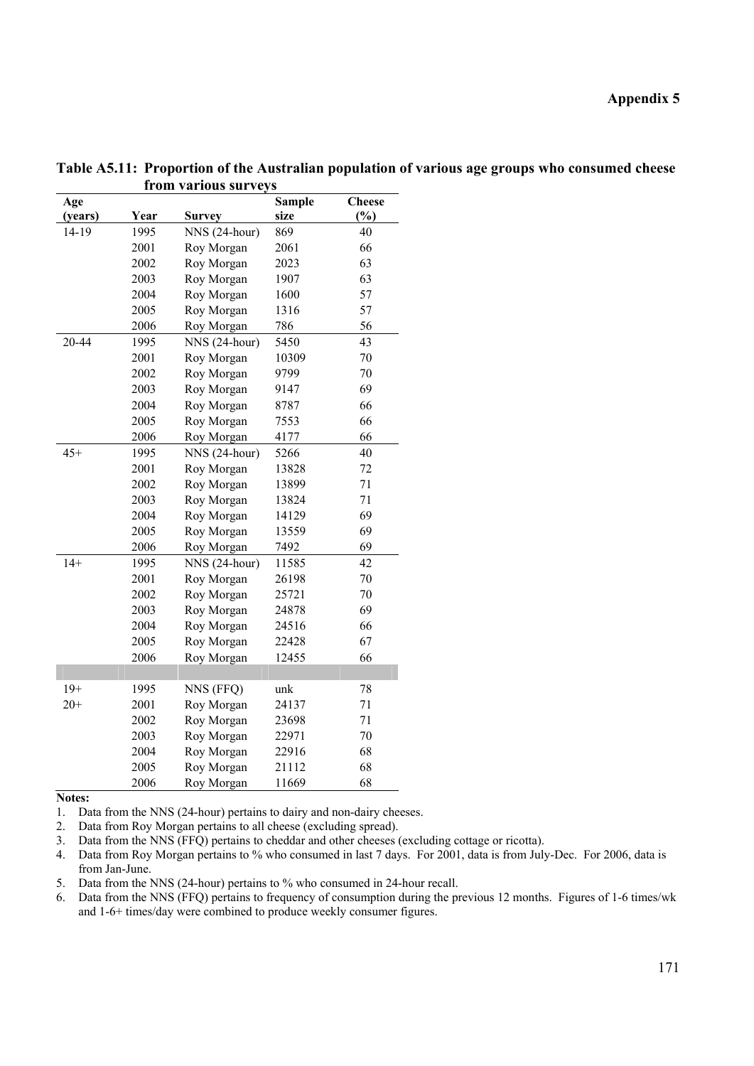**Appendix 5**

**Table A5.11: Proportion of the Australian population of various age groups who consumed cheese from various surveys**

| Age (years) | Year | Survey | Sample size | Cheese (%) |
|---|---|---|---|---|
| 14-19 | 1995 | NNS (24-hour) | 869 | 40 |
| | 2001 | Roy Morgan | 2061 | 66 |
| | 2002 | Roy Morgan | 2023 | 63 |
| | 2003 | Roy Morgan | 1907 | 63 |
| | 2004 | Roy Morgan | 1600 | 57 |
| | 2005 | Roy Morgan | 1316 | 57 |
| | 2006 | Roy Morgan | 786 | 56 |
| 20-44 | 1995 | NNS (24-hour) | 5450 | 43 |
| | 2001 | Roy Morgan | 10309 | 70 |
| | 2002 | Roy Morgan | 9799 | 70 |
| | 2003 | Roy Morgan | 9147 | 69 |
| | 2004 | Roy Morgan | 8787 | 66 |
| | 2005 | Roy Morgan | 7553 | 66 |
| | 2006 | Roy Morgan | 4177 | 66 |
| 45+ | 1995 | NNS (24-hour) | 5266 | 40 |
| | 2001 | Roy Morgan | 13828 | 72 |
| | 2002 | Roy Morgan | 13899 | 71 |
| | 2003 | Roy Morgan | 13824 | 71 |
| | 2004 | Roy Morgan | 14129 | 69 |
| | 2005 | Roy Morgan | 13559 | 69 |
| | 2006 | Roy Morgan | 7492 | 69 |
| 14+ | 1995 | NNS (24-hour) | 11585 | 42 |
| | 2001 | Roy Morgan | 26198 | 70 |
| | 2002 | Roy Morgan | 25721 | 70 |
| | 2003 | Roy Morgan | 24878 | 69 |
| | 2004 | Roy Morgan | 24516 | 66 |
| | 2005 | Roy Morgan | 22428 | 67 |
| | 2006 | Roy Morgan | 12455 | 66 |
| | | | | |
| 19+ | 1995 | NNS (FFQ) | unk | 78 |
| 20+ | 2001 | Roy Morgan | 24137 | 71 |
| | 2002 | Roy Morgan | 23698 | 71 |
| | 2003 | Roy Morgan | 22971 | 70 |
| | 2004 | Roy Morgan | 22916 | 68 |
| | 2005 | Roy Morgan | 21112 | 68 |
| | 2006 | Roy Morgan | 11669 | 68 |

**Notes:**

1. Data from the NNS (24-hour) pertains to dairy and non-dairy cheeses.
2. Data from Roy Morgan pertains to all cheese (excluding spread).
3. Data from the NNS (FFQ) pertains to cheddar and other cheeses (excluding cottage or ricotta).
4. Data from Roy Morgan pertains to % who consumed in last 7 days. For 2001, data is from July-Dec. For 2006, data is from Jan-June.
5. Data from the NNS (24-hour) pertains to % who consumed in 24-hour recall.
6. Data from the NNS (FFQ) pertains to frequency of consumption during the previous 12 months. Figures of 1-6 times/wk and 1-6+ times/day were combined to produce weekly consumer figures.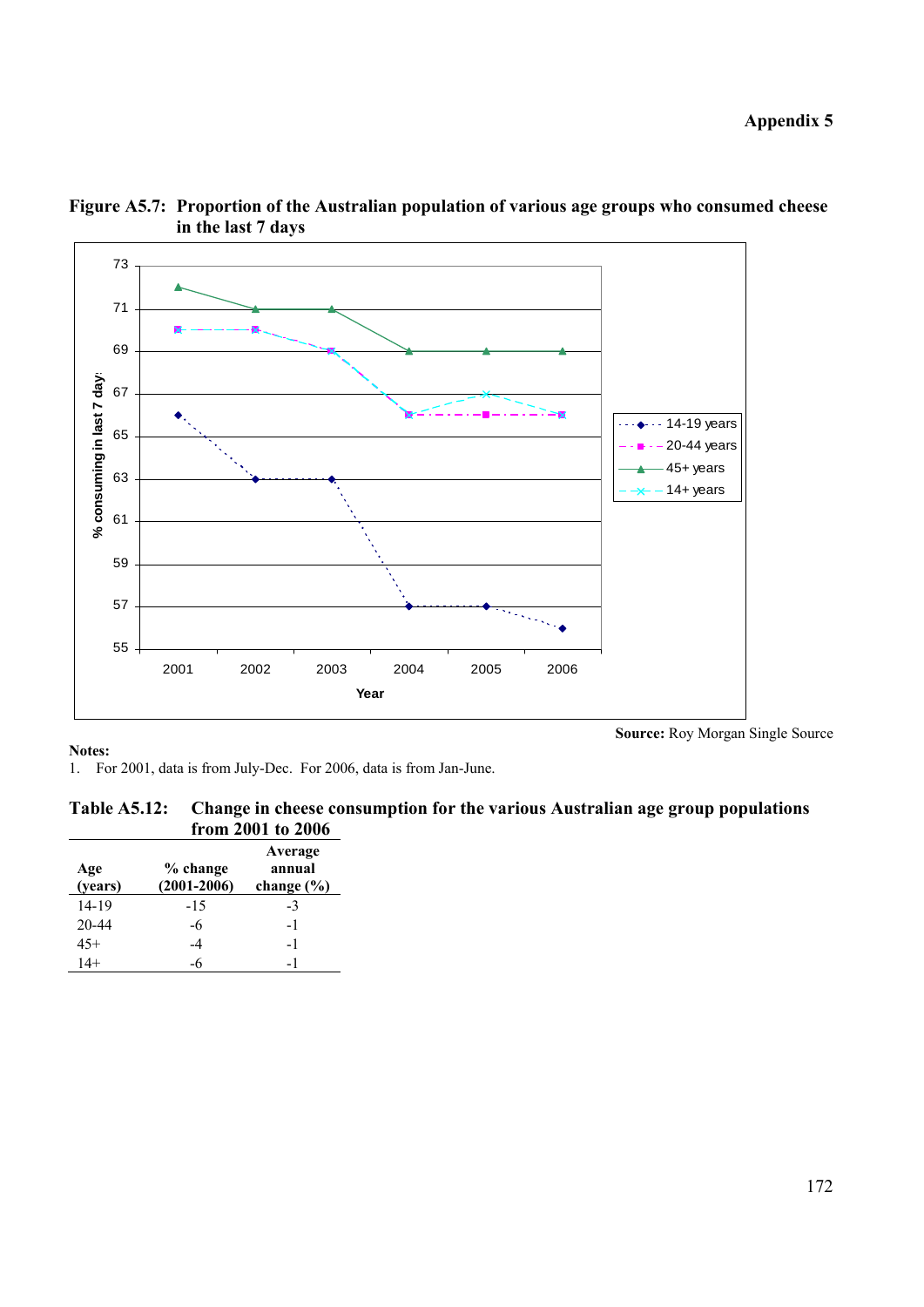**Figure A5.7: Proportion of the Australian population of various age groups who consumed cheese in the last 7 days**

**Source:** Roy Morgan Single Source

**Notes:**

1. For 2001, data is from July-Dec. For 2006, data is from Jan-June.

**Table A5.12: Change in cheese consumption for the various Australian age group populations from 2001 to 2006**

| Age (years) | % change (2001-2006) | Average annual change (%) |
|---|---|---|
| 14-19 | -15 | -3 |
| 20-44 | -6 | -1 |
| 45+ | -4 | -1 |
| 14+ | -6 | -1 |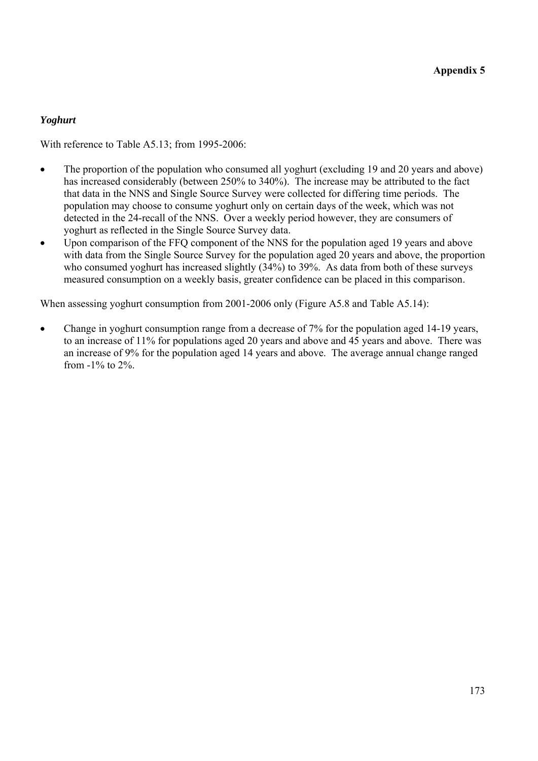### *Yoghurt*

With reference to Table A5.13; from 1995-2006:

- The proportion of the population who consumed all yoghurt (excluding 19 and 20 years and above) has increased considerably (between 250% to 340%). The increase may be attributed to the fact that data in the NNS and Single Source Survey were collected for differing time periods. The population may choose to consume yoghurt only on certain days of the week, which was not detected in the 24-recall of the NNS. Over a weekly period however, they are consumers of yoghurt as reflected in the Single Source Survey data.
- Upon comparison of the FFQ component of the NNS for the population aged 19 years and above with data from the Single Source Survey for the population aged 20 years and above, the proportion who consumed yoghurt has increased slightly (34%) to 39%. As data from both of these surveys measured consumption on a weekly basis, greater confidence can be placed in this comparison.

When assessing yoghurt consumption from 2001-2006 only (Figure A5.8 and Table A5.14):

- Change in yoghurt consumption range from a decrease of 7% for the population aged 14-19 years, to an increase of 11% for populations aged 20 years and above and 45 years and above. There was an increase of 9% for the population aged 14 years and above. The average annual change ranged from -1% to 2%.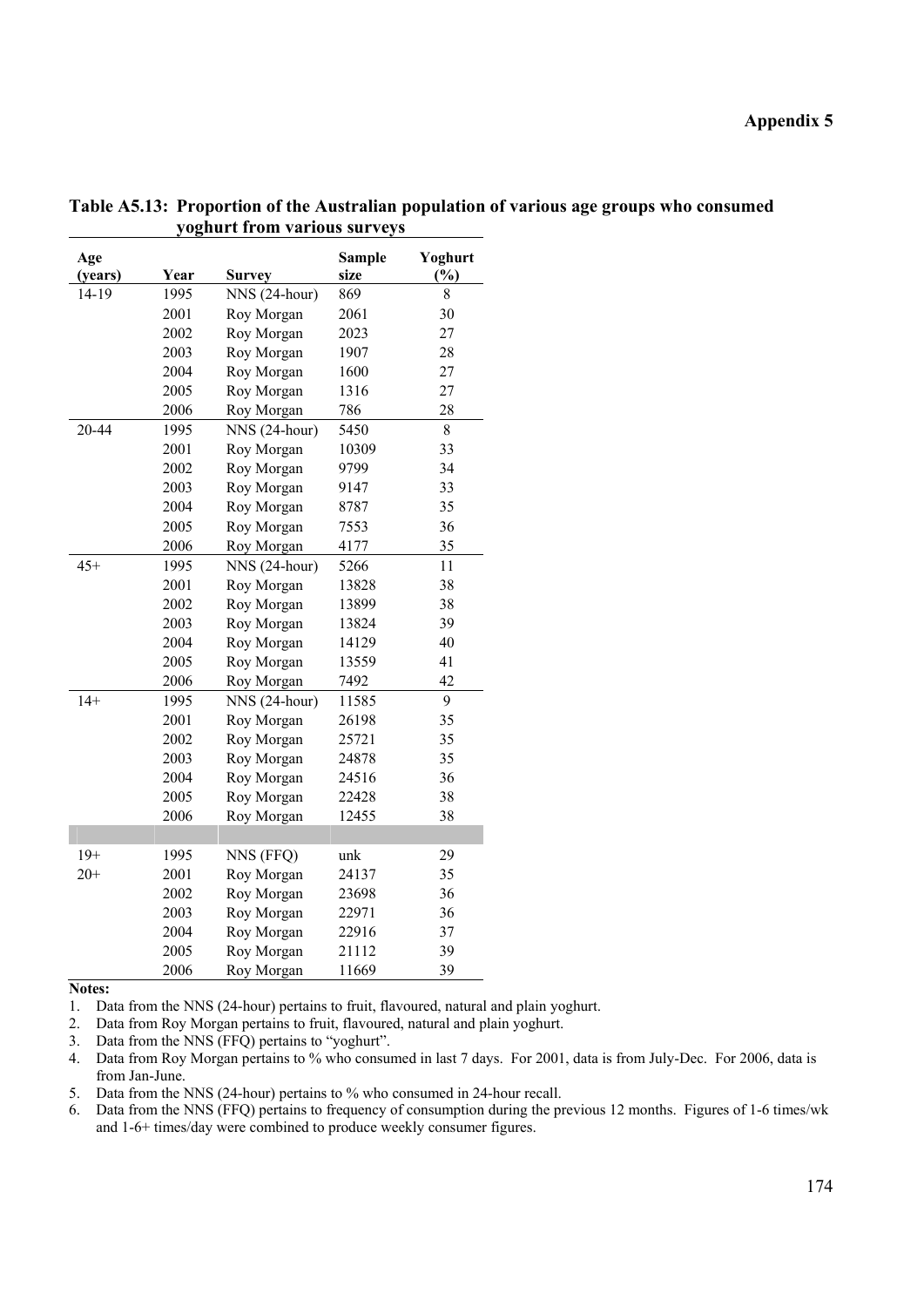**Appendix 5**

**Table A5.13: Proportion of the Australian population of various age groups who consumed yoghurt from various surveys**

| Age (years) | Year | Survey | Sample size | Yoghurt (%) |
|---|---|---|---|---|
| 14-19 | 1995 | NNS (24-hour) | 869 | 8 |
| | 2001 | Roy Morgan | 2061 | 30 |
| | 2002 | Roy Morgan | 2023 | 27 |
| | 2003 | Roy Morgan | 1907 | 28 |
| | 2004 | Roy Morgan | 1600 | 27 |
| | 2005 | Roy Morgan | 1316 | 27 |
| | 2006 | Roy Morgan | 786 | 28 |
| 20-44 | 1995 | NNS (24-hour) | 5450 | 8 |
| | 2001 | Roy Morgan | 10309 | 33 |
| | 2002 | Roy Morgan | 9799 | 34 |
| | 2003 | Roy Morgan | 9147 | 33 |
| | 2004 | Roy Morgan | 8787 | 35 |
| | 2005 | Roy Morgan | 7553 | 36 |
| | 2006 | Roy Morgan | 4177 | 35 |
| 45+ | 1995 | NNS (24-hour) | 5266 | 11 |
| | 2001 | Roy Morgan | 13828 | 38 |
| | 2002 | Roy Morgan | 13899 | 38 |
| | 2003 | Roy Morgan | 13824 | 39 |
| | 2004 | Roy Morgan | 14129 | 40 |
| | 2005 | Roy Morgan | 13559 | 41 |
| | 2006 | Roy Morgan | 7492 | 42 |
| 14+ | 1995 | NNS (24-hour) | 11585 | 9 |
| | 2001 | Roy Morgan | 26198 | 35 |
| | 2002 | Roy Morgan | 25721 | 35 |
| | 2003 | Roy Morgan | 24878 | 35 |
| | 2004 | Roy Morgan | 24516 | 36 |
| | 2005 | Roy Morgan | 22428 | 38 |
| | 2006 | Roy Morgan | 12455 | 38 |
| | | | | |
| 19+ | 1995 | NNS (FFQ) | unk | 29 |
| 20+ | 2001 | Roy Morgan | 24137 | 35 |
| | 2002 | Roy Morgan | 23698 | 36 |
| | 2003 | Roy Morgan | 22971 | 36 |
| | 2004 | Roy Morgan | 22916 | 37 |
| | 2005 | Roy Morgan | 21112 | 39 |
| | 2006 | Roy Morgan | 11669 | 39 |

**Notes:**

1. Data from the NNS (24-hour) pertains to fruit, flavoured, natural and plain yoghurt.
2. Data from Roy Morgan pertains to fruit, flavoured, natural and plain yoghurt.
3. Data from the NNS (FFQ) pertains to "yoghurt".
4. Data from Roy Morgan pertains to % who consumed in last 7 days. For 2001, data is from July-Dec. For 2006, data is from Jan-June.
5. Data from the NNS (24-hour) pertains to % who consumed in 24-hour recall.
6. Data from the NNS (FFQ) pertains to frequency of consumption during the previous 12 months. Figures of 1-6 times/wk and 1-6+ times/day were combined to produce weekly consumer figures.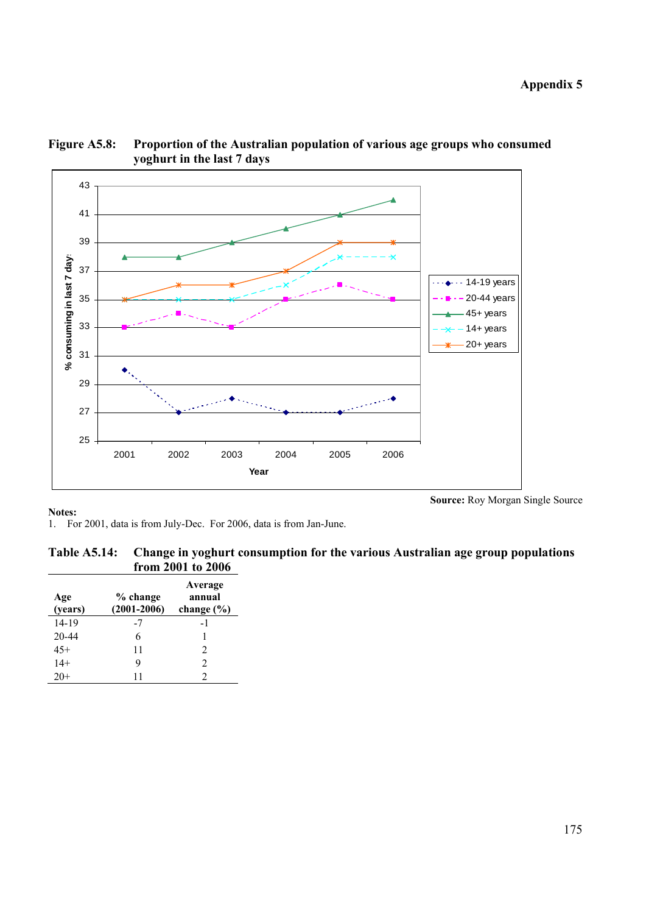**Figure A5.8: Proportion of the Australian population of various age groups who consumed yoghurt in the last 7 days**

**Source:** Roy Morgan Single Source

**Notes:**

1. For 2001, data is from July-Dec. For 2006, data is from Jan-June.

**Table A5.14: Change in yoghurt consumption for the various Australian age group populations from 2001 to 2006**

| Age (years) | % change (2001-2006) | Average annual change (%) |
|---|---|---|
| 14-19 | -7 | -1 |
| 20-44 | 6 | 1 |
| 45+ | 11 | 2 |
| 14+ | 9 | 2 |
| 20+ | 11 | 2 |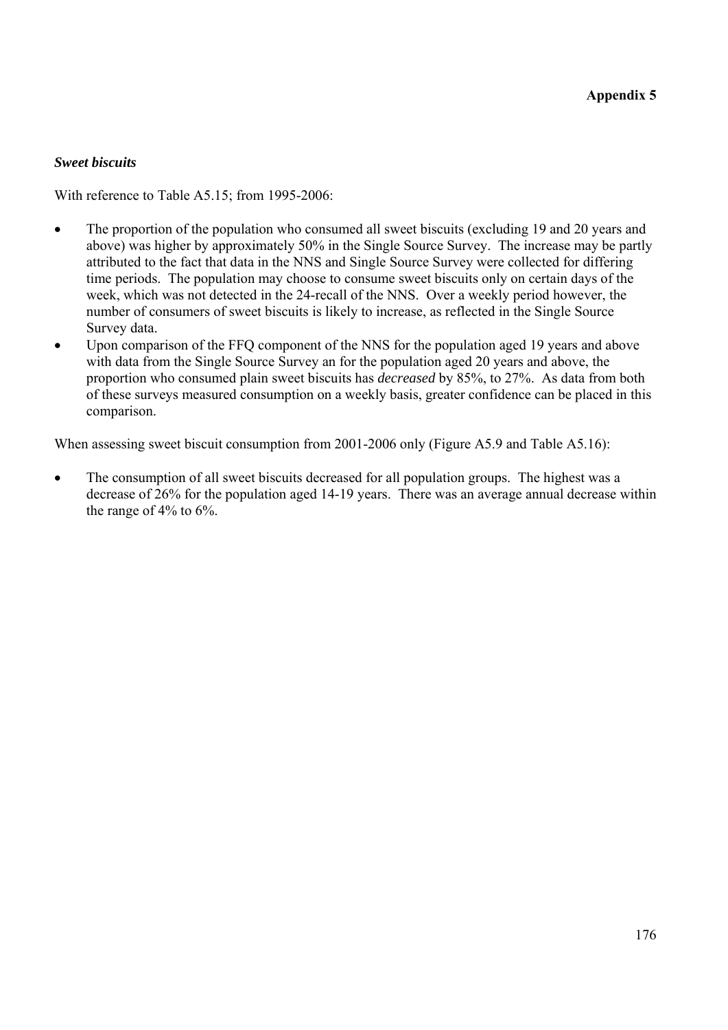***Sweet biscuits***

With reference to Table A5.15; from 1995-2006:

- The proportion of the population who consumed all sweet biscuits (excluding 19 and 20 years and above) was higher by approximately 50% in the Single Source Survey. The increase may be partly attributed to the fact that data in the NNS and Single Source Survey were collected for differing time periods. The population may choose to consume sweet biscuits only on certain days of the week, which was not detected in the 24-recall of the NNS. Over a weekly period however, the number of consumers of sweet biscuits is likely to increase, as reflected in the Single Source Survey data.
- Upon comparison of the FFQ component of the NNS for the population aged 19 years and above with data from the Single Source Survey an for the population aged 20 years and above, the proportion who consumed plain sweet biscuits has *decreased* by 85%, to 27%. As data from both of these surveys measured consumption on a weekly basis, greater confidence can be placed in this comparison.

When assessing sweet biscuit consumption from 2001-2006 only (Figure A5.9 and Table A5.16):

- The consumption of all sweet biscuits decreased for all population groups. The highest was a decrease of 26% for the population aged 14-19 years. There was an average annual decrease within the range of 4% to 6%.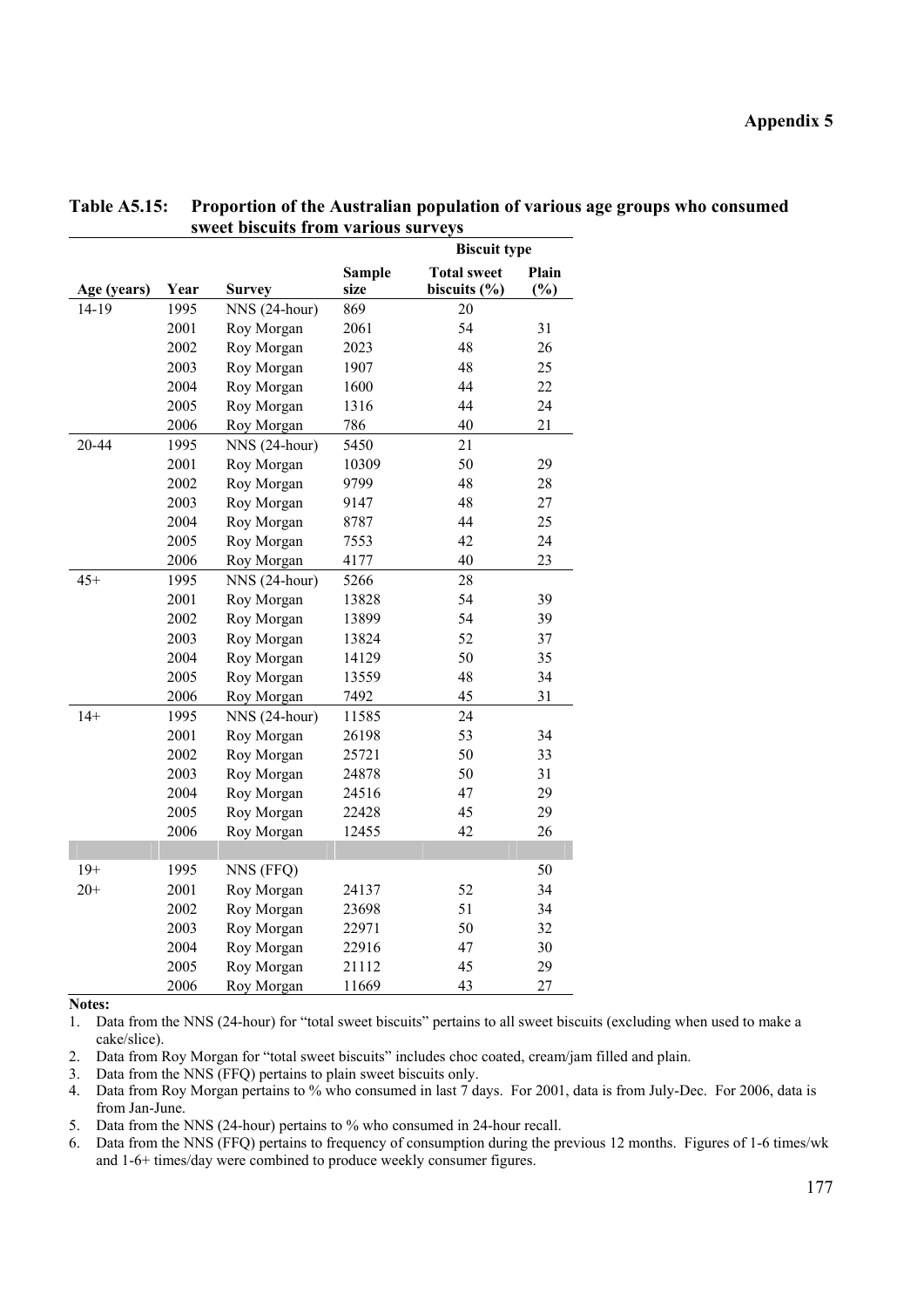**Appendix 5**

**Table A5.15: Proportion of the Australian population of various age groups who consumed sweet biscuits from various surveys**

| | | | | Biscuit type | |
|---|---|---|---|---|---|
| Age (years) | Year | Survey | Sample size | Total sweet biscuits (%) | Plain (%) |
| 14-19 | 1995 | NNS (24-hour) | 869 | 20 | |
| | 2001 | Roy Morgan | 2061 | 54 | 31 |
| | 2002 | Roy Morgan | 2023 | 48 | 26 |
| | 2003 | Roy Morgan | 1907 | 48 | 25 |
| | 2004 | Roy Morgan | 1600 | 44 | 22 |
| | 2005 | Roy Morgan | 1316 | 44 | 24 |
| | 2006 | Roy Morgan | 786 | 40 | 21 |
| 20-44 | 1995 | NNS (24-hour) | 5450 | 21 | |
| | 2001 | Roy Morgan | 10309 | 50 | 29 |
| | 2002 | Roy Morgan | 9799 | 48 | 28 |
| | 2003 | Roy Morgan | 9147 | 48 | 27 |
| | 2004 | Roy Morgan | 8787 | 44 | 25 |
| | 2005 | Roy Morgan | 7553 | 42 | 24 |
| | 2006 | Roy Morgan | 4177 | 40 | 23 |
| 45+ | 1995 | NNS (24-hour) | 5266 | 28 | |
| | 2001 | Roy Morgan | 13828 | 54 | 39 |
| | 2002 | Roy Morgan | 13899 | 54 | 39 |
| | 2003 | Roy Morgan | 13824 | 52 | 37 |
| | 2004 | Roy Morgan | 14129 | 50 | 35 |
| | 2005 | Roy Morgan | 13559 | 48 | 34 |
| | 2006 | Roy Morgan | 7492 | 45 | 31 |
| 14+ | 1995 | NNS (24-hour) | 11585 | 24 | |
| | 2001 | Roy Morgan | 26198 | 53 | 34 |
| | 2002 | Roy Morgan | 25721 | 50 | 33 |
| | 2003 | Roy Morgan | 24878 | 50 | 31 |
| | 2004 | Roy Morgan | 24516 | 47 | 29 |
| | 2005 | Roy Morgan | 22428 | 45 | 29 |
| | 2006 | Roy Morgan | 12455 | 42 | 26 |
| | | | | | |
| 19+ | 1995 | NNS (FFQ) | | | 50 |
| 20+ | 2001 | Roy Morgan | 24137 | 52 | 34 |
| | 2002 | Roy Morgan | 23698 | 51 | 34 |
| | 2003 | Roy Morgan | 22971 | 50 | 32 |
| | 2004 | Roy Morgan | 22916 | 47 | 30 |
| | 2005 | Roy Morgan | 21112 | 45 | 29 |
| | 2006 | Roy Morgan | 11669 | 43 | 27 |

**Notes:**

1. Data from the NNS (24-hour) for "total sweet biscuits" pertains to all sweet biscuits (excluding when used to make a cake/slice).
2. Data from Roy Morgan for "total sweet biscuits" includes choc coated, cream/jam filled and plain.
3. Data from the NNS (FFQ) pertains to plain sweet biscuits only.
4. Data from Roy Morgan pertains to % who consumed in last 7 days. For 2001, data is from July-Dec. For 2006, data is from Jan-June.
5. Data from the NNS (24-hour) pertains to % who consumed in 24-hour recall.
6. Data from the NNS (FFQ) pertains to frequency of consumption during the previous 12 months. Figures of 1-6 times/wk and 1-6+ times/day were combined to produce weekly consumer figures.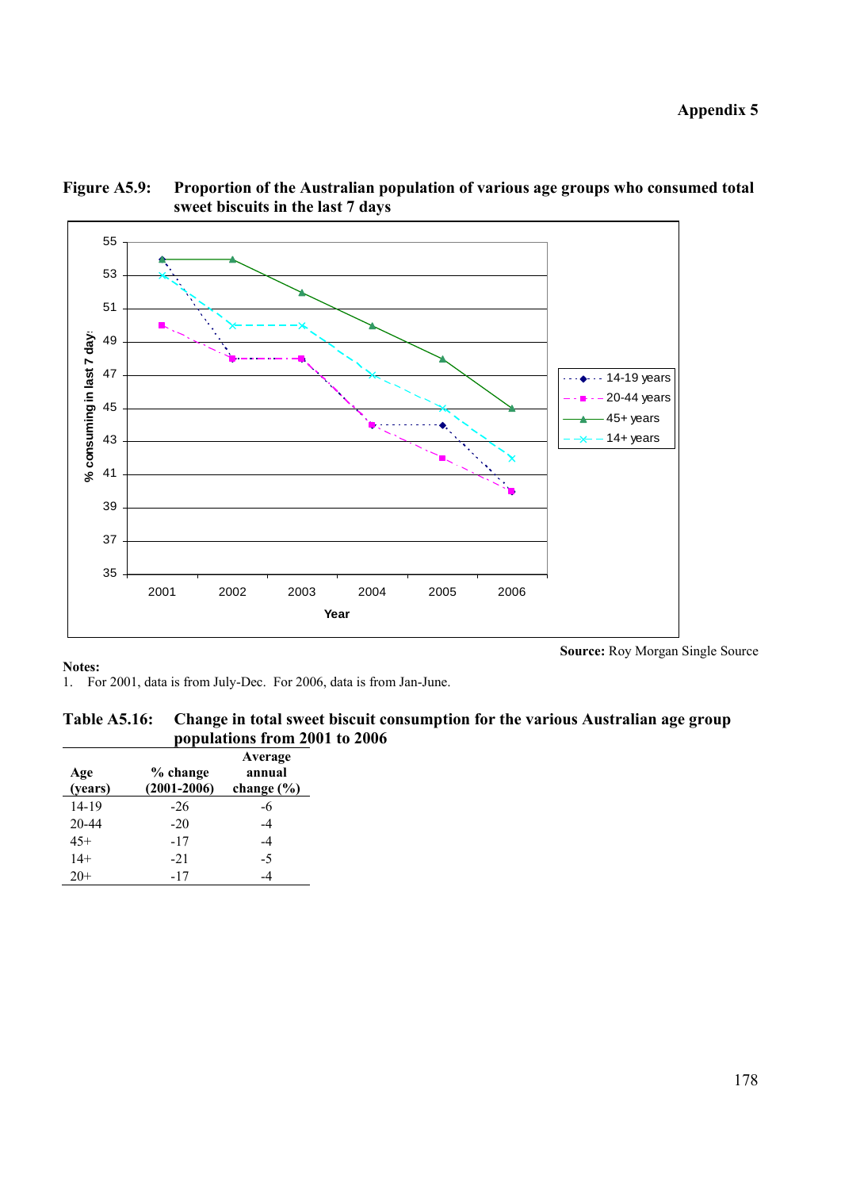**Figure A5.9: Proportion of the Australian population of various age groups who consumed total sweet biscuits in the last 7 days**

**Source:** Roy Morgan Single Source

**Notes:**

1. For 2001, data is from July-Dec. For 2006, data is from Jan-June.

**Table A5.16: Change in total sweet biscuit consumption for the various Australian age group populations from 2001 to 2006**

| Age (years) | % change (2001-2006) | Average annual change (%) |
|---|---|---|
| 14-19 | -26 | -6 |
| 20-44 | -20 | -4 |
| 45+ | -17 | -4 |
| 14+ | -21 | -5 |
| 20+ | -17 | -4 |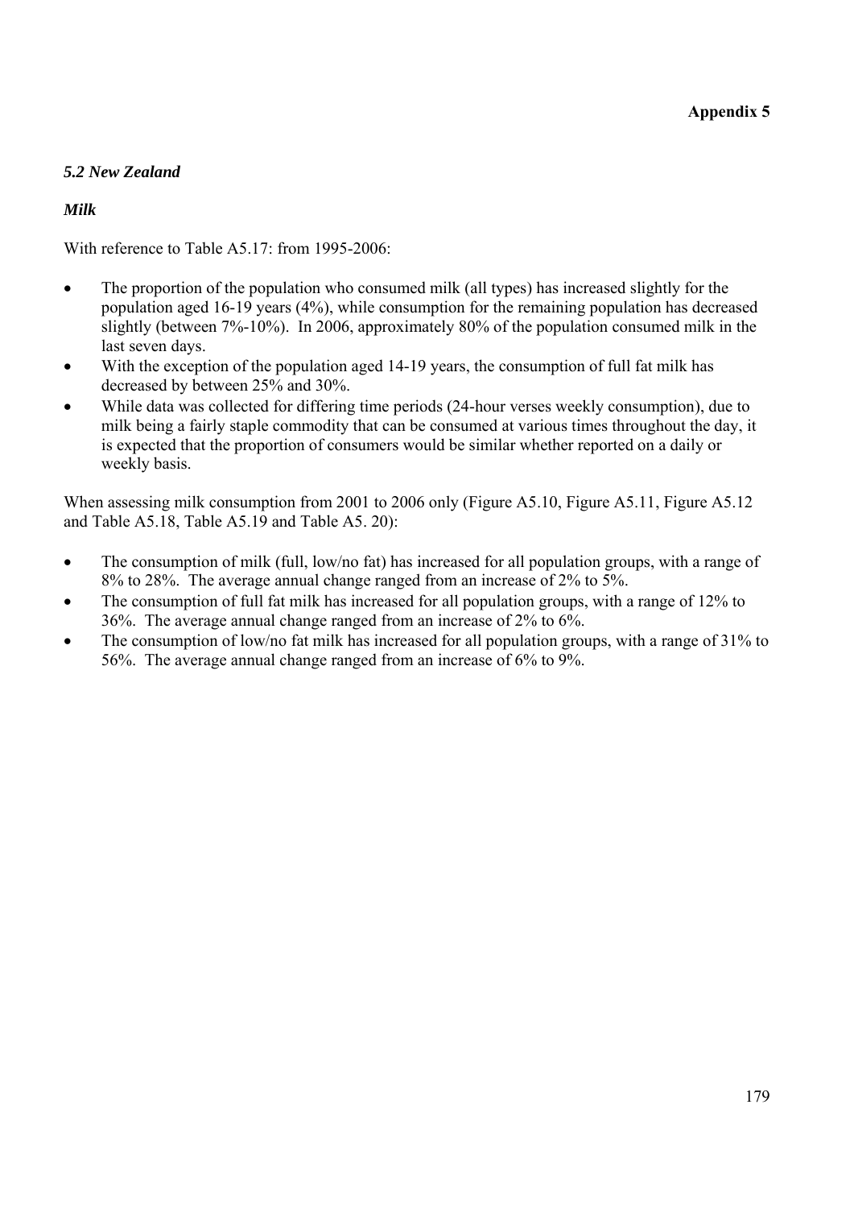### *5.2 New Zealand*

***Milk***

With reference to Table A5.17: from 1995-2006:

- The proportion of the population who consumed milk (all types) has increased slightly for the population aged 16-19 years (4%), while consumption for the remaining population has decreased slightly (between 7%-10%). In 2006, approximately 80% of the population consumed milk in the last seven days.
- With the exception of the population aged 14-19 years, the consumption of full fat milk has decreased by between 25% and 30%.
- While data was collected for differing time periods (24-hour verses weekly consumption), due to milk being a fairly staple commodity that can be consumed at various times throughout the day, it is expected that the proportion of consumers would be similar whether reported on a daily or weekly basis.

When assessing milk consumption from 2001 to 2006 only (Figure A5.10, Figure A5.11, Figure A5.12 and Table A5.18, Table A5.19 and Table A5. 20):

- The consumption of milk (full, low/no fat) has increased for all population groups, with a range of 8% to 28%. The average annual change ranged from an increase of 2% to 5%.
- The consumption of full fat milk has increased for all population groups, with a range of 12% to 36%. The average annual change ranged from an increase of 2% to 6%.
- The consumption of low/no fat milk has increased for all population groups, with a range of 31% to 56%. The average annual change ranged from an increase of 6% to 9%.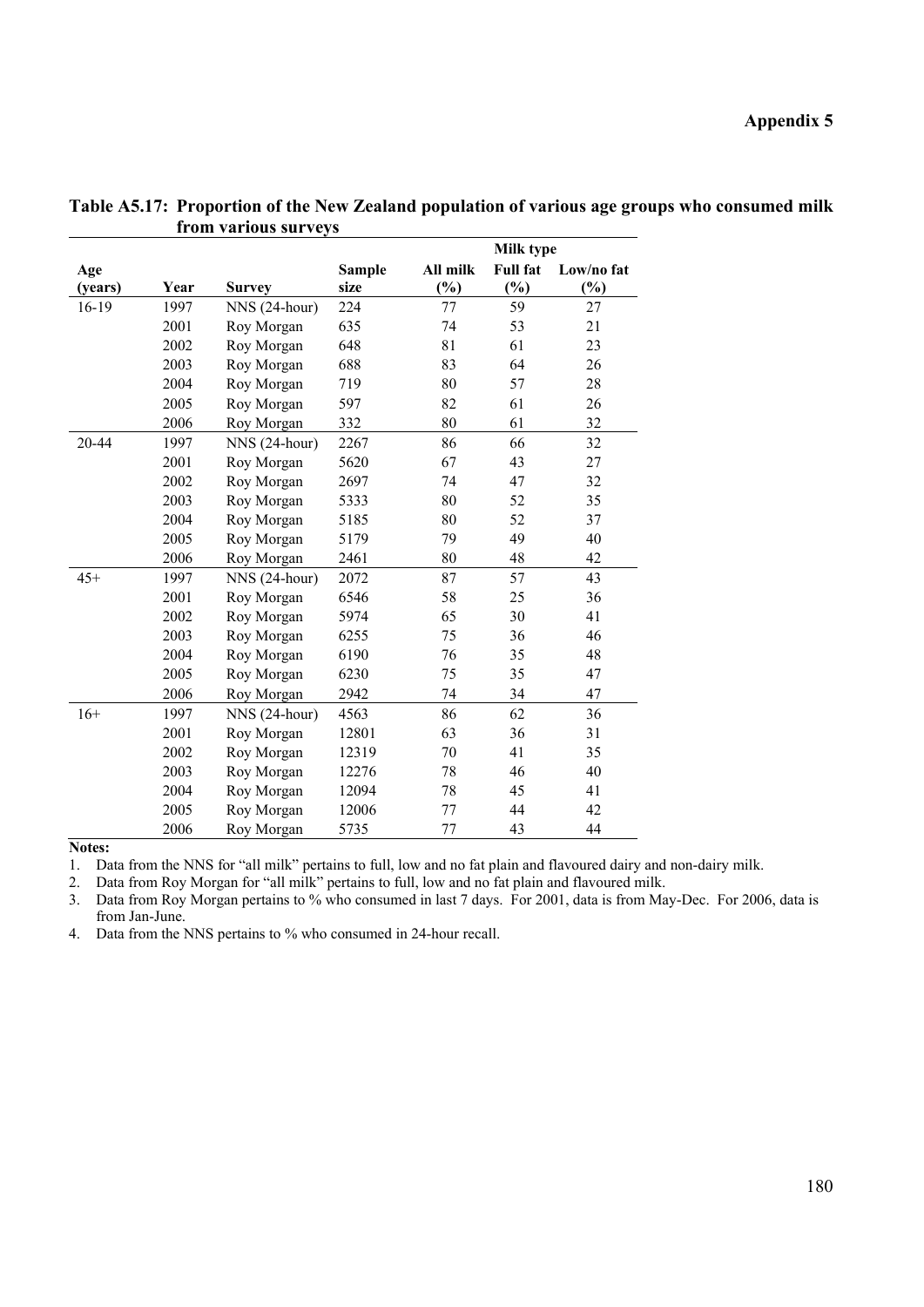**Table A5.17: Proportion of the New Zealand population of various age groups who consumed milk from various surveys**

| Age (years) | Year | Survey | Sample size | Milk type | | |
|---|---|---|---|---|---|---|
| | | | | All milk (%) | Full fat (%) | Low/no fat (%) |
| 16-19 | 1997 | NNS (24-hour) | 224 | 77 | 59 | 27 |
| | 2001 | Roy Morgan | 635 | 74 | 53 | 21 |
| | 2002 | Roy Morgan | 648 | 81 | 61 | 23 |
| | 2003 | Roy Morgan | 688 | 83 | 64 | 26 |
| | 2004 | Roy Morgan | 719 | 80 | 57 | 28 |
| | 2005 | Roy Morgan | 597 | 82 | 61 | 26 |
| | 2006 | Roy Morgan | 332 | 80 | 61 | 32 |
| 20-44 | 1997 | NNS (24-hour) | 2267 | 86 | 66 | 32 |
| | 2001 | Roy Morgan | 5620 | 67 | 43 | 27 |
| | 2002 | Roy Morgan | 2697 | 74 | 47 | 32 |
| | 2003 | Roy Morgan | 5333 | 80 | 52 | 35 |
| | 2004 | Roy Morgan | 5185 | 80 | 52 | 37 |
| | 2005 | Roy Morgan | 5179 | 79 | 49 | 40 |
| | 2006 | Roy Morgan | 2461 | 80 | 48 | 42 |
| 45+ | 1997 | NNS (24-hour) | 2072 | 87 | 57 | 43 |
| | 2001 | Roy Morgan | 6546 | 58 | 25 | 36 |
| | 2002 | Roy Morgan | 5974 | 65 | 30 | 41 |
| | 2003 | Roy Morgan | 6255 | 75 | 36 | 46 |
| | 2004 | Roy Morgan | 6190 | 76 | 35 | 48 |
| | 2005 | Roy Morgan | 6230 | 75 | 35 | 47 |
| | 2006 | Roy Morgan | 2942 | 74 | 34 | 47 |
| 16+ | 1997 | NNS (24-hour) | 4563 | 86 | 62 | 36 |
| | 2001 | Roy Morgan | 12801 | 63 | 36 | 31 |
| | 2002 | Roy Morgan | 12319 | 70 | 41 | 35 |
| | 2003 | Roy Morgan | 12276 | 78 | 46 | 40 |
| | 2004 | Roy Morgan | 12094 | 78 | 45 | 41 |
| | 2005 | Roy Morgan | 12006 | 77 | 44 | 42 |
| | 2006 | Roy Morgan | 5735 | 77 | 43 | 44 |

**Notes:**

1. Data from the NNS for "all milk" pertains to full, low and no fat plain and flavoured dairy and non-dairy milk.
2. Data from Roy Morgan for "all milk" pertains to full, low and no fat plain and flavoured milk.
3. Data from Roy Morgan pertains to % who consumed in last 7 days. For 2001, data is from May-Dec. For 2006, data is from Jan-June.
4. Data from the NNS pertains to % who consumed in 24-hour recall.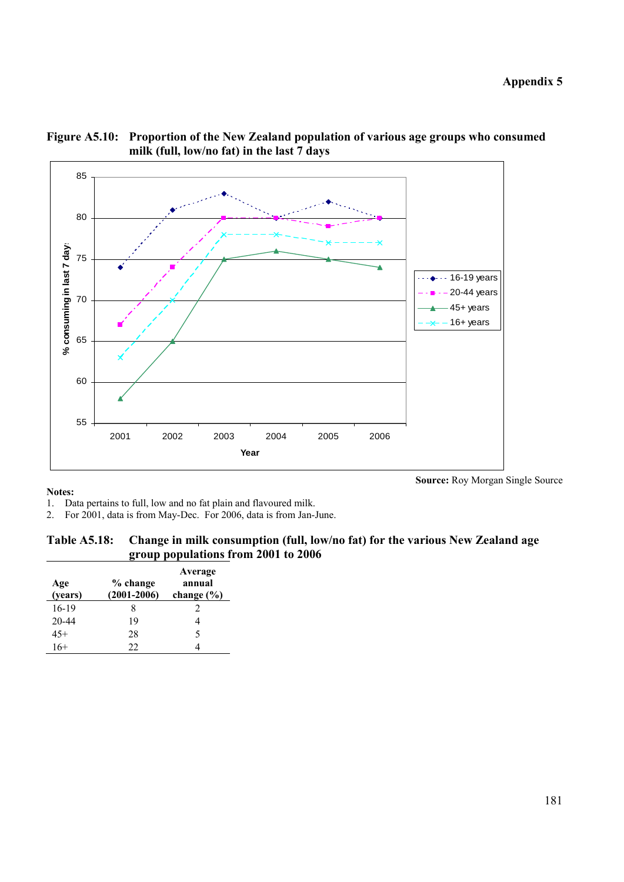**Figure A5.10: Proportion of the New Zealand population of various age groups who consumed milk (full, low/no fat) in the last 7 days**

**Source:** Roy Morgan Single Source

**Notes:**

1. Data pertains to full, low and no fat plain and flavoured milk.
2. For 2001, data is from May-Dec. For 2006, data is from Jan-June.

**Table A5.18: Change in milk consumption (full, low/no fat) for the various New Zealand age group populations from 2001 to 2006**

| Age (years) | % change (2001-2006) | Average annual change (%) |
|---|---|---|
| 16-19 | 8 | 2 |
| 20-44 | 19 | 4 |
| 45+ | 28 | 5 |
| 16+ | 22 | 4 |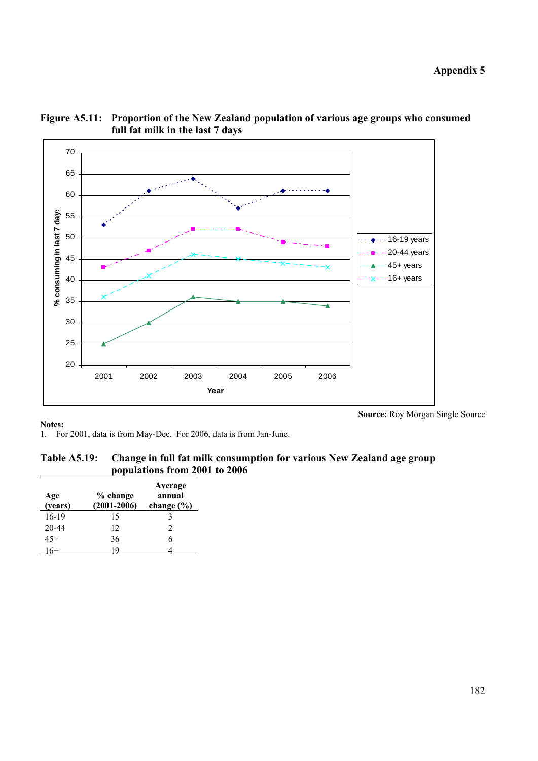**Figure A5.11: Proportion of the New Zealand population of various age groups who consumed full fat milk in the last 7 days**

Source: Roy Morgan Single Source

**Notes:**
1. For 2001, data is from May-Dec. For 2006, data is from Jan-June.

**Table A5.19: Change in full fat milk consumption for various New Zealand age group populations from 2001 to 2006**

| Age (years) | % change (2001-2006) | Average annual change (%) |
|---|---|---|
| 16-19 | 15 | 3 |
| 20-44 | 12 | 2 |
| 45+ | 36 | 6 |
| 16+ | 19 | 4 |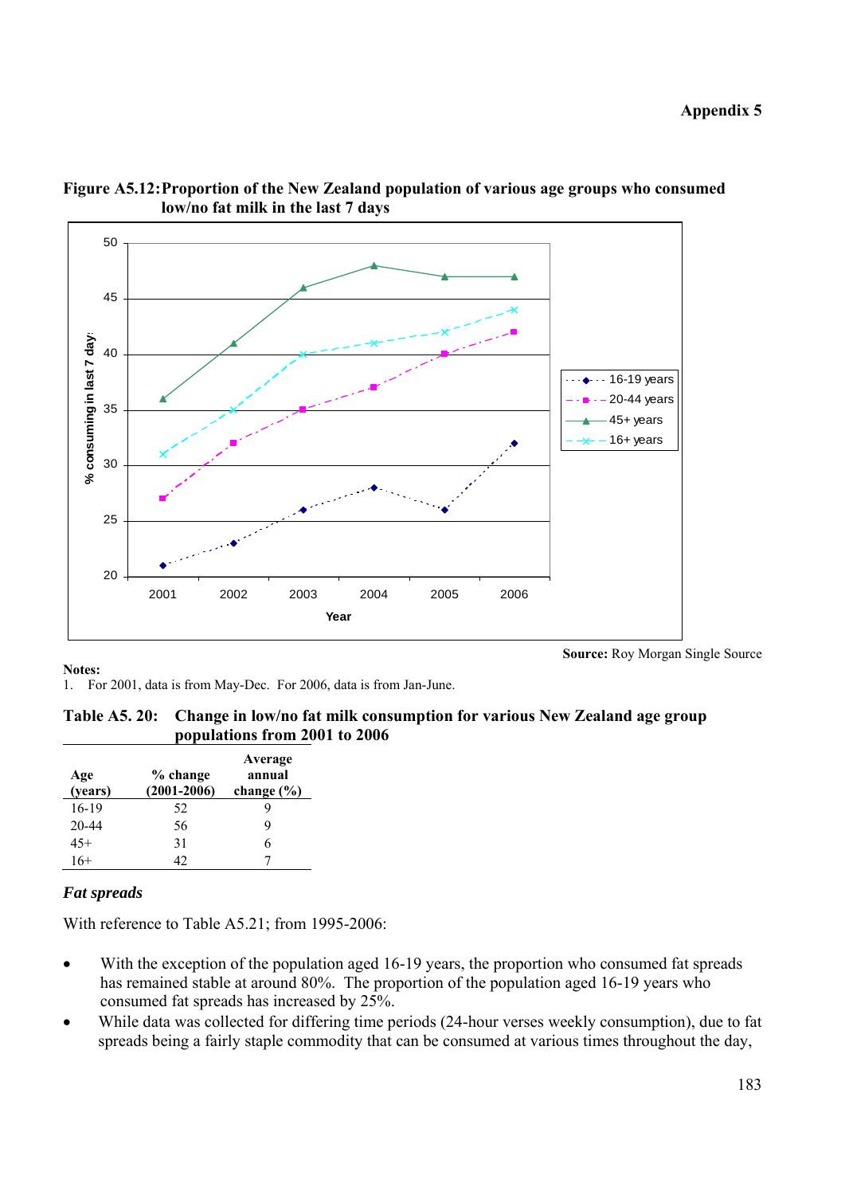**Figure A5.12: Proportion of the New Zealand population of various age groups who consumed low/no fat milk in the last 7 days**

**Source:** Roy Morgan Single Source

**Notes:**
1. For 2001, data is from May-Dec. For 2006, data is from Jan-June.

**Table A5. 20: Change in low/no fat milk consumption for various New Zealand age group populations from 2001 to 2006**

| Age (years) | % change (2001-2006) | Average annual change (%) |
|---|---|---|
| 16-19 | 52 | 9 |
| 20-44 | 56 | 9 |
| 45+ | 31 | 6 |
| 16+ | 42 | 7 |

### *Fat spreads*

With reference to Table A5.21; from 1995-2006:

- With the exception of the population aged 16-19 years, the proportion who consumed fat spreads has remained stable at around 80%. The proportion of the population aged 16-19 years who consumed fat spreads has increased by 25%.
- While data was collected for differing time periods (24-hour verses weekly consumption), due to fat spreads being a fairly staple commodity that can be consumed at various times throughout the day,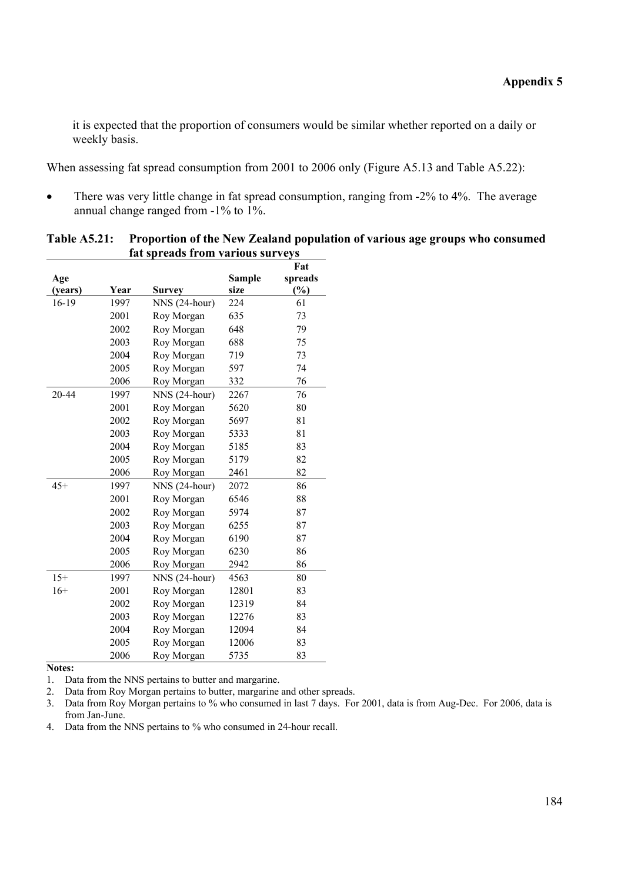it is expected that the proportion of consumers would be similar whether reported on a daily or weekly basis.

When assessing fat spread consumption from 2001 to 2006 only (Figure A5.13 and Table A5.22):

- There was very little change in fat spread consumption, ranging from -2% to 4%. The average annual change ranged from -1% to 1%.

**Table A5.21: Proportion of the New Zealand population of various age groups who consumed fat spreads from various surveys**

| Age (years) | Year | Survey | Sample size | Fat spreads (%) |
|---|---|---|---|---|
| 16-19 | 1997 | NNS (24-hour) | 224 | 61 |
| | 2001 | Roy Morgan | 635 | 73 |
| | 2002 | Roy Morgan | 648 | 79 |
| | 2003 | Roy Morgan | 688 | 75 |
| | 2004 | Roy Morgan | 719 | 73 |
| | 2005 | Roy Morgan | 597 | 74 |
| | 2006 | Roy Morgan | 332 | 76 |
| 20-44 | 1997 | NNS (24-hour) | 2267 | 76 |
| | 2001 | Roy Morgan | 5620 | 80 |
| | 2002 | Roy Morgan | 5697 | 81 |
| | 2003 | Roy Morgan | 5333 | 81 |
| | 2004 | Roy Morgan | 5185 | 83 |
| | 2005 | Roy Morgan | 5179 | 82 |
| | 2006 | Roy Morgan | 2461 | 82 |
| 45+ | 1997 | NNS (24-hour) | 2072 | 86 |
| | 2001 | Roy Morgan | 6546 | 88 |
| | 2002 | Roy Morgan | 5974 | 87 |
| | 2003 | Roy Morgan | 6255 | 87 |
| | 2004 | Roy Morgan | 6190 | 87 |
| | 2005 | Roy Morgan | 6230 | 86 |
| | 2006 | Roy Morgan | 2942 | 86 |
| 15+ | 1997 | NNS (24-hour) | 4563 | 80 |
| 16+ | 2001 | Roy Morgan | 12801 | 83 |
| | 2002 | Roy Morgan | 12319 | 84 |
| | 2003 | Roy Morgan | 12276 | 83 |
| | 2004 | Roy Morgan | 12094 | 84 |
| | 2005 | Roy Morgan | 12006 | 83 |
| | 2006 | Roy Morgan | 5735 | 83 |

**Notes:**

1. Data from the NNS pertains to butter and margarine.
2. Data from Roy Morgan pertains to butter, margarine and other spreads.
3. Data from Roy Morgan pertains to % who consumed in last 7 days. For 2001, data is from Aug-Dec. For 2006, data is from Jan-June.
4. Data from the NNS pertains to % who consumed in 24-hour recall.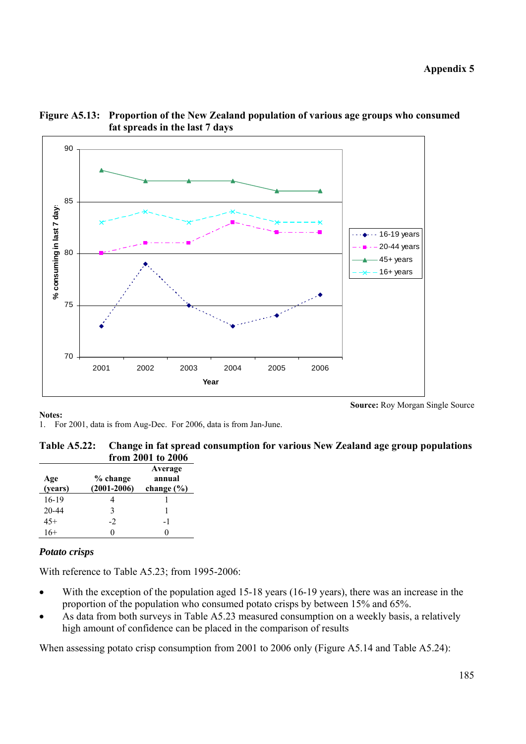**Figure A5.13: Proportion of the New Zealand population of various age groups who consumed fat spreads in the last 7 days**

**Source:** Roy Morgan Single Source

**Notes:**
1. For 2001, data is from Aug-Dec. For 2006, data is from Jan-June.

**Table A5.22: Change in fat spread consumption for various New Zealand age group populations from 2001 to 2006**

| Age (years) | % change (2001-2006) | Average annual change (%) |
|---|---|---|
| 16-19 | 4 | 1 |
| 20-44 | 3 | 1 |
| 45+ | -2 | -1 |
| 16+ | 0 | 0 |

### *Potato crisps*

With reference to Table A5.23; from 1995-2006:

- With the exception of the population aged 15-18 years (16-19 years), there was an increase in the proportion of the population who consumed potato crisps by between 15% and 65%.
- As data from both surveys in Table A5.23 measured consumption on a weekly basis, a relatively high amount of confidence can be placed in the comparison of results

When assessing potato crisp consumption from 2001 to 2006 only (Figure A5.14 and Table A5.24):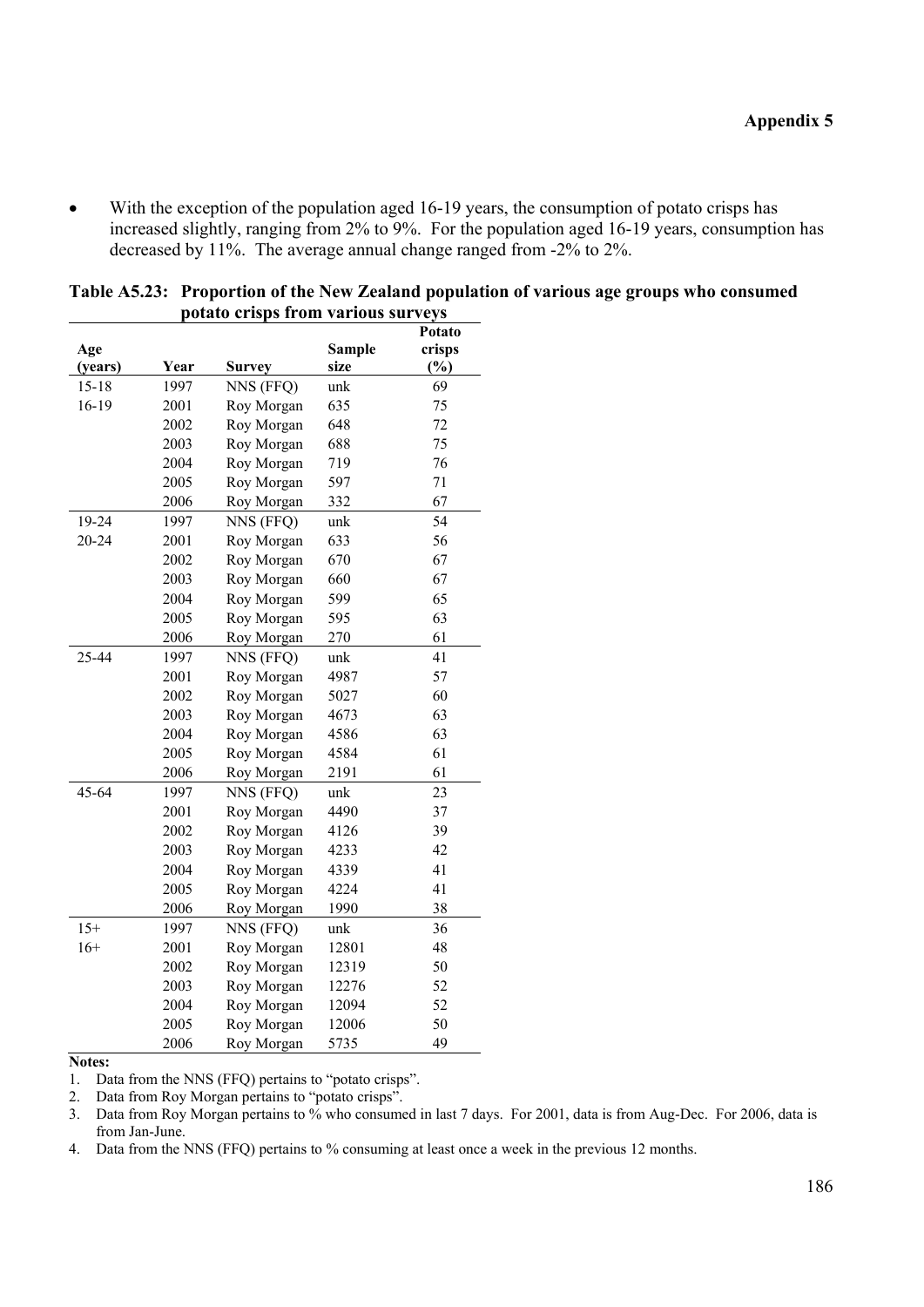- With the exception of the population aged 16-19 years, the consumption of potato crisps has increased slightly, ranging from 2% to 9%. For the population aged 16-19 years, consumption has decreased by 11%. The average annual change ranged from -2% to 2%.

**Table A5.23: Proportion of the New Zealand population of various age groups who consumed potato crisps from various surveys**

| Age (years) | Year | Survey | Sample size | Potato crisps (%) |
|---|---|---|---|---|
| 15-18 | 1997 | NNS (FFQ) | unk | 69 |
| 16-19 | 2001 | Roy Morgan | 635 | 75 |
| | 2002 | Roy Morgan | 648 | 72 |
| | 2003 | Roy Morgan | 688 | 75 |
| | 2004 | Roy Morgan | 719 | 76 |
| | 2005 | Roy Morgan | 597 | 71 |
| | 2006 | Roy Morgan | 332 | 67 |
| 19-24 | 1997 | NNS (FFQ) | unk | 54 |
| 20-24 | 2001 | Roy Morgan | 633 | 56 |
| | 2002 | Roy Morgan | 670 | 67 |
| | 2003 | Roy Morgan | 660 | 67 |
| | 2004 | Roy Morgan | 599 | 65 |
| | 2005 | Roy Morgan | 595 | 63 |
| | 2006 | Roy Morgan | 270 | 61 |
| 25-44 | 1997 | NNS (FFQ) | unk | 41 |
| | 2001 | Roy Morgan | 4987 | 57 |
| | 2002 | Roy Morgan | 5027 | 60 |
| | 2003 | Roy Morgan | 4673 | 63 |
| | 2004 | Roy Morgan | 4586 | 63 |
| | 2005 | Roy Morgan | 4584 | 61 |
| | 2006 | Roy Morgan | 2191 | 61 |
| 45-64 | 1997 | NNS (FFQ) | unk | 23 |
| | 2001 | Roy Morgan | 4490 | 37 |
| | 2002 | Roy Morgan | 4126 | 39 |
| | 2003 | Roy Morgan | 4233 | 42 |
| | 2004 | Roy Morgan | 4339 | 41 |
| | 2005 | Roy Morgan | 4224 | 41 |
| | 2006 | Roy Morgan | 1990 | 38 |
| 15+ | 1997 | NNS (FFQ) | unk | 36 |
| 16+ | 2001 | Roy Morgan | 12801 | 48 |
| | 2002 | Roy Morgan | 12319 | 50 |
| | 2003 | Roy Morgan | 12276 | 52 |
| | 2004 | Roy Morgan | 12094 | 52 |
| | 2005 | Roy Morgan | 12006 | 50 |
| | 2006 | Roy Morgan | 5735 | 49 |

**Notes:**

1. Data from the NNS (FFQ) pertains to "potato crisps".
2. Data from Roy Morgan pertains to "potato crisps".
3. Data from Roy Morgan pertains to % who consumed in last 7 days. For 2001, data is from Aug-Dec. For 2006, data is from Jan-June.
4. Data from the NNS (FFQ) pertains to % consuming at least once a week in the previous 12 months.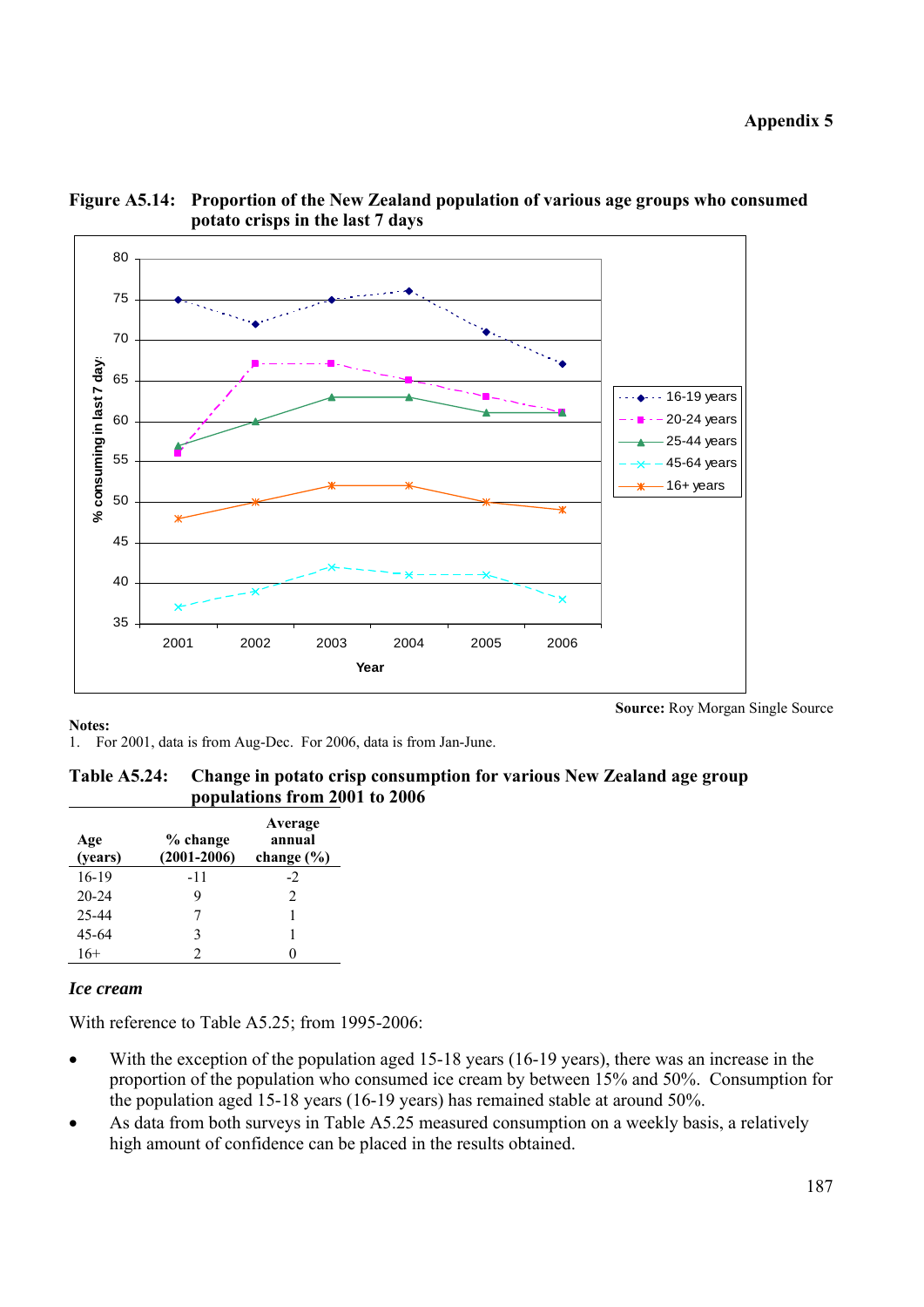**Figure A5.14: Proportion of the New Zealand population of various age groups who consumed potato crisps in the last 7 days**

**Source:** Roy Morgan Single Source

**Notes:**
1. For 2001, data is from Aug-Dec. For 2006, data is from Jan-June.

**Table A5.24: Change in potato crisp consumption for various New Zealand age group populations from 2001 to 2006**

| Age (years) | % change (2001-2006) | Average annual change (%) |
|---|---|---|
| 16-19 | -11 | -2 |
| 20-24 | 9 | 2 |
| 25-44 | 7 | 1 |
| 45-64 | 3 | 1 |
| 16+ | 2 | 0 |

### *Ice cream*

With reference to Table A5.25; from 1995-2006:

- With the exception of the population aged 15-18 years (16-19 years), there was an increase in the proportion of the population who consumed ice cream by between 15% and 50%. Consumption for the population aged 15-18 years (16-19 years) has remained stable at around 50%.
- As data from both surveys in Table A5.25 measured consumption on a weekly basis, a relatively high amount of confidence can be placed in the results obtained.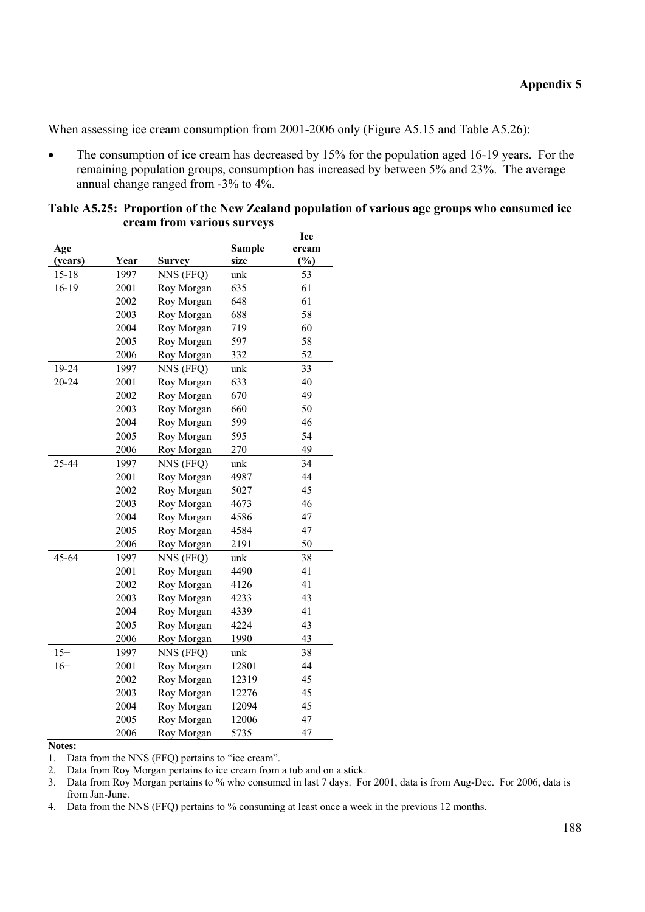When assessing ice cream consumption from 2001-2006 only (Figure A5.15 and Table A5.26):

- The consumption of ice cream has decreased by 15% for the population aged 16-19 years. For the remaining population groups, consumption has increased by between 5% and 23%. The average annual change ranged from -3% to 4%.

**Table A5.25: Proportion of the New Zealand population of various age groups who consumed ice cream from various surveys**

| Age (years) | Year | Survey | Sample size | Ice cream (%) |
|---|---|---|---|---|
| 15-18 | 1997 | NNS (FFQ) | unk | 53 |
| 16-19 | 2001 | Roy Morgan | 635 | 61 |
| | 2002 | Roy Morgan | 648 | 61 |
| | 2003 | Roy Morgan | 688 | 58 |
| | 2004 | Roy Morgan | 719 | 60 |
| | 2005 | Roy Morgan | 597 | 58 |
| | 2006 | Roy Morgan | 332 | 52 |
| 19-24 | 1997 | NNS (FFQ) | unk | 33 |
| 20-24 | 2001 | Roy Morgan | 633 | 40 |
| | 2002 | Roy Morgan | 670 | 49 |
| | 2003 | Roy Morgan | 660 | 50 |
| | 2004 | Roy Morgan | 599 | 46 |
| | 2005 | Roy Morgan | 595 | 54 |
| | 2006 | Roy Morgan | 270 | 49 |
| 25-44 | 1997 | NNS (FFQ) | unk | 34 |
| | 2001 | Roy Morgan | 4987 | 44 |
| | 2002 | Roy Morgan | 5027 | 45 |
| | 2003 | Roy Morgan | 4673 | 46 |
| | 2004 | Roy Morgan | 4586 | 47 |
| | 2005 | Roy Morgan | 4584 | 47 |
| | 2006 | Roy Morgan | 2191 | 50 |
| 45-64 | 1997 | NNS (FFQ) | unk | 38 |
| | 2001 | Roy Morgan | 4490 | 41 |
| | 2002 | Roy Morgan | 4126 | 41 |
| | 2003 | Roy Morgan | 4233 | 43 |
| | 2004 | Roy Morgan | 4339 | 41 |
| | 2005 | Roy Morgan | 4224 | 43 |
| | 2006 | Roy Morgan | 1990 | 43 |
| 15+ | 1997 | NNS (FFQ) | unk | 38 |
| 16+ | 2001 | Roy Morgan | 12801 | 44 |
| | 2002 | Roy Morgan | 12319 | 45 |
| | 2003 | Roy Morgan | 12276 | 45 |
| | 2004 | Roy Morgan | 12094 | 45 |
| | 2005 | Roy Morgan | 12006 | 47 |
| | 2006 | Roy Morgan | 5735 | 47 |

**Notes:**

1. Data from the NNS (FFQ) pertains to "ice cream".
2. Data from Roy Morgan pertains to ice cream from a tub and on a stick.
3. Data from Roy Morgan pertains to % who consumed in last 7 days. For 2001, data is from Aug-Dec. For 2006, data is from Jan-June.
4. Data from the NNS (FFQ) pertains to % consuming at least once a week in the previous 12 months.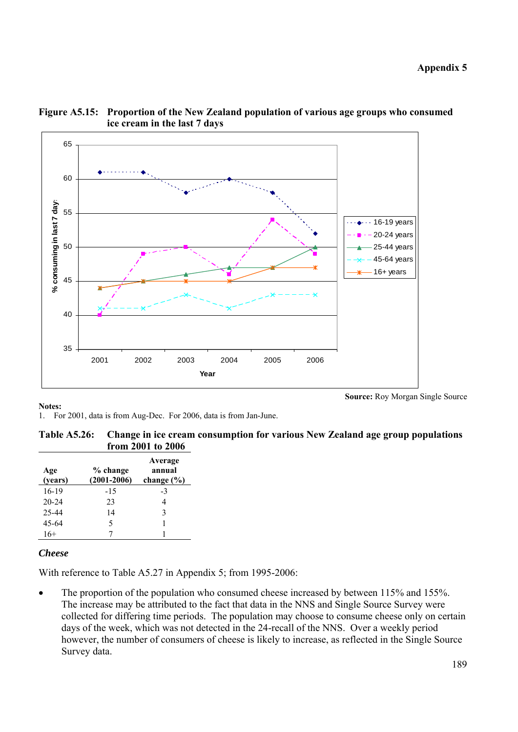**Figure A5.15: Proportion of the New Zealand population of various age groups who consumed ice cream in the last 7 days**

**Source:** Roy Morgan Single Source

**Notes:**
1. For 2001, data is from Aug-Dec. For 2006, data is from Jan-June.

**Table A5.26: Change in ice cream consumption for various New Zealand age group populations from 2001 to 2006**

| Age (years) | % change (2001-2006) | Average annual change (%) |
|---|---|---|
| 16-19 | -15 | -3 |
| 20-24 | 23 | 4 |
| 25-44 | 14 | 3 |
| 45-64 | 5 | 1 |
| 16+ | 7 | 1 |

### *Cheese*

With reference to Table A5.27 in Appendix 5; from 1995-2006:

- The proportion of the population who consumed cheese increased by between 115% and 155%. The increase may be attributed to the fact that data in the NNS and Single Source Survey were collected for differing time periods. The population may choose to consume cheese only on certain days of the week, which was not detected in the 24-recall of the NNS. Over a weekly period however, the number of consumers of cheese is likely to increase, as reflected in the Single Source Survey data.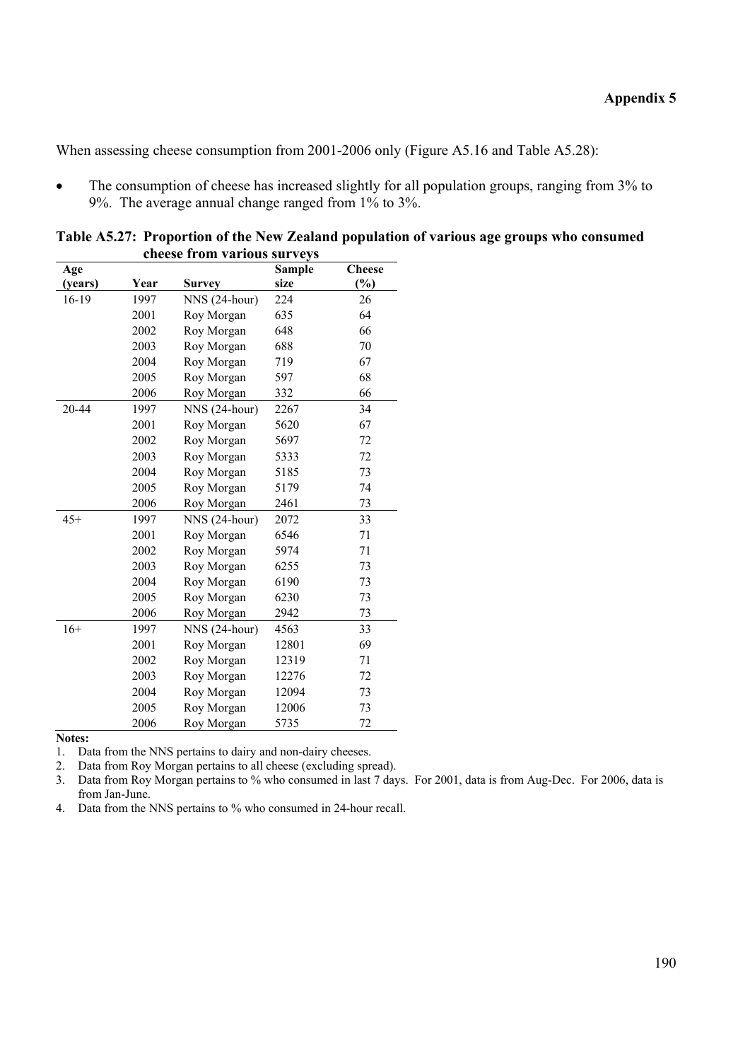When assessing cheese consumption from 2001-2006 only (Figure A5.16 and Table A5.28):

- The consumption of cheese has increased slightly for all population groups, ranging from 3% to 9%. The average annual change ranged from 1% to 3%.

**Table A5.27: Proportion of the New Zealand population of various age groups who consumed cheese from various surveys**

| Age (years) | Year | Survey | Sample size | Cheese (%) |
|---|---|---|---|---|
| 16-19 | 1997 | NNS (24-hour) | 224 | 26 |
| | 2001 | Roy Morgan | 635 | 64 |
| | 2002 | Roy Morgan | 648 | 66 |
| | 2003 | Roy Morgan | 688 | 70 |
| | 2004 | Roy Morgan | 719 | 67 |
| | 2005 | Roy Morgan | 597 | 68 |
| | 2006 | Roy Morgan | 332 | 66 |
| 20-44 | 1997 | NNS (24-hour) | 2267 | 34 |
| | 2001 | Roy Morgan | 5620 | 67 |
| | 2002 | Roy Morgan | 5697 | 72 |
| | 2003 | Roy Morgan | 5333 | 72 |
| | 2004 | Roy Morgan | 5185 | 73 |
| | 2005 | Roy Morgan | 5179 | 74 |
| | 2006 | Roy Morgan | 2461 | 73 |
| 45+ | 1997 | NNS (24-hour) | 2072 | 33 |
| | 2001 | Roy Morgan | 6546 | 71 |
| | 2002 | Roy Morgan | 5974 | 71 |
| | 2003 | Roy Morgan | 6255 | 73 |
| | 2004 | Roy Morgan | 6190 | 73 |
| | 2005 | Roy Morgan | 6230 | 73 |
| | 2006 | Roy Morgan | 2942 | 73 |
| 16+ | 1997 | NNS (24-hour) | 4563 | 33 |
| | 2001 | Roy Morgan | 12801 | 69 |
| | 2002 | Roy Morgan | 12319 | 71 |
| | 2003 | Roy Morgan | 12276 | 72 |
| | 2004 | Roy Morgan | 12094 | 73 |
| | 2005 | Roy Morgan | 12006 | 73 |
| | 2006 | Roy Morgan | 5735 | 72 |

**Notes:**

1. Data from the NNS pertains to dairy and non-dairy cheeses.
2. Data from Roy Morgan pertains to all cheese (excluding spread).
3. Data from Roy Morgan pertains to % who consumed in last 7 days. For 2001, data is from Aug-Dec. For 2006, data is from Jan-June.
4. Data from the NNS pertains to % who consumed in 24-hour recall.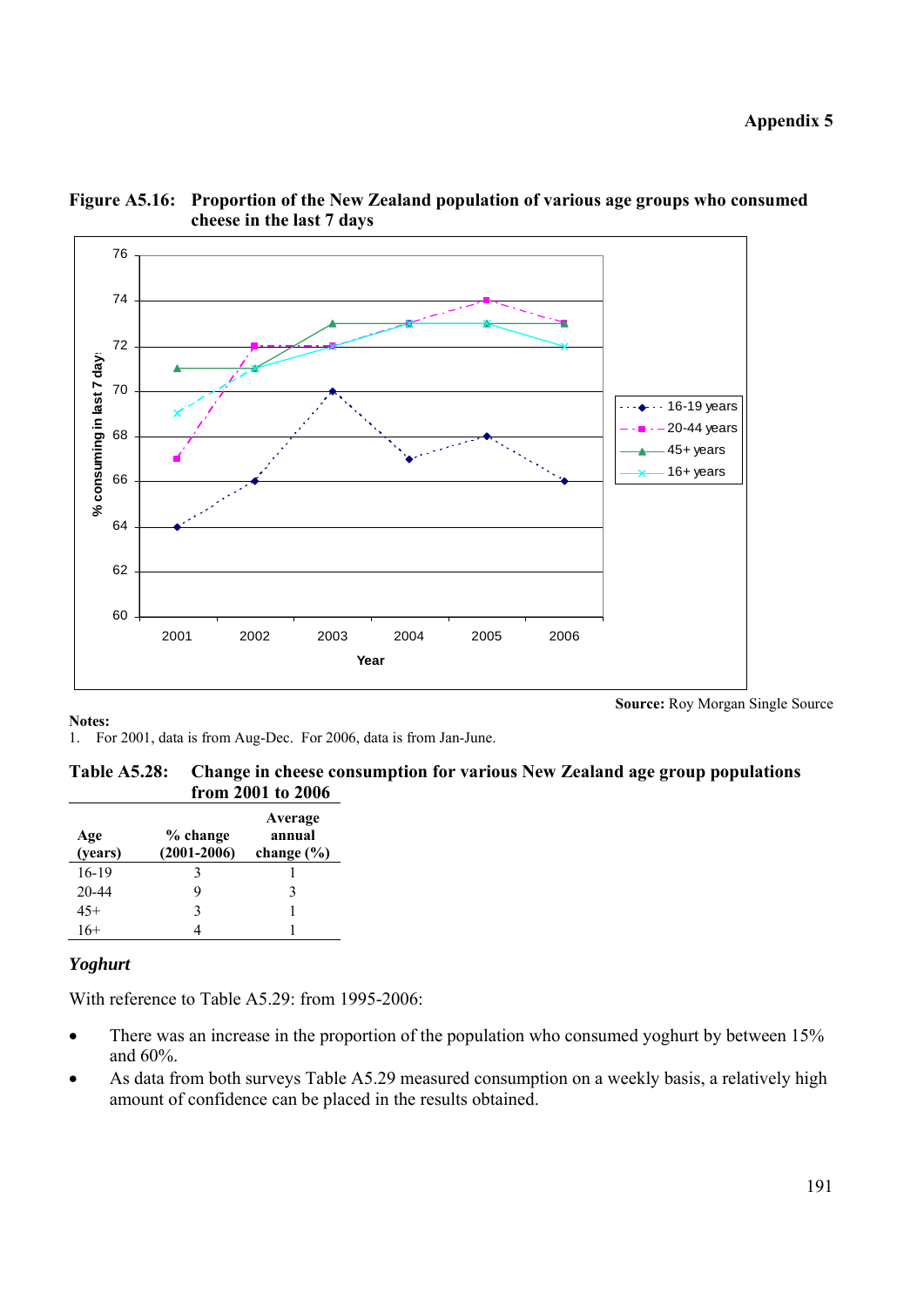**Figure A5.16: Proportion of the New Zealand population of various age groups who consumed cheese in the last 7 days**

**Source:** Roy Morgan Single Source

**Notes:**
1. For 2001, data is from Aug-Dec. For 2006, data is from Jan-June.

**Table A5.28: Change in cheese consumption for various New Zealand age group populations from 2001 to 2006**

| Age (years) | % change (2001-2006) | Average annual change (%) |
|---|---|---|
| 16-19 | 3 | 1 |
| 20-44 | 9 | 3 |
| 45+ | 3 | 1 |
| 16+ | 4 | 1 |

### *Yoghurt*

With reference to Table A5.29: from 1995-2006:

- There was an increase in the proportion of the population who consumed yoghurt by between 15% and 60%.
- As data from both surveys Table A5.29 measured consumption on a weekly basis, a relatively high amount of confidence can be placed in the results obtained.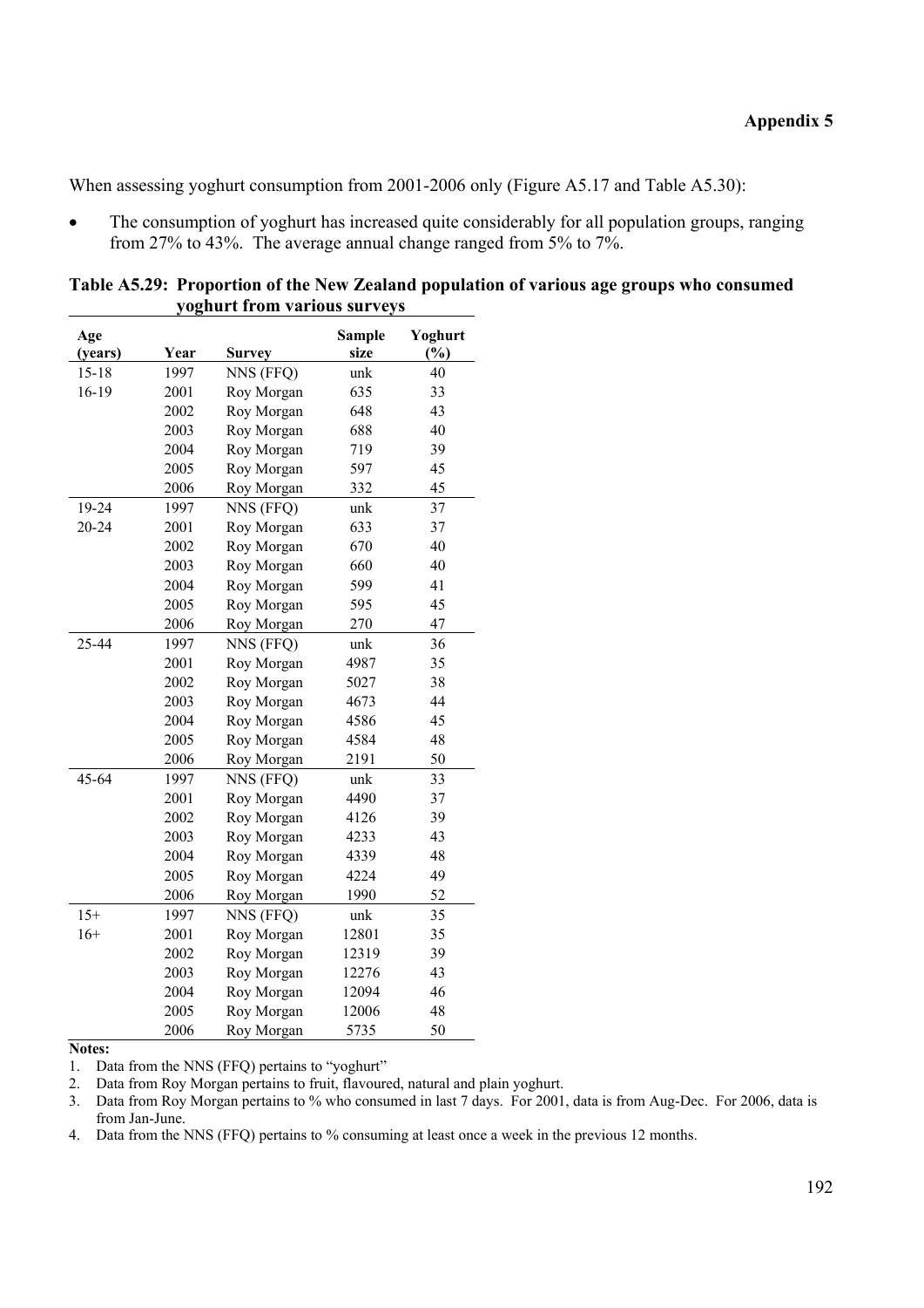When assessing yoghurt consumption from 2001-2006 only (Figure A5.17 and Table A5.30):

- The consumption of yoghurt has increased quite considerably for all population groups, ranging from 27% to 43%. The average annual change ranged from 5% to 7%.

**Table A5.29: Proportion of the New Zealand population of various age groups who consumed yoghurt from various surveys**

| Age (years) | Year | Survey | Sample size | Yoghurt (%) |
|---|---|---|---|---|
| 15-18 | 1997 | NNS (FFQ) | unk | 40 |
| 16-19 | 2001 | Roy Morgan | 635 | 33 |
| | 2002 | Roy Morgan | 648 | 43 |
| | 2003 | Roy Morgan | 688 | 40 |
| | 2004 | Roy Morgan | 719 | 39 |
| | 2005 | Roy Morgan | 597 | 45 |
| | 2006 | Roy Morgan | 332 | 45 |
| 19-24 | 1997 | NNS (FFQ) | unk | 37 |
| 20-24 | 2001 | Roy Morgan | 633 | 37 |
| | 2002 | Roy Morgan | 670 | 40 |
| | 2003 | Roy Morgan | 660 | 40 |
| | 2004 | Roy Morgan | 599 | 41 |
| | 2005 | Roy Morgan | 595 | 45 |
| | 2006 | Roy Morgan | 270 | 47 |
| 25-44 | 1997 | NNS (FFQ) | unk | 36 |
| | 2001 | Roy Morgan | 4987 | 35 |
| | 2002 | Roy Morgan | 5027 | 38 |
| | 2003 | Roy Morgan | 4673 | 44 |
| | 2004 | Roy Morgan | 4586 | 45 |
| | 2005 | Roy Morgan | 4584 | 48 |
| | 2006 | Roy Morgan | 2191 | 50 |
| 45-64 | 1997 | NNS (FFQ) | unk | 33 |
| | 2001 | Roy Morgan | 4490 | 37 |
| | 2002 | Roy Morgan | 4126 | 39 |
| | 2003 | Roy Morgan | 4233 | 43 |
| | 2004 | Roy Morgan | 4339 | 48 |
| | 2005 | Roy Morgan | 4224 | 49 |
| | 2006 | Roy Morgan | 1990 | 52 |
| 15+ | 1997 | NNS (FFQ) | unk | 35 |
| 16+ | 2001 | Roy Morgan | 12801 | 35 |
| | 2002 | Roy Morgan | 12319 | 39 |
| | 2003 | Roy Morgan | 12276 | 43 |
| | 2004 | Roy Morgan | 12094 | 46 |
| | 2005 | Roy Morgan | 12006 | 48 |
| | 2006 | Roy Morgan | 5735 | 50 |

**Notes:**

1. Data from the NNS (FFQ) pertains to "yoghurt"
2. Data from Roy Morgan pertains to fruit, flavoured, natural and plain yoghurt.
3. Data from Roy Morgan pertains to % who consumed in last 7 days. For 2001, data is from Aug-Dec. For 2006, data is from Jan-June.
4. Data from the NNS (FFQ) pertains to % consuming at least once a week in the previous 12 months.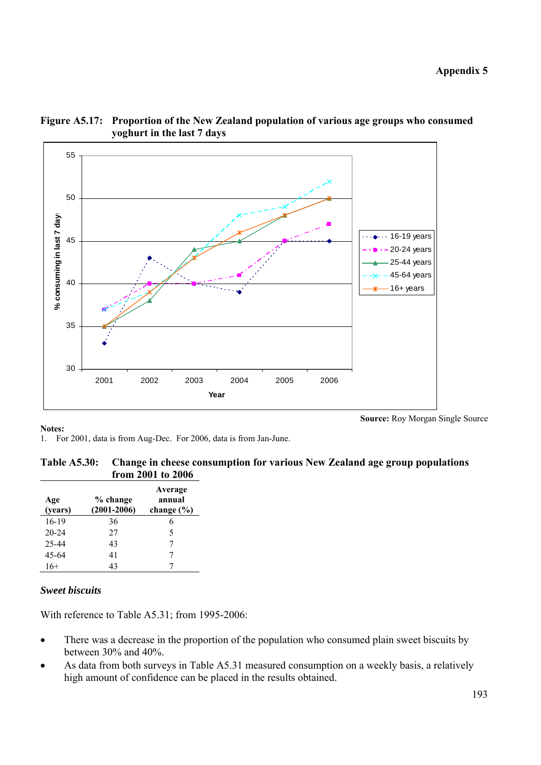**Figure A5.17: Proportion of the New Zealand population of various age groups who consumed yoghurt in the last 7 days**

**Source:** Roy Morgan Single Source

**Notes:**
1. For 2001, data is from Aug-Dec. For 2006, data is from Jan-June.

**Table A5.30: Change in cheese consumption for various New Zealand age group populations from 2001 to 2006**

| Age (years) | % change (2001-2006) | Average annual change (%) |
|---|---|---|
| 16-19 | 36 | 6 |
| 20-24 | 27 | 5 |
| 25-44 | 43 | 7 |
| 45-64 | 41 | 7 |
| 16+ | 43 | 7 |

### *Sweet biscuits*

With reference to Table A5.31; from 1995-2006:

- There was a decrease in the proportion of the population who consumed plain sweet biscuits by between 30% and 40%.
- As data from both surveys in Table A5.31 measured consumption on a weekly basis, a relatively high amount of confidence can be placed in the results obtained.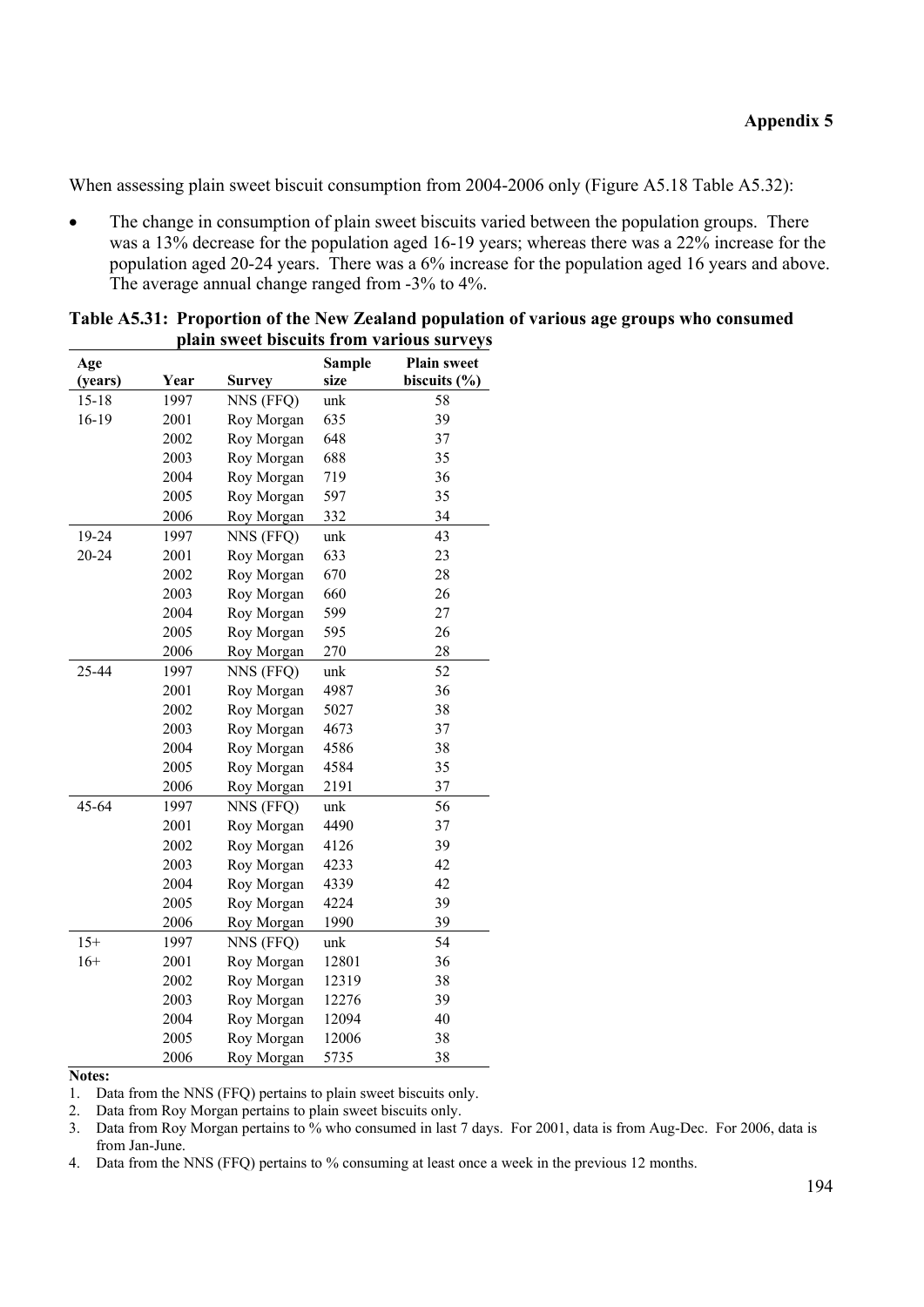When assessing plain sweet biscuit consumption from 2004-2006 only (Figure A5.18 Table A5.32):

- The change in consumption of plain sweet biscuits varied between the population groups. There was a 13% decrease for the population aged 16-19 years; whereas there was a 22% increase for the population aged 20-24 years. There was a 6% increase for the population aged 16 years and above. The average annual change ranged from -3% to 4%.

**Table A5.31: Proportion of the New Zealand population of various age groups who consumed plain sweet biscuits from various surveys**

| Age (years) | Year | Survey | Sample size | Plain sweet biscuits (%) |
|---|---|---|---|---|
| 15-18 | 1997 | NNS (FFQ) | unk | 58 |
| 16-19 | 2001 | Roy Morgan | 635 | 39 |
| | 2002 | Roy Morgan | 648 | 37 |
| | 2003 | Roy Morgan | 688 | 35 |
| | 2004 | Roy Morgan | 719 | 36 |
| | 2005 | Roy Morgan | 597 | 35 |
| | 2006 | Roy Morgan | 332 | 34 |
| 19-24 | 1997 | NNS (FFQ) | unk | 43 |
| 20-24 | 2001 | Roy Morgan | 633 | 23 |
| | 2002 | Roy Morgan | 670 | 28 |
| | 2003 | Roy Morgan | 660 | 26 |
| | 2004 | Roy Morgan | 599 | 27 |
| | 2005 | Roy Morgan | 595 | 26 |
| | 2006 | Roy Morgan | 270 | 28 |
| 25-44 | 1997 | NNS (FFQ) | unk | 52 |
| | 2001 | Roy Morgan | 4987 | 36 |
| | 2002 | Roy Morgan | 5027 | 38 |
| | 2003 | Roy Morgan | 4673 | 37 |
| | 2004 | Roy Morgan | 4586 | 38 |
| | 2005 | Roy Morgan | 4584 | 35 |
| | 2006 | Roy Morgan | 2191 | 37 |
| 45-64 | 1997 | NNS (FFQ) | unk | 56 |
| | 2001 | Roy Morgan | 4490 | 37 |
| | 2002 | Roy Morgan | 4126 | 39 |
| | 2003 | Roy Morgan | 4233 | 42 |
| | 2004 | Roy Morgan | 4339 | 42 |
| | 2005 | Roy Morgan | 4224 | 39 |
| | 2006 | Roy Morgan | 1990 | 39 |
| 15+ | 1997 | NNS (FFQ) | unk | 54 |
| 16+ | 2001 | Roy Morgan | 12801 | 36 |
| | 2002 | Roy Morgan | 12319 | 38 |
| | 2003 | Roy Morgan | 12276 | 39 |
| | 2004 | Roy Morgan | 12094 | 40 |
| | 2005 | Roy Morgan | 12006 | 38 |
| | 2006 | Roy Morgan | 5735 | 38 |

**Notes:**

1. Data from the NNS (FFQ) pertains to plain sweet biscuits only.
2. Data from Roy Morgan pertains to plain sweet biscuits only.
3. Data from Roy Morgan pertains to % who consumed in last 7 days. For 2001, data is from Aug-Dec. For 2006, data is from Jan-June.
4. Data from the NNS (FFQ) pertains to % consuming at least once a week in the previous 12 months.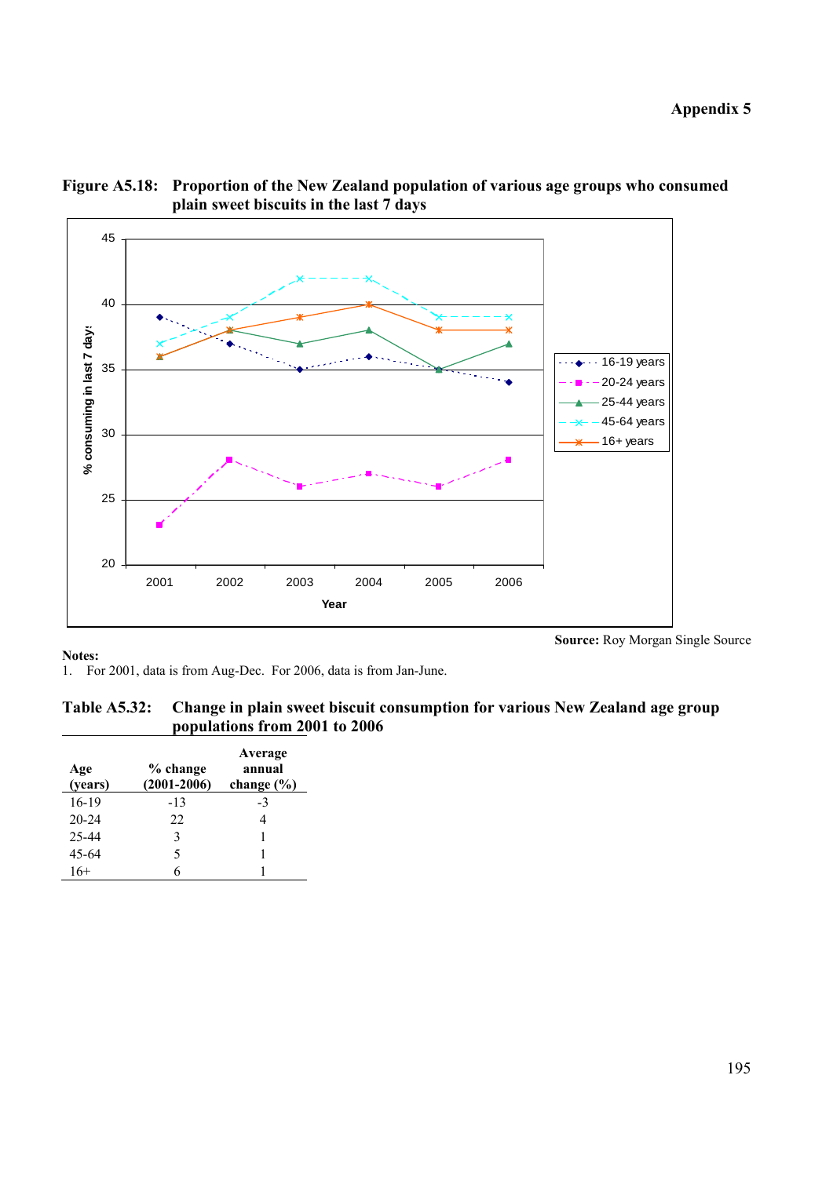**Figure A5.18: Proportion of the New Zealand population of various age groups who consumed plain sweet biscuits in the last 7 days**

**Source:** Roy Morgan Single Source

**Notes:**
1. For 2001, data is from Aug-Dec. For 2006, data is from Jan-June.

**Table A5.32: Change in plain sweet biscuit consumption for various New Zealand age group populations from 2001 to 2006**

| Age (years) | % change (2001-2006) | Average annual change (%) |
|---|---|---|
| 16-19 | -13 | -3 |
| 20-24 | 22 | 4 |
| 25-44 | 3 | 1 |
| 45-64 | 5 | 1 |
| 16+ | 6 | 1 |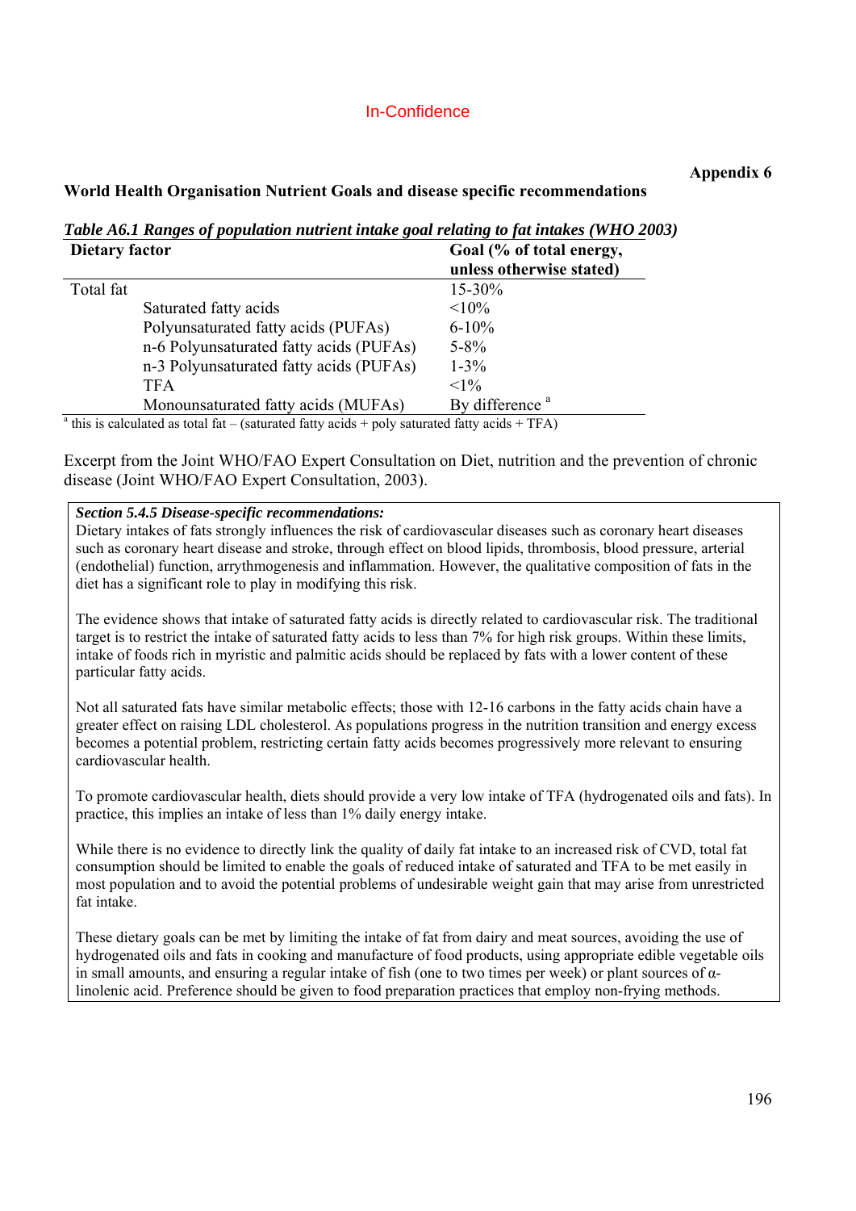In-Confidence

**Appendix 6**

**World Health Organisation Nutrient Goals and disease specific recommendations**

***Table A6.1 Ranges of population nutrient intake goal relating to fat intakes (WHO 2003)***

| Dietary factor | | Goal (% of total energy, unless otherwise stated) |
|---|---|---|
| Total fat | | 15-30% |
| | Saturated fatty acids | <10% |
| | Polyunsaturated fatty acids (PUFAs) | 6-10% |
| | n-6 Polyunsaturated fatty acids (PUFAs) | 5-8% |
| | n-3 Polyunsaturated fatty acids (PUFAs) | 1-3% |
| | TFA | <1% |
| | Monounsaturated fatty acids (MUFAs) | By difference [a] |

[a] this is calculated as total fat – (saturated fatty acids + poly saturated fatty acids + TFA)

Excerpt from the Joint WHO/FAO Expert Consultation on Diet, nutrition and the prevention of chronic disease (Joint WHO/FAO Expert Consultation, 2003).

> ***Section 5.4.5 Disease-specific recommendations:***
> Dietary intakes of fats strongly influences the risk of cardiovascular diseases such as coronary heart diseases such as coronary heart disease and stroke, through effect on blood lipids, thrombosis, blood pressure, arterial (endothelial) function, arrythmogenesis and inflammation. However, the qualitative composition of fats in the diet has a significant role to play in modifying this risk.
>
> The evidence shows that intake of saturated fatty acids is directly related to cardiovascular risk. The traditional target is to restrict the intake of saturated fatty acids to less than 7% for high risk groups. Within these limits, intake of foods rich in myristic and palmitic acids should be replaced by fats with a lower content of these particular fatty acids.
>
> Not all saturated fats have similar metabolic effects; those with 12-16 carbons in the fatty acids chain have a greater effect on raising LDL cholesterol. As populations progress in the nutrition transition and energy excess becomes a potential problem, restricting certain fatty acids becomes progressively more relevant to ensuring cardiovascular health.
>
> To promote cardiovascular health, diets should provide a very low intake of TFA (hydrogenated oils and fats). In practice, this implies an intake of less than 1% daily energy intake.
>
> While there is no evidence to directly link the quality of daily fat intake to an increased risk of CVD, total fat consumption should be limited to enable the goals of reduced intake of saturated and TFA to be met easily in most population and to avoid the potential problems of undesirable weight gain that may arise from unrestricted fat intake.
>
> These dietary goals can be met by limiting the intake of fat from dairy and meat sources, avoiding the use of hydrogenated oils and fats in cooking and manufacture of food products, using appropriate edible vegetable oils in small amounts, and ensuring a regular intake of fish (one to two times per week) or plant sources of α-linolenic acid. Preference should be given to food preparation practices that employ non-frying methods.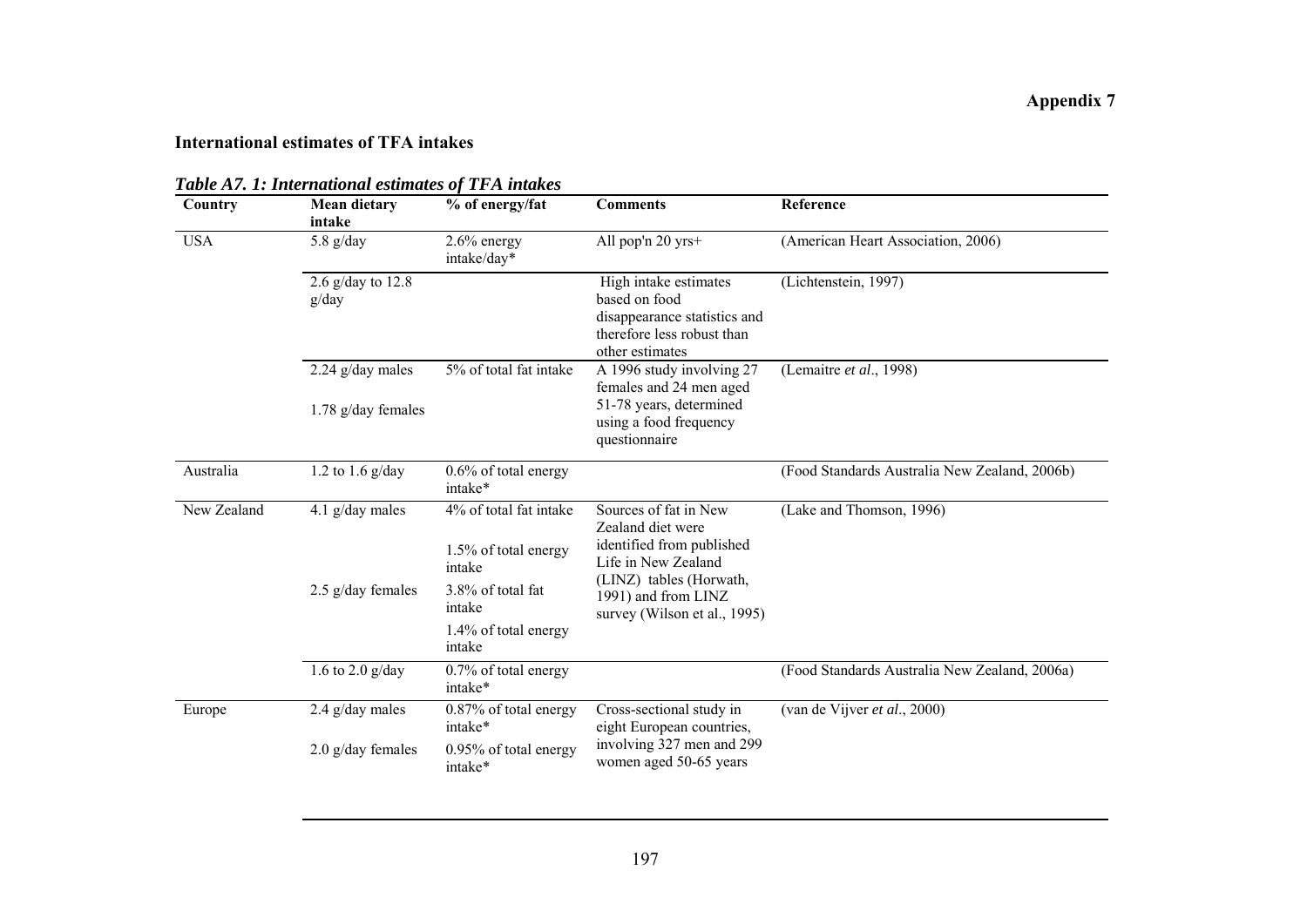**Appendix 7**

## International estimates of TFA intakes

***Table A7. 1: International estimates of TFA intakes***

| Country | Mean dietary intake | % of energy/fat | Comments | Reference |
|---|---|---|---|---|
| USA | 5.8 g/day | 2.6% energy intake/day* | All pop'n 20 yrs+ | (American Heart Association, 2006) |
| | 2.6 g/day to 12.8 g/day | | High intake estimates based on food disappearance statistics and therefore less robust than other estimates | (Lichtenstein, 1997) |
| | 2.24 g/day males<br>1.78 g/day females | 5% of total fat intake | A 1996 study involving 27 females and 24 men aged 51-78 years, determined using a food frequency questionnaire | (Lemaitre *et al*., 1998) |
| Australia | 1.2 to 1.6 g/day | 0.6% of total energy intake* | | (Food Standards Australia New Zealand, 2006b) |
| New Zealand | 4.1 g/day males<br>2.5 g/day females | 4% of total fat intake<br>1.5% of total energy intake<br>3.8% of total fat intake<br>1.4% of total energy intake | Sources of fat in New Zealand diet were identified from published Life in New Zealand (LINZ) tables (Horwath, 1991) and from LINZ survey (Wilson et al., 1995) | (Lake and Thomson, 1996) |
| | 1.6 to 2.0 g/day | 0.7% of total energy intake* | | (Food Standards Australia New Zealand, 2006a) |
| Europe | 2.4 g/day males<br>2.0 g/day females | 0.87% of total energy intake*<br>0.95% of total energy intake* | Cross-sectional study in eight European countries, involving 327 men and 299 women aged 50-65 years | (van de Vijver *et al*., 2000) |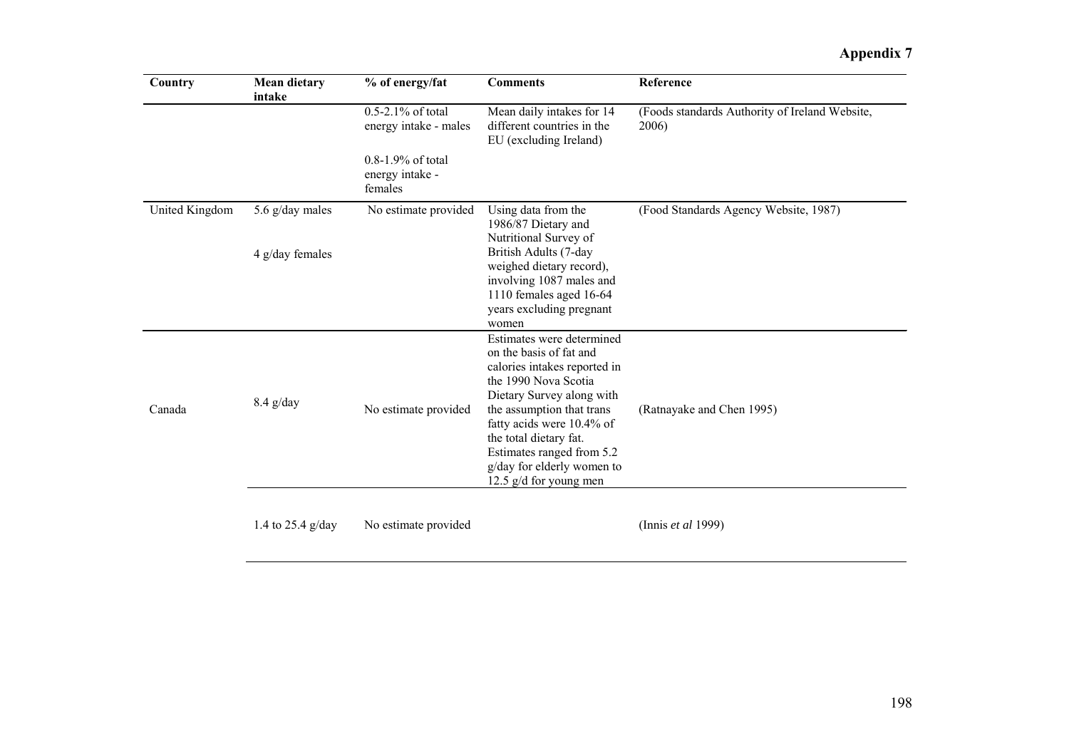# Appendix 7

| Country | Mean dietary intake | % of energy/fat | Comments | Reference |
|---|---|---|---|---|
| | | 0.5-2.1% of total energy intake - males<br><br>0.8-1.9% of total energy intake - females | Mean daily intakes for 14 different countries in the EU (excluding Ireland) | (Foods standards Authority of Ireland Website, 2006) |
| United Kingdom | 5.6 g/day males<br><br>4 g/day females | No estimate provided | Using data from the 1986/87 Dietary and Nutritional Survey of British Adults (7-day weighed dietary record), involving 1087 males and 1110 females aged 16-64 years excluding pregnant women | (Food Standards Agency Website, 1987) |
| Canada | 8.4 g/day | No estimate provided | Estimates were determined on the basis of fat and calories intakes reported in the 1990 Nova Scotia Dietary Survey along with the assumption that trans fatty acids were 10.4% of the total dietary fat. Estimates ranged from 5.2 g/day for elderly women to 12.5 g/d for young men | (Ratnayake and Chen 1995) |
| | 1.4 to 25.4 g/day | No estimate provided | | (Innis *et al* 1999) |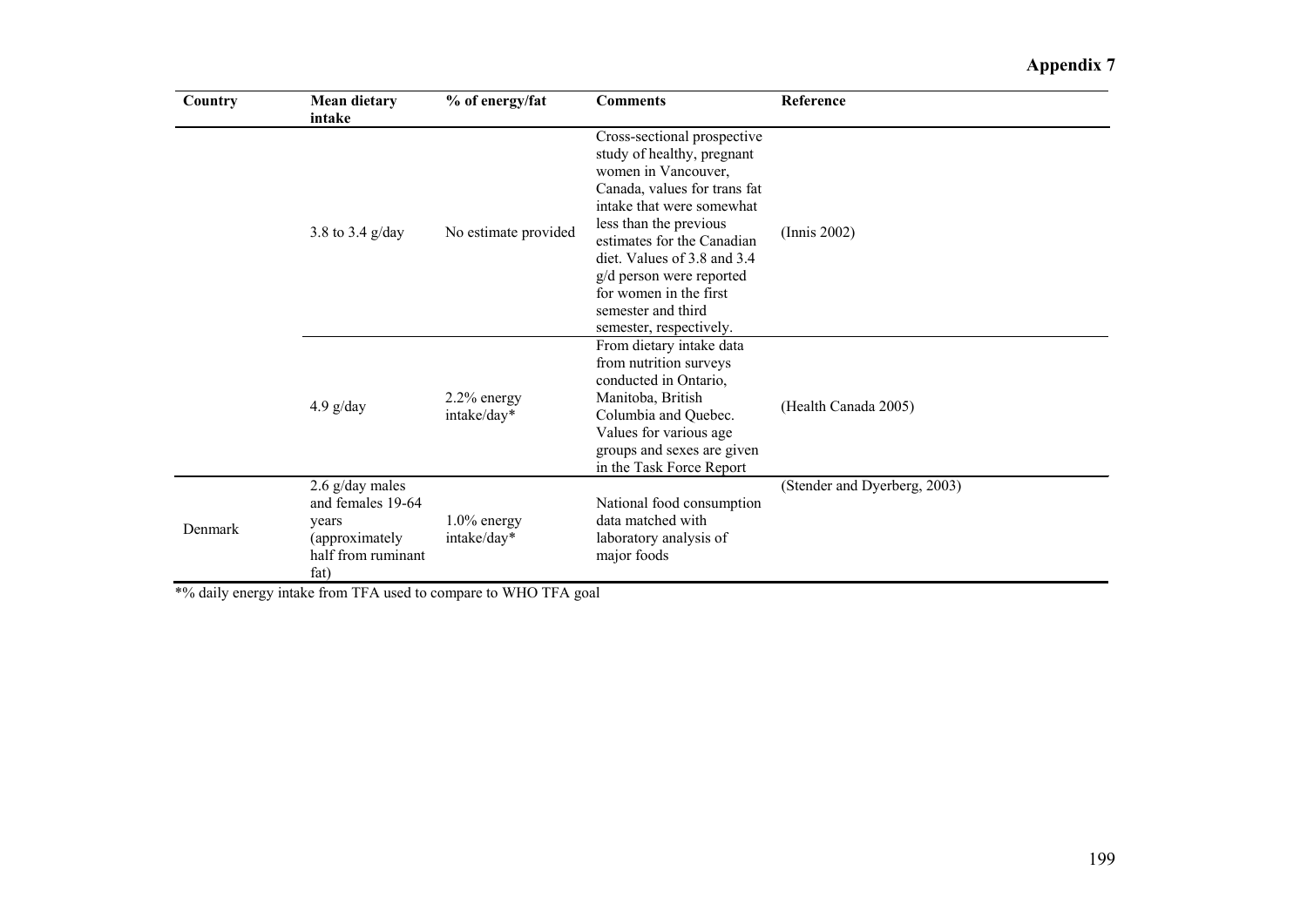# Appendix 7

| Country | Mean dietary intake | % of energy/fat | Comments | Reference |
|---|---|---|---|---|
| | 3.8 to 3.4 g/day | No estimate provided | Cross-sectional prospective study of healthy, pregnant women in Vancouver, Canada, values for trans fat intake that were somewhat less than the previous estimates for the Canadian diet. Values of 3.8 and 3.4 g/d person were reported for women in the first semester and third semester, respectively. | (Innis 2002) |
| | 4.9 g/day | 2.2% energy intake/day* | From dietary intake data from nutrition surveys conducted in Ontario, Manitoba, British Columbia and Quebec. Values for various age groups and sexes are given in the Task Force Report | (Health Canada 2005) |
| Denmark | 2.6 g/day males and females 19-64 years (approximately half from ruminant fat) | 1.0% energy intake/day* | National food consumption data matched with laboratory analysis of major foods | (Stender and Dyerberg, 2003) |

*% daily energy intake from TFA used to compare to WHO TFA goal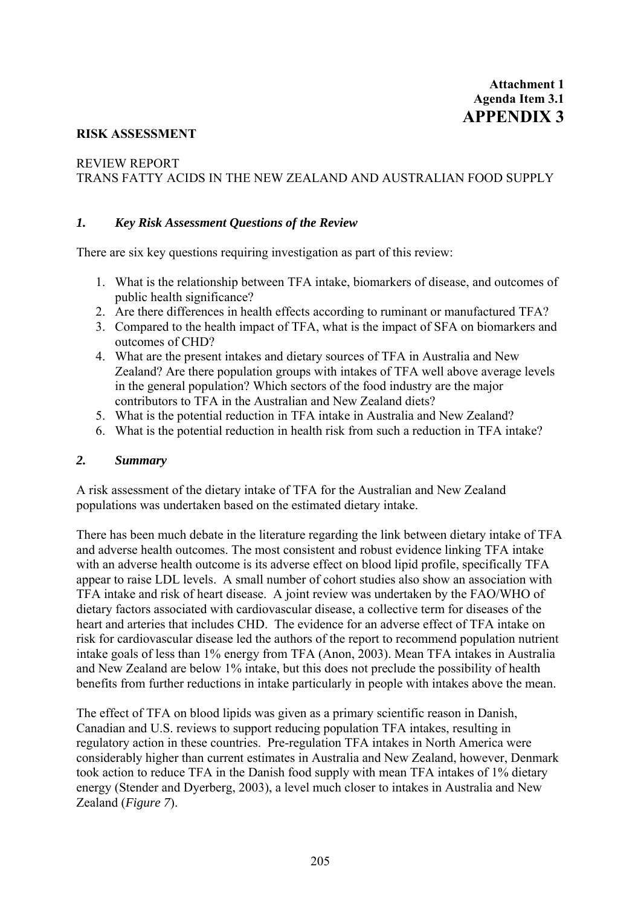**Attachment 1**
**Agenda Item 3.1**
# APPENDIX 3

**RISK ASSESSMENT**

REVIEW REPORT
TRANS FATTY ACIDS IN THE NEW ZEALAND AND AUSTRALIAN FOOD SUPPLY

## *1. Key Risk Assessment Questions of the Review*

There are six key questions requiring investigation as part of this review:

1. What is the relationship between TFA intake, biomarkers of disease, and outcomes of public health significance?
2. Are there differences in health effects according to ruminant or manufactured TFA?
3. Compared to the health impact of TFA, what is the impact of SFA on biomarkers and outcomes of CHD?
4. What are the present intakes and dietary sources of TFA in Australia and New Zealand? Are there population groups with intakes of TFA well above average levels in the general population? Which sectors of the food industry are the major contributors to TFA in the Australian and New Zealand diets?
5. What is the potential reduction in TFA intake in Australia and New Zealand?
6. What is the potential reduction in health risk from such a reduction in TFA intake?

## *2. Summary*

A risk assessment of the dietary intake of TFA for the Australian and New Zealand populations was undertaken based on the estimated dietary intake.

There has been much debate in the literature regarding the link between dietary intake of TFA and adverse health outcomes. The most consistent and robust evidence linking TFA intake with an adverse health outcome is its adverse effect on blood lipid profile, specifically TFA appear to raise LDL levels. A small number of cohort studies also show an association with TFA intake and risk of heart disease. A joint review was undertaken by the FAO/WHO of dietary factors associated with cardiovascular disease, a collective term for diseases of the heart and arteries that includes CHD. The evidence for an adverse effect of TFA intake on risk for cardiovascular disease led the authors of the report to recommend population nutrient intake goals of less than 1% energy from TFA (Anon, 2003). Mean TFA intakes in Australia and New Zealand are below 1% intake, but this does not preclude the possibility of health benefits from further reductions in intake particularly in people with intakes above the mean.

The effect of TFA on blood lipids was given as a primary scientific reason in Danish, Canadian and U.S. reviews to support reducing population TFA intakes, resulting in regulatory action in these countries. Pre-regulation TFA intakes in North America were considerably higher than current estimates in Australia and New Zealand, however, Denmark took action to reduce TFA in the Danish food supply with mean TFA intakes of 1% dietary energy (Stender and Dyerberg, 2003), a level much closer to intakes in Australia and New Zealand (*Figure 7*).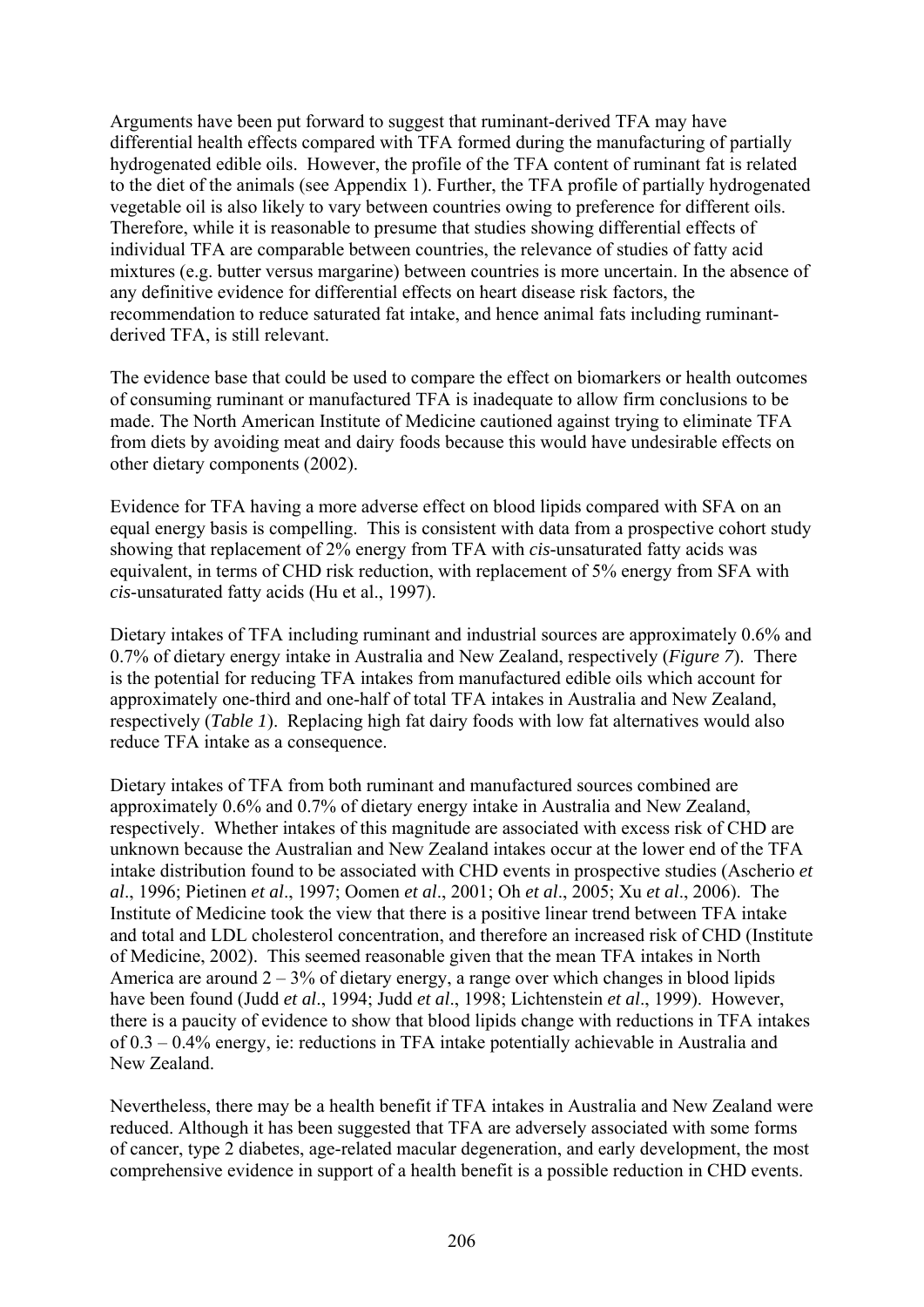Arguments have been put forward to suggest that ruminant-derived TFA may have differential health effects compared with TFA formed during the manufacturing of partially hydrogenated edible oils. However, the profile of the TFA content of ruminant fat is related to the diet of the animals (see Appendix 1). Further, the TFA profile of partially hydrogenated vegetable oil is also likely to vary between countries owing to preference for different oils. Therefore, while it is reasonable to presume that studies showing differential effects of individual TFA are comparable between countries, the relevance of studies of fatty acid mixtures (e.g. butter versus margarine) between countries is more uncertain. In the absence of any definitive evidence for differential effects on heart disease risk factors, the recommendation to reduce saturated fat intake, and hence animal fats including ruminant-derived TFA, is still relevant.

The evidence base that could be used to compare the effect on biomarkers or health outcomes of consuming ruminant or manufactured TFA is inadequate to allow firm conclusions to be made. The North American Institute of Medicine cautioned against trying to eliminate TFA from diets by avoiding meat and dairy foods because this would have undesirable effects on other dietary components (2002).

Evidence for TFA having a more adverse effect on blood lipids compared with SFA on an equal energy basis is compelling. This is consistent with data from a prospective cohort study showing that replacement of 2% energy from TFA with *cis*-unsaturated fatty acids was equivalent, in terms of CHD risk reduction, with replacement of 5% energy from SFA with *cis*-unsaturated fatty acids (Hu et al., 1997).

Dietary intakes of TFA including ruminant and industrial sources are approximately 0.6% and 0.7% of dietary energy intake in Australia and New Zealand, respectively (*Figure 7*). There is the potential for reducing TFA intakes from manufactured edible oils which account for approximately one-third and one-half of total TFA intakes in Australia and New Zealand, respectively (*Table 1*). Replacing high fat dairy foods with low fat alternatives would also reduce TFA intake as a consequence.

Dietary intakes of TFA from both ruminant and manufactured sources combined are approximately 0.6% and 0.7% of dietary energy intake in Australia and New Zealand, respectively. Whether intakes of this magnitude are associated with excess risk of CHD are unknown because the Australian and New Zealand intakes occur at the lower end of the TFA intake distribution found to be associated with CHD events in prospective studies (Ascherio *et al*., 1996; Pietinen *et al*., 1997; Oomen *et al*., 2001; Oh *et al*., 2005; Xu *et al*., 2006). The Institute of Medicine took the view that there is a positive linear trend between TFA intake and total and LDL cholesterol concentration, and therefore an increased risk of CHD (Institute of Medicine, 2002). This seemed reasonable given that the mean TFA intakes in North America are around 2 – 3% of dietary energy, a range over which changes in blood lipids have been found (Judd *et al*., 1994; Judd *et al*., 1998; Lichtenstein *et al*., 1999). However, there is a paucity of evidence to show that blood lipids change with reductions in TFA intakes of 0.3 – 0.4% energy, ie: reductions in TFA intake potentially achievable in Australia and New Zealand.

Nevertheless, there may be a health benefit if TFA intakes in Australia and New Zealand were reduced. Although it has been suggested that TFA are adversely associated with some forms of cancer, type 2 diabetes, age-related macular degeneration, and early development, the most comprehensive evidence in support of a health benefit is a possible reduction in CHD events.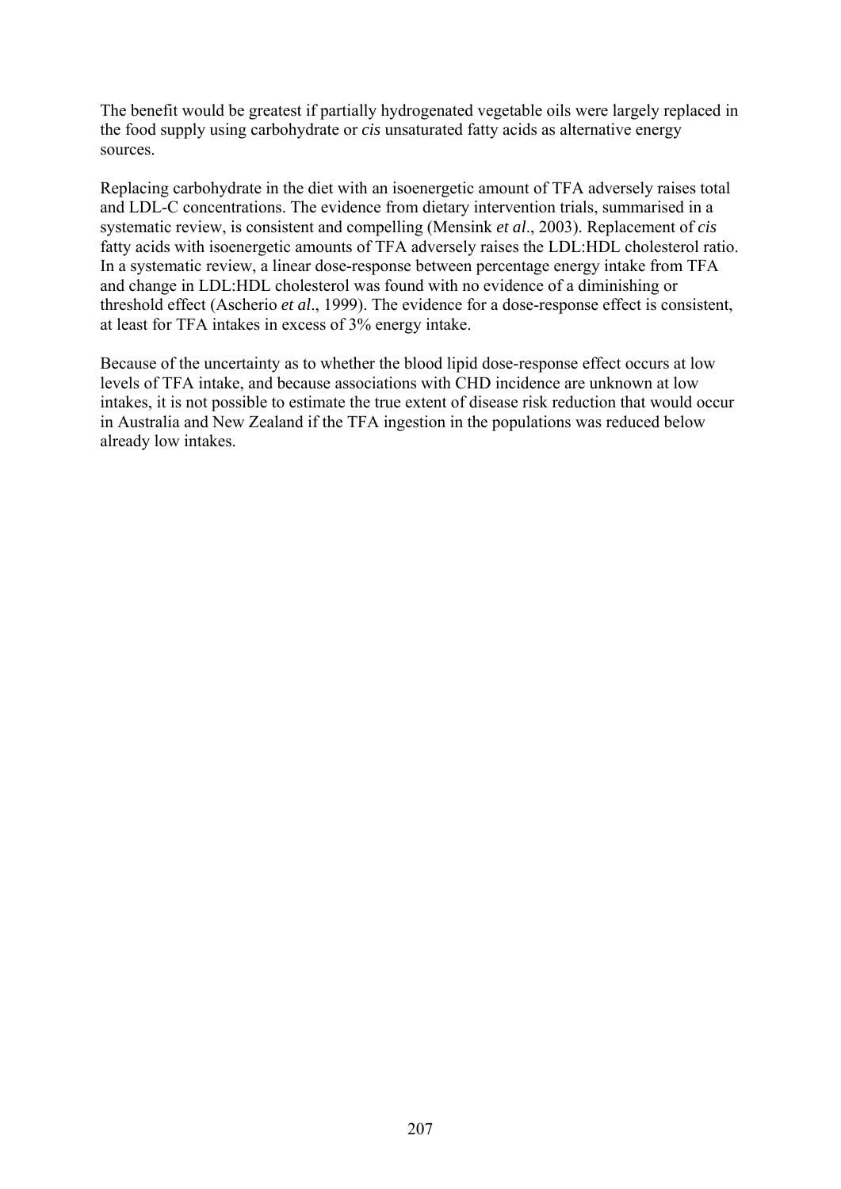The benefit would be greatest if partially hydrogenated vegetable oils were largely replaced in the food supply using carbohydrate or *cis* unsaturated fatty acids as alternative energy sources.

Replacing carbohydrate in the diet with an isoenergetic amount of TFA adversely raises total and LDL-C concentrations. The evidence from dietary intervention trials, summarised in a systematic review, is consistent and compelling (Mensink *et al*., 2003). Replacement of *cis* fatty acids with isoenergetic amounts of TFA adversely raises the LDL:HDL cholesterol ratio. In a systematic review, a linear dose-response between percentage energy intake from TFA and change in LDL:HDL cholesterol was found with no evidence of a diminishing or threshold effect (Ascherio *et al*., 1999). The evidence for a dose-response effect is consistent, at least for TFA intakes in excess of 3% energy intake.

Because of the uncertainty as to whether the blood lipid dose-response effect occurs at low levels of TFA intake, and because associations with CHD incidence are unknown at low intakes, it is not possible to estimate the true extent of disease risk reduction that would occur in Australia and New Zealand if the TFA ingestion in the populations was reduced below already low intakes.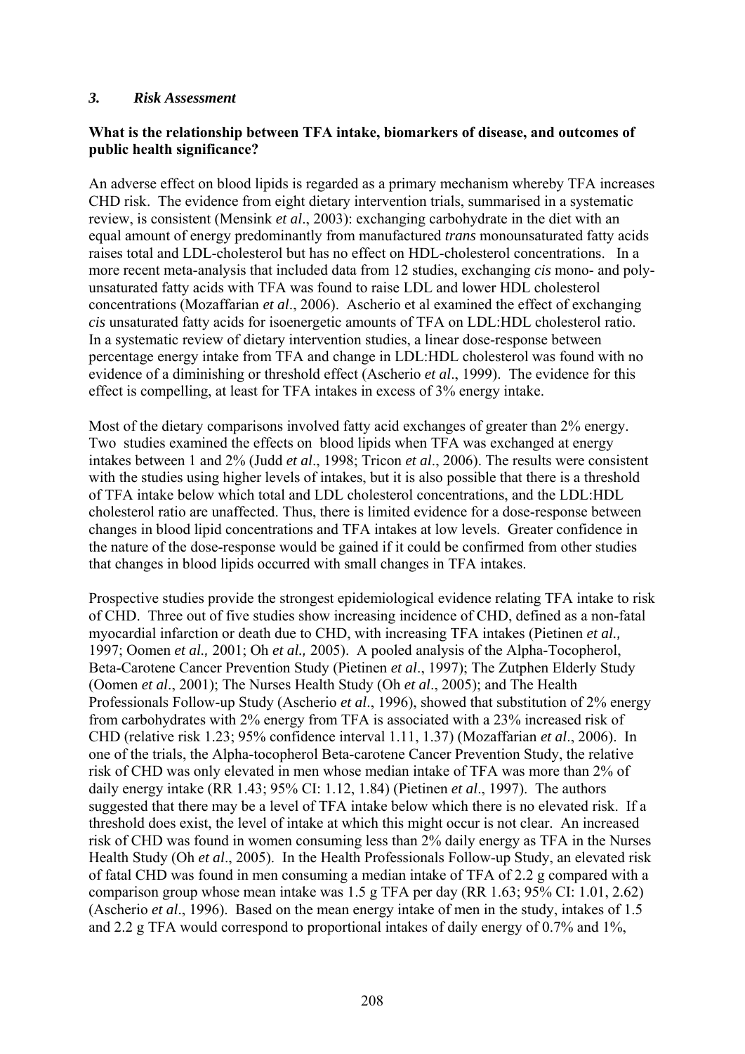### *3. Risk Assessment*

**What is the relationship between TFA intake, biomarkers of disease, and outcomes of public health significance?**

An adverse effect on blood lipids is regarded as a primary mechanism whereby TFA increases CHD risk. The evidence from eight dietary intervention trials, summarised in a systematic review, is consistent (Mensink *et al*., 2003): exchanging carbohydrate in the diet with an equal amount of energy predominantly from manufactured *trans* monounsaturated fatty acids raises total and LDL-cholesterol but has no effect on HDL-cholesterol concentrations. In a more recent meta-analysis that included data from 12 studies, exchanging *cis* mono- and poly-unsaturated fatty acids with TFA was found to raise LDL and lower HDL cholesterol concentrations (Mozaffarian *et al*., 2006). Ascherio et al examined the effect of exchanging *cis* unsaturated fatty acids for isoenergetic amounts of TFA on LDL:HDL cholesterol ratio. In a systematic review of dietary intervention studies, a linear dose-response between percentage energy intake from TFA and change in LDL:HDL cholesterol was found with no evidence of a diminishing or threshold effect (Ascherio *et al*., 1999). The evidence for this effect is compelling, at least for TFA intakes in excess of 3% energy intake.

Most of the dietary comparisons involved fatty acid exchanges of greater than 2% energy. Two studies examined the effects on blood lipids when TFA was exchanged at energy intakes between 1 and 2% (Judd *et al*., 1998; Tricon *et al*., 2006). The results were consistent with the studies using higher levels of intakes, but it is also possible that there is a threshold of TFA intake below which total and LDL cholesterol concentrations, and the LDL:HDL cholesterol ratio are unaffected. Thus, there is limited evidence for a dose-response between changes in blood lipid concentrations and TFA intakes at low levels. Greater confidence in the nature of the dose-response would be gained if it could be confirmed from other studies that changes in blood lipids occurred with small changes in TFA intakes.

Prospective studies provide the strongest epidemiological evidence relating TFA intake to risk of CHD. Three out of five studies show increasing incidence of CHD, defined as a non-fatal myocardial infarction or death due to CHD, with increasing TFA intakes (Pietinen *et al.,* 1997; Oomen *et al.,* 2001; Oh *et al.,* 2005). A pooled analysis of the Alpha-Tocopherol, Beta-Carotene Cancer Prevention Study (Pietinen *et al*., 1997); The Zutphen Elderly Study (Oomen *et al*., 2001); The Nurses Health Study (Oh *et al*., 2005); and The Health Professionals Follow-up Study (Ascherio *et al*., 1996), showed that substitution of 2% energy from carbohydrates with 2% energy from TFA is associated with a 23% increased risk of CHD (relative risk 1.23; 95% confidence interval 1.11, 1.37) (Mozaffarian *et al*., 2006). In one of the trials, the Alpha-tocopherol Beta-carotene Cancer Prevention Study, the relative risk of CHD was only elevated in men whose median intake of TFA was more than 2% of daily energy intake (RR 1.43; 95% CI: 1.12, 1.84) (Pietinen *et al*., 1997). The authors suggested that there may be a level of TFA intake below which there is no elevated risk. If a threshold does exist, the level of intake at which this might occur is not clear. An increased risk of CHD was found in women consuming less than 2% daily energy as TFA in the Nurses Health Study (Oh *et al*., 2005). In the Health Professionals Follow-up Study, an elevated risk of fatal CHD was found in men consuming a median intake of TFA of 2.2 g compared with a comparison group whose mean intake was 1.5 g TFA per day (RR 1.63; 95% CI: 1.01, 2.62) (Ascherio *et al*., 1996). Based on the mean energy intake of men in the study, intakes of 1.5 and 2.2 g TFA would correspond to proportional intakes of daily energy of 0.7% and 1%,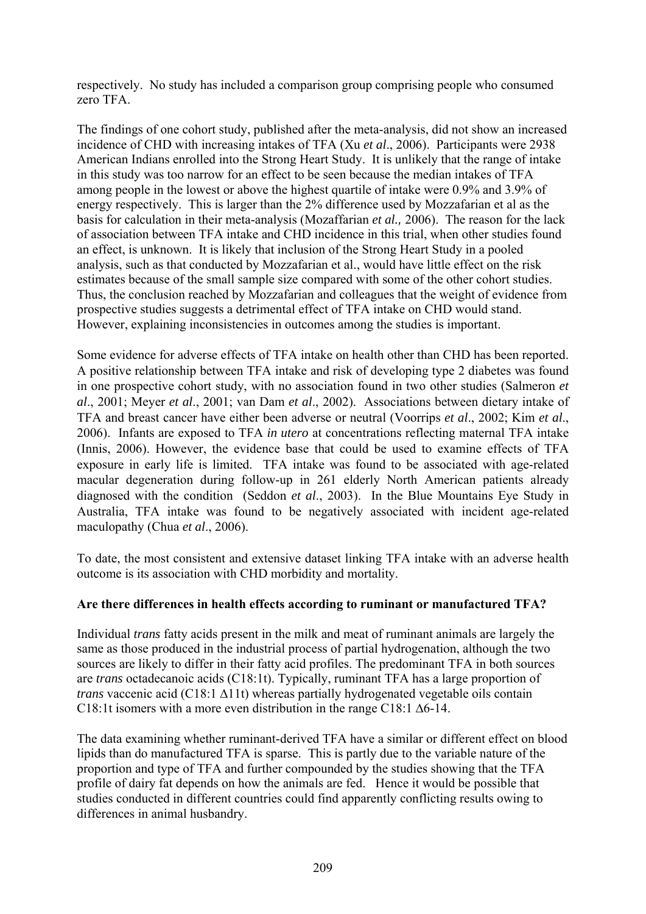respectively. No study has included a comparison group comprising people who consumed zero TFA.

The findings of one cohort study, published after the meta-analysis, did not show an increased incidence of CHD with increasing intakes of TFA (Xu *et al*., 2006). Participants were 2938 American Indians enrolled into the Strong Heart Study. It is unlikely that the range of intake in this study was too narrow for an effect to be seen because the median intakes of TFA among people in the lowest or above the highest quartile of intake were 0.9% and 3.9% of energy respectively. This is larger than the 2% difference used by Mozzafarian et al as the basis for calculation in their meta-analysis (Mozaffarian *et al.,* 2006). The reason for the lack of association between TFA intake and CHD incidence in this trial, when other studies found an effect, is unknown. It is likely that inclusion of the Strong Heart Study in a pooled analysis, such as that conducted by Mozzafarian et al., would have little effect on the risk estimates because of the small sample size compared with some of the other cohort studies. Thus, the conclusion reached by Mozzafarian and colleagues that the weight of evidence from prospective studies suggests a detrimental effect of TFA intake on CHD would stand. However, explaining inconsistencies in outcomes among the studies is important.

Some evidence for adverse effects of TFA intake on health other than CHD has been reported. A positive relationship between TFA intake and risk of developing type 2 diabetes was found in one prospective cohort study, with no association found in two other studies (Salmeron *et al*., 2001; Meyer *et al*., 2001; van Dam *et al*., 2002). Associations between dietary intake of TFA and breast cancer have either been adverse or neutral (Voorrips *et al*., 2002; Kim *et al*., 2006). Infants are exposed to TFA *in utero* at concentrations reflecting maternal TFA intake (Innis, 2006). However, the evidence base that could be used to examine effects of TFA exposure in early life is limited. TFA intake was found to be associated with age-related macular degeneration during follow-up in 261 elderly North American patients already diagnosed with the condition (Seddon *et al*., 2003). In the Blue Mountains Eye Study in Australia, TFA intake was found to be negatively associated with incident age-related maculopathy (Chua *et al*., 2006).

To date, the most consistent and extensive dataset linking TFA intake with an adverse health outcome is its association with CHD morbidity and mortality.

**Are there differences in health effects according to ruminant or manufactured TFA?**

Individual *trans* fatty acids present in the milk and meat of ruminant animals are largely the same as those produced in the industrial process of partial hydrogenation, although the two sources are likely to differ in their fatty acid profiles. The predominant TFA in both sources are *trans* octadecanoic acids (C18:1t). Typically, ruminant TFA has a large proportion of *trans* vaccenic acid (C18:1 $\Delta$11t) whereas partially hydrogenated vegetable oils contain C18:1t isomers with a more even distribution in the range C18:1 $\Delta$6-14.

The data examining whether ruminant-derived TFA have a similar or different effect on blood lipids than do manufactured TFA is sparse. This is partly due to the variable nature of the proportion and type of TFA and further compounded by the studies showing that the TFA profile of dairy fat depends on how the animals are fed. Hence it would be possible that studies conducted in different countries could find apparently conflicting results owing to differences in animal husbandry.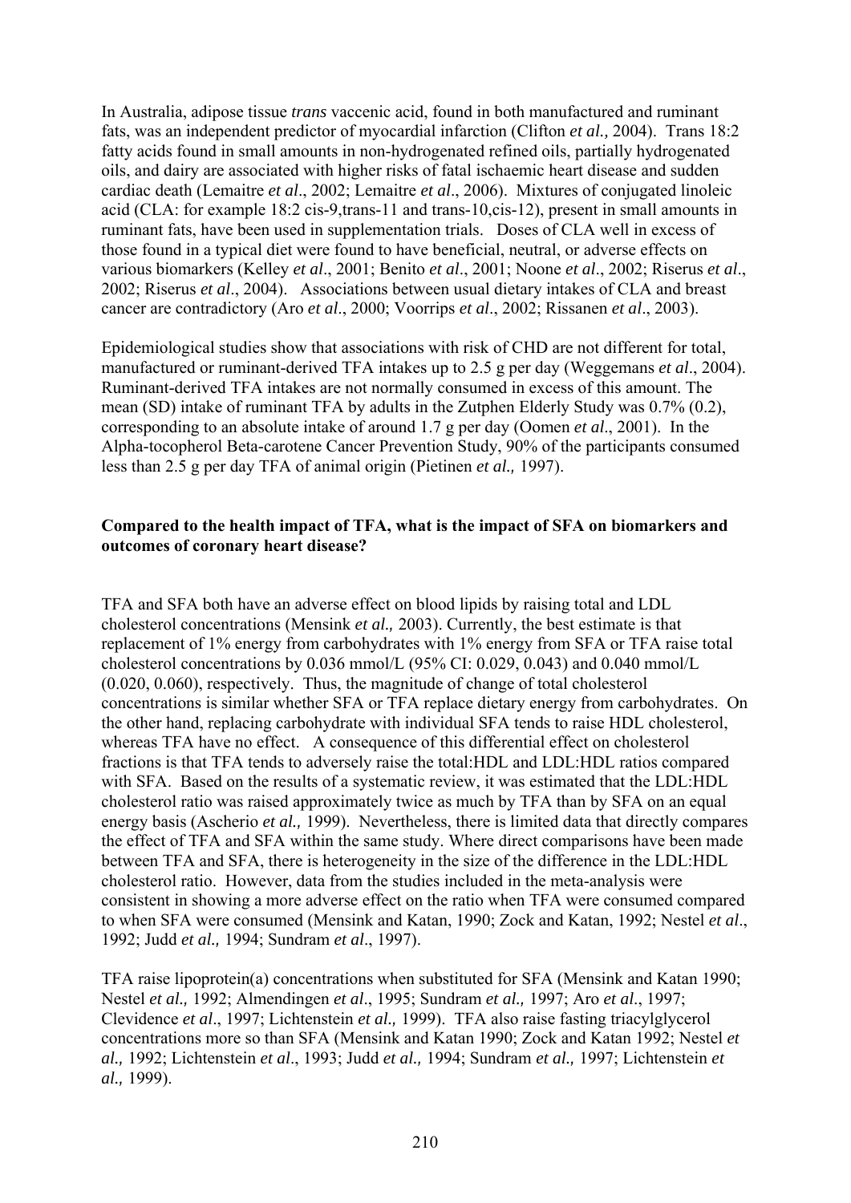In Australia, adipose tissue *trans* vaccenic acid, found in both manufactured and ruminant fats, was an independent predictor of myocardial infarction (Clifton *et al.,* 2004). Trans 18:2 fatty acids found in small amounts in non-hydrogenated refined oils, partially hydrogenated oils, and dairy are associated with higher risks of fatal ischaemic heart disease and sudden cardiac death (Lemaitre *et al*., 2002; Lemaitre *et al*., 2006). Mixtures of conjugated linoleic acid (CLA: for example 18:2 cis-9,trans-11 and trans-10,cis-12), present in small amounts in ruminant fats, have been used in supplementation trials. Doses of CLA well in excess of those found in a typical diet were found to have beneficial, neutral, or adverse effects on various biomarkers (Kelley *et al*., 2001; Benito *et al*., 2001; Noone *et al*., 2002; Riserus *et al*., 2002; Riserus *et al*., 2004). Associations between usual dietary intakes of CLA and breast cancer are contradictory (Aro *et al*., 2000; Voorrips *et al*., 2002; Rissanen *et al*., 2003).

Epidemiological studies show that associations with risk of CHD are not different for total, manufactured or ruminant-derived TFA intakes up to 2.5 g per day (Weggemans *et al*., 2004). Ruminant-derived TFA intakes are not normally consumed in excess of this amount. The mean (SD) intake of ruminant TFA by adults in the Zutphen Elderly Study was 0.7% (0.2), corresponding to an absolute intake of around 1.7 g per day (Oomen *et al*., 2001). In the Alpha-tocopherol Beta-carotene Cancer Prevention Study, 90% of the participants consumed less than 2.5 g per day TFA of animal origin (Pietinen *et al.,* 1997).

**Compared to the health impact of TFA, what is the impact of SFA on biomarkers and outcomes of coronary heart disease?**

TFA and SFA both have an adverse effect on blood lipids by raising total and LDL cholesterol concentrations (Mensink *et al.,* 2003). Currently, the best estimate is that replacement of 1% energy from carbohydrates with 1% energy from SFA or TFA raise total cholesterol concentrations by 0.036 mmol/L (95% CI: 0.029, 0.043) and 0.040 mmol/L (0.020, 0.060), respectively. Thus, the magnitude of change of total cholesterol concentrations is similar whether SFA or TFA replace dietary energy from carbohydrates. On the other hand, replacing carbohydrate with individual SFA tends to raise HDL cholesterol, whereas TFA have no effect. A consequence of this differential effect on cholesterol fractions is that TFA tends to adversely raise the total:HDL and LDL:HDL ratios compared with SFA. Based on the results of a systematic review, it was estimated that the LDL:HDL cholesterol ratio was raised approximately twice as much by TFA than by SFA on an equal energy basis (Ascherio *et al.,* 1999). Nevertheless, there is limited data that directly compares the effect of TFA and SFA within the same study. Where direct comparisons have been made between TFA and SFA, there is heterogeneity in the size of the difference in the LDL:HDL cholesterol ratio. However, data from the studies included in the meta-analysis were consistent in showing a more adverse effect on the ratio when TFA were consumed compared to when SFA were consumed (Mensink and Katan, 1990; Zock and Katan, 1992; Nestel *et al*., 1992; Judd *et al.,* 1994; Sundram *et al*., 1997).

TFA raise lipoprotein(a) concentrations when substituted for SFA (Mensink and Katan 1990; Nestel *et al.,* 1992; Almendingen *et al*., 1995; Sundram *et al.,* 1997; Aro *et al*., 1997; Clevidence *et al*., 1997; Lichtenstein *et al.,* 1999). TFA also raise fasting triacylglycerol concentrations more so than SFA (Mensink and Katan 1990; Zock and Katan 1992; Nestel *et al.,* 1992; Lichtenstein *et al*., 1993; Judd *et al.,* 1994; Sundram *et al.,* 1997; Lichtenstein *et al.,* 1999).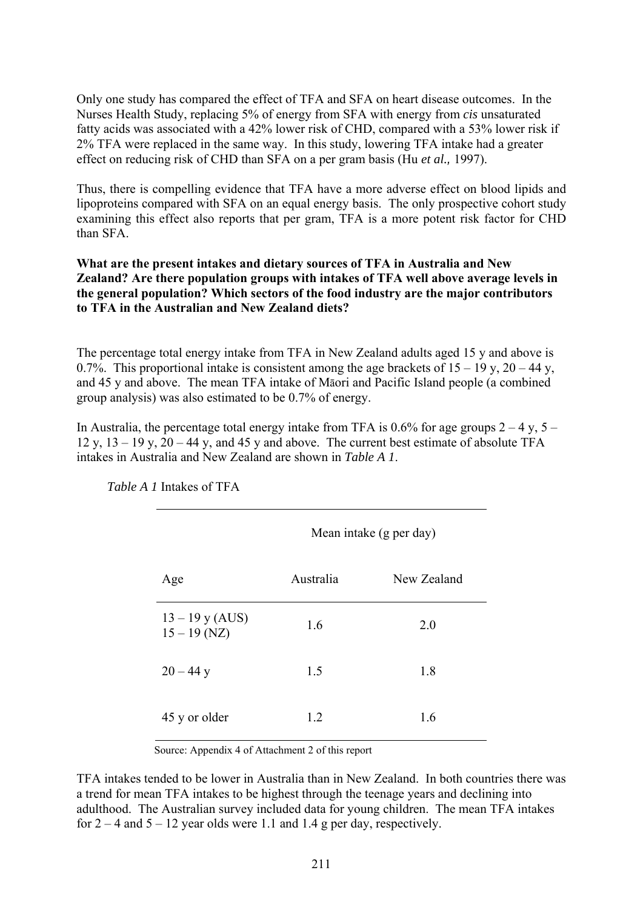Only one study has compared the effect of TFA and SFA on heart disease outcomes. In the Nurses Health Study, replacing 5% of energy from SFA with energy from *cis* unsaturated fatty acids was associated with a 42% lower risk of CHD, compared with a 53% lower risk if 2% TFA were replaced in the same way. In this study, lowering TFA intake had a greater effect on reducing risk of CHD than SFA on a per gram basis (Hu *et al.,* 1997).

Thus, there is compelling evidence that TFA have a more adverse effect on blood lipids and lipoproteins compared with SFA on an equal energy basis. The only prospective cohort study examining this effect also reports that per gram, TFA is a more potent risk factor for CHD than SFA.

**What are the present intakes and dietary sources of TFA in Australia and New Zealand? Are there population groups with intakes of TFA well above average levels in the general population? Which sectors of the food industry are the major contributors to TFA in the Australian and New Zealand diets?**

The percentage total energy intake from TFA in New Zealand adults aged 15 y and above is 0.7%. This proportional intake is consistent among the age brackets of 15 – 19 y, 20 – 44 y, and 45 y and above. The mean TFA intake of Māori and Pacific Island people (a combined group analysis) was also estimated to be 0.7% of energy.

In Australia, the percentage total energy intake from TFA is 0.6% for age groups 2 – 4 y, 5 – 12 y, 13 – 19 y, 20 – 44 y, and 45 y and above. The current best estimate of absolute TFA intakes in Australia and New Zealand are shown in *Table A 1*.

*Table A 1* Intakes of TFA

| | Mean intake (g per day) | |
|---|---|---|
| Age | Australia | New Zealand |
| 13 – 19 y (AUS) 15 – 19 (NZ) | 1.6 | 2.0 |
| 20 – 44 y | 1.5 | 1.8 |
| 45 y or older | 1.2 | 1.6 |

Source: Appendix 4 of Attachment 2 of this report

TFA intakes tended to be lower in Australia than in New Zealand. In both countries there was a trend for mean TFA intakes to be highest through the teenage years and declining into adulthood. The Australian survey included data for young children. The mean TFA intakes for 2 – 4 and 5 – 12 year olds were 1.1 and 1.4 g per day, respectively.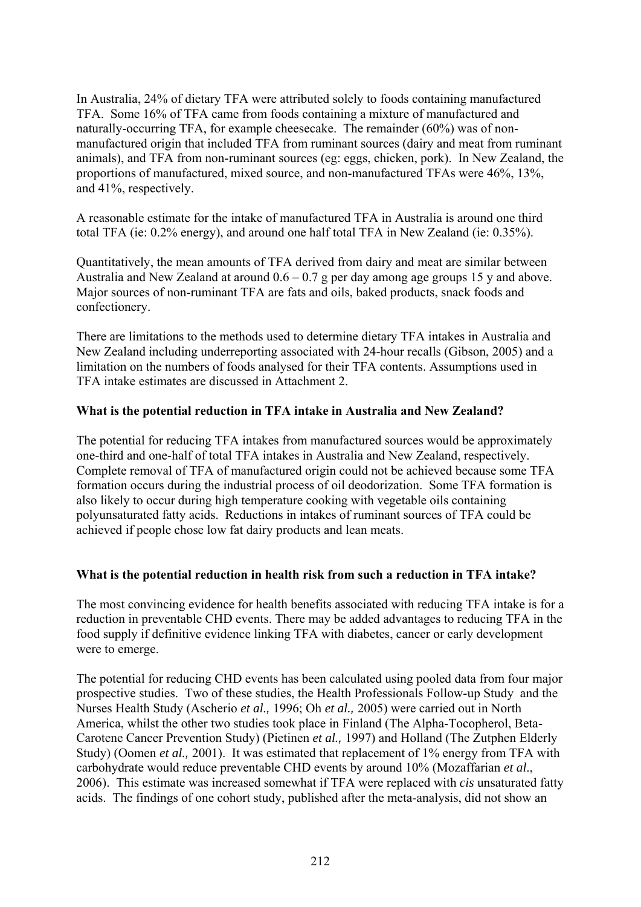In Australia, 24% of dietary TFA were attributed solely to foods containing manufactured TFA. Some 16% of TFA came from foods containing a mixture of manufactured and naturally-occurring TFA, for example cheesecake. The remainder (60%) was of non-manufactured origin that included TFA from ruminant sources (dairy and meat from ruminant animals), and TFA from non-ruminant sources (eg: eggs, chicken, pork). In New Zealand, the proportions of manufactured, mixed source, and non-manufactured TFAs were 46%, 13%, and 41%, respectively.

A reasonable estimate for the intake of manufactured TFA in Australia is around one third total TFA (ie: 0.2% energy), and around one half total TFA in New Zealand (ie: 0.35%).

Quantitatively, the mean amounts of TFA derived from dairy and meat are similar between Australia and New Zealand at around 0.6 – 0.7 g per day among age groups 15 y and above. Major sources of non-ruminant TFA are fats and oils, baked products, snack foods and confectionery.

There are limitations to the methods used to determine dietary TFA intakes in Australia and New Zealand including underreporting associated with 24-hour recalls (Gibson, 2005) and a limitation on the numbers of foods analysed for their TFA contents. Assumptions used in TFA intake estimates are discussed in Attachment 2.

**What is the potential reduction in TFA intake in Australia and New Zealand?**

The potential for reducing TFA intakes from manufactured sources would be approximately one-third and one-half of total TFA intakes in Australia and New Zealand, respectively. Complete removal of TFA of manufactured origin could not be achieved because some TFA formation occurs during the industrial process of oil deodorization. Some TFA formation is also likely to occur during high temperature cooking with vegetable oils containing polyunsaturated fatty acids. Reductions in intakes of ruminant sources of TFA could be achieved if people chose low fat dairy products and lean meats.

**What is the potential reduction in health risk from such a reduction in TFA intake?**

The most convincing evidence for health benefits associated with reducing TFA intake is for a reduction in preventable CHD events. There may be added advantages to reducing TFA in the food supply if definitive evidence linking TFA with diabetes, cancer or early development were to emerge.

The potential for reducing CHD events has been calculated using pooled data from four major prospective studies. Two of these studies, the Health Professionals Follow-up Study and the Nurses Health Study (Ascherio *et al.,* 1996; Oh *et al.,* 2005) were carried out in North America, whilst the other two studies took place in Finland (The Alpha-Tocopherol, Beta-Carotene Cancer Prevention Study) (Pietinen *et al.,* 1997) and Holland (The Zutphen Elderly Study) (Oomen *et al.,* 2001). It was estimated that replacement of 1% energy from TFA with carbohydrate would reduce preventable CHD events by around 10% (Mozaffarian *et al.*, 2006). This estimate was increased somewhat if TFA were replaced with *cis* unsaturated fatty acids. The findings of one cohort study, published after the meta-analysis, did not show an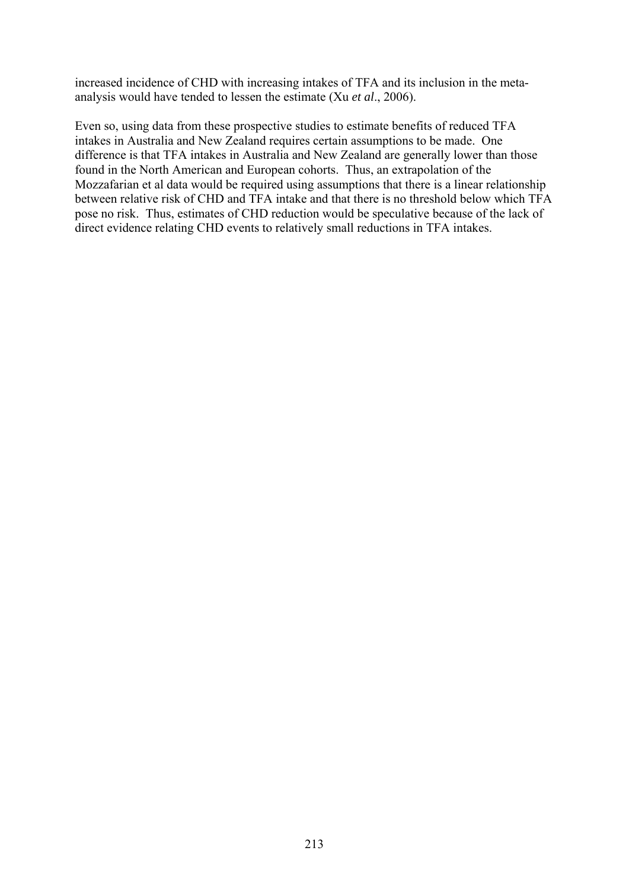increased incidence of CHD with increasing intakes of TFA and its inclusion in the meta-analysis would have tended to lessen the estimate (Xu *et al*., 2006).

Even so, using data from these prospective studies to estimate benefits of reduced TFA intakes in Australia and New Zealand requires certain assumptions to be made. One difference is that TFA intakes in Australia and New Zealand are generally lower than those found in the North American and European cohorts. Thus, an extrapolation of the Mozzafarian et al data would be required using assumptions that there is a linear relationship between relative risk of CHD and TFA intake and that there is no threshold below which TFA pose no risk. Thus, estimates of CHD reduction would be speculative because of the lack of direct evidence relating CHD events to relatively small reductions in TFA intakes.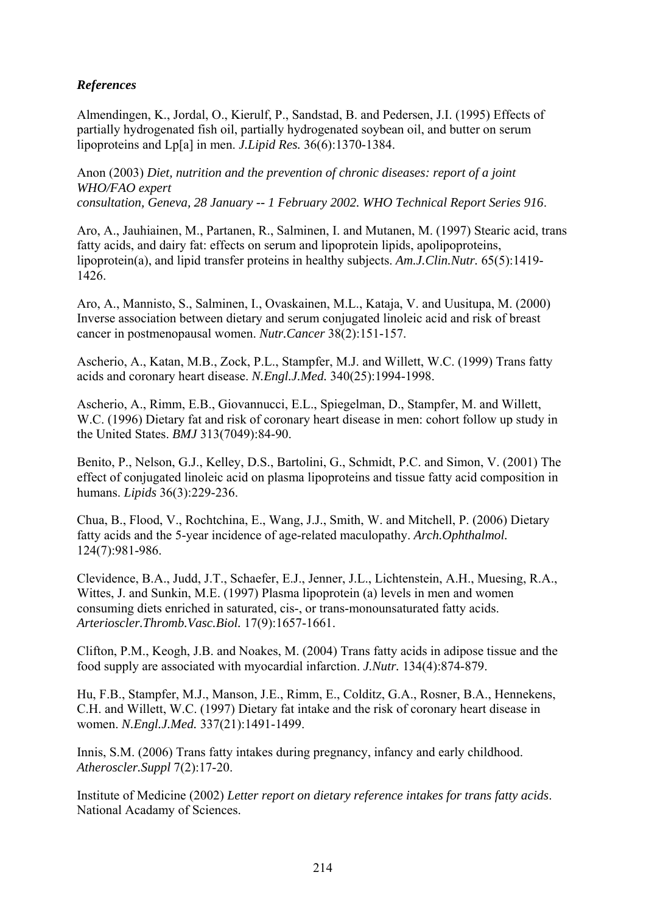### *References*

Almendingen, K., Jordal, O., Kierulf, P., Sandstad, B. and Pedersen, J.I. (1995) Effects of partially hydrogenated fish oil, partially hydrogenated soybean oil, and butter on serum lipoproteins and Lp[a] in men. *J.Lipid Res.* 36(6):1370-1384.

Anon (2003) *Diet, nutrition and the prevention of chronic diseases: report of a joint WHO/FAO expert consultation, Geneva, 28 January -- 1 February 2002. WHO Technical Report Series 916*.

Aro, A., Jauhiainen, M., Partanen, R., Salminen, I. and Mutanen, M. (1997) Stearic acid, trans fatty acids, and dairy fat: effects on serum and lipoprotein lipids, apolipoproteins, lipoprotein(a), and lipid transfer proteins in healthy subjects. *Am.J.Clin.Nutr.* 65(5):1419-1426.

Aro, A., Mannisto, S., Salminen, I., Ovaskainen, M.L., Kataja, V. and Uusitupa, M. (2000) Inverse association between dietary and serum conjugated linoleic acid and risk of breast cancer in postmenopausal women. *Nutr.Cancer* 38(2):151-157.

Ascherio, A., Katan, M.B., Zock, P.L., Stampfer, M.J. and Willett, W.C. (1999) Trans fatty acids and coronary heart disease. *N.Engl.J.Med.* 340(25):1994-1998.

Ascherio, A., Rimm, E.B., Giovannucci, E.L., Spiegelman, D., Stampfer, M. and Willett, W.C. (1996) Dietary fat and risk of coronary heart disease in men: cohort follow up study in the United States. *BMJ* 313(7049):84-90.

Benito, P., Nelson, G.J., Kelley, D.S., Bartolini, G., Schmidt, P.C. and Simon, V. (2001) The effect of conjugated linoleic acid on plasma lipoproteins and tissue fatty acid composition in humans. *Lipids* 36(3):229-236.

Chua, B., Flood, V., Rochtchina, E., Wang, J.J., Smith, W. and Mitchell, P. (2006) Dietary fatty acids and the 5-year incidence of age-related maculopathy. *Arch.Ophthalmol.* 124(7):981-986.

Clevidence, B.A., Judd, J.T., Schaefer, E.J., Jenner, J.L., Lichtenstein, A.H., Muesing, R.A., Wittes, J. and Sunkin, M.E. (1997) Plasma lipoprotein (a) levels in men and women consuming diets enriched in saturated, cis-, or trans-monounsaturated fatty acids. *Arterioscler.Thromb.Vasc.Biol.* 17(9):1657-1661.

Clifton, P.M., Keogh, J.B. and Noakes, M. (2004) Trans fatty acids in adipose tissue and the food supply are associated with myocardial infarction. *J.Nutr.* 134(4):874-879.

Hu, F.B., Stampfer, M.J., Manson, J.E., Rimm, E., Colditz, G.A., Rosner, B.A., Hennekens, C.H. and Willett, W.C. (1997) Dietary fat intake and the risk of coronary heart disease in women. *N.Engl.J.Med.* 337(21):1491-1499.

Innis, S.M. (2006) Trans fatty intakes during pregnancy, infancy and early childhood. *Atheroscler.Suppl* 7(2):17-20.

Institute of Medicine (2002) *Letter report on dietary reference intakes for trans fatty acids*. National Acadamy of Sciences.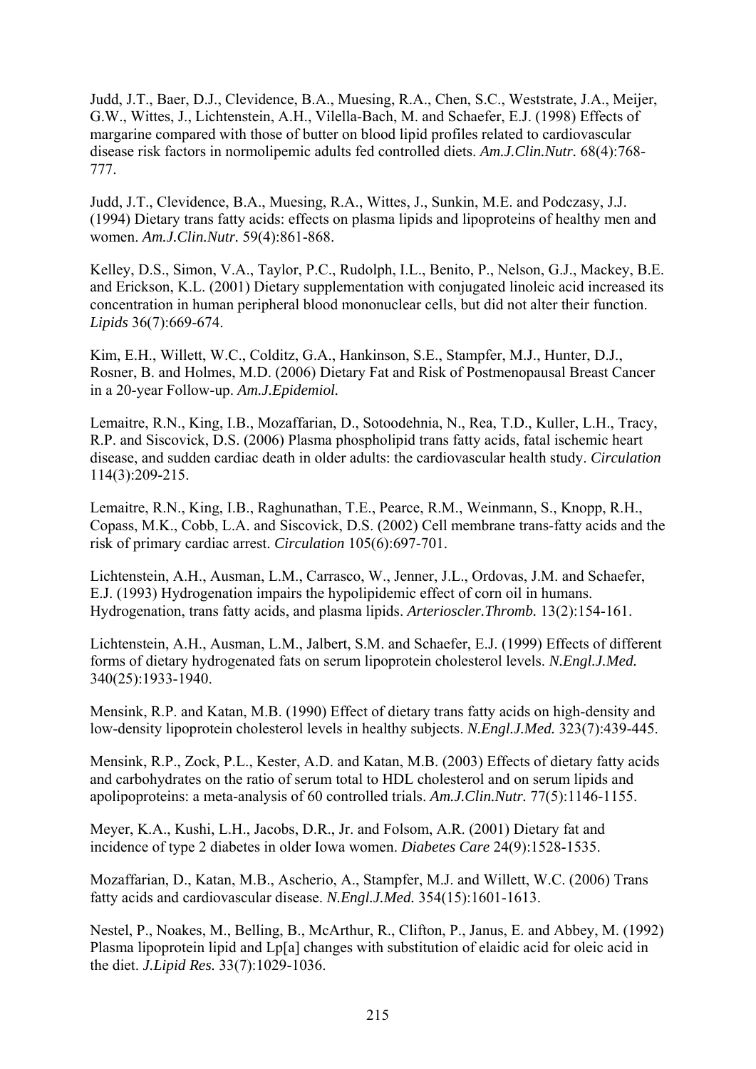Judd, J.T., Baer, D.J., Clevidence, B.A., Muesing, R.A., Chen, S.C., Weststrate, J.A., Meijer, G.W., Wittes, J., Lichtenstein, A.H., Vilella-Bach, M. and Schaefer, E.J. (1998) Effects of margarine compared with those of butter on blood lipid profiles related to cardiovascular disease risk factors in normolipemic adults fed controlled diets. *Am.J.Clin.Nutr.* 68(4):768-777.

Judd, J.T., Clevidence, B.A., Muesing, R.A., Wittes, J., Sunkin, M.E. and Podczasy, J.J. (1994) Dietary trans fatty acids: effects on plasma lipids and lipoproteins of healthy men and women. *Am.J.Clin.Nutr.* 59(4):861-868.

Kelley, D.S., Simon, V.A., Taylor, P.C., Rudolph, I.L., Benito, P., Nelson, G.J., Mackey, B.E. and Erickson, K.L. (2001) Dietary supplementation with conjugated linoleic acid increased its concentration in human peripheral blood mononuclear cells, but did not alter their function. *Lipids* 36(7):669-674.

Kim, E.H., Willett, W.C., Colditz, G.A., Hankinson, S.E., Stampfer, M.J., Hunter, D.J., Rosner, B. and Holmes, M.D. (2006) Dietary Fat and Risk of Postmenopausal Breast Cancer in a 20-year Follow-up. *Am.J.Epidemiol.*

Lemaitre, R.N., King, I.B., Mozaffarian, D., Sotoodehnia, N., Rea, T.D., Kuller, L.H., Tracy, R.P. and Siscovick, D.S. (2006) Plasma phospholipid trans fatty acids, fatal ischemic heart disease, and sudden cardiac death in older adults: the cardiovascular health study. *Circulation* 114(3):209-215.

Lemaitre, R.N., King, I.B., Raghunathan, T.E., Pearce, R.M., Weinmann, S., Knopp, R.H., Copass, M.K., Cobb, L.A. and Siscovick, D.S. (2002) Cell membrane trans-fatty acids and the risk of primary cardiac arrest. *Circulation* 105(6):697-701.

Lichtenstein, A.H., Ausman, L.M., Carrasco, W., Jenner, J.L., Ordovas, J.M. and Schaefer, E.J. (1993) Hydrogenation impairs the hypolipidemic effect of corn oil in humans. Hydrogenation, trans fatty acids, and plasma lipids. *Arterioscler.Thromb.* 13(2):154-161.

Lichtenstein, A.H., Ausman, L.M., Jalbert, S.M. and Schaefer, E.J. (1999) Effects of different forms of dietary hydrogenated fats on serum lipoprotein cholesterol levels. *N.Engl.J.Med.* 340(25):1933-1940.

Mensink, R.P. and Katan, M.B. (1990) Effect of dietary trans fatty acids on high-density and low-density lipoprotein cholesterol levels in healthy subjects. *N.Engl.J.Med.* 323(7):439-445.

Mensink, R.P., Zock, P.L., Kester, A.D. and Katan, M.B. (2003) Effects of dietary fatty acids and carbohydrates on the ratio of serum total to HDL cholesterol and on serum lipids and apolipoproteins: a meta-analysis of 60 controlled trials. *Am.J.Clin.Nutr.* 77(5):1146-1155.

Meyer, K.A., Kushi, L.H., Jacobs, D.R., Jr. and Folsom, A.R. (2001) Dietary fat and incidence of type 2 diabetes in older Iowa women. *Diabetes Care* 24(9):1528-1535.

Mozaffarian, D., Katan, M.B., Ascherio, A., Stampfer, M.J. and Willett, W.C. (2006) Trans fatty acids and cardiovascular disease. *N.Engl.J.Med.* 354(15):1601-1613.

Nestel, P., Noakes, M., Belling, B., McArthur, R., Clifton, P., Janus, E. and Abbey, M. (1992) Plasma lipoprotein lipid and Lp[a] changes with substitution of elaidic acid for oleic acid in the diet. *J.Lipid Res.* 33(7):1029-1036.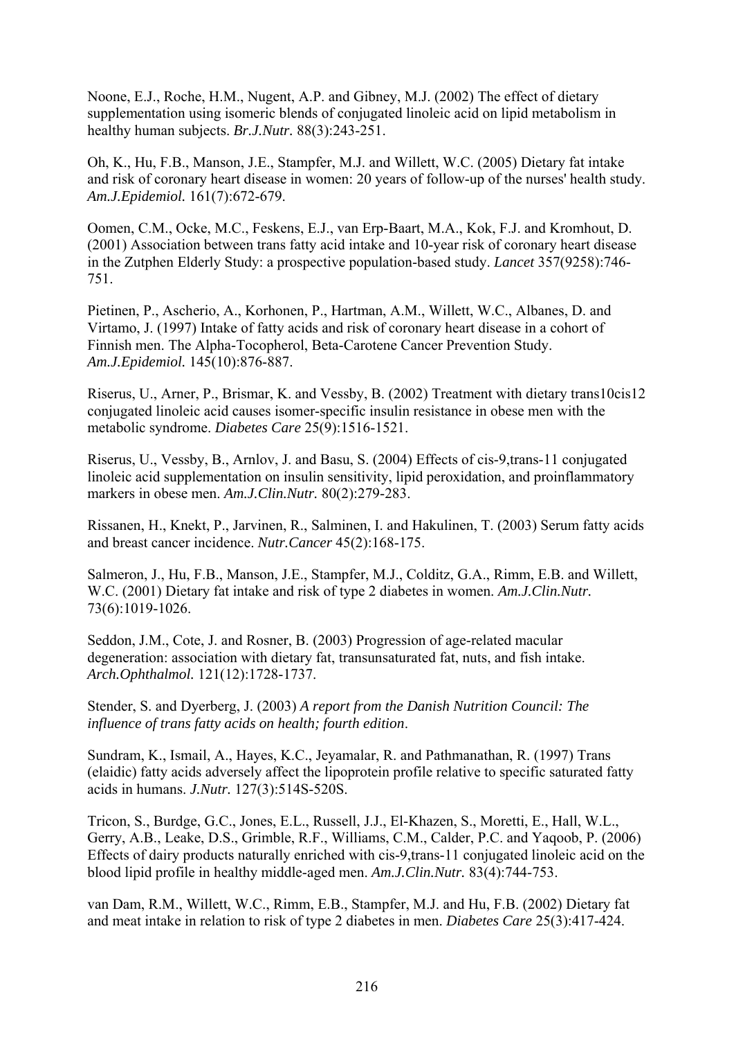Noone, E.J., Roche, H.M., Nugent, A.P. and Gibney, M.J. (2002) The effect of dietary supplementation using isomeric blends of conjugated linoleic acid on lipid metabolism in healthy human subjects. *Br.J.Nutr.* 88(3):243-251.

Oh, K., Hu, F.B., Manson, J.E., Stampfer, M.J. and Willett, W.C. (2005) Dietary fat intake and risk of coronary heart disease in women: 20 years of follow-up of the nurses' health study. *Am.J.Epidemiol.* 161(7):672-679.

Oomen, C.M., Ocke, M.C., Feskens, E.J., van Erp-Baart, M.A., Kok, F.J. and Kromhout, D. (2001) Association between trans fatty acid intake and 10-year risk of coronary heart disease in the Zutphen Elderly Study: a prospective population-based study. *Lancet* 357(9258):746-751.

Pietinen, P., Ascherio, A., Korhonen, P., Hartman, A.M., Willett, W.C., Albanes, D. and Virtamo, J. (1997) Intake of fatty acids and risk of coronary heart disease in a cohort of Finnish men. The Alpha-Tocopherol, Beta-Carotene Cancer Prevention Study. *Am.J.Epidemiol.* 145(10):876-887.

Riserus, U., Arner, P., Brismar, K. and Vessby, B. (2002) Treatment with dietary trans10cis12 conjugated linoleic acid causes isomer-specific insulin resistance in obese men with the metabolic syndrome. *Diabetes Care* 25(9):1516-1521.

Riserus, U., Vessby, B., Arnlov, J. and Basu, S. (2004) Effects of cis-9,trans-11 conjugated linoleic acid supplementation on insulin sensitivity, lipid peroxidation, and proinflammatory markers in obese men. *Am.J.Clin.Nutr.* 80(2):279-283.

Rissanen, H., Knekt, P., Jarvinen, R., Salminen, I. and Hakulinen, T. (2003) Serum fatty acids and breast cancer incidence. *Nutr.Cancer* 45(2):168-175.

Salmeron, J., Hu, F.B., Manson, J.E., Stampfer, M.J., Colditz, G.A., Rimm, E.B. and Willett, W.C. (2001) Dietary fat intake and risk of type 2 diabetes in women. *Am.J.Clin.Nutr.* 73(6):1019-1026.

Seddon, J.M., Cote, J. and Rosner, B. (2003) Progression of age-related macular degeneration: association with dietary fat, transunsaturated fat, nuts, and fish intake. *Arch.Ophthalmol.* 121(12):1728-1737.

Stender, S. and Dyerberg, J. (2003) *A report from the Danish Nutrition Council: The influence of trans fatty acids on health; fourth edition*.

Sundram, K., Ismail, A., Hayes, K.C., Jeyamalar, R. and Pathmanathan, R. (1997) Trans (elaidic) fatty acids adversely affect the lipoprotein profile relative to specific saturated fatty acids in humans. *J.Nutr.* 127(3):514S-520S.

Tricon, S., Burdge, G.C., Jones, E.L., Russell, J.J., El-Khazen, S., Moretti, E., Hall, W.L., Gerry, A.B., Leake, D.S., Grimble, R.F., Williams, C.M., Calder, P.C. and Yaqoob, P. (2006) Effects of dairy products naturally enriched with cis-9,trans-11 conjugated linoleic acid on the blood lipid profile in healthy middle-aged men. *Am.J.Clin.Nutr.* 83(4):744-753.

van Dam, R.M., Willett, W.C., Rimm, E.B., Stampfer, M.J. and Hu, F.B. (2002) Dietary fat and meat intake in relation to risk of type 2 diabetes in men. *Diabetes Care* 25(3):417-424.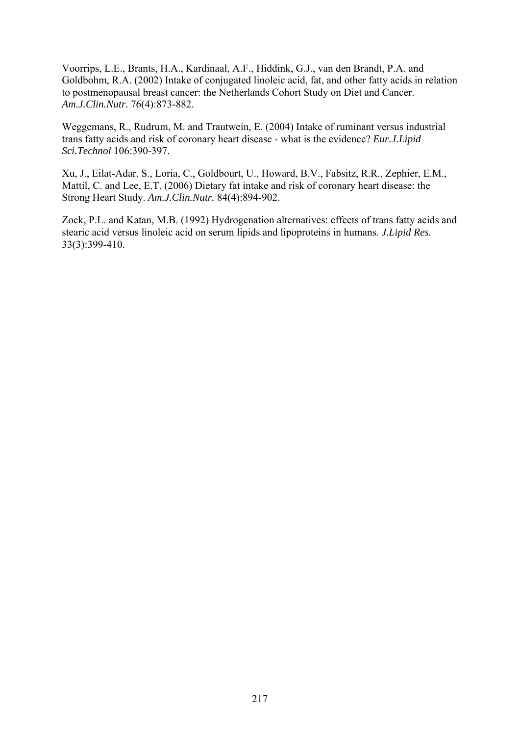Voorrips, L.E., Brants, H.A., Kardinaal, A.F., Hiddink, G.J., van den Brandt, P.A. and Goldbohm, R.A. (2002) Intake of conjugated linoleic acid, fat, and other fatty acids in relation to postmenopausal breast cancer: the Netherlands Cohort Study on Diet and Cancer. *Am.J.Clin.Nutr.* 76(4):873-882.

Weggemans, R., Rudrum, M. and Trautwein, E. (2004) Intake of ruminant versus industrial trans fatty acids and risk of coronary heart disease - what is the evidence? *Eur.J.Lipid Sci.Technol* 106:390-397.

Xu, J., Eilat-Adar, S., Loria, C., Goldbourt, U., Howard, B.V., Fabsitz, R.R., Zephier, E.M., Mattil, C. and Lee, E.T. (2006) Dietary fat intake and risk of coronary heart disease: the Strong Heart Study. *Am.J.Clin.Nutr.* 84(4):894-902.

Zock, P.L. and Katan, M.B. (1992) Hydrogenation alternatives: effects of trans fatty acids and stearic acid versus linoleic acid on serum lipids and lipoproteins in humans. *J.Lipid Res.* 33(3):399-410.